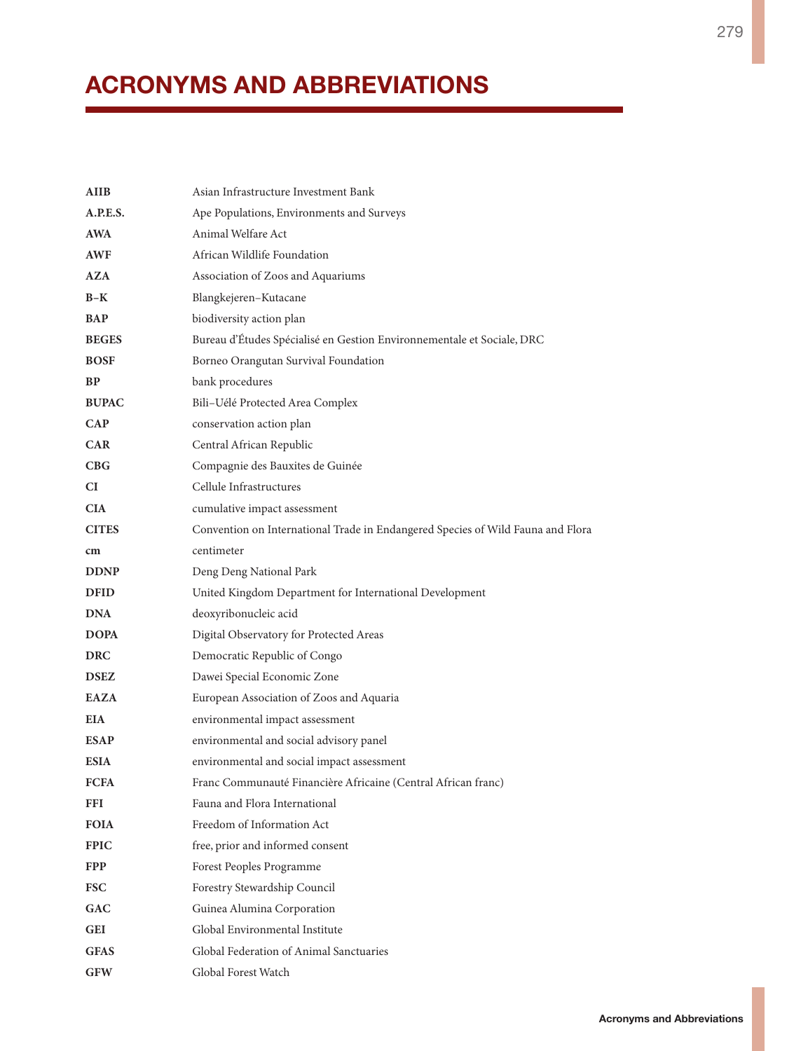# ACRONYMS AND ABBREVIATIONS

| | |
|---|---|
| **AIIB** | Asian Infrastructure Investment Bank |
| **A.P.E.S.** | Ape Populations, Environments and Surveys |
| **AWA** | Animal Welfare Act |
| **AWF** | African Wildlife Foundation |
| **AZA** | Association of Zoos and Aquariums |
| **B–K** | Blangkejeren–Kutacane |
| **BAP** | biodiversity action plan |
| **BEGES** | Bureau d'Études Spécialisé en Gestion Environnementale et Sociale, DRC |
| **BOSF** | Borneo Orangutan Survival Foundation |
| **BP** | bank procedures |
| **BUPAC** | Bili–Uélé Protected Area Complex |
| **CAP** | conservation action plan |
| **CAR** | Central African Republic |
| **CBG** | Compagnie des Bauxites de Guinée |
| **CI** | Cellule Infrastructures |
| **CIA** | cumulative impact assessment |
| **CITES** | Convention on International Trade in Endangered Species of Wild Fauna and Flora |
| **cm** | centimeter |
| **DDNP** | Deng Deng National Park |
| **DFID** | United Kingdom Department for International Development |
| **DNA** | deoxyribonucleic acid |
| **DOPA** | Digital Observatory for Protected Areas |
| **DRC** | Democratic Republic of Congo |
| **DSEZ** | Dawei Special Economic Zone |
| **EAZA** | European Association of Zoos and Aquaria |
| **EIA** | environmental impact assessment |
| **ESAP** | environmental and social advisory panel |
| **ESIA** | environmental and social impact assessment |
| **FCFA** | Franc Communauté Financière Africaine (Central African franc) |
| **FFI** | Fauna and Flora International |
| **FOIA** | Freedom of Information Act |
| **FPIC** | free, prior and informed consent |
| **FPP** | Forest Peoples Programme |
| **FSC** | Forestry Stewardship Council |
| **GAC** | Guinea Alumina Corporation |
| **GEI** | Global Environmental Institute |
| **GFAS** | Global Federation of Animal Sanctuaries |
| **GFW** | Global Forest Watch |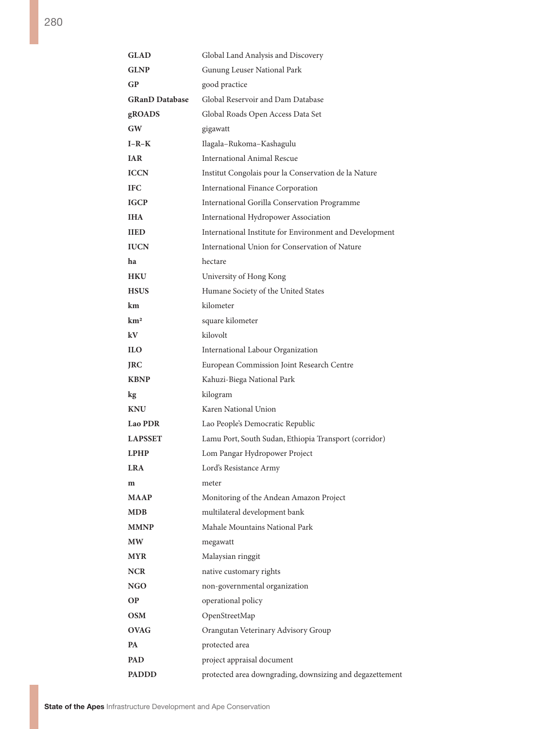| | |
|---|---|
| **GLAD** | Global Land Analysis and Discovery |
| **GLNP** | Gunung Leuser National Park |
| **GP** | good practice |
| **GRanD Database** | Global Reservoir and Dam Database |
| **gROADS** | Global Roads Open Access Data Set |
| **GW** | gigawatt |
| **I–R–K** | Ilagala–Rukoma–Kashagulu |
| **IAR** | International Animal Rescue |
| **ICCN** | Institut Congolais pour la Conservation de la Nature |
| **IFC** | International Finance Corporation |
| **IGCP** | International Gorilla Conservation Programme |
| **IHA** | International Hydropower Association |
| **IIED** | International Institute for Environment and Development |
| **IUCN** | International Union for Conservation of Nature |
| **ha** | hectare |
| **HKU** | University of Hong Kong |
| **HSUS** | Humane Society of the United States |
| **km** | kilometer |
| **km²** | square kilometer |
| **kV** | kilovolt |
| **ILO** | International Labour Organization |
| **JRC** | European Commission Joint Research Centre |
| **KBNP** | Kahuzi-Biega National Park |
| **kg** | kilogram |
| **KNU** | Karen National Union |
| **Lao PDR** | Lao People's Democratic Republic |
| **LAPSSET** | Lamu Port, South Sudan, Ethiopia Transport (corridor) |
| **LPHP** | Lom Pangar Hydropower Project |
| **LRA** | Lord's Resistance Army |
| **m** | meter |
| **MAAP** | Monitoring of the Andean Amazon Project |
| **MDB** | multilateral development bank |
| **MMNP** | Mahale Mountains National Park |
| **MW** | megawatt |
| **MYR** | Malaysian ringgit |
| **NCR** | native customary rights |
| **NGO** | non-governmental organization |
| **OP** | operational policy |
| **OSM** | OpenStreetMap |
| **OVAG** | Orangutan Veterinary Advisory Group |
| **PA** | protected area |
| **PAD** | project appraisal document |
| **PADDD** | protected area downgrading, downsizing and degazettement |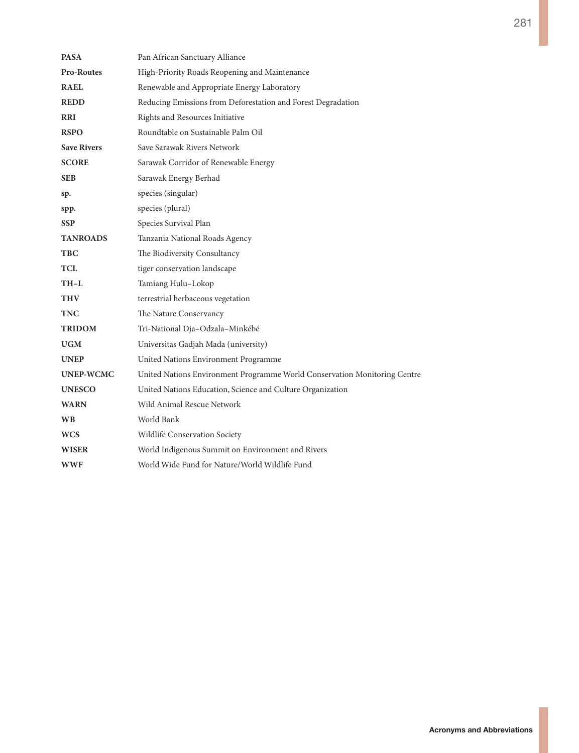| | |
|---|---|
| **PASA** | Pan African Sanctuary Alliance |
| **Pro-Routes** | High-Priority Roads Reopening and Maintenance |
| **RAEL** | Renewable and Appropriate Energy Laboratory |
| **REDD** | Reducing Emissions from Deforestation and Forest Degradation |
| **RRI** | Rights and Resources Initiative |
| **RSPO** | Roundtable on Sustainable Palm Oil |
| **Save Rivers** | Save Sarawak Rivers Network |
| **SCORE** | Sarawak Corridor of Renewable Energy |
| **SEB** | Sarawak Energy Berhad |
| **sp.** | species (singular) |
| **spp.** | species (plural) |
| **SSP** | Species Survival Plan |
| **TANROADS** | Tanzania National Roads Agency |
| **TBC** | The Biodiversity Consultancy |
| **TCL** | tiger conservation landscape |
| **TH–L** | Tamiang Hulu–Lokop |
| **THV** | terrestrial herbaceous vegetation |
| **TNC** | The Nature Conservancy |
| **TRIDOM** | Tri-National Dja–Odzala–Minkébé |
| **UGM** | Universitas Gadjah Mada (university) |
| **UNEP** | United Nations Environment Programme |
| **UNEP-WCMC** | United Nations Environment Programme World Conservation Monitoring Centre |
| **UNESCO** | United Nations Education, Science and Culture Organization |
| **WARN** | Wild Animal Rescue Network |
| **WB** | World Bank |
| **WCS** | Wildlife Conservation Society |
| **WISER** | World Indigenous Summit on Environment and Rivers |
| **WWF** | World Wide Fund for Nature/World Wildlife Fund |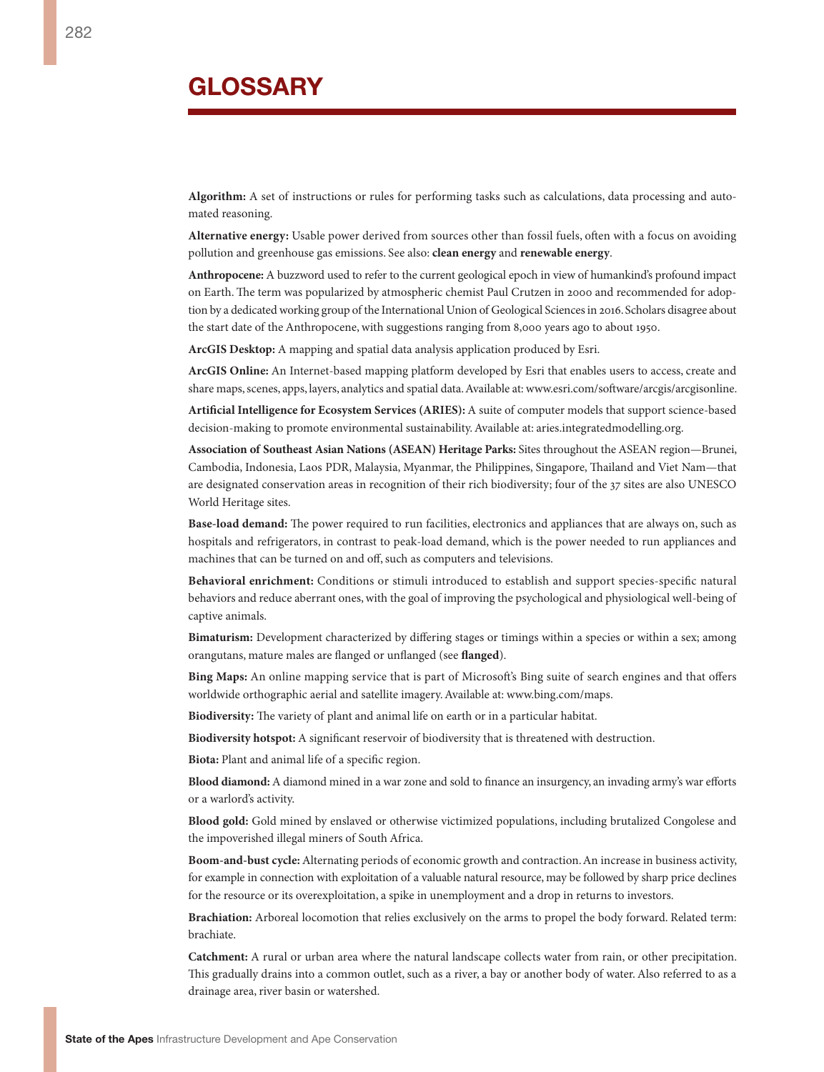# GLOSSARY

**Algorithm:** A set of instructions or rules for performing tasks such as calculations, data processing and automated reasoning.

**Alternative energy:** Usable power derived from sources other than fossil fuels, often with a focus on avoiding pollution and greenhouse gas emissions. See also: **clean energy** and **renewable energy**.

**Anthropocene:** A buzzword used to refer to the current geological epoch in view of humankind's profound impact on Earth. The term was popularized by atmospheric chemist Paul Crutzen in 2000 and recommended for adoption by a dedicated working group of the International Union of Geological Sciences in 2016. Scholars disagree about the start date of the Anthropocene, with suggestions ranging from 8,000 years ago to about 1950.

**ArcGIS Desktop:** A mapping and spatial data analysis application produced by Esri.

**ArcGIS Online:** An Internet-based mapping platform developed by Esri that enables users to access, create and share maps, scenes, apps, layers, analytics and spatial data. Available at: www.esri.com/software/arcgis/arcgisonline.

**Artificial Intelligence for Ecosystem Services (ARIES):** A suite of computer models that support science-based decision-making to promote environmental sustainability. Available at: aries.integratedmodelling.org.

**Association of Southeast Asian Nations (ASEAN) Heritage Parks:** Sites throughout the ASEAN region—Brunei, Cambodia, Indonesia, Laos PDR, Malaysia, Myanmar, the Philippines, Singapore, Thailand and Viet Nam—that are designated conservation areas in recognition of their rich biodiversity; four of the 37 sites are also UNESCO World Heritage sites.

**Base-load demand:** The power required to run facilities, electronics and appliances that are always on, such as hospitals and refrigerators, in contrast to peak-load demand, which is the power needed to run appliances and machines that can be turned on and off, such as computers and televisions.

**Behavioral enrichment:** Conditions or stimuli introduced to establish and support species-specific natural behaviors and reduce aberrant ones, with the goal of improving the psychological and physiological well-being of captive animals.

**Bimaturism:** Development characterized by differing stages or timings within a species or within a sex; among orangutans, mature males are flanged or unflanged (see **flanged**).

**Bing Maps:** An online mapping service that is part of Microsoft's Bing suite of search engines and that offers worldwide orthographic aerial and satellite imagery. Available at: www.bing.com/maps.

**Biodiversity:** The variety of plant and animal life on earth or in a particular habitat.

**Biodiversity hotspot:** A significant reservoir of biodiversity that is threatened with destruction.

**Biota:** Plant and animal life of a specific region.

**Blood diamond:** A diamond mined in a war zone and sold to finance an insurgency, an invading army's war efforts or a warlord's activity.

**Blood gold:** Gold mined by enslaved or otherwise victimized populations, including brutalized Congolese and the impoverished illegal miners of South Africa.

**Boom-and-bust cycle:** Alternating periods of economic growth and contraction. An increase in business activity, for example in connection with exploitation of a valuable natural resource, may be followed by sharp price declines for the resource or its overexploitation, a spike in unemployment and a drop in returns to investors.

**Brachiation:** Arboreal locomotion that relies exclusively on the arms to propel the body forward. Related term: brachiate.

**Catchment:** A rural or urban area where the natural landscape collects water from rain, or other precipitation. This gradually drains into a common outlet, such as a river, a bay or another body of water. Also referred to as a drainage area, river basin or watershed.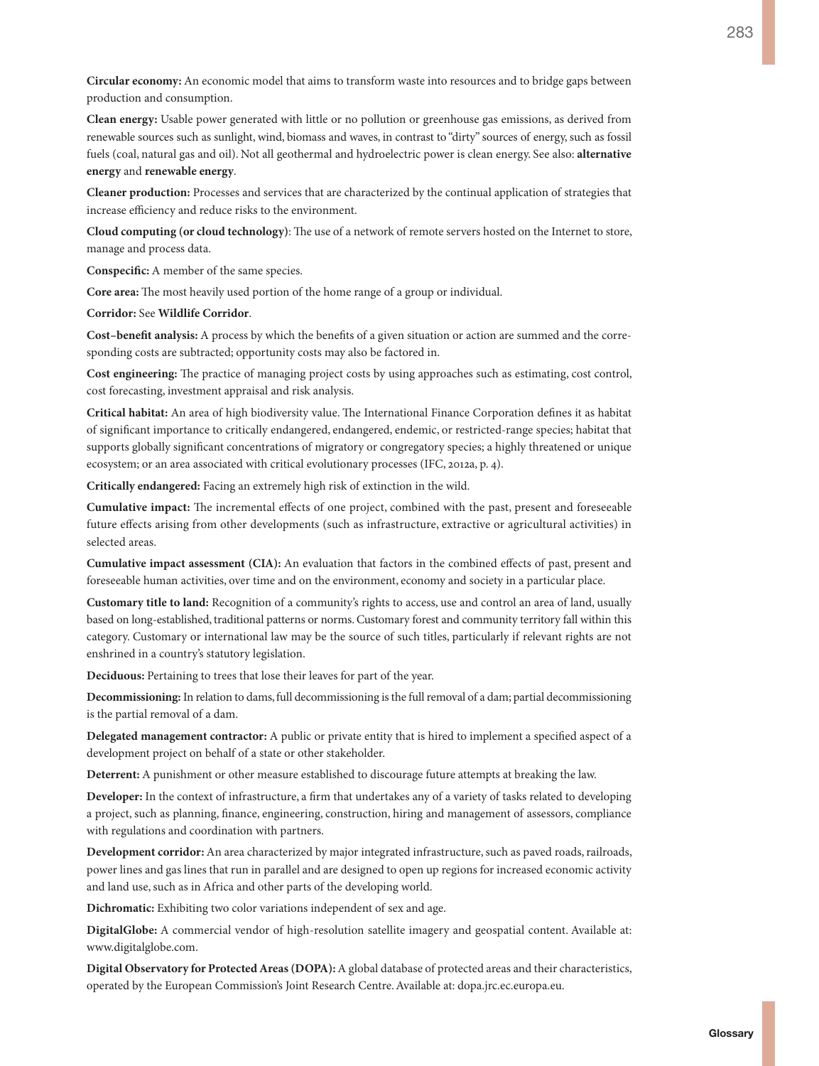**Circular economy:** An economic model that aims to transform waste into resources and to bridge gaps between production and consumption.

**Clean energy:** Usable power generated with little or no pollution or greenhouse gas emissions, as derived from renewable sources such as sunlight, wind, biomass and waves, in contrast to "dirty" sources of energy, such as fossil fuels (coal, natural gas and oil). Not all geothermal and hydroelectric power is clean energy. See also: **alternative energy** and **renewable energy**.

**Cleaner production:** Processes and services that are characterized by the continual application of strategies that increase efficiency and reduce risks to the environment.

**Cloud computing (or cloud technology)**: The use of a network of remote servers hosted on the Internet to store, manage and process data.

**Conspecific:** A member of the same species.

**Core area:** The most heavily used portion of the home range of a group or individual.

**Corridor:** See **Wildlife Corridor**.

**Cost–benefit analysis:** A process by which the benefits of a given situation or action are summed and the corresponding costs are subtracted; opportunity costs may also be factored in.

**Cost engineering:** The practice of managing project costs by using approaches such as estimating, cost control, cost forecasting, investment appraisal and risk analysis.

**Critical habitat:** An area of high biodiversity value. The International Finance Corporation defines it as habitat of significant importance to critically endangered, endangered, endemic, or restricted-range species; habitat that supports globally significant concentrations of migratory or congregatory species; a highly threatened or unique ecosystem; or an area associated with critical evolutionary processes (IFC, 2012a, p. 4).

**Critically endangered:** Facing an extremely high risk of extinction in the wild.

**Cumulative impact:** The incremental effects of one project, combined with the past, present and foreseeable future effects arising from other developments (such as infrastructure, extractive or agricultural activities) in selected areas.

**Cumulative impact assessment (CIA):** An evaluation that factors in the combined effects of past, present and foreseeable human activities, over time and on the environment, economy and society in a particular place.

**Customary title to land:** Recognition of a community's rights to access, use and control an area of land, usually based on long-established, traditional patterns or norms. Customary forest and community territory fall within this category. Customary or international law may be the source of such titles, particularly if relevant rights are not enshrined in a country's statutory legislation.

**Deciduous:** Pertaining to trees that lose their leaves for part of the year.

**Decommissioning:** In relation to dams, full decommissioning is the full removal of a dam; partial decommissioning is the partial removal of a dam.

**Delegated management contractor:** A public or private entity that is hired to implement a specified aspect of a development project on behalf of a state or other stakeholder.

**Deterrent:** A punishment or other measure established to discourage future attempts at breaking the law.

**Developer:** In the context of infrastructure, a firm that undertakes any of a variety of tasks related to developing a project, such as planning, finance, engineering, construction, hiring and management of assessors, compliance with regulations and coordination with partners.

**Development corridor:** An area characterized by major integrated infrastructure, such as paved roads, railroads, power lines and gas lines that run in parallel and are designed to open up regions for increased economic activity and land use, such as in Africa and other parts of the developing world.

**Dichromatic:** Exhibiting two color variations independent of sex and age.

**DigitalGlobe:** A commercial vendor of high-resolution satellite imagery and geospatial content. Available at: www.digitalglobe.com.

**Digital Observatory for Protected Areas (DOPA):** A global database of protected areas and their characteristics, operated by the European Commission's Joint Research Centre. Available at: dopa.jrc.ec.europa.eu.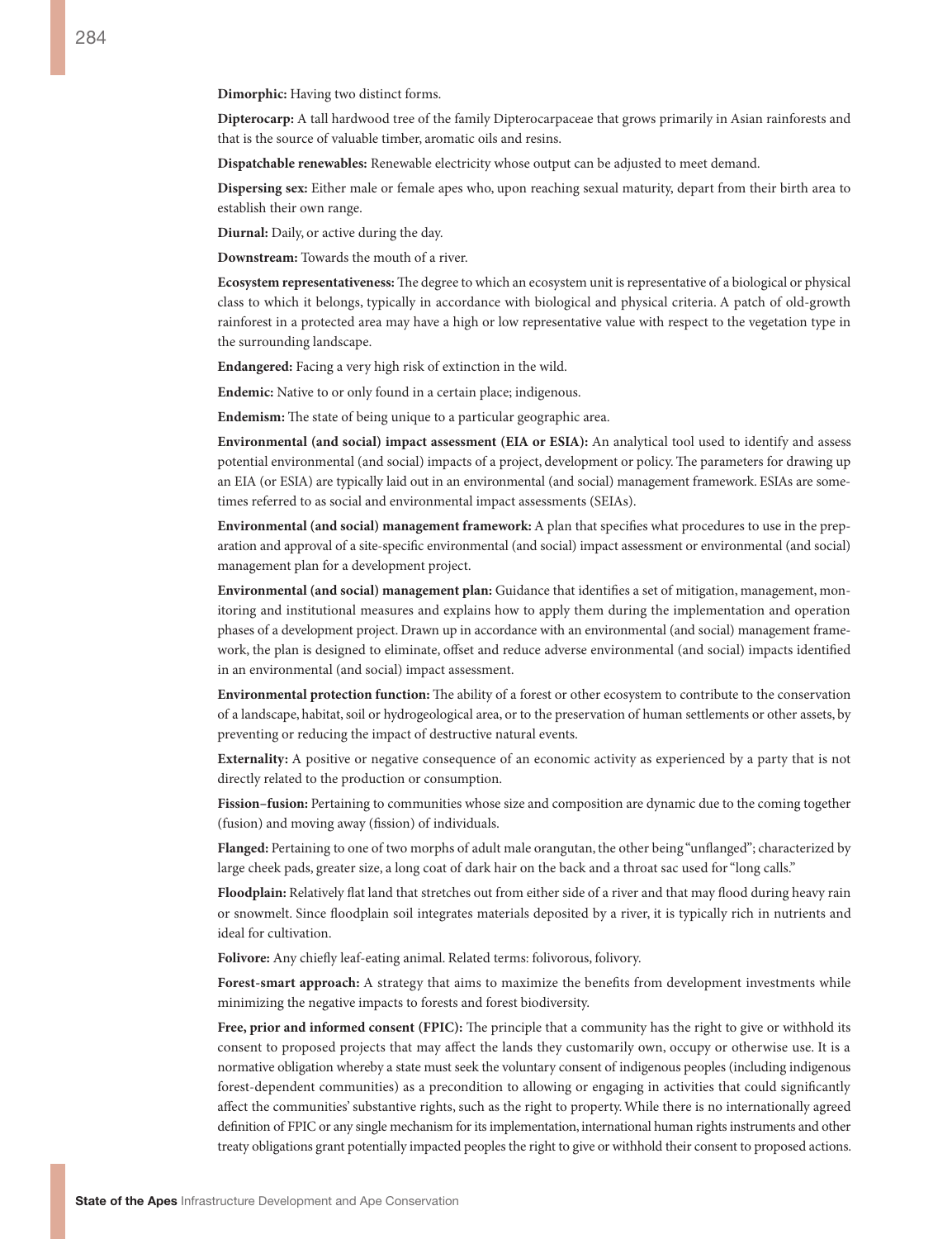**Dimorphic:** Having two distinct forms.

**Dipterocarp:** A tall hardwood tree of the family Dipterocarpaceae that grows primarily in Asian rainforests and that is the source of valuable timber, aromatic oils and resins.

**Dispatchable renewables:** Renewable electricity whose output can be adjusted to meet demand.

**Dispersing sex:** Either male or female apes who, upon reaching sexual maturity, depart from their birth area to establish their own range.

**Diurnal:** Daily, or active during the day.

**Downstream:** Towards the mouth of a river.

**Ecosystem representativeness:** The degree to which an ecosystem unit is representative of a biological or physical class to which it belongs, typically in accordance with biological and physical criteria. A patch of old-growth rainforest in a protected area may have a high or low representative value with respect to the vegetation type in the surrounding landscape.

**Endangered:** Facing a very high risk of extinction in the wild.

**Endemic:** Native to or only found in a certain place; indigenous.

**Endemism:** The state of being unique to a particular geographic area.

**Environmental (and social) impact assessment (EIA or ESIA):** An analytical tool used to identify and assess potential environmental (and social) impacts of a project, development or policy. The parameters for drawing up an EIA (or ESIA) are typically laid out in an environmental (and social) management framework. ESIAs are sometimes referred to as social and environmental impact assessments (SEIAs).

**Environmental (and social) management framework:** A plan that specifies what procedures to use in the preparation and approval of a site-specific environmental (and social) impact assessment or environmental (and social) management plan for a development project.

**Environmental (and social) management plan:** Guidance that identifies a set of mitigation, management, monitoring and institutional measures and explains how to apply them during the implementation and operation phases of a development project. Drawn up in accordance with an environmental (and social) management framework, the plan is designed to eliminate, offset and reduce adverse environmental (and social) impacts identified in an environmental (and social) impact assessment.

**Environmental protection function:** The ability of a forest or other ecosystem to contribute to the conservation of a landscape, habitat, soil or hydrogeological area, or to the preservation of human settlements or other assets, by preventing or reducing the impact of destructive natural events.

**Externality:** A positive or negative consequence of an economic activity as experienced by a party that is not directly related to the production or consumption.

**Fission–fusion:** Pertaining to communities whose size and composition are dynamic due to the coming together (fusion) and moving away (fission) of individuals.

**Flanged:** Pertaining to one of two morphs of adult male orangutan, the other being "unflanged"; characterized by large cheek pads, greater size, a long coat of dark hair on the back and a throat sac used for "long calls."

**Floodplain:** Relatively flat land that stretches out from either side of a river and that may flood during heavy rain or snowmelt. Since floodplain soil integrates materials deposited by a river, it is typically rich in nutrients and ideal for cultivation.

**Folivore:** Any chiefly leaf-eating animal. Related terms: folivorous, folivory.

**Forest-smart approach:** A strategy that aims to maximize the benefits from development investments while minimizing the negative impacts to forests and forest biodiversity.

**Free, prior and informed consent (FPIC):** The principle that a community has the right to give or withhold its consent to proposed projects that may affect the lands they customarily own, occupy or otherwise use. It is a normative obligation whereby a state must seek the voluntary consent of indigenous peoples (including indigenous forest-dependent communities) as a precondition to allowing or engaging in activities that could significantly affect the communities' substantive rights, such as the right to property. While there is no internationally agreed definition of FPIC or any single mechanism for its implementation, international human rights instruments and other treaty obligations grant potentially impacted peoples the right to give or withhold their consent to proposed actions.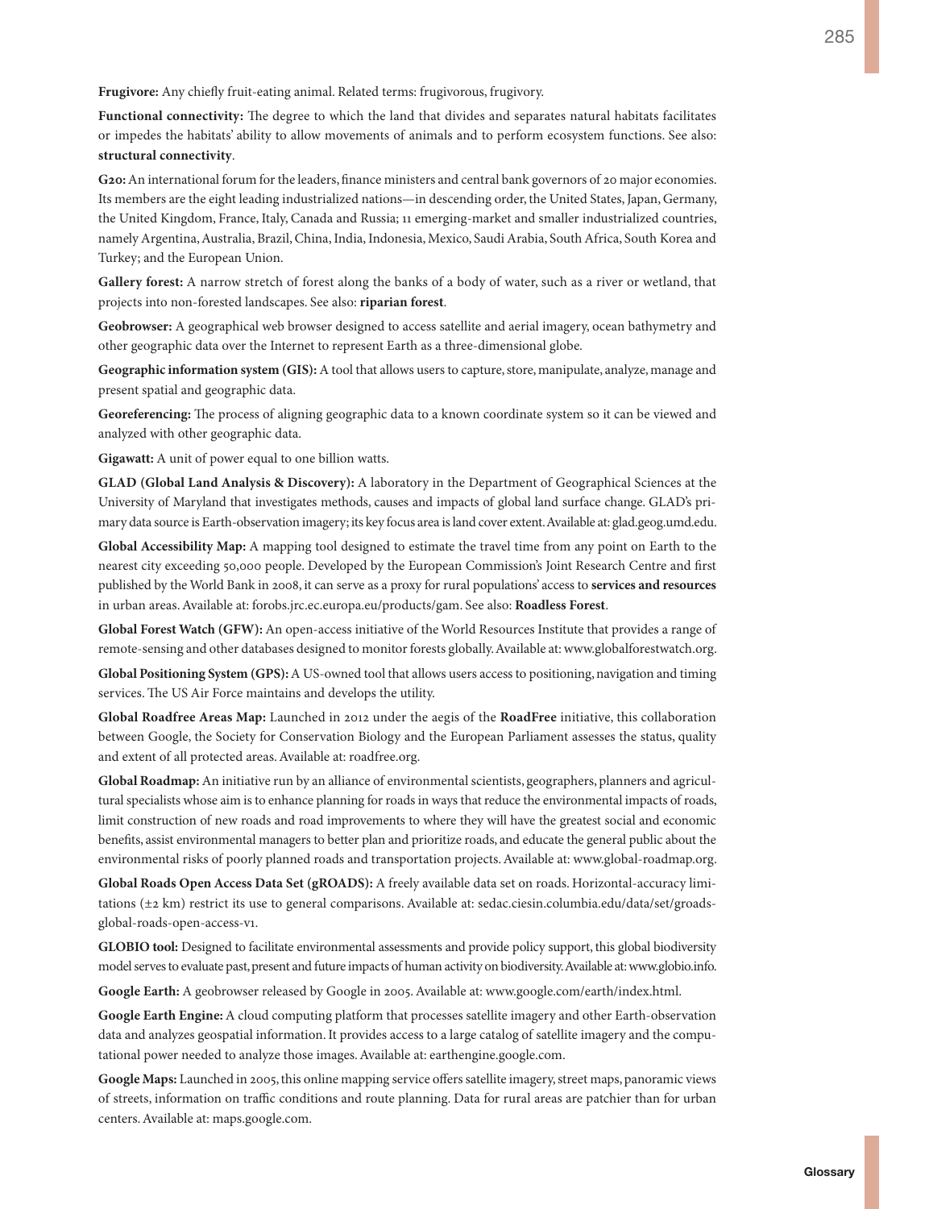**Frugivore:** Any chiefly fruit-eating animal. Related terms: frugivorous, frugivory.

**Functional connectivity:** The degree to which the land that divides and separates natural habitats facilitates or impedes the habitats' ability to allow movements of animals and to perform ecosystem functions. See also: **structural connectivity**.

**G20:** An international forum for the leaders, finance ministers and central bank governors of 20 major economies. Its members are the eight leading industrialized nations—in descending order, the United States, Japan, Germany, the United Kingdom, France, Italy, Canada and Russia; 11 emerging-market and smaller industrialized countries, namely Argentina, Australia, Brazil, China, India, Indonesia, Mexico, Saudi Arabia, South Africa, South Korea and Turkey; and the European Union.

**Gallery forest:** A narrow stretch of forest along the banks of a body of water, such as a river or wetland, that projects into non-forested landscapes. See also: **riparian forest**.

**Geobrowser:** A geographical web browser designed to access satellite and aerial imagery, ocean bathymetry and other geographic data over the Internet to represent Earth as a three-dimensional globe.

**Geographic information system (GIS):** A tool that allows users to capture, store, manipulate, analyze, manage and present spatial and geographic data.

**Georeferencing:** The process of aligning geographic data to a known coordinate system so it can be viewed and analyzed with other geographic data.

**Gigawatt:** A unit of power equal to one billion watts.

**GLAD (Global Land Analysis & Discovery):** A laboratory in the Department of Geographical Sciences at the University of Maryland that investigates methods, causes and impacts of global land surface change. GLAD's primary data source is Earth-observation imagery; its key focus area is land cover extent. Available at: glad.geog.umd.edu.

**Global Accessibility Map:** A mapping tool designed to estimate the travel time from any point on Earth to the nearest city exceeding 50,000 people. Developed by the European Commission's Joint Research Centre and first published by the World Bank in 2008, it can serve as a proxy for rural populations' access to **services and resources** in urban areas. Available at: forobs.jrc.ec.europa.eu/products/gam. See also: **Roadless Forest**.

**Global Forest Watch (GFW):** An open-access initiative of the World Resources Institute that provides a range of remote-sensing and other databases designed to monitor forests globally. Available at: www.globalforestwatch.org.

**Global Positioning System (GPS):** A US-owned tool that allows users access to positioning, navigation and timing services. The US Air Force maintains and develops the utility.

**Global Roadfree Areas Map:** Launched in 2012 under the aegis of the **RoadFree** initiative, this collaboration between Google, the Society for Conservation Biology and the European Parliament assesses the status, quality and extent of all protected areas. Available at: roadfree.org.

**Global Roadmap:** An initiative run by an alliance of environmental scientists, geographers, planners and agricultural specialists whose aim is to enhance planning for roads in ways that reduce the environmental impacts of roads, limit construction of new roads and road improvements to where they will have the greatest social and economic benefits, assist environmental managers to better plan and prioritize roads, and educate the general public about the environmental risks of poorly planned roads and transportation projects. Available at: www.global-roadmap.org.

**Global Roads Open Access Data Set (gROADS):** A freely available data set on roads. Horizontal-accuracy limitations (±2 km) restrict its use to general comparisons. Available at: sedac.ciesin.columbia.edu/data/set/groads-global-roads-open-access-v1.

**GLOBIO tool:** Designed to facilitate environmental assessments and provide policy support, this global biodiversity model serves to evaluate past, present and future impacts of human activity on biodiversity. Available at: www.globio.info.

**Google Earth:** A geobrowser released by Google in 2005. Available at: www.google.com/earth/index.html.

**Google Earth Engine:** A cloud computing platform that processes satellite imagery and other Earth-observation data and analyzes geospatial information. It provides access to a large catalog of satellite imagery and the computational power needed to analyze those images. Available at: earthengine.google.com.

**Google Maps:** Launched in 2005, this online mapping service offers satellite imagery, street maps, panoramic views of streets, information on traffic conditions and route planning. Data for rural areas are patchier than for urban centers. Available at: maps.google.com.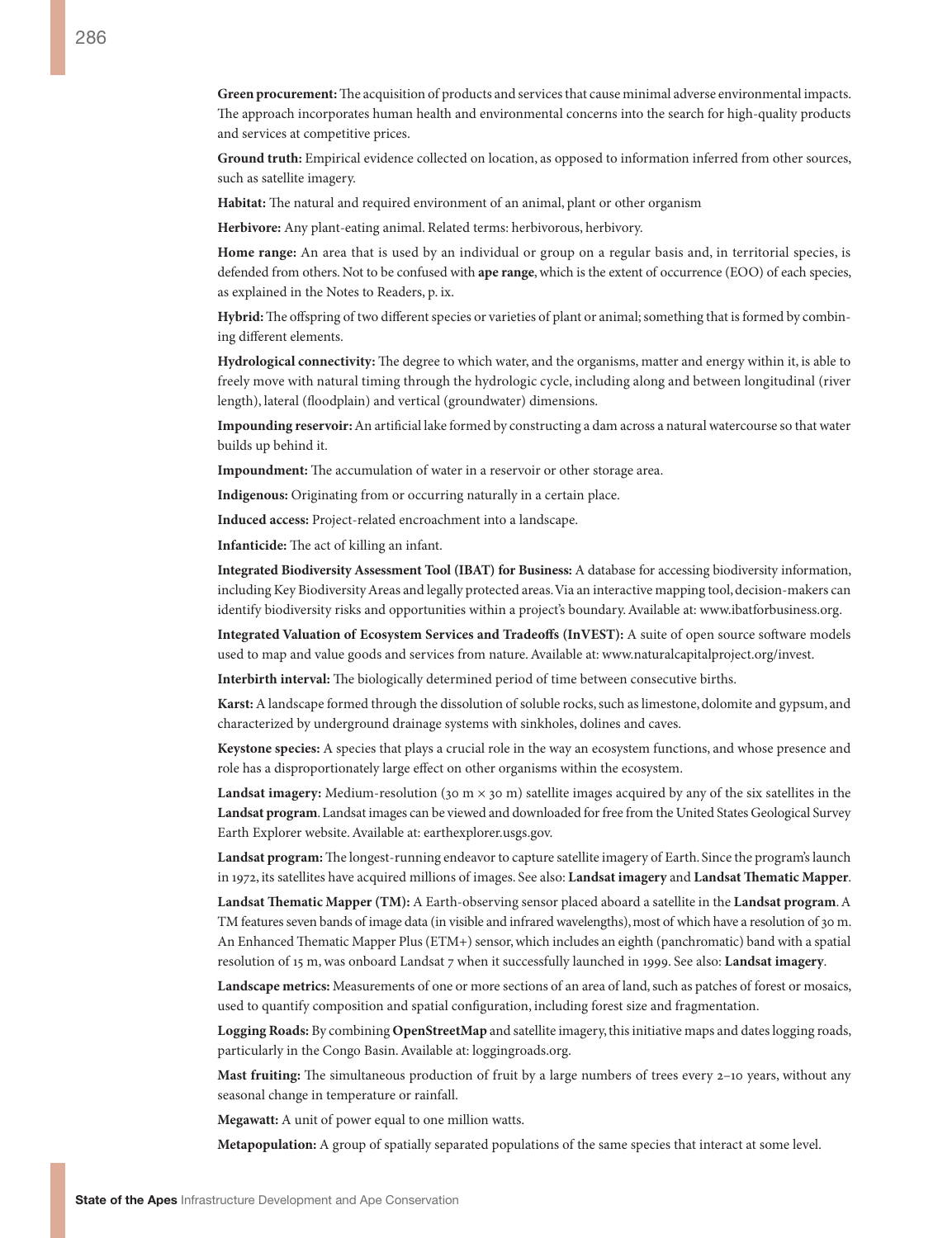**Green procurement:** The acquisition of products and services that cause minimal adverse environmental impacts. The approach incorporates human health and environmental concerns into the search for high-quality products and services at competitive prices.

**Ground truth:** Empirical evidence collected on location, as opposed to information inferred from other sources, such as satellite imagery.

**Habitat:** The natural and required environment of an animal, plant or other organism

**Herbivore:** Any plant-eating animal. Related terms: herbivorous, herbivory.

**Home range:** An area that is used by an individual or group on a regular basis and, in territorial species, is defended from others. Not to be confused with **ape range**, which is the extent of occurrence (EOO) of each species, as explained in the Notes to Readers, p. ix.

**Hybrid:** The offspring of two different species or varieties of plant or animal; something that is formed by combining different elements.

**Hydrological connectivity:** The degree to which water, and the organisms, matter and energy within it, is able to freely move with natural timing through the hydrologic cycle, including along and between longitudinal (river length), lateral (floodplain) and vertical (groundwater) dimensions.

**Impounding reservoir:** An artificial lake formed by constructing a dam across a natural watercourse so that water builds up behind it.

**Impoundment:** The accumulation of water in a reservoir or other storage area.

**Indigenous:** Originating from or occurring naturally in a certain place.

**Induced access:** Project-related encroachment into a landscape.

**Infanticide:** The act of killing an infant.

**Integrated Biodiversity Assessment Tool (IBAT) for Business:** A database for accessing biodiversity information, including Key Biodiversity Areas and legally protected areas. Via an interactive mapping tool, decision-makers can identify biodiversity risks and opportunities within a project's boundary. Available at: www.ibatforbusiness.org.

**Integrated Valuation of Ecosystem Services and Tradeoffs (InVEST):** A suite of open source software models used to map and value goods and services from nature. Available at: www.naturalcapitalproject.org/invest.

**Interbirth interval:** The biologically determined period of time between consecutive births.

**Karst:** A landscape formed through the dissolution of soluble rocks, such as limestone, dolomite and gypsum, and characterized by underground drainage systems with sinkholes, dolines and caves.

**Keystone species:** A species that plays a crucial role in the way an ecosystem functions, and whose presence and role has a disproportionately large effect on other organisms within the ecosystem.

**Landsat imagery:** Medium-resolution (30 m × 30 m) satellite images acquired by any of the six satellites in the **Landsat program**. Landsat images can be viewed and downloaded for free from the United States Geological Survey Earth Explorer website. Available at: earthexplorer.usgs.gov.

**Landsat program:** The longest-running endeavor to capture satellite imagery of Earth. Since the program's launch in 1972, its satellites have acquired millions of images. See also: **Landsat imagery** and **Landsat Thematic Mapper**.

**Landsat Thematic Mapper (TM):** A Earth-observing sensor placed aboard a satellite in the **Landsat program**. A TM features seven bands of image data (in visible and infrared wavelengths), most of which have a resolution of 30 m. An Enhanced Thematic Mapper Plus (ETM+) sensor, which includes an eighth (panchromatic) band with a spatial resolution of 15 m, was onboard Landsat 7 when it successfully launched in 1999. See also: **Landsat imagery**.

**Landscape metrics:** Measurements of one or more sections of an area of land, such as patches of forest or mosaics, used to quantify composition and spatial configuration, including forest size and fragmentation.

**Logging Roads:** By combining **OpenStreetMap** and satellite imagery, this initiative maps and dates logging roads, particularly in the Congo Basin. Available at: loggingroads.org.

**Mast fruiting:** The simultaneous production of fruit by a large numbers of trees every 2–10 years, without any seasonal change in temperature or rainfall.

**Megawatt:** A unit of power equal to one million watts.

**Metapopulation:** A group of spatially separated populations of the same species that interact at some level.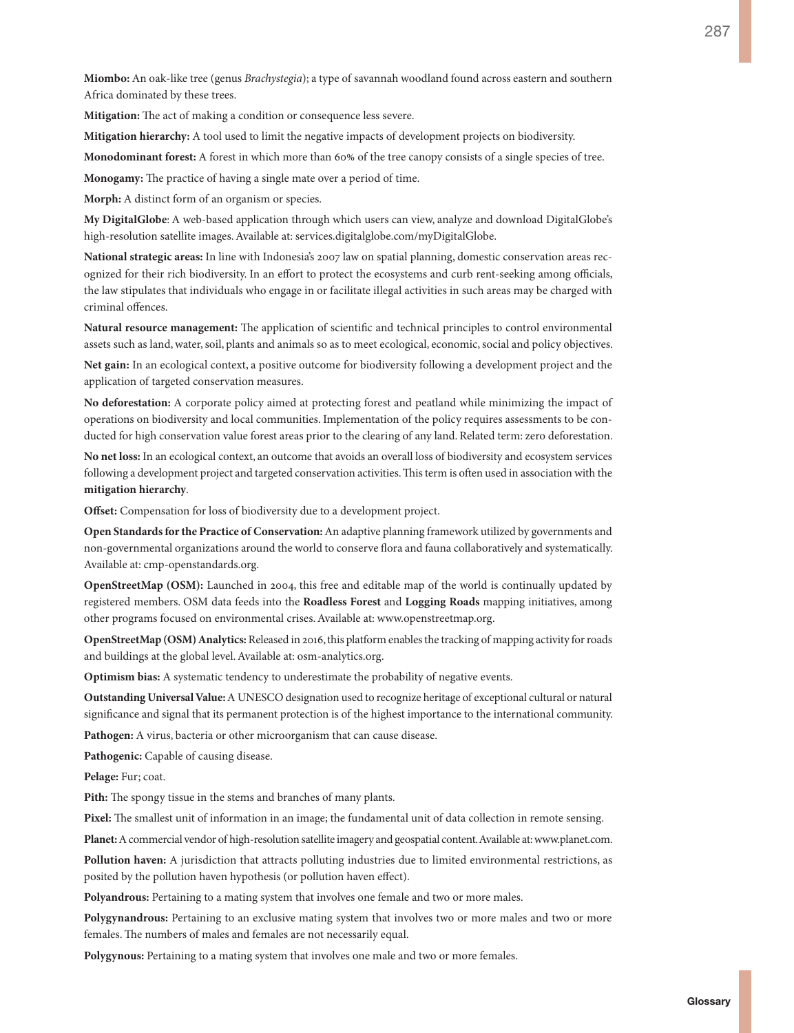**Miombo:** An oak-like tree (genus *Brachystegia*); a type of savannah woodland found across eastern and southern Africa dominated by these trees.

**Mitigation:** The act of making a condition or consequence less severe.

**Mitigation hierarchy:** A tool used to limit the negative impacts of development projects on biodiversity.

**Monodominant forest:** A forest in which more than 60% of the tree canopy consists of a single species of tree.

**Monogamy:** The practice of having a single mate over a period of time.

**Morph:** A distinct form of an organism or species.

**My DigitalGlobe**: A web-based application through which users can view, analyze and download DigitalGlobe's high-resolution satellite images. Available at: services.digitalglobe.com/myDigitalGlobe.

**National strategic areas:** In line with Indonesia's 2007 law on spatial planning, domestic conservation areas recognized for their rich biodiversity. In an effort to protect the ecosystems and curb rent-seeking among officials, the law stipulates that individuals who engage in or facilitate illegal activities in such areas may be charged with criminal offences.

**Natural resource management:** The application of scientific and technical principles to control environmental assets such as land, water, soil, plants and animals so as to meet ecological, economic, social and policy objectives.

**Net gain:** In an ecological context, a positive outcome for biodiversity following a development project and the application of targeted conservation measures.

**No deforestation:** A corporate policy aimed at protecting forest and peatland while minimizing the impact of operations on biodiversity and local communities. Implementation of the policy requires assessments to be conducted for high conservation value forest areas prior to the clearing of any land. Related term: zero deforestation.

**No net loss:** In an ecological context, an outcome that avoids an overall loss of biodiversity and ecosystem services following a development project and targeted conservation activities. This term is often used in association with the **mitigation hierarchy**.

**Offset:** Compensation for loss of biodiversity due to a development project.

**Open Standards for the Practice of Conservation:** An adaptive planning framework utilized by governments and non-governmental organizations around the world to conserve flora and fauna collaboratively and systematically. Available at: cmp-openstandards.org.

**OpenStreetMap (OSM):** Launched in 2004, this free and editable map of the world is continually updated by registered members. OSM data feeds into the **Roadless Forest** and **Logging Roads** mapping initiatives, among other programs focused on environmental crises. Available at: www.openstreetmap.org.

**OpenStreetMap (OSM) Analytics:** Released in 2016, this platform enables the tracking of mapping activity for roads and buildings at the global level. Available at: osm-analytics.org.

**Optimism bias:** A systematic tendency to underestimate the probability of negative events.

**Outstanding Universal Value:** A UNESCO designation used to recognize heritage of exceptional cultural or natural significance and signal that its permanent protection is of the highest importance to the international community.

**Pathogen:** A virus, bacteria or other microorganism that can cause disease.

**Pathogenic:** Capable of causing disease.

**Pelage:** Fur; coat.

**Pith:** The spongy tissue in the stems and branches of many plants.

**Pixel:** The smallest unit of information in an image; the fundamental unit of data collection in remote sensing.

**Planet:** A commercial vendor of high-resolution satellite imagery and geospatial content. Available at: www.planet.com.

**Pollution haven:** A jurisdiction that attracts polluting industries due to limited environmental restrictions, as posited by the pollution haven hypothesis (or pollution haven effect).

**Polyandrous:** Pertaining to a mating system that involves one female and two or more males.

**Polygynandrous:** Pertaining to an exclusive mating system that involves two or more males and two or more females. The numbers of males and females are not necessarily equal.

**Polygynous:** Pertaining to a mating system that involves one male and two or more females.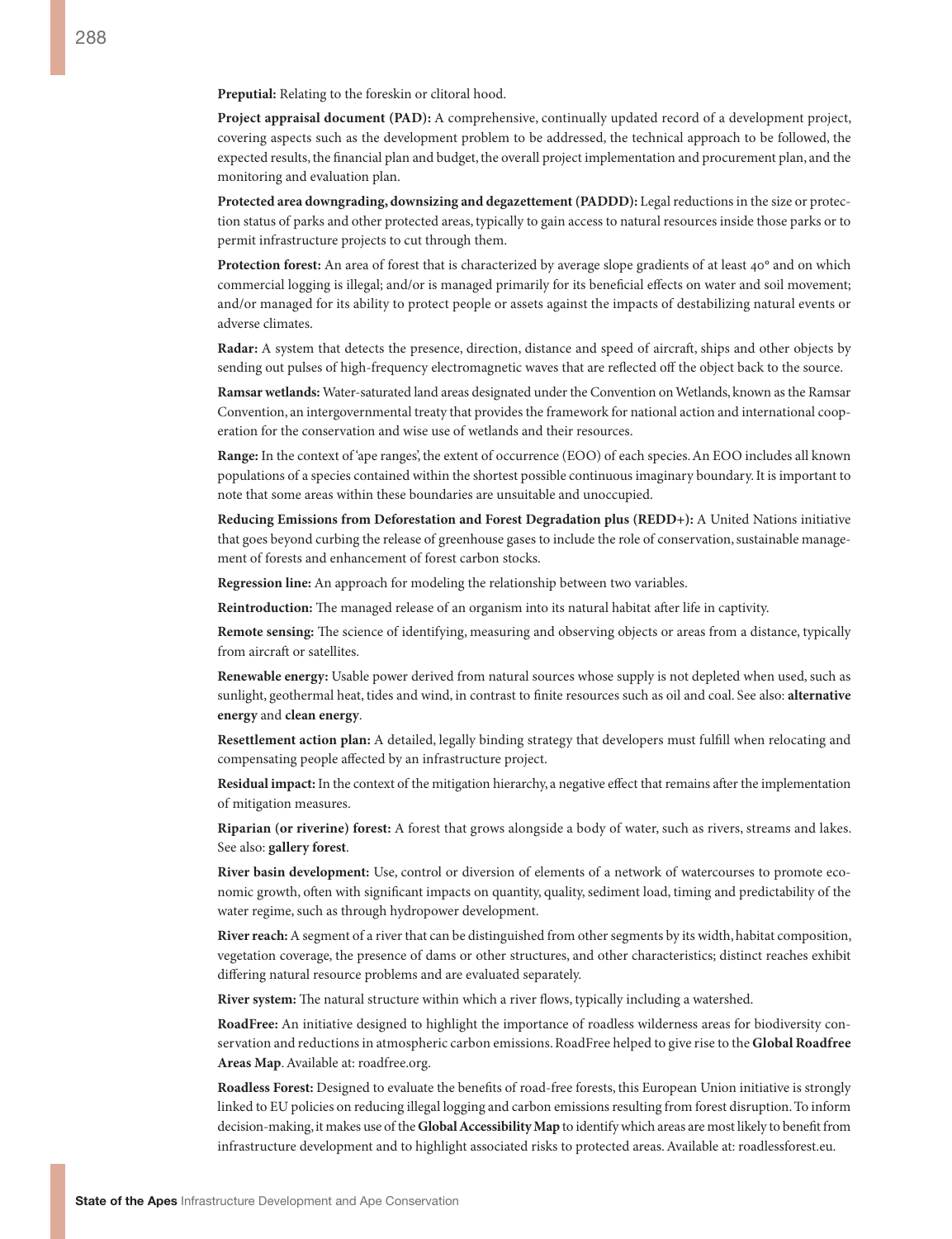**Preputial:** Relating to the foreskin or clitoral hood.

**Project appraisal document (PAD):** A comprehensive, continually updated record of a development project, covering aspects such as the development problem to be addressed, the technical approach to be followed, the expected results, the financial plan and budget, the overall project implementation and procurement plan, and the monitoring and evaluation plan.

**Protected area downgrading, downsizing and degazettement (PADDD):** Legal reductions in the size or protection status of parks and other protected areas, typically to gain access to natural resources inside those parks or to permit infrastructure projects to cut through them.

**Protection forest:** An area of forest that is characterized by average slope gradients of at least 40° and on which commercial logging is illegal; and/or is managed primarily for its beneficial effects on water and soil movement; and/or managed for its ability to protect people or assets against the impacts of destabilizing natural events or adverse climates.

**Radar:** A system that detects the presence, direction, distance and speed of aircraft, ships and other objects by sending out pulses of high-frequency electromagnetic waves that are reflected off the object back to the source.

**Ramsar wetlands:** Water-saturated land areas designated under the Convention on Wetlands, known as the Ramsar Convention, an intergovernmental treaty that provides the framework for national action and international cooperation for the conservation and wise use of wetlands and their resources.

**Range:** In the context of 'ape ranges', the extent of occurrence (EOO) of each species. An EOO includes all known populations of a species contained within the shortest possible continuous imaginary boundary. It is important to note that some areas within these boundaries are unsuitable and unoccupied.

**Reducing Emissions from Deforestation and Forest Degradation plus (REDD+):** A United Nations initiative that goes beyond curbing the release of greenhouse gases to include the role of conservation, sustainable management of forests and enhancement of forest carbon stocks.

**Regression line:** An approach for modeling the relationship between two variables.

**Reintroduction:** The managed release of an organism into its natural habitat after life in captivity.

**Remote sensing:** The science of identifying, measuring and observing objects or areas from a distance, typically from aircraft or satellites.

**Renewable energy:** Usable power derived from natural sources whose supply is not depleted when used, such as sunlight, geothermal heat, tides and wind, in contrast to finite resources such as oil and coal. See also: **alternative energy** and **clean energy**.

**Resettlement action plan:** A detailed, legally binding strategy that developers must fulfill when relocating and compensating people affected by an infrastructure project.

**Residual impact:** In the context of the mitigation hierarchy, a negative effect that remains after the implementation of mitigation measures.

**Riparian (or riverine) forest:** A forest that grows alongside a body of water, such as rivers, streams and lakes. See also: **gallery forest**.

**River basin development:** Use, control or diversion of elements of a network of watercourses to promote economic growth, often with significant impacts on quantity, quality, sediment load, timing and predictability of the water regime, such as through hydropower development.

**River reach:** A segment of a river that can be distinguished from other segments by its width, habitat composition, vegetation coverage, the presence of dams or other structures, and other characteristics; distinct reaches exhibit differing natural resource problems and are evaluated separately.

**River system:** The natural structure within which a river flows, typically including a watershed.

**RoadFree:** An initiative designed to highlight the importance of roadless wilderness areas for biodiversity conservation and reductions in atmospheric carbon emissions. RoadFree helped to give rise to the **Global Roadfree Areas Map**. Available at: roadfree.org.

**Roadless Forest:** Designed to evaluate the benefits of road-free forests, this European Union initiative is strongly linked to EU policies on reducing illegal logging and carbon emissions resulting from forest disruption. To inform decision-making, it makes use of the **Global Accessibility Map** to identify which areas are most likely to benefit from infrastructure development and to highlight associated risks to protected areas. Available at: roadlessforest.eu.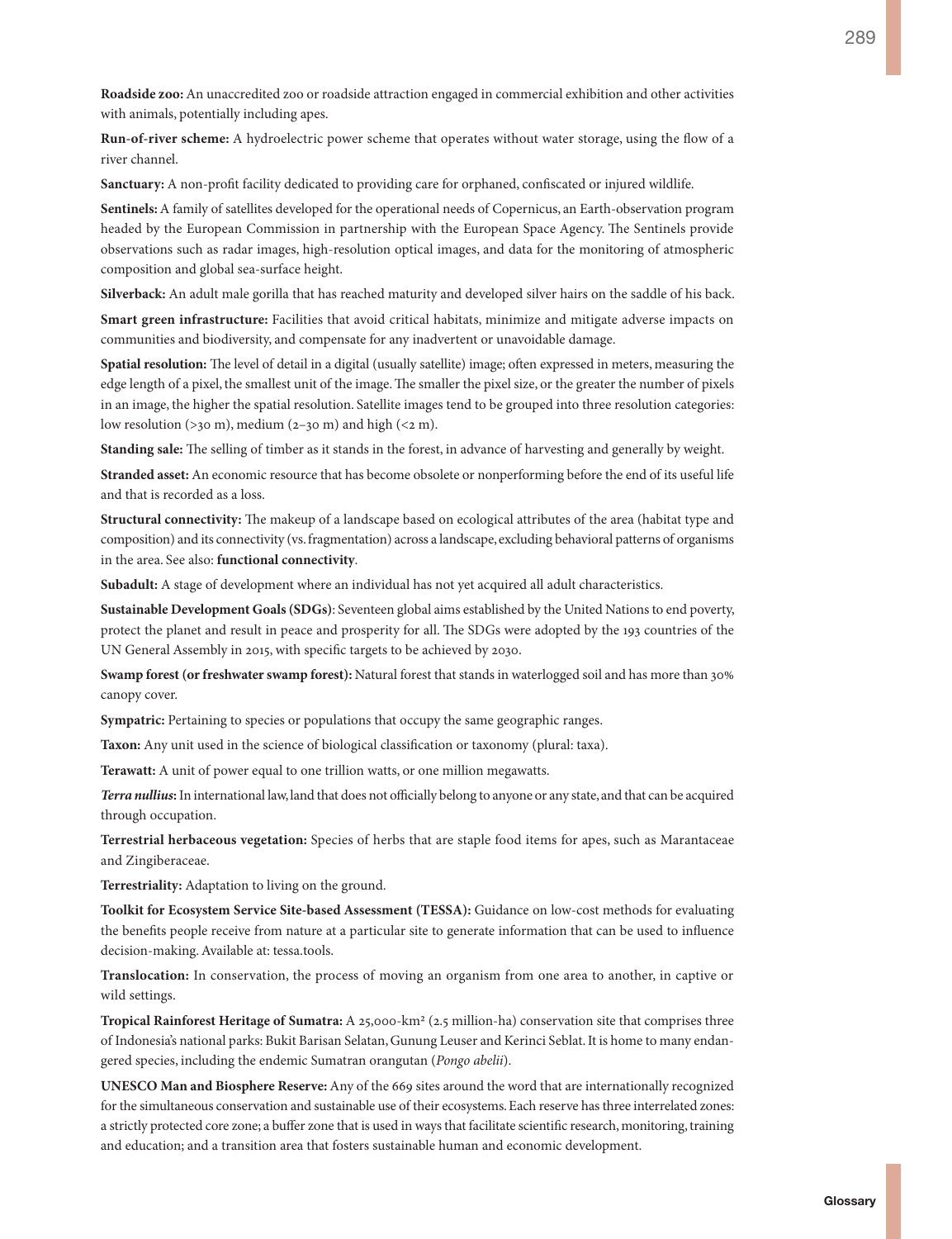**Roadside zoo:** An unaccredited zoo or roadside attraction engaged in commercial exhibition and other activities with animals, potentially including apes.

**Run-of-river scheme:** A hydroelectric power scheme that operates without water storage, using the flow of a river channel.

**Sanctuary:** A non-profit facility dedicated to providing care for orphaned, confiscated or injured wildlife.

**Sentinels:** A family of satellites developed for the operational needs of Copernicus, an Earth-observation program headed by the European Commission in partnership with the European Space Agency. The Sentinels provide observations such as radar images, high-resolution optical images, and data for the monitoring of atmospheric composition and global sea-surface height.

**Silverback:** An adult male gorilla that has reached maturity and developed silver hairs on the saddle of his back.

**Smart green infrastructure:** Facilities that avoid critical habitats, minimize and mitigate adverse impacts on communities and biodiversity, and compensate for any inadvertent or unavoidable damage.

**Spatial resolution:** The level of detail in a digital (usually satellite) image; often expressed in meters, measuring the edge length of a pixel, the smallest unit of the image. The smaller the pixel size, or the greater the number of pixels in an image, the higher the spatial resolution. Satellite images tend to be grouped into three resolution categories: low resolution (>30 m), medium (2–30 m) and high (<2 m).

**Standing sale:** The selling of timber as it stands in the forest, in advance of harvesting and generally by weight.

**Stranded asset:** An economic resource that has become obsolete or nonperforming before the end of its useful life and that is recorded as a loss.

**Structural connectivity:** The makeup of a landscape based on ecological attributes of the area (habitat type and composition) and its connectivity (vs. fragmentation) across a landscape, excluding behavioral patterns of organisms in the area. See also: **functional connectivity**.

**Subadult:** A stage of development where an individual has not yet acquired all adult characteristics.

**Sustainable Development Goals (SDGs)**: Seventeen global aims established by the United Nations to end poverty, protect the planet and result in peace and prosperity for all. The SDGs were adopted by the 193 countries of the UN General Assembly in 2015, with specific targets to be achieved by 2030.

**Swamp forest (or freshwater swamp forest):** Natural forest that stands in waterlogged soil and has more than 30% canopy cover.

**Sympatric:** Pertaining to species or populations that occupy the same geographic ranges.

**Taxon:** Any unit used in the science of biological classification or taxonomy (plural: taxa).

**Terawatt:** A unit of power equal to one trillion watts, or one million megawatts.

***Terra nullius*:** In international law, land that does not officially belong to anyone or any state, and that can be acquired through occupation.

**Terrestrial herbaceous vegetation:** Species of herbs that are staple food items for apes, such as Marantaceae and Zingiberaceae.

**Terrestriality:** Adaptation to living on the ground.

**Toolkit for Ecosystem Service Site-based Assessment (TESSA):** Guidance on low-cost methods for evaluating the benefits people receive from nature at a particular site to generate information that can be used to influence decision-making. Available at: tessa.tools.

**Translocation:** In conservation, the process of moving an organism from one area to another, in captive or wild settings.

**Tropical Rainforest Heritage of Sumatra:** A 25,000-km² (2.5 million-ha) conservation site that comprises three of Indonesia's national parks: Bukit Barisan Selatan, Gunung Leuser and Kerinci Seblat. It is home to many endangered species, including the endemic Sumatran orangutan (*Pongo abelii*).

**UNESCO Man and Biosphere Reserve:** Any of the 669 sites around the word that are internationally recognized for the simultaneous conservation and sustainable use of their ecosystems. Each reserve has three interrelated zones: a strictly protected core zone; a buffer zone that is used in ways that facilitate scientific research, monitoring, training and education; and a transition area that fosters sustainable human and economic development.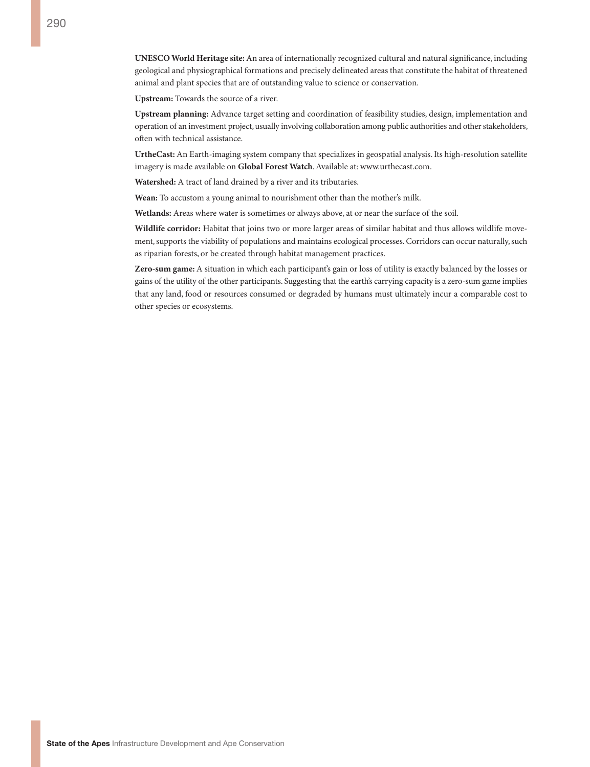**UNESCO World Heritage site:** An area of internationally recognized cultural and natural significance, including geological and physiographical formations and precisely delineated areas that constitute the habitat of threatened animal and plant species that are of outstanding value to science or conservation.

**Upstream:** Towards the source of a river.

**Upstream planning:** Advance target setting and coordination of feasibility studies, design, implementation and operation of an investment project, usually involving collaboration among public authorities and other stakeholders, often with technical assistance.

**UrtheCast:** An Earth-imaging system company that specializes in geospatial analysis. Its high-resolution satellite imagery is made available on **Global Forest Watch**. Available at: www.urthecast.com.

**Watershed:** A tract of land drained by a river and its tributaries.

**Wean:** To accustom a young animal to nourishment other than the mother's milk.

**Wetlands:** Areas where water is sometimes or always above, at or near the surface of the soil.

**Wildlife corridor:** Habitat that joins two or more larger areas of similar habitat and thus allows wildlife movement, supports the viability of populations and maintains ecological processes. Corridors can occur naturally, such as riparian forests, or be created through habitat management practices.

**Zero-sum game:** A situation in which each participant's gain or loss of utility is exactly balanced by the losses or gains of the utility of the other participants. Suggesting that the earth's carrying capacity is a zero-sum game implies that any land, food or resources consumed or degraded by humans must ultimately incur a comparable cost to other species or ecosystems.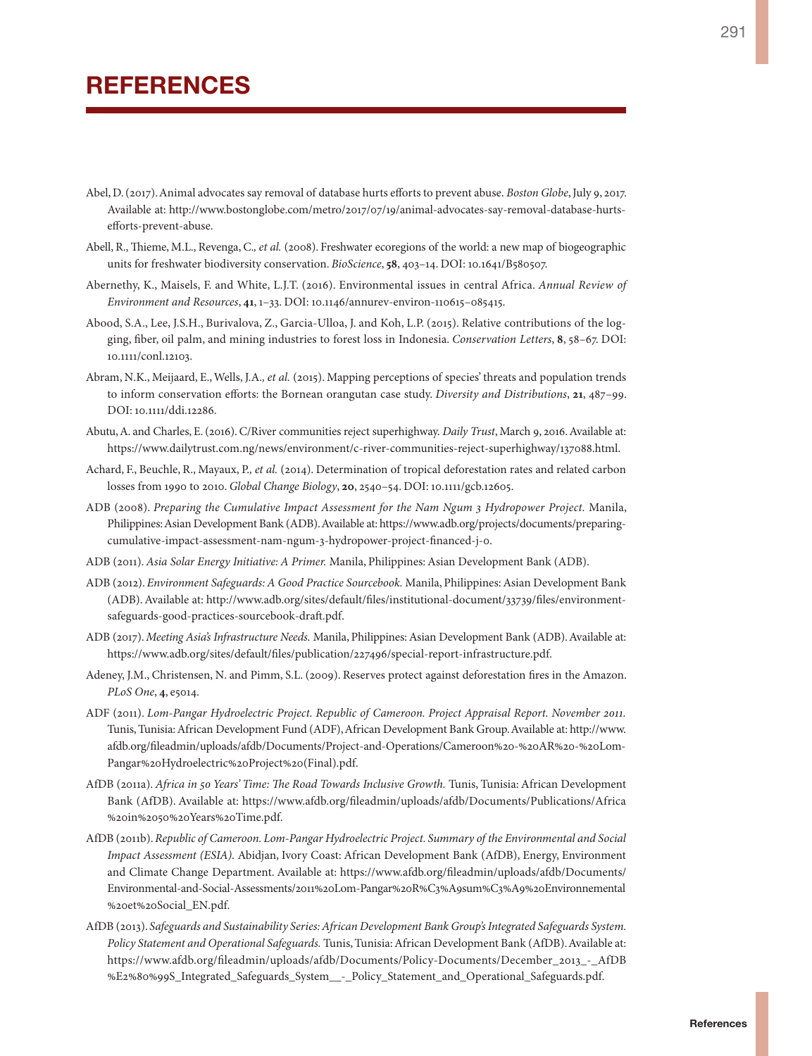# REFERENCES

Abel, D. (2017). Animal advocates say removal of database hurts efforts to prevent abuse. *Boston Globe*, July 9, 2017. Available at: http://www.bostonglobe.com/metro/2017/07/19/animal-advocates-say-removal-database-hurts-efforts-prevent-abuse.

Abell, R., Thieme, M.L., Revenga, C., *et al.* (2008). Freshwater ecoregions of the world: a new map of biogeographic units for freshwater biodiversity conservation. *BioScience*, **58**, 403–14. DOI: 10.1641/B580507.

Abernethy, K., Maisels, F. and White, L.J.T. (2016). Environmental issues in central Africa. *Annual Review of Environment and Resources*, **41**, 1–33. DOI: 10.1146/annurev-environ-110615–085415.

Abood, S.A., Lee, J.S.H., Burivalova, Z., Garcia-Ulloa, J. and Koh, L.P. (2015). Relative contributions of the logging, fiber, oil palm, and mining industries to forest loss in Indonesia. *Conservation Letters*, **8**, 58–67. DOI: 10.1111/conl.12103.

Abram, N.K., Meijaard, E., Wells, J.A., *et al.* (2015). Mapping perceptions of species' threats and population trends to inform conservation efforts: the Bornean orangutan case study. *Diversity and Distributions*, **21**, 487–99. DOI: 10.1111/ddi.12286.

Abutu, A. and Charles, E. (2016). C/River communities reject superhighway. *Daily Trust*, March 9, 2016. Available at: https://www.dailytrust.com.ng/news/environment/c-river-communities-reject-superhighway/137088.html.

Achard, F., Beuchle, R., Mayaux, P., *et al.* (2014). Determination of tropical deforestation rates and related carbon losses from 1990 to 2010. *Global Change Biology*, **20**, 2540–54. DOI: 10.1111/gcb.12605.

ADB (2008). *Preparing the Cumulative Impact Assessment for the Nam Ngum 3 Hydropower Project.* Manila, Philippines: Asian Development Bank (ADB). Available at: https://www.adb.org/projects/documents/preparing-cumulative-impact-assessment-nam-ngum-3-hydropower-project-financed-j-0.

ADB (2011). *Asia Solar Energy Initiative: A Primer.* Manila, Philippines: Asian Development Bank (ADB).

ADB (2012). *Environment Safeguards: A Good Practice Sourcebook.* Manila, Philippines: Asian Development Bank (ADB). Available at: http://www.adb.org/sites/default/files/institutional-document/33739/files/environment-safeguards-good-practices-sourcebook-draft.pdf.

ADB (2017). *Meeting Asia's Infrastructure Needs.* Manila, Philippines: Asian Development Bank (ADB). Available at: https://www.adb.org/sites/default/files/publication/227496/special-report-infrastructure.pdf.

Adeney, J.M., Christensen, N. and Pimm, S.L. (2009). Reserves protect against deforestation fires in the Amazon. *PLoS One*, **4**, e5014.

ADF (2011). *Lom-Pangar Hydroelectric Project. Republic of Cameroon. Project Appraisal Report. November 2011.* Tunis, Tunisia: African Development Fund (ADF), African Development Bank Group. Available at: http://www.afdb.org/fileadmin/uploads/afdb/Documents/Project-and-Operations/Cameroon%20-%20AR%20-%20Lom-Pangar%20Hydroelectric%20Project%20(Final).pdf.

AfDB (2011a). *Africa in 50 Years' Time: The Road Towards Inclusive Growth.* Tunis, Tunisia: African Development Bank (AfDB). Available at: https://www.afdb.org/fileadmin/uploads/afdb/Documents/Publications/Africa%20in%2050%20Years%20Time.pdf.

AfDB (2011b). *Republic of Cameroon. Lom-Pangar Hydroelectric Project. Summary of the Environmental and Social Impact Assessment (ESIA).* Abidjan, Ivory Coast: African Development Bank (AfDB), Energy, Environment and Climate Change Department. Available at: https://www.afdb.org/fileadmin/uploads/afdb/Documents/Environmental-and-Social-Assessments/2011%20Lom-Pangar%20R%C3%A9sum%C3%A9%20Environnemental%20et%20Social_EN.pdf.

AfDB (2013). *Safeguards and Sustainability Series: African Development Bank Group's Integrated Safeguards System. Policy Statement and Operational Safeguards.* Tunis, Tunisia: African Development Bank (AfDB). Available at: https://www.afdb.org/fileadmin/uploads/afdb/Documents/Policy-Documents/December_2013_-_AfDB%E2%80%99S_Integrated_Safeguards_System__-_Policy_Statement_and_Operational_Safeguards.pdf.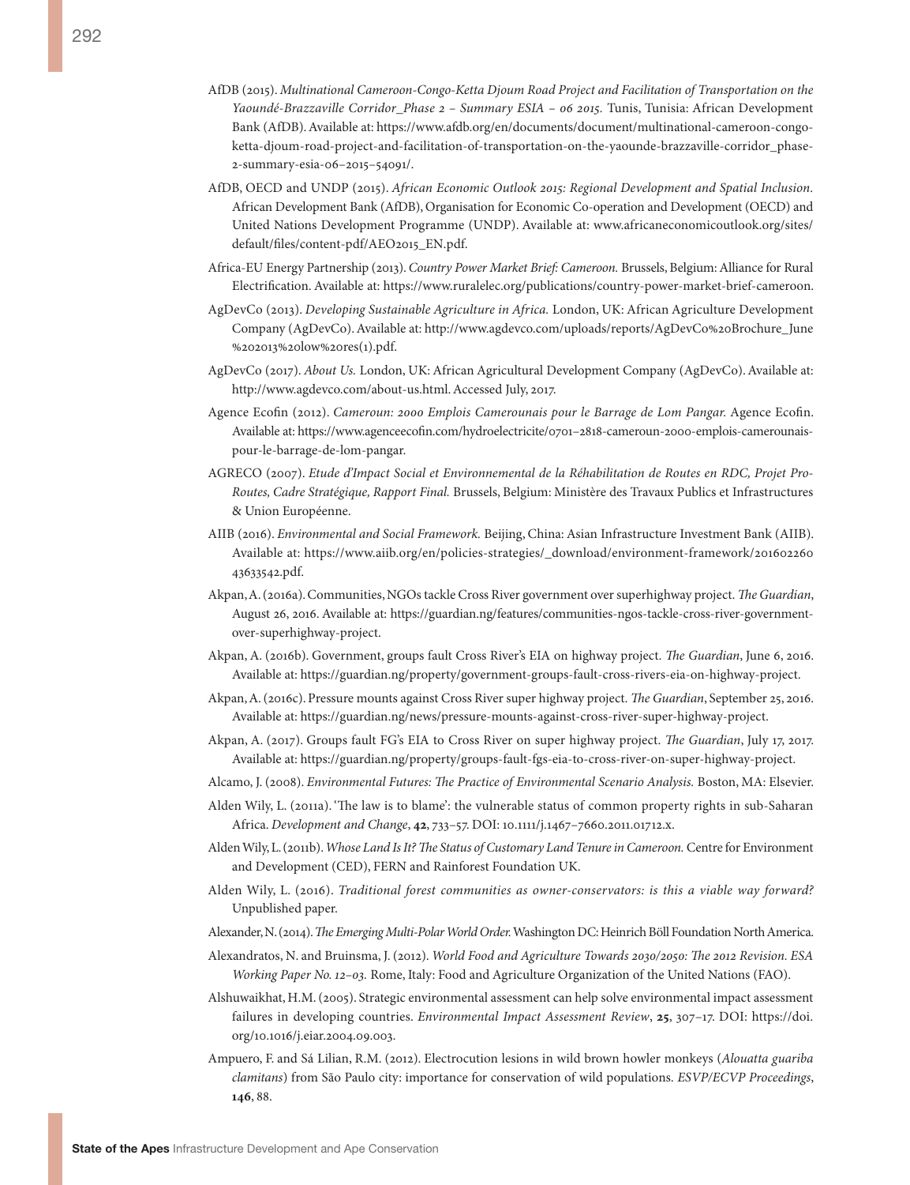AfDB (2015). *Multinational Cameroon-Congo-Ketta Djoum Road Project and Facilitation of Transportation on the Yaoundé-Brazzaville Corridor_Phase 2 – Summary ESIA – 06 2015.* Tunis, Tunisia: African Development Bank (AfDB). Available at: https://www.afdb.org/en/documents/document/multinational-cameroon-congo-ketta-djoum-road-project-and-facilitation-of-transportation-on-the-yaounde-brazzaville-corridor_phase-2-summary-esia-06–2015–54091/.

AfDB, OECD and UNDP (2015). *African Economic Outlook 2015: Regional Development and Spatial Inclusion.* African Development Bank (AfDB), Organisation for Economic Co-operation and Development (OECD) and United Nations Development Programme (UNDP). Available at: www.africaneconomicoutlook.org/sites/default/files/content-pdf/AEO2015_EN.pdf.

Africa-EU Energy Partnership (2013). *Country Power Market Brief: Cameroon.* Brussels, Belgium: Alliance for Rural Electrification. Available at: https://www.ruralelec.org/publications/country-power-market-brief-cameroon.

AgDevCo (2013). *Developing Sustainable Agriculture in Africa.* London, UK: African Agriculture Development Company (AgDevCo). Available at: http://www.agdevco.com/uploads/reports/AgDevCo%20Brochure_June%202013%20low%20res(1).pdf.

AgDevCo (2017). *About Us.* London, UK: African Agricultural Development Company (AgDevCo). Available at: http://www.agdevco.com/about-us.html. Accessed July, 2017.

Agence Ecofin (2012). *Cameroun: 2000 Emplois Camerounais pour le Barrage de Lom Pangar.* Agence Ecofin. Available at: https://www.agenceecofin.com/hydroelectricite/0701–2818-cameroun-2000-emplois-camerounais-pour-le-barrage-de-lom-pangar.

AGRECO (2007). *Etude d'Impact Social et Environnemental de la Réhabilitation de Routes en RDC, Projet Pro-Routes, Cadre Stratégique, Rapport Final.* Brussels, Belgium: Ministère des Travaux Publics et Infrastructures & Union Européenne.

AIIB (2016). *Environmental and Social Framework.* Beijing, China: Asian Infrastructure Investment Bank (AIIB). Available at: https://www.aiib.org/en/policies-strategies/_download/environment-framework/20160226043633542.pdf.

Akpan, A. (2016a). Communities, NGOs tackle Cross River government over superhighway project. *The Guardian*, August 26, 2016. Available at: https://guardian.ng/features/communities-ngos-tackle-cross-river-government-over-superhighway-project.

Akpan, A. (2016b). Government, groups fault Cross River's EIA on highway project. *The Guardian*, June 6, 2016. Available at: https://guardian.ng/property/government-groups-fault-cross-rivers-eia-on-highway-project.

Akpan, A. (2016c). Pressure mounts against Cross River super highway project. *The Guardian*, September 25, 2016. Available at: https://guardian.ng/news/pressure-mounts-against-cross-river-super-highway-project.

Akpan, A. (2017). Groups fault FG's EIA to Cross River on super highway project. *The Guardian*, July 17, 2017. Available at: https://guardian.ng/property/groups-fault-fgs-eia-to-cross-river-on-super-highway-project.

Alcamo, J. (2008). *Environmental Futures: The Practice of Environmental Scenario Analysis.* Boston, MA: Elsevier.

Alden Wily, L. (2011a). 'The law is to blame': the vulnerable status of common property rights in sub-Saharan Africa. *Development and Change*, **42**, 733–57. DOI: 10.1111/j.1467–7660.2011.01712.x.

Alden Wily, L. (2011b). *Whose Land Is It? The Status of Customary Land Tenure in Cameroon.* Centre for Environment and Development (CED), FERN and Rainforest Foundation UK.

Alden Wily, L. (2016). *Traditional forest communities as owner-conservators: is this a viable way forward?* Unpublished paper.

Alexander, N. (2014). *The Emerging Multi-Polar World Order.* Washington DC: Heinrich Böll Foundation North America.

Alexandratos, N. and Bruinsma, J. (2012). *World Food and Agriculture Towards 2030/2050: The 2012 Revision. ESA Working Paper No. 12–03.* Rome, Italy: Food and Agriculture Organization of the United Nations (FAO).

Alshuwaikhat, H.M. (2005). Strategic environmental assessment can help solve environmental impact assessment failures in developing countries. *Environmental Impact Assessment Review*, **25**, 307–17. DOI: https://doi.org/10.1016/j.eiar.2004.09.003.

Ampuero, F. and Sá Lilian, R.M. (2012). Electrocution lesions in wild brown howler monkeys (*Alouatta guariba clamitans*) from São Paulo city: importance for conservation of wild populations. *ESVP/ECVP Proceedings*, **146**, 88.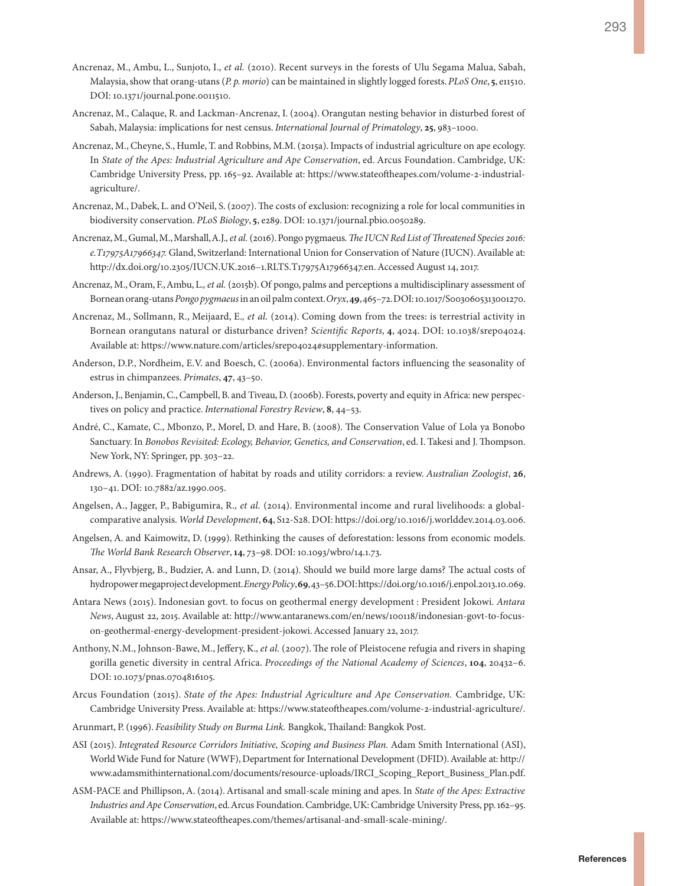Ancrenaz, M., Ambu, L., Sunjoto, I., *et al.* (2010). Recent surveys in the forests of Ulu Segama Malua, Sabah, Malaysia, show that orang-utans (*P. p. morio*) can be maintained in slightly logged forests. *PLoS One*, **5**, e11510. DOI: 10.1371/journal.pone.0011510.

Ancrenaz, M., Calaque, R. and Lackman-Ancrenaz, I. (2004). Orangutan nesting behavior in disturbed forest of Sabah, Malaysia: implications for nest census. *International Journal of Primatology*, **25**, 983–1000.

Ancrenaz, M., Cheyne, S., Humle, T. and Robbins, M.M. (2015a). Impacts of industrial agriculture on ape ecology. In *State of the Apes: Industrial Agriculture and Ape Conservation*, ed. Arcus Foundation. Cambridge, UK: Cambridge University Press, pp. 165–92. Available at: https://www.stateoftheapes.com/volume-2-industrial-agriculture/.

Ancrenaz, M., Dabek, L. and O'Neil, S. (2007). The costs of exclusion: recognizing a role for local communities in biodiversity conservation. *PLoS Biology*, **5**, e289. DOI: 10.1371/journal.pbio.0050289.

Ancrenaz, M., Gumal, M., Marshall, A.J., *et al.* (2016). Pongo pygmaeus. *The IUCN Red List of Threatened Species 2016: e.T17975A17966347.* Gland, Switzerland: International Union for Conservation of Nature (IUCN). Available at: http://dx.doi.org/10.2305/IUCN.UK.2016–1.RLTS.T17975A17966347.en. Accessed August 14, 2017.

Ancrenaz, M., Oram, F., Ambu, L., *et al.* (2015b). Of pongo, palms and perceptions a multidisciplinary assessment of Bornean orang-utans *Pongo pygmaeus* in an oil palm context. *Oryx*, **49**, 465–72. DOI: 10.1017/S0030605313001270.

Ancrenaz, M., Sollmann, R., Meijaard, E., *et al.* (2014). Coming down from the trees: is terrestrial activity in Bornean orangutans natural or disturbance driven? *Scientific Reports*, **4**, 4024. DOI: 10.1038/srep04024. Available at: https://www.nature.com/articles/srep04024#supplementary-information.

Anderson, D.P., Nordheim, E.V. and Boesch, C. (2006a). Environmental factors influencing the seasonality of estrus in chimpanzees. *Primates*, **47**, 43–50.

Anderson, J., Benjamin, C., Campbell, B. and Tiveau, D. (2006b). Forests, poverty and equity in Africa: new perspectives on policy and practice. *International Forestry Review*, **8**, 44–53.

André, C., Kamate, C., Mbonzo, P., Morel, D. and Hare, B. (2008). The Conservation Value of Lola ya Bonobo Sanctuary. In *Bonobos Revisited: Ecology, Behavior, Genetics, and Conservation*, ed. I. Takesi and J. Thompson. New York, NY: Springer, pp. 303–22.

Andrews, A. (1990). Fragmentation of habitat by roads and utility corridors: a review. *Australian Zoologist*, **26**, 130–41. DOI: 10.7882/az.1990.005.

Angelsen, A., Jagger, P., Babigumira, R., *et al.* (2014). Environmental income and rural livelihoods: a global-comparative analysis. *World Development*, **64**, S12-S28. DOI: https://doi.org/10.1016/j.worlddev.2014.03.006.

Angelsen, A. and Kaimowitz, D. (1999). Rethinking the causes of deforestation: lessons from economic models. *The World Bank Research Observer*, **14**, 73–98. DOI: 10.1093/wbro/14.1.73.

Ansar, A., Flyvbjerg, B., Budzier, A. and Lunn, D. (2014). Should we build more large dams? The actual costs of hydropower megaproject development. *Energy Policy*, **69**, 43–56. DOI: https://doi.org/10.1016/j.enpol.2013.10.069.

Antara News (2015). Indonesian govt. to focus on geothermal energy development : President Jokowi. *Antara News*, August 22, 2015. Available at: http://www.antaranews.com/en/news/100118/indonesian-govt-to-focus-on-geothermal-energy-development-president-jokowi. Accessed January 22, 2017.

Anthony, N.M., Johnson-Bawe, M., Jeffery, K., *et al.* (2007). The role of Pleistocene refugia and rivers in shaping gorilla genetic diversity in central Africa. *Proceedings of the National Academy of Sciences*, **104**, 20432–6. DOI: 10.1073/pnas.0704816105.

Arcus Foundation (2015). *State of the Apes: Industrial Agriculture and Ape Conservation.* Cambridge, UK: Cambridge University Press. Available at: https://www.stateoftheapes.com/volume-2-industrial-agriculture/.

Arunmart, P. (1996). *Feasibility Study on Burma Link.* Bangkok, Thailand: Bangkok Post.

ASI (2015). *Integrated Resource Corridors Initiative, Scoping and Business Plan.* Adam Smith International (ASI), World Wide Fund for Nature (WWF), Department for International Development (DFID). Available at: http://www.adamsmithinternational.com/documents/resource-uploads/IRCI_Scoping_Report_Business_Plan.pdf.

ASM-PACE and Phillipson, A. (2014). Artisanal and small-scale mining and apes. In *State of the Apes: Extractive Industries and Ape Conservation*, ed. Arcus Foundation. Cambridge, UK: Cambridge University Press, pp. 162–95. Available at: https://www.stateoftheapes.com/themes/artisanal-and-small-scale-mining/.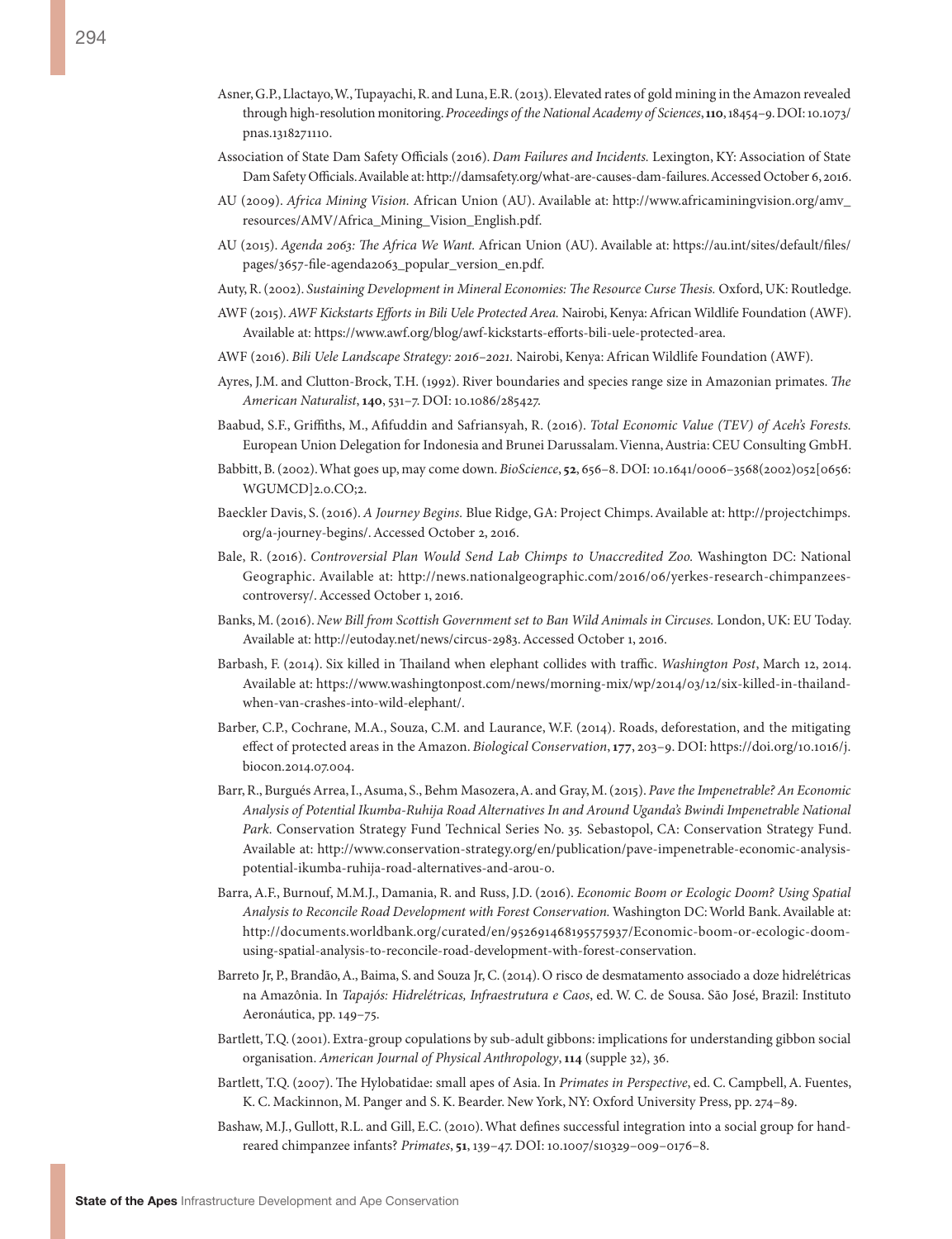Asner, G.P., Llactayo, W., Tupayachi, R. and Luna, E.R. (2013). Elevated rates of gold mining in the Amazon revealed through high-resolution monitoring. *Proceedings of the National Academy of Sciences*, **110**, 18454–9. DOI: 10.1073/pnas.1318271110.

Association of State Dam Safety Officials (2016). *Dam Failures and Incidents.* Lexington, KY: Association of State Dam Safety Officials. Available at: http://damsafety.org/what-are-causes-dam-failures. Accessed October 6, 2016.

AU (2009). *Africa Mining Vision.* African Union (AU). Available at: http://www.africaminingvision.org/amv_resources/AMV/Africa_Mining_Vision_English.pdf.

AU (2015). *Agenda 2063: The Africa We Want.* African Union (AU). Available at: https://au.int/sites/default/files/pages/3657-file-agenda2063_popular_version_en.pdf.

Auty, R. (2002). *Sustaining Development in Mineral Economies: The Resource Curse Thesis.* Oxford, UK: Routledge.

AWF (2015). *AWF Kickstarts Efforts in Bili Uele Protected Area.* Nairobi, Kenya: African Wildlife Foundation (AWF). Available at: https://www.awf.org/blog/awf-kickstarts-efforts-bili-uele-protected-area.

AWF (2016). *Bili Uele Landscape Strategy: 2016–2021.* Nairobi, Kenya: African Wildlife Foundation (AWF).

Ayres, J.M. and Clutton-Brock, T.H. (1992). River boundaries and species range size in Amazonian primates. *The American Naturalist*, **140**, 531–7. DOI: 10.1086/285427.

Baabud, S.F., Griffiths, M., Afifuddin and Safriansyah, R. (2016). *Total Economic Value (TEV) of Aceh's Forests.* European Union Delegation for Indonesia and Brunei Darussalam. Vienna, Austria: CEU Consulting GmbH.

Babbitt, B. (2002). What goes up, may come down. *BioScience*, **52**, 656–8. DOI: 10.1641/0006–3568(2002)052[0656:WGUMCD]2.0.CO;2.

Baeckler Davis, S. (2016). *A Journey Begins.* Blue Ridge, GA: Project Chimps. Available at: http://projectchimps.org/a-journey-begins/. Accessed October 2, 2016.

Bale, R. (2016). *Controversial Plan Would Send Lab Chimps to Unaccredited Zoo.* Washington DC: National Geographic. Available at: http://news.nationalgeographic.com/2016/06/yerkes-research-chimpanzees-controversy/. Accessed October 1, 2016.

Banks, M. (2016). *New Bill from Scottish Government set to Ban Wild Animals in Circuses.* London, UK: EU Today. Available at: http://eutoday.net/news/circus-2983. Accessed October 1, 2016.

Barbash, F. (2014). Six killed in Thailand when elephant collides with traffic. *Washington Post*, March 12, 2014. Available at: https://www.washingtonpost.com/news/morning-mix/wp/2014/03/12/six-killed-in-thailand-when-van-crashes-into-wild-elephant/.

Barber, C.P., Cochrane, M.A., Souza, C.M. and Laurance, W.F. (2014). Roads, deforestation, and the mitigating effect of protected areas in the Amazon. *Biological Conservation*, **177**, 203–9. DOI: https://doi.org/10.1016/j.biocon.2014.07.004.

Barr, R., Burgués Arrea, I., Asuma, S., Behm Masozera, A. and Gray, M. (2015). *Pave the Impenetrable? An Economic Analysis of Potential Ikumba-Ruhija Road Alternatives In and Around Uganda's Bwindi Impenetrable National Park.* Conservation Strategy Fund Technical Series No. 35. Sebastopol, CA: Conservation Strategy Fund. Available at: http://www.conservation-strategy.org/en/publication/pave-impenetrable-economic-analysis-potential-ikumba-ruhija-road-alternatives-and-arou-0.

Barra, A.F., Burnouf, M.M.J., Damania, R. and Russ, J.D. (2016). *Economic Boom or Ecologic Doom? Using Spatial Analysis to Reconcile Road Development with Forest Conservation.* Washington DC: World Bank. Available at: http://documents.worldbank.org/curated/en/952691468195575937/Economic-boom-or-ecologic-doom-using-spatial-analysis-to-reconcile-road-development-with-forest-conservation.

Barreto Jr, P., Brandão, A., Baima, S. and Souza Jr, C. (2014). O risco de desmatamento associado a doze hidrelétricas na Amazônia. In *Tapajós: Hidrelétricas, Infraestrutura e Caos*, ed. W. C. de Sousa. São José, Brazil: Instituto Aeronáutica, pp. 149–75.

Bartlett, T.Q. (2001). Extra-group copulations by sub-adult gibbons: implications for understanding gibbon social organisation. *American Journal of Physical Anthropology*, **114** (supple 32), 36.

Bartlett, T.Q. (2007). The Hylobatidae: small apes of Asia. In *Primates in Perspective*, ed. C. Campbell, A. Fuentes, K. C. Mackinnon, M. Panger and S. K. Bearder. New York, NY: Oxford University Press, pp. 274–89.

Bashaw, M.J., Gullott, R.L. and Gill, E.C. (2010). What defines successful integration into a social group for hand-reared chimpanzee infants? *Primates*, **51**, 139–47. DOI: 10.1007/s10329–009–0176–8.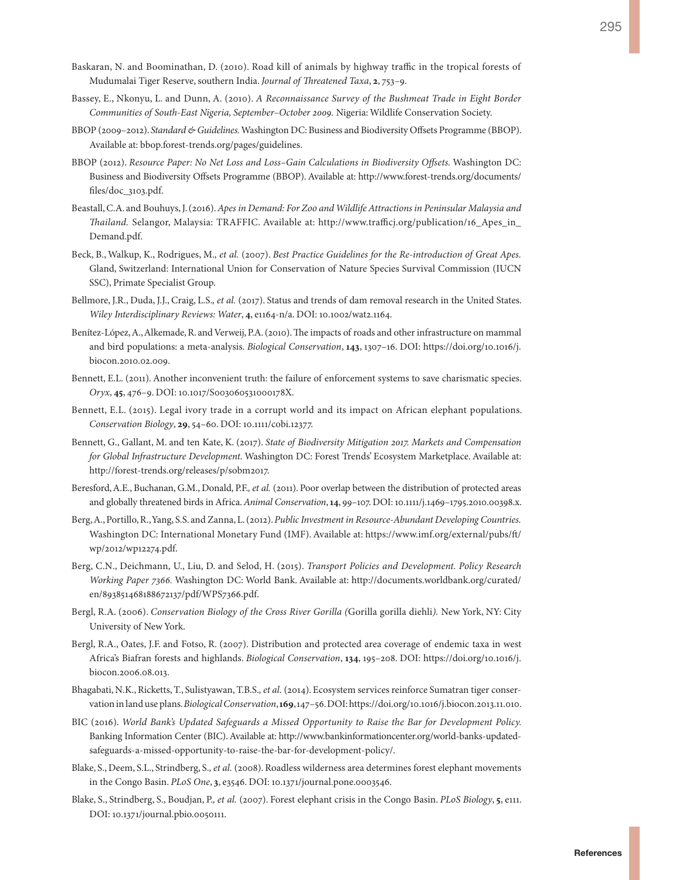Baskaran, N. and Boominathan, D. (2010). Road kill of animals by highway traffic in the tropical forests of Mudumalai Tiger Reserve, southern India. *Journal of Threatened Taxa*, **2**, 753–9.

Bassey, E., Nkonyu, L. and Dunn, A. (2010). *A Reconnaissance Survey of the Bushmeat Trade in Eight Border Communities of South-East Nigeria, September–October 2009.* Nigeria: Wildlife Conservation Society.

BBOP (2009–2012). *Standard & Guidelines.* Washington DC: Business and Biodiversity Offsets Programme (BBOP). Available at: bbop.forest-trends.org/pages/guidelines.

BBOP (2012). *Resource Paper: No Net Loss and Loss–Gain Calculations in Biodiversity Offsets.* Washington DC: Business and Biodiversity Offsets Programme (BBOP). Available at: http://www.forest-trends.org/documents/files/doc_3103.pdf.

Beastall, C.A. and Bouhuys, J. (2016). *Apes in Demand: For Zoo and Wildlife Attractions in Peninsular Malaysia and Thailand.* Selangor, Malaysia: TRAFFIC. Available at: http://www.trafficj.org/publication/16_Apes_in_Demand.pdf.

Beck, B., Walkup, K., Rodrigues, M.*, et al.* (2007). *Best Practice Guidelines for the Re-introduction of Great Apes.* Gland, Switzerland: International Union for Conservation of Nature Species Survival Commission (IUCN SSC), Primate Specialist Group.

Bellmore, J.R., Duda, J.J., Craig, L.S.*, et al.* (2017). Status and trends of dam removal research in the United States. *Wiley Interdisciplinary Reviews: Water*, **4**, e1164-n/a. DOI: 10.1002/wat2.1164.

Benítez-López, A., Alkemade, R. and Verweij, P.A. (2010). The impacts of roads and other infrastructure on mammal and bird populations: a meta-analysis. *Biological Conservation*, **143**, 1307–16. DOI: https://doi.org/10.1016/j.biocon.2010.02.009.

Bennett, E.L. (2011). Another inconvenient truth: the failure of enforcement systems to save charismatic species. *Oryx*, **45**, 476–9. DOI: 10.1017/S003060531000178X.

Bennett, E.L. (2015). Legal ivory trade in a corrupt world and its impact on African elephant populations. *Conservation Biology*, **29**, 54–60. DOI: 10.1111/cobi.12377.

Bennett, G., Gallant, M. and ten Kate, K. (2017). *State of Biodiversity Mitigation 2017. Markets and Compensation for Global Infrastructure Development.* Washington DC: Forest Trends' Ecosystem Marketplace. Available at: http://forest-trends.org/releases/p/sobm2017.

Beresford, A.E., Buchanan, G.M., Donald, P.F.*, et al.* (2011). Poor overlap between the distribution of protected areas and globally threatened birds in Africa. *Animal Conservation*, **14**, 99–107. DOI: 10.1111/j.1469–1795.2010.00398.x.

Berg, A., Portillo, R., Yang, S.S. and Zanna, L. (2012). *Public Investment in Resource-Abundant Developing Countries.* Washington DC: International Monetary Fund (IMF). Available at: https://www.imf.org/external/pubs/ft/wp/2012/wp12274.pdf.

Berg, C.N., Deichmann, U., Liu, D. and Selod, H. (2015). *Transport Policies and Development. Policy Research Working Paper 7366.* Washington DC: World Bank. Available at: http://documents.worldbank.org/curated/en/893851468188672137/pdf/WPS7366.pdf.

Bergl, R.A. (2006). *Conservation Biology of the Cross River Gorilla (*Gorilla gorilla diehli*).* New York, NY: City University of New York.

Bergl, R.A., Oates, J.F. and Fotso, R. (2007). Distribution and protected area coverage of endemic taxa in west Africa's Biafran forests and highlands. *Biological Conservation*, **134**, 195–208. DOI: https://doi.org/10.1016/j.biocon.2006.08.013.

Bhagabati, N.K., Ricketts, T., Sulistyawan, T.B.S.*, et al.* (2014). Ecosystem services reinforce Sumatran tiger conservation in land use plans. *Biological Conservation*, **169**, 147–56. DOI: https://doi.org/10.1016/j.biocon.2013.11.010.

BIC (2016). *World Bank's Updated Safeguards a Missed Opportunity to Raise the Bar for Development Policy.* Banking Information Center (BIC). Available at: http://www.bankinformationcenter.org/world-banks-updated-safeguards-a-missed-opportunity-to-raise-the-bar-for-development-policy/.

Blake, S., Deem, S.L., Strindberg, S.*, et al.* (2008). Roadless wilderness area determines forest elephant movements in the Congo Basin. *PLoS One*, **3**, e3546. DOI: 10.1371/journal.pone.0003546.

Blake, S., Strindberg, S., Boudjan, P.*, et al.* (2007). Forest elephant crisis in the Congo Basin. *PLoS Biology*, **5**, e111. DOI: 10.1371/journal.pbio.0050111.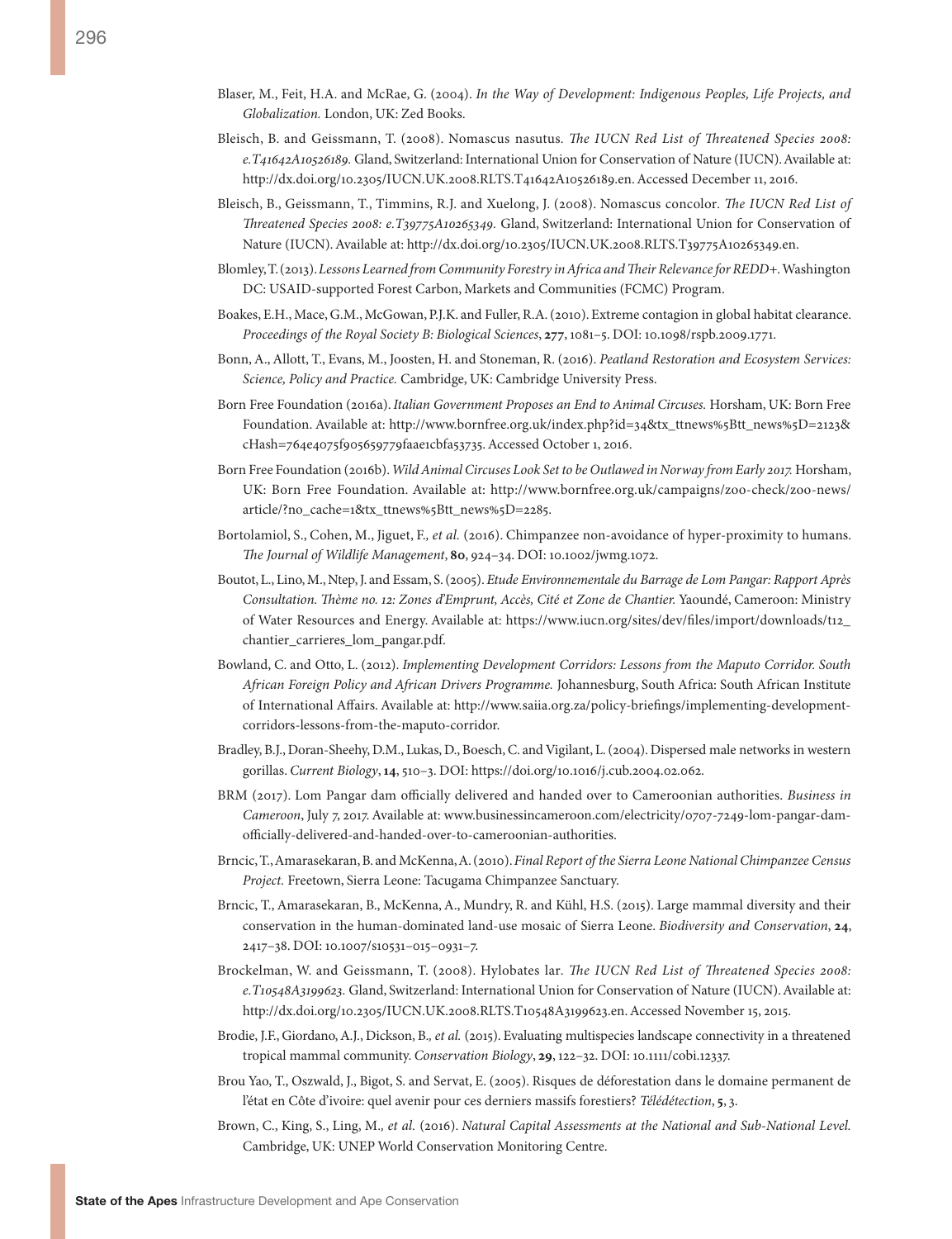Blaser, M., Feit, H.A. and McRae, G. (2004). *In the Way of Development: Indigenous Peoples, Life Projects, and Globalization.* London, UK: Zed Books.

Bleisch, B. and Geissmann, T. (2008). Nomascus nasutus. *The IUCN Red List of Threatened Species 2008: e.T41642A10526189.* Gland, Switzerland: International Union for Conservation of Nature (IUCN). Available at: http://dx.doi.org/10.2305/IUCN.UK.2008.RLTS.T41642A10526189.en. Accessed December 11, 2016.

Bleisch, B., Geissmann, T., Timmins, R.J. and Xuelong, J. (2008). Nomascus concolor. *The IUCN Red List of Threatened Species 2008: e.T39775A10265349.* Gland, Switzerland: International Union for Conservation of Nature (IUCN). Available at: http://dx.doi.org/10.2305/IUCN.UK.2008.RLTS.T39775A10265349.en.

Blomley, T. (2013). *Lessons Learned from Community Forestry in Africa and Their Relevance for REDD+.* Washington DC: USAID-supported Forest Carbon, Markets and Communities (FCMC) Program.

Boakes, E.H., Mace, G.M., McGowan, P.J.K. and Fuller, R.A. (2010). Extreme contagion in global habitat clearance. *Proceedings of the Royal Society B: Biological Sciences*, **277**, 1081–5. DOI: 10.1098/rspb.2009.1771.

Bonn, A., Allott, T., Evans, M., Joosten, H. and Stoneman, R. (2016). *Peatland Restoration and Ecosystem Services: Science, Policy and Practice.* Cambridge, UK: Cambridge University Press.

Born Free Foundation (2016a). *Italian Government Proposes an End to Animal Circuses.* Horsham, UK: Born Free Foundation. Available at: http://www.bornfree.org.uk/index.php?id=34&tx_ttnews%5Btt_news%5D=2123&cHash=764e4075f905659779faae1cbfa53735. Accessed October 1, 2016.

Born Free Foundation (2016b). *Wild Animal Circuses Look Set to be Outlawed in Norway from Early 2017.* Horsham, UK: Born Free Foundation. Available at: http://www.bornfree.org.uk/campaigns/zoo-check/zoo-news/article/?no_cache=1&tx_ttnews%5Btt_news%5D=2285.

Bortolamiol, S., Cohen, M., Jiguet, F., *et al.* (2016). Chimpanzee non-avoidance of hyper-proximity to humans. *The Journal of Wildlife Management*, **80**, 924–34. DOI: 10.1002/jwmg.1072.

Boutot, L., Lino, M., Ntep, J. and Essam, S. (2005). *Etude Environnementale du Barrage de Lom Pangar: Rapport Après Consultation. Thème no. 12: Zones d'Emprunt, Accès, Cité et Zone de Chantier.* Yaoundé, Cameroon: Ministry of Water Resources and Energy. Available at: https://www.iucn.org/sites/dev/files/import/downloads/t12_chantier_carrieres_lom_pangar.pdf.

Bowland, C. and Otto, L. (2012). *Implementing Development Corridors: Lessons from the Maputo Corridor. South African Foreign Policy and African Drivers Programme.* Johannesburg, South Africa: South African Institute of International Affairs. Available at: http://www.saiia.org.za/policy-briefings/implementing-development-corridors-lessons-from-the-maputo-corridor.

Bradley, B.J., Doran-Sheehy, D.M., Lukas, D., Boesch, C. and Vigilant, L. (2004). Dispersed male networks in western gorillas. *Current Biology*, **14**, 510–3. DOI: https://doi.org/10.1016/j.cub.2004.02.062.

BRM (2017). Lom Pangar dam officially delivered and handed over to Cameroonian authorities. *Business in Cameroon*, July 7, 2017. Available at: www.businessincameroon.com/electricity/0707-7249-lom-pangar-dam-officially-delivered-and-handed-over-to-cameroonian-authorities.

Brncic, T., Amarasekaran, B. and McKenna, A. (2010). *Final Report of the Sierra Leone National Chimpanzee Census Project.* Freetown, Sierra Leone: Tacugama Chimpanzee Sanctuary.

Brncic, T., Amarasekaran, B., McKenna, A., Mundry, R. and Kühl, H.S. (2015). Large mammal diversity and their conservation in the human-dominated land-use mosaic of Sierra Leone. *Biodiversity and Conservation*, **24**, 2417–38. DOI: 10.1007/s10531-015-0931-7.

Brockelman, W. and Geissmann, T. (2008). Hylobates lar. *The IUCN Red List of Threatened Species 2008: e.T10548A3199623.* Gland, Switzerland: International Union for Conservation of Nature (IUCN). Available at: http://dx.doi.org/10.2305/IUCN.UK.2008.RLTS.T10548A3199623.en. Accessed November 15, 2015.

Brodie, J.F., Giordano, A.J., Dickson, B., *et al.* (2015). Evaluating multispecies landscape connectivity in a threatened tropical mammal community. *Conservation Biology*, **29**, 122–32. DOI: 10.1111/cobi.12337.

Brou Yao, T., Oszwald, J., Bigot, S. and Servat, E. (2005). Risques de déforestation dans le domaine permanent de l'état en Côte d'ivoire: quel avenir pour ces derniers massifs forestiers? *Télédétection*, **5**, 3.

Brown, C., King, S., Ling, M., *et al.* (2016). *Natural Capital Assessments at the National and Sub-National Level.* Cambridge, UK: UNEP World Conservation Monitoring Centre.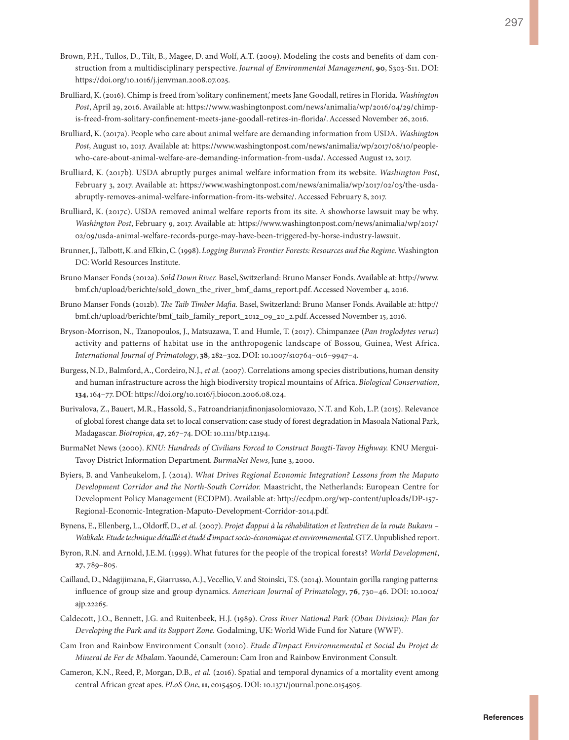Brown, P.H., Tullos, D., Tilt, B., Magee, D. and Wolf, A.T. (2009). Modeling the costs and benefits of dam construction from a multidisciplinary perspective. *Journal of Environmental Management*, **90**, S303-S11. DOI: https://doi.org/10.1016/j.jenvman.2008.07.025.

Brulliard, K. (2016). Chimp is freed from 'solitary confinement,' meets Jane Goodall, retires in Florida. *Washington Post*, April 29, 2016. Available at: https://www.washingtonpost.com/news/animalia/wp/2016/04/29/chimp-is-freed-from-solitary-confinement-meets-jane-goodall-retires-in-florida/. Accessed November 26, 2016.

Brulliard, K. (2017a). People who care about animal welfare are demanding information from USDA. *Washington Post*, August 10, 2017. Available at: https://www.washingtonpost.com/news/animalia/wp/2017/08/10/people-who-care-about-animal-welfare-are-demanding-information-from-usda/. Accessed August 12, 2017.

Brulliard, K. (2017b). USDA abruptly purges animal welfare information from its website. *Washington Post*, February 3, 2017. Available at: https://www.washingtonpost.com/news/animalia/wp/2017/02/03/the-usda-abruptly-removes-animal-welfare-information-from-its-website/. Accessed February 8, 2017.

Brulliard, K. (2017c). USDA removed animal welfare reports from its site. A showhorse lawsuit may be why. *Washington Post*, February 9, 2017. Available at: https://www.washingtonpost.com/news/animalia/wp/2017/02/09/usda-animal-welfare-records-purge-may-have-been-triggered-by-horse-industry-lawsuit.

Brunner, J., Talbott, K. and Elkin, C. (1998). *Logging Burma's Frontier Forests: Resources and the Regime*. Washington DC: World Resources Institute.

Bruno Manser Fonds (2012a). *Sold Down River.* Basel, Switzerland: Bruno Manser Fonds. Available at: http://www.bmf.ch/upload/berichte/sold_down_the_river_bmf_dams_report.pdf. Accessed November 4, 2016.

Bruno Manser Fonds (2012b). *The Taib Timber Mafia.* Basel, Switzerland: Bruno Manser Fonds. Available at: http://bmf.ch/upload/berichte/bmf_taib_family_report_2012_09_20_2.pdf. Accessed November 15, 2016.

Bryson-Morrison, N., Tzanopoulos, J., Matsuzawa, T. and Humle, T. (2017). Chimpanzee (*Pan troglodytes verus*) activity and patterns of habitat use in the anthropogenic landscape of Bossou, Guinea, West Africa. *International Journal of Primatology*, **38**, 282–302. DOI: 10.1007/s10764–016–9947–4.

Burgess, N.D., Balmford, A., Cordeiro, N.J.*, et al.* (2007). Correlations among species distributions, human density and human infrastructure across the high biodiversity tropical mountains of Africa. *Biological Conservation*, **134**, 164–77. DOI: https://doi.org/10.1016/j.biocon.2006.08.024.

Burivalova, Z., Bauert, M.R., Hassold, S., Fatroandrianjafinonjasolomiovazo, N.T. and Koh, L.P. (2015). Relevance of global forest change data set to local conservation: case study of forest degradation in Masoala National Park, Madagascar. *Biotropica*, **47**, 267–74. DOI: 10.1111/btp.12194.

BurmaNet News (2000). *KNU: Hundreds of Civilians Forced to Construct Bongti-Tavoy Highway.* KNU Mergui-Tavoy District Information Department. *BurmaNet News*, June 3, 2000.

Byiers, B. and Vanheukelom, J. (2014). *What Drives Regional Economic Integration? Lessons from the Maputo Development Corridor and the North-South Corridor.* Maastricht, the Netherlands: European Centre for Development Policy Management (ECDPM). Available at: http://ecdpm.org/wp-content/uploads/DP-157-Regional-Economic-Integration-Maputo-Development-Corridor-2014.pdf.

Bynens, E., Ellenberg, L., Oldorff, D., *et al.* (2007). *Projet d'appui à la réhabilitation et l'entretien de la route Bukavu – Walikale. Etude technique détaillé et étudé d'impact socio-économique et environnemental.* GTZ. Unpublished report.

Byron, R.N. and Arnold, J.E.M. (1999). What futures for the people of the tropical forests? *World Development*, **27**, 789–805.

Caillaud, D., Ndagijimana, F., Giarrusso, A.J., Vecellio, V. and Stoinski, T.S. (2014). Mountain gorilla ranging patterns: influence of group size and group dynamics. *American Journal of Primatology*, **76**, 730–46. DOI: 10.1002/ajp.22265.

Caldecott, J.O., Bennett, J.G. and Ruitenbeek, H.J. (1989). *Cross River National Park (Oban Division): Plan for Developing the Park and its Support Zone.* Godalming, UK: World Wide Fund for Nature (WWF).

Cam Iron and Rainbow Environment Consult (2010). *Etude d'Impact Environnemental et Social du Projet de Minerai de Fer de Mbalam*. Yaoundé, Cameroun: Cam Iron and Rainbow Environment Consult.

Cameron, K.N., Reed, P., Morgan, D.B.*, et al.* (2016). Spatial and temporal dynamics of a mortality event among central African great apes. *PLoS One*, **11**, e0154505. DOI: 10.1371/journal.pone.0154505.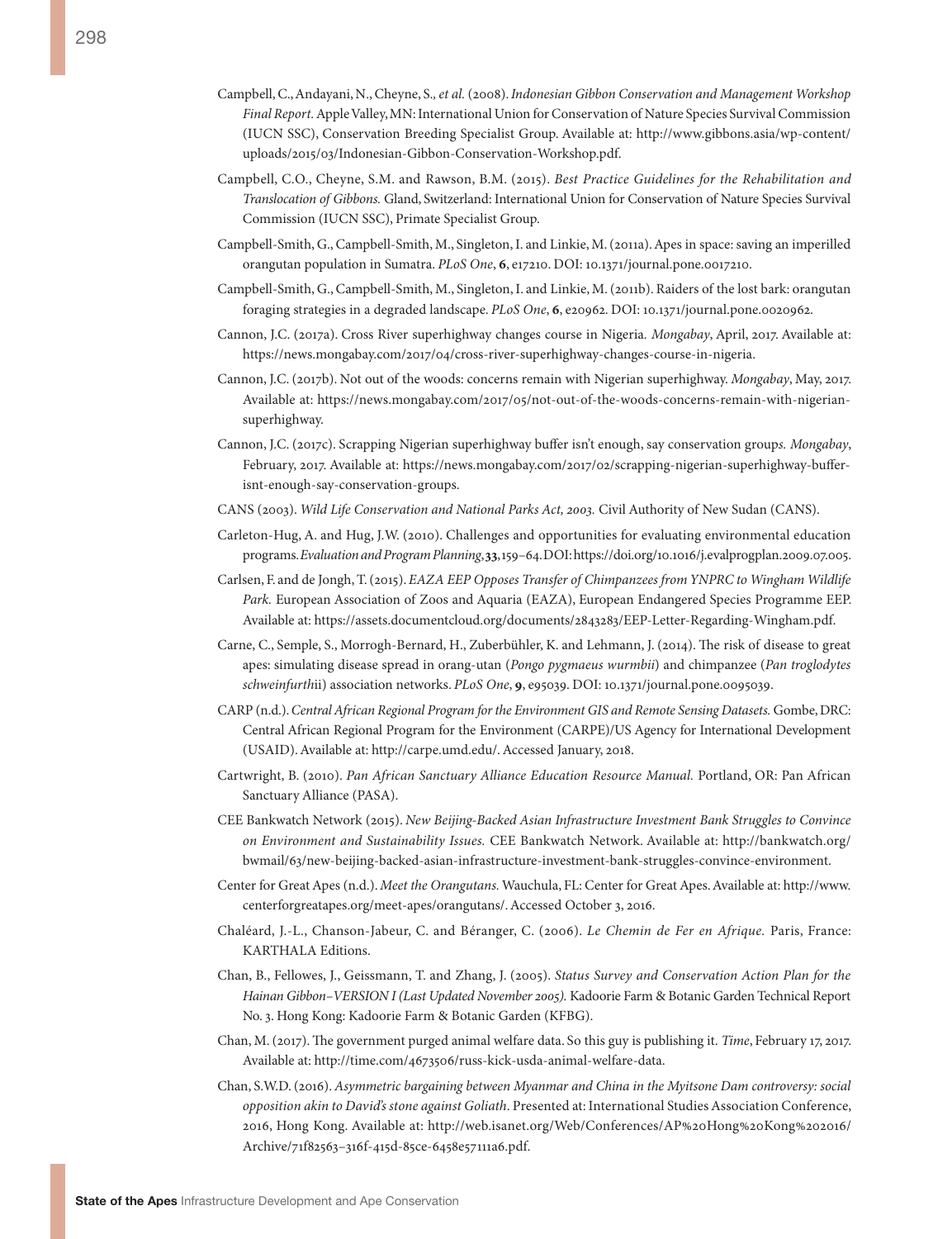Campbell, C., Andayani, N., Cheyne, S., *et al.* (2008). *Indonesian Gibbon Conservation and Management Workshop Final Report.* Apple Valley, MN: International Union for Conservation of Nature Species Survival Commission (IUCN SSC), Conservation Breeding Specialist Group. Available at: http://www.gibbons.asia/wp-content/uploads/2015/03/Indonesian-Gibbon-Conservation-Workshop.pdf.

Campbell, C.O., Cheyne, S.M. and Rawson, B.M. (2015). *Best Practice Guidelines for the Rehabilitation and Translocation of Gibbons.* Gland, Switzerland: International Union for Conservation of Nature Species Survival Commission (IUCN SSC), Primate Specialist Group.

Campbell-Smith, G., Campbell-Smith, M., Singleton, I. and Linkie, M. (2011a). Apes in space: saving an imperilled orangutan population in Sumatra. *PLoS One*, **6**, e17210. DOI: 10.1371/journal.pone.0017210.

Campbell-Smith, G., Campbell-Smith, M., Singleton, I. and Linkie, M. (2011b). Raiders of the lost bark: orangutan foraging strategies in a degraded landscape. *PLoS One*, **6**, e20962. DOI: 10.1371/journal.pone.0020962.

Cannon, J.C. (2017a). Cross River superhighway changes course in Nigeria. *Mongabay*, April, 2017. Available at: https://news.mongabay.com/2017/04/cross-river-superhighway-changes-course-in-nigeria.

Cannon, J.C. (2017b). Not out of the woods: concerns remain with Nigerian superhighway. *Mongabay*, May, 2017. Available at: https://news.mongabay.com/2017/05/not-out-of-the-woods-concerns-remain-with-nigerian-superhighway.

Cannon, J.C. (2017c). Scrapping Nigerian superhighway buffer isn't enough, say conservation groups. *Mongabay*, February, 2017. Available at: https://news.mongabay.com/2017/02/scrapping-nigerian-superhighway-buffer-isnt-enough-say-conservation-groups.

CANS (2003). *Wild Life Conservation and National Parks Act, 2003.* Civil Authority of New Sudan (CANS).

Carleton-Hug, A. and Hug, J.W. (2010). Challenges and opportunities for evaluating environmental education programs. *Evaluation and Program Planning*, **33**, 159–64. DOI: https://doi.org/10.1016/j.evalprogplan.2009.07.005.

Carlsen, F. and de Jongh, T. (2015). *EAZA EEP Opposes Transfer of Chimpanzees from YNPRC to Wingham Wildlife Park.* European Association of Zoos and Aquaria (EAZA), European Endangered Species Programme EEP. Available at: https://assets.documentcloud.org/documents/2843283/EEP-Letter-Regarding-Wingham.pdf.

Carne, C., Semple, S., Morrogh-Bernard, H., Zuberbühler, K. and Lehmann, J. (2014). The risk of disease to great apes: simulating disease spread in orang-utan (*Pongo pygmaeus wurmbii*) and chimpanzee (*Pan troglodytes schweinfurthii*) association networks. *PLoS One*, **9**, e95039. DOI: 10.1371/journal.pone.0095039.

CARP (n.d.). *Central African Regional Program for the Environment GIS and Remote Sensing Datasets.* Gombe, DRC: Central African Regional Program for the Environment (CARPE)/US Agency for International Development (USAID). Available at: http://carpe.umd.edu/. Accessed January, 2018.

Cartwright, B. (2010). *Pan African Sanctuary Alliance Education Resource Manual.* Portland, OR: Pan African Sanctuary Alliance (PASA).

CEE Bankwatch Network (2015). *New Beijing-Backed Asian Infrastructure Investment Bank Struggles to Convince on Environment and Sustainability Issues.* CEE Bankwatch Network. Available at: http://bankwatch.org/bwmail/63/new-beijing-backed-asian-infrastructure-investment-bank-struggles-convince-environment.

Center for Great Apes (n.d.). *Meet the Orangutans.* Wauchula, FL: Center for Great Apes. Available at: http://www.centerforgreatapes.org/meet-apes/orangutans/. Accessed October 3, 2016.

Chaléard, J.-L., Chanson-Jabeur, C. and Béranger, C. (2006). *Le Chemin de Fer en Afrique.* Paris, France: KARTHALA Editions.

Chan, B., Fellowes, J., Geissmann, T. and Zhang, J. (2005). *Status Survey and Conservation Action Plan for the Hainan Gibbon–VERSION I (Last Updated November 2005).* Kadoorie Farm & Botanic Garden Technical Report No. 3. Hong Kong: Kadoorie Farm & Botanic Garden (KFBG).

Chan, M. (2017). The government purged animal welfare data. So this guy is publishing it. *Time*, February 17, 2017. Available at: http://time.com/4673506/russ-kick-usda-animal-welfare-data.

Chan, S.W.D. (2016). *Asymmetric bargaining between Myanmar and China in the Myitsone Dam controversy: social opposition akin to David's stone against Goliath*. Presented at: International Studies Association Conference, 2016, Hong Kong. Available at: http://web.isanet.org/Web/Conferences/AP%20Hong%20Kong%202016/Archive/71f82563-316f-415d-85ce-6458e57111a6.pdf.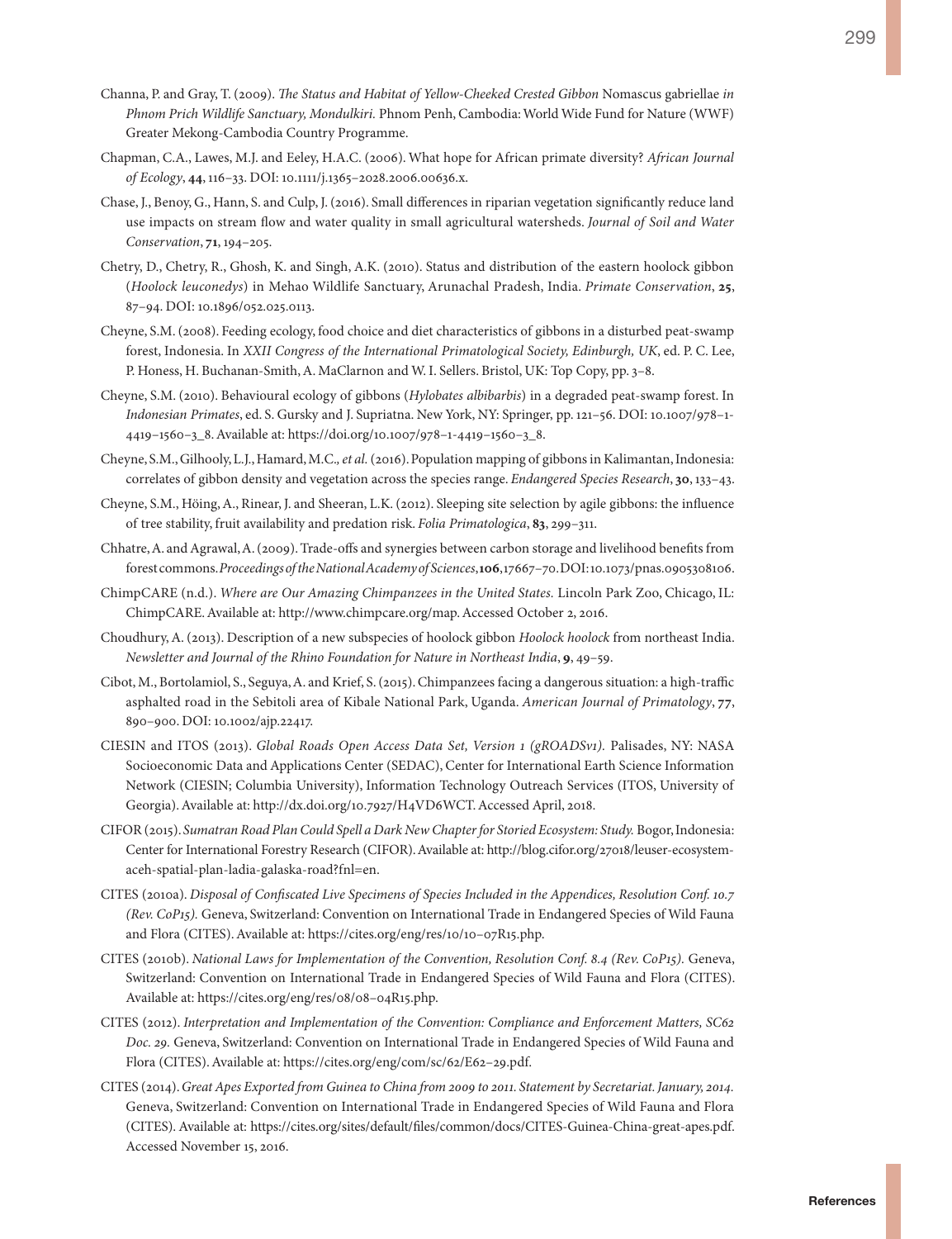Channa, P. and Gray, T. (2009). *The Status and Habitat of Yellow-Cheeked Crested Gibbon* Nomascus gabriellae *in Phnom Prich Wildlife Sanctuary, Mondulkiri.* Phnom Penh, Cambodia: World Wide Fund for Nature (WWF) Greater Mekong-Cambodia Country Programme.

Chapman, C.A., Lawes, M.J. and Eeley, H.A.C. (2006). What hope for African primate diversity? *African Journal of Ecology*, **44**, 116–33. DOI: 10.1111/j.1365–2028.2006.00636.x.

Chase, J., Benoy, G., Hann, S. and Culp, J. (2016). Small differences in riparian vegetation significantly reduce land use impacts on stream flow and water quality in small agricultural watersheds. *Journal of Soil and Water Conservation*, **71**, 194–205.

Chetry, D., Chetry, R., Ghosh, K. and Singh, A.K. (2010). Status and distribution of the eastern hoolock gibbon (*Hoolock leuconedys*) in Mehao Wildlife Sanctuary, Arunachal Pradesh, India. *Primate Conservation*, **25**, 87–94. DOI: 10.1896/052.025.0113.

Cheyne, S.M. (2008). Feeding ecology, food choice and diet characteristics of gibbons in a disturbed peat-swamp forest, Indonesia. In *XXII Congress of the International Primatological Society, Edinburgh, UK*, ed. P. C. Lee, P. Honess, H. Buchanan-Smith, A. MaClarnon and W. I. Sellers. Bristol, UK: Top Copy, pp. 3–8.

Cheyne, S.M. (2010). Behavioural ecology of gibbons (*Hylobates albibarbis*) in a degraded peat-swamp forest. In *Indonesian Primates*, ed. S. Gursky and J. Supriatna. New York, NY: Springer, pp. 121–56. DOI: 10.1007/978–1-4419–1560–3_8. Available at: https://doi.org/10.1007/978–1-4419–1560–3_8.

Cheyne, S.M., Gilhooly, L.J., Hamard, M.C., *et al.* (2016). Population mapping of gibbons in Kalimantan, Indonesia: correlates of gibbon density and vegetation across the species range. *Endangered Species Research*, **30**, 133–43.

Cheyne, S.M., Höing, A., Rinear, J. and Sheeran, L.K. (2012). Sleeping site selection by agile gibbons: the influence of tree stability, fruit availability and predation risk. *Folia Primatologica*, **83**, 299–311.

Chhatre, A. and Agrawal, A. (2009). Trade-offs and synergies between carbon storage and livelihood benefits from forest commons. *Proceedings of the National Academy of Sciences*, **106**, 17667–70. DOI: 10.1073/pnas.0905308106.

ChimpCARE (n.d.). *Where are Our Amazing Chimpanzees in the United States.* Lincoln Park Zoo, Chicago, IL: ChimpCARE. Available at: http://www.chimpcare.org/map. Accessed October 2, 2016.

Choudhury, A. (2013). Description of a new subspecies of hoolock gibbon *Hoolock hoolock* from northeast India. *Newsletter and Journal of the Rhino Foundation for Nature in Northeast India*, **9**, 49–59.

Cibot, M., Bortolamiol, S., Seguya, A. and Krief, S. (2015). Chimpanzees facing a dangerous situation: a high-traffic asphalted road in the Sebitoli area of Kibale National Park, Uganda. *American Journal of Primatology*, **77**, 890–900. DOI: 10.1002/ajp.22417.

CIESIN and ITOS (2013). *Global Roads Open Access Data Set, Version 1 (gROADSv1).* Palisades, NY: NASA Socioeconomic Data and Applications Center (SEDAC), Center for International Earth Science Information Network (CIESIN; Columbia University), Information Technology Outreach Services (ITOS, University of Georgia). Available at: http://dx.doi.org/10.7927/H4VD6WCT. Accessed April, 2018.

CIFOR (2015). *Sumatran Road Plan Could Spell a Dark New Chapter for Storied Ecosystem: Study.* Bogor, Indonesia: Center for International Forestry Research (CIFOR). Available at: http://blog.cifor.org/27018/leuser-ecosystem-aceh-spatial-plan-ladia-galaska-road?fnl=en.

CITES (2010a). *Disposal of Confiscated Live Specimens of Species Included in the Appendices, Resolution Conf. 10.7 (Rev. CoP15).* Geneva, Switzerland: Convention on International Trade in Endangered Species of Wild Fauna and Flora (CITES). Available at: https://cites.org/eng/res/10/10–07R15.php.

CITES (2010b). *National Laws for Implementation of the Convention, Resolution Conf. 8.4 (Rev. CoP15).* Geneva, Switzerland: Convention on International Trade in Endangered Species of Wild Fauna and Flora (CITES). Available at: https://cites.org/eng/res/08/08–04R15.php.

CITES (2012). *Interpretation and Implementation of the Convention: Compliance and Enforcement Matters, SC62 Doc. 29.* Geneva, Switzerland: Convention on International Trade in Endangered Species of Wild Fauna and Flora (CITES). Available at: https://cites.org/eng/com/sc/62/E62–29.pdf.

CITES (2014). *Great Apes Exported from Guinea to China from 2009 to 2011. Statement by Secretariat. January, 2014.* Geneva, Switzerland: Convention on International Trade in Endangered Species of Wild Fauna and Flora (CITES). Available at: https://cites.org/sites/default/files/common/docs/CITES-Guinea-China-great-apes.pdf. Accessed November 15, 2016.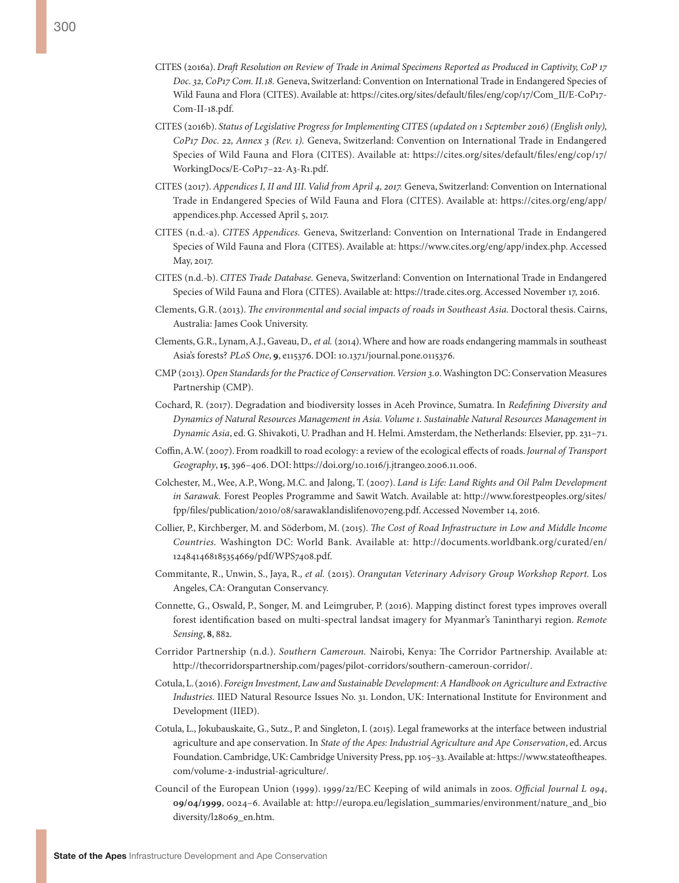CITES (2016a). *Draft Resolution on Review of Trade in Animal Specimens Reported as Produced in Captivity, CoP 17 Doc. 32, CoP17 Com. II.18.* Geneva, Switzerland: Convention on International Trade in Endangered Species of Wild Fauna and Flora (CITES). Available at: https://cites.org/sites/default/files/eng/cop/17/Com_II/E-CoP17-Com-II-18.pdf.

CITES (2016b). *Status of Legislative Progress for Implementing CITES (updated on 1 September 2016) (English only), CoP17 Doc. 22, Annex 3 (Rev. 1).* Geneva, Switzerland: Convention on International Trade in Endangered Species of Wild Fauna and Flora (CITES). Available at: https://cites.org/sites/default/files/eng/cop/17/WorkingDocs/E-CoP17-22-A3-R1.pdf.

CITES (2017). *Appendices I, II and III. Valid from April 4, 2017.* Geneva, Switzerland: Convention on International Trade in Endangered Species of Wild Fauna and Flora (CITES). Available at: https://cites.org/eng/app/appendices.php. Accessed April 5, 2017.

CITES (n.d.-a). *CITES Appendices.* Geneva, Switzerland: Convention on International Trade in Endangered Species of Wild Fauna and Flora (CITES). Available at: https://www.cites.org/eng/app/index.php. Accessed May, 2017.

CITES (n.d.-b). *CITES Trade Database.* Geneva, Switzerland: Convention on International Trade in Endangered Species of Wild Fauna and Flora (CITES). Available at: https://trade.cites.org. Accessed November 17, 2016.

Clements, G.R. (2013). *The environmental and social impacts of roads in Southeast Asia.* Doctoral thesis. Cairns, Australia: James Cook University.

Clements, G.R., Lynam, A.J., Gaveau, D.*, et al.* (2014). Where and how are roads endangering mammals in southeast Asia's forests? *PLoS One*, **9**, e115376. DOI: 10.1371/journal.pone.0115376.

CMP (2013). *Open Standards for the Practice of Conservation. Version 3.0.* Washington DC: Conservation Measures Partnership (CMP).

Cochard, R. (2017). Degradation and biodiversity losses in Aceh Province, Sumatra. In *Redefining Diversity and Dynamics of Natural Resources Management in Asia. Volume 1. Sustainable Natural Resources Management in Dynamic Asia*, ed. G. Shivakoti, U. Pradhan and H. Helmi. Amsterdam, the Netherlands: Elsevier, pp. 231–71.

Coffin, A.W. (2007). From roadkill to road ecology: a review of the ecological effects of roads. *Journal of Transport Geography*, **15**, 396–406. DOI: https://doi.org/10.1016/j.jtrangeo.2006.11.006.

Colchester, M., Wee, A.P., Wong, M.C. and Jalong, T. (2007). *Land is Life: Land Rights and Oil Palm Development in Sarawak.* Forest Peoples Programme and Sawit Watch. Available at: http://www.forestpeoples.org/sites/fpp/files/publication/2010/08/sarawaklandislifenov07eng.pdf. Accessed November 14, 2016.

Collier, P., Kirchberger, M. and Söderbom, M. (2015). *The Cost of Road Infrastructure in Low and Middle Income Countries.* Washington DC: World Bank. Available at: http://documents.worldbank.org/curated/en/124841468185354669/pdf/WPS7408.pdf.

Commitante, R., Unwin, S., Jaya, R.*, et al.* (2015). *Orangutan Veterinary Advisory Group Workshop Report.* Los Angeles, CA: Orangutan Conservancy.

Connette, G., Oswald, P., Songer, M. and Leimgruber, P. (2016). Mapping distinct forest types improves overall forest identification based on multi-spectral landsat imagery for Myanmar's Tanintharyi region. *Remote Sensing*, **8**, 882.

Corridor Partnership (n.d.). *Southern Cameroun.* Nairobi, Kenya: The Corridor Partnership. Available at: http://thecorridorspartnership.com/pages/pilot-corridors/southern-cameroun-corridor/.

Cotula, L. (2016). *Foreign Investment, Law and Sustainable Development: A Handbook on Agriculture and Extractive Industries.* IIED Natural Resource Issues No. 31. London, UK: International Institute for Environment and Development (IIED).

Cotula, L., Jokubauskaite, G., Sutz., P. and Singleton, I. (2015). Legal frameworks at the interface between industrial agriculture and ape conservation. In *State of the Apes: Industrial Agriculture and Ape Conservation*, ed. Arcus Foundation. Cambridge, UK: Cambridge University Press, pp. 105–33. Available at: https://www.stateoftheapes.com/volume-2-industrial-agriculture/.

Council of the European Union (1999). 1999/22/EC Keeping of wild animals in zoos. *Official Journal L 094*, **09/04/1999**, 0024–6. Available at: http://europa.eu/legislation_summaries/environment/nature_and_biodiversity/l28069_en.htm.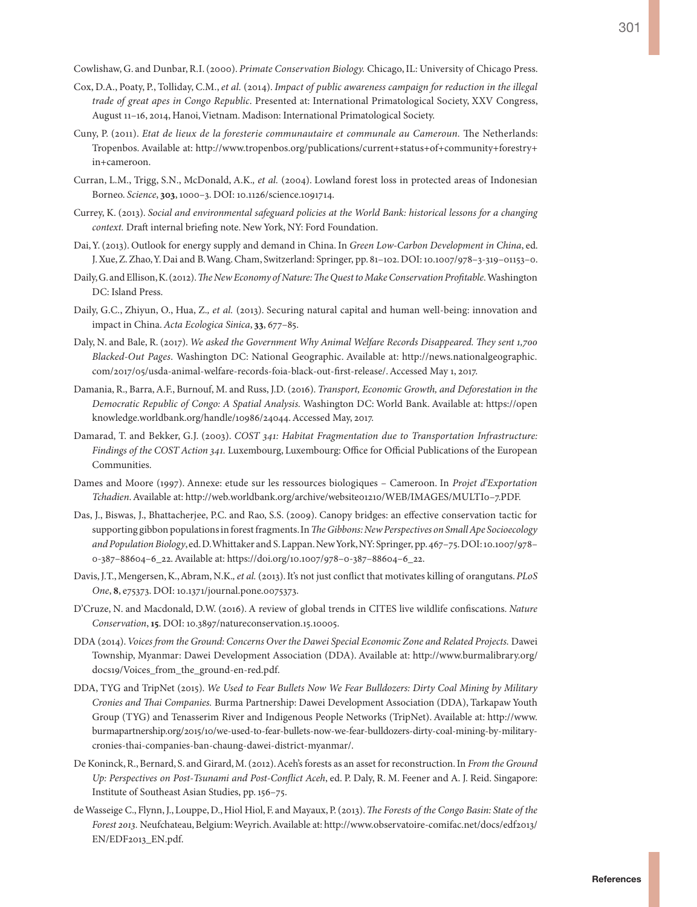Cowlishaw, G. and Dunbar, R.I. (2000). *Primate Conservation Biology.* Chicago, IL: University of Chicago Press.

Cox, D.A., Poaty, P., Tolliday, C.M., *et al.* (2014). *Impact of public awareness campaign for reduction in the illegal trade of great apes in Congo Republic*. Presented at: International Primatological Society, XXV Congress, August 11–16, 2014, Hanoi, Vietnam. Madison: International Primatological Society.

Cuny, P. (2011). *Etat de lieux de la foresterie communautaire et communale au Cameroun.* The Netherlands: Tropenbos. Available at: http://www.tropenbos.org/publications/current+status+of+community+forestry+in+cameroon.

Curran, L.M., Trigg, S.N., McDonald, A.K., *et al.* (2004). Lowland forest loss in protected areas of Indonesian Borneo. *Science*, **303**, 1000–3. DOI: 10.1126/science.1091714.

Currey, K. (2013). *Social and environmental safeguard policies at the World Bank: historical lessons for a changing context.* Draft internal briefing note. New York, NY: Ford Foundation.

Dai, Y. (2013). Outlook for energy supply and demand in China. In *Green Low-Carbon Development in China*, ed. J. Xue, Z. Zhao, Y. Dai and B. Wang. Cham, Switzerland: Springer, pp. 81–102. DOI: 10.1007/978–3-319–01153–0.

Daily, G. and Ellison, K. (2012). *The New Economy of Nature: The Quest to Make Conservation Profitable.* Washington DC: Island Press.

Daily, G.C., Zhiyun, O., Hua, Z., *et al.* (2013). Securing natural capital and human well-being: innovation and impact in China. *Acta Ecologica Sinica*, **33**, 677–85.

Daly, N. and Bale, R. (2017). *We asked the Government Why Animal Welfare Records Disappeared. They sent 1,700 Blacked-Out Pages*. Washington DC: National Geographic. Available at: http://news.nationalgeographic.com/2017/05/usda-animal-welfare-records-foia-black-out-first-release/. Accessed May 1, 2017.

Damania, R., Barra, A.F., Burnouf, M. and Russ, J.D. (2016). *Transport, Economic Growth, and Deforestation in the Democratic Republic of Congo: A Spatial Analysis.* Washington DC: World Bank. Available at: https://openknowledge.worldbank.org/handle/10986/24044. Accessed May, 2017.

Damarad, T. and Bekker, G.J. (2003). *COST 341: Habitat Fragmentation due to Transportation Infrastructure: Findings of the COST Action 341.* Luxembourg, Luxembourg: Office for Official Publications of the European Communities.

Dames and Moore (1997). Annexe: etude sur les ressources biologiques – Cameroon. In *Projet d'Exportation Tchadien*. Available at: http://web.worldbank.org/archive/website01210/WEB/IMAGES/MULTI0–7.PDF.

Das, J., Biswas, J., Bhattacherjee, P.C. and Rao, S.S. (2009). Canopy bridges: an effective conservation tactic for supporting gibbon populations in forest fragments. In *The Gibbons: New Perspectives on Small Ape Socioecology and Population Biology*, ed. D. Whittaker and S. Lappan. New York, NY: Springer, pp. 467–75. DOI: 10.1007/978–0-387–88604–6_22. Available at: https://doi.org/10.1007/978–0-387–88604–6_22.

Davis, J.T., Mengersen, K., Abram, N.K., *et al.* (2013). It's not just conflict that motivates killing of orangutans. *PLoS One*, **8**, e75373. DOI: 10.1371/journal.pone.0075373.

D'Cruze, N. and Macdonald, D.W. (2016). A review of global trends in CITES live wildlife confiscations. *Nature Conservation*, **15**. DOI: 10.3897/natureconservation.15.10005.

DDA (2014). *Voices from the Ground: Concerns Over the Dawei Special Economic Zone and Related Projects.* Dawei Township, Myanmar: Dawei Development Association (DDA). Available at: http://www.burmalibrary.org/docs19/Voices_from_the_ground-en-red.pdf.

DDA, TYG and TripNet (2015). *We Used to Fear Bullets Now We Fear Bulldozers: Dirty Coal Mining by Military Cronies and Thai Companies.* Burma Partnership: Dawei Development Association (DDA), Tarkapaw Youth Group (TYG) and Tenasserim River and Indigenous People Networks (TripNet). Available at: http://www.burmapartnership.org/2015/10/we-used-to-fear-bullets-now-we-fear-bulldozers-dirty-coal-mining-by-military-cronies-thai-companies-ban-chaung-dawei-district-myanmar/.

De Koninck, R., Bernard, S. and Girard, M. (2012). Aceh's forests as an asset for reconstruction. In *From the Ground Up: Perspectives on Post-Tsunami and Post-Conflict Aceh*, ed. P. Daly, R. M. Feener and A. J. Reid. Singapore: Institute of Southeast Asian Studies, pp. 156–75.

de Wasseige C., Flynn, J., Louppe, D., Hiol Hiol, F. and Mayaux, P. (2013). *The Forests of the Congo Basin: State of the Forest 2013.* Neufchateau, Belgium: Weyrich. Available at: http://www.observatoire-comifac.net/docs/edf2013/EN/EDF2013_EN.pdf.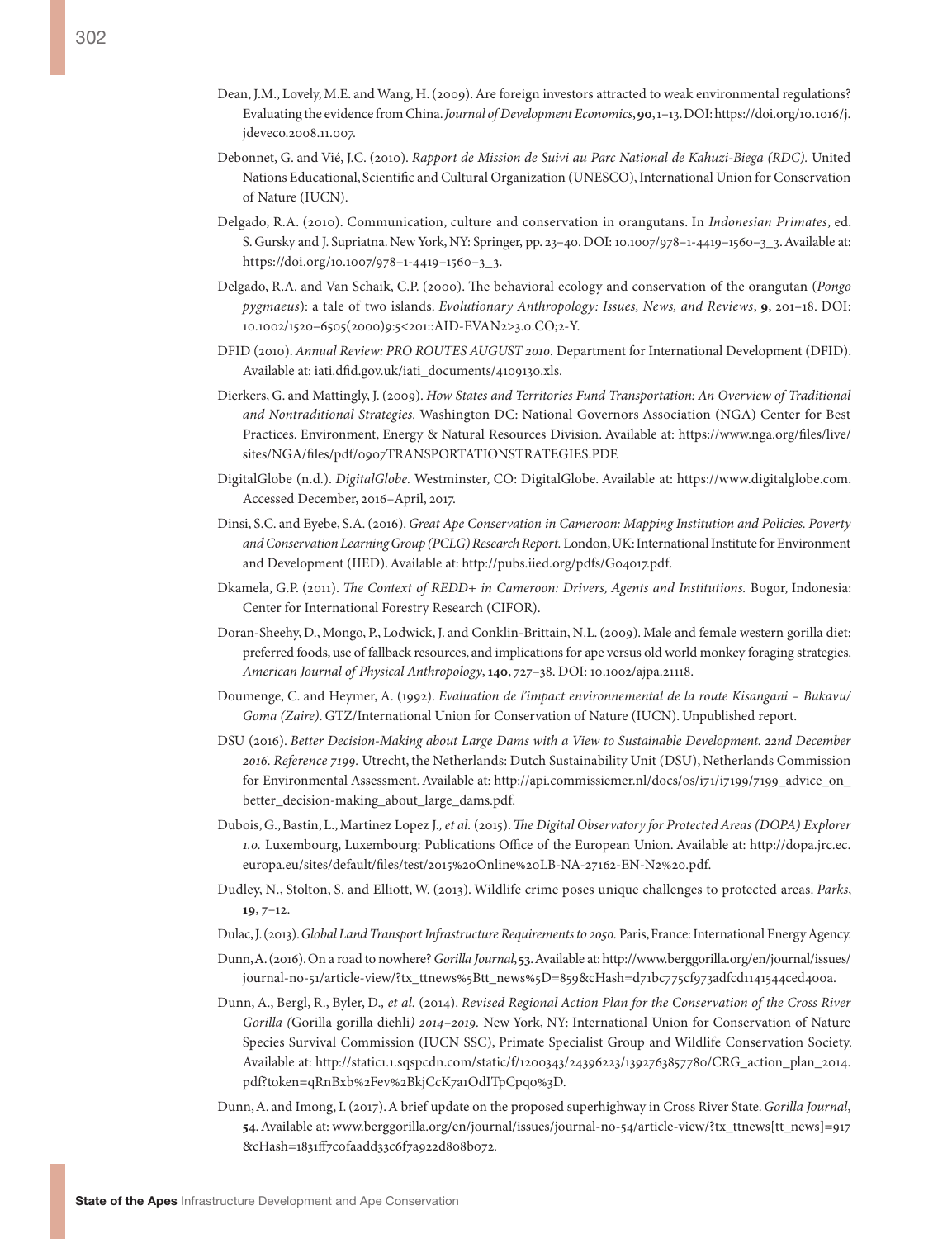Dean, J.M., Lovely, M.E. and Wang, H. (2009). Are foreign investors attracted to weak environmental regulations? Evaluating the evidence from China. *Journal of Development Economics*, **90**, 1–13. DOI: https://doi.org/10.1016/j.jdeveco.2008.11.007.

Debonnet, G. and Vié, J.C. (2010). *Rapport de Mission de Suivi au Parc National de Kahuzi-Biega (RDC).* United Nations Educational, Scientific and Cultural Organization (UNESCO), International Union for Conservation of Nature (IUCN).

Delgado, R.A. (2010). Communication, culture and conservation in orangutans. In *Indonesian Primates*, ed. S. Gursky and J. Supriatna. New York, NY: Springer, pp. 23–40. DOI: 10.1007/978–1-4419–1560–3_3. Available at: https://doi.org/10.1007/978–1-4419–1560–3_3.

Delgado, R.A. and Van Schaik, C.P. (2000). The behavioral ecology and conservation of the orangutan (*Pongo pygmaeus*): a tale of two islands. *Evolutionary Anthropology: Issues, News, and Reviews*, **9**, 201–18. DOI: 10.1002/1520–6505(2000)9:5<201::AID-EVAN2>3.0.CO;2-Y.

DFID (2010). *Annual Review: PRO ROUTES AUGUST 2010.* Department for International Development (DFID). Available at: iati.dfid.gov.uk/iati_documents/4109130.xls.

Dierkers, G. and Mattingly, J. (2009). *How States and Territories Fund Transportation: An Overview of Traditional and Nontraditional Strategies.* Washington DC: National Governors Association (NGA) Center for Best Practices. Environment, Energy & Natural Resources Division. Available at: https://www.nga.org/files/live/sites/NGA/files/pdf/0907TRANSPORTATIONSTRATEGIES.PDF.

DigitalGlobe (n.d.). *DigitalGlobe.* Westminster, CO: DigitalGlobe. Available at: https://www.digitalglobe.com. Accessed December, 2016–April, 2017.

Dinsi, S.C. and Eyebe, S.A. (2016). *Great Ape Conservation in Cameroon: Mapping Institution and Policies. Poverty and Conservation Learning Group (PCLG) Research Report.* London, UK: International Institute for Environment and Development (IIED). Available at: http://pubs.iied.org/pdfs/G04017.pdf.

Dkamela, G.P. (2011). *The Context of REDD+ in Cameroon: Drivers, Agents and Institutions.* Bogor, Indonesia: Center for International Forestry Research (CIFOR).

Doran-Sheehy, D., Mongo, P., Lodwick, J. and Conklin-Brittain, N.L. (2009). Male and female western gorilla diet: preferred foods, use of fallback resources, and implications for ape versus old world monkey foraging strategies. *American Journal of Physical Anthropology*, **140**, 727–38. DOI: 10.1002/ajpa.21118.

Doumenge, C. and Heymer, A. (1992). *Evaluation de l'impact environnemental de la route Kisangani – Bukavu/Goma (Zaire).* GTZ/International Union for Conservation of Nature (IUCN). Unpublished report.

DSU (2016). *Better Decision-Making about Large Dams with a View to Sustainable Development. 22nd December 2016. Reference 7199.* Utrecht, the Netherlands: Dutch Sustainability Unit (DSU), Netherlands Commission for Environmental Assessment. Available at: http://api.commissiemer.nl/docs/os/i71/i7199/7199_advice_on_better_decision-making_about_large_dams.pdf.

Dubois, G., Bastin, L., Martinez Lopez J.*, et al.* (2015). *The Digital Observatory for Protected Areas (DOPA) Explorer 1.0.* Luxembourg, Luxembourg: Publications Office of the European Union. Available at: http://dopa.jrc.ec.europa.eu/sites/default/files/test/2015%20Online%20LB-NA-27162-EN-N2%20.pdf.

Dudley, N., Stolton, S. and Elliott, W. (2013). Wildlife crime poses unique challenges to protected areas. *Parks*, **19**, 7–12.

Dulac, J. (2013). *Global Land Transport Infrastructure Requirements to 2050.* Paris, France: International Energy Agency.

Dunn, A. (2016). On a road to nowhere? *Gorilla Journal*, **53**. Available at: http://www.berggorilla.org/en/journal/issues/journal-no-51/article-view/?tx_ttnews%5Btt_news%5D=859&cHash=d71bc775cf973adfcd1141544ced400a.

Dunn, A., Bergl, R., Byler, D.*, et al.* (2014). *Revised Regional Action Plan for the Conservation of the Cross River Gorilla (*Gorilla gorilla diehli*) 2014–2019.* New York, NY: International Union for Conservation of Nature Species Survival Commission (IUCN SSC), Primate Specialist Group and Wildlife Conservation Society. Available at: http://static1.1.sqspcdn.com/static/f/1200343/24396223/1392763857780/CRG_action_plan_2014.pdf?token=qRnBxb%2Fev%2BkjCcK7a1OdITpCpq0%3D.

Dunn, A. and Imong, I. (2017). A brief update on the proposed superhighway in Cross River State. *Gorilla Journal*, **54**. Available at: www.berggorilla.org/en/journal/issues/journal-no-54/article-view/?tx_ttnews[tt_news]=917&cHash=1831ff7c0faadd33c6f7a922d808b072.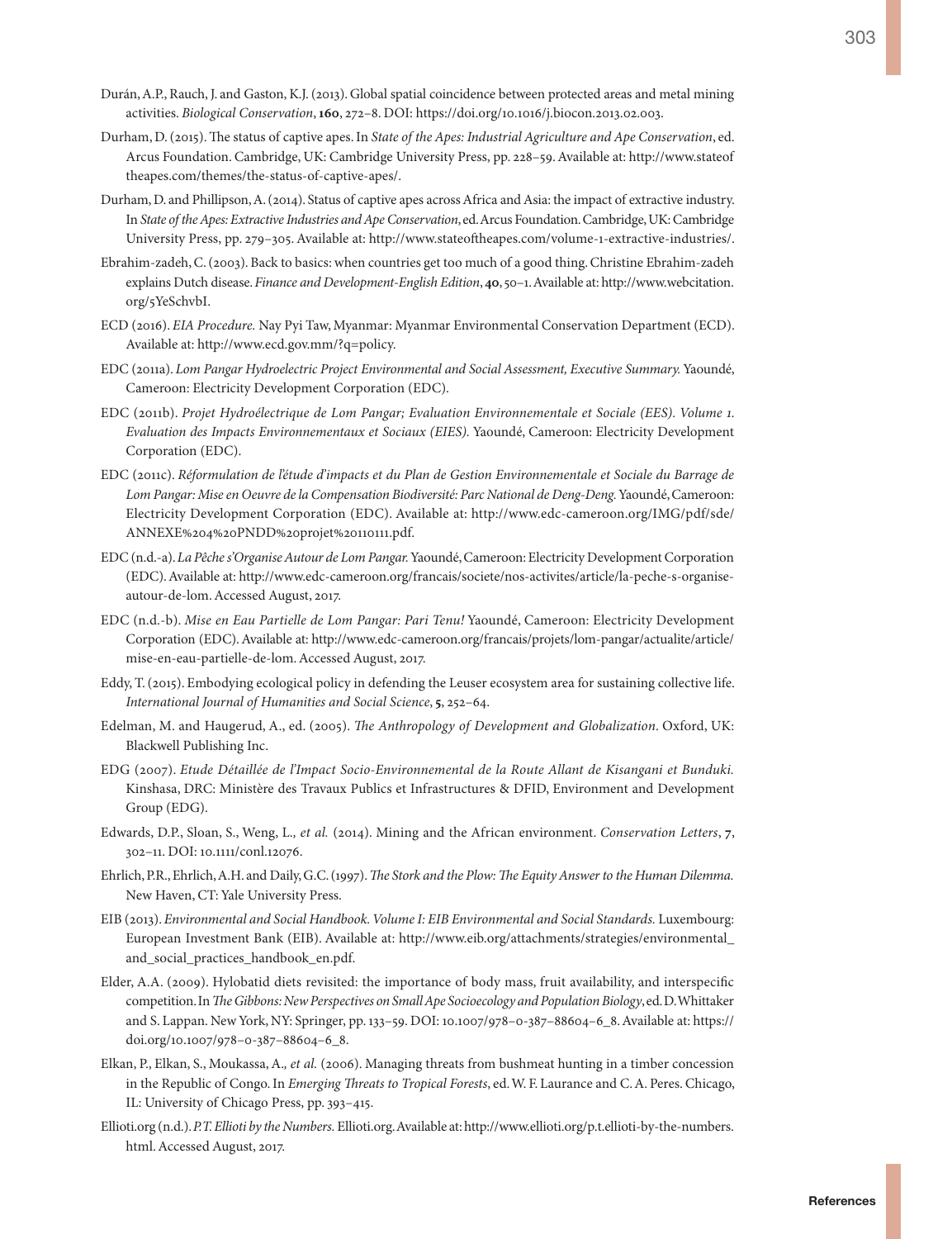Durán, A.P., Rauch, J. and Gaston, K.J. (2013). Global spatial coincidence between protected areas and metal mining activities. *Biological Conservation*, **160**, 272–8. DOI: https://doi.org/10.1016/j.biocon.2013.02.003.

Durham, D. (2015). The status of captive apes. In *State of the Apes: Industrial Agriculture and Ape Conservation*, ed. Arcus Foundation. Cambridge, UK: Cambridge University Press, pp. 228–59. Available at: http://www.stateoftheapes.com/themes/the-status-of-captive-apes/.

Durham, D. and Phillipson, A. (2014). Status of captive apes across Africa and Asia: the impact of extractive industry. In *State of the Apes: Extractive Industries and Ape Conservation*, ed. Arcus Foundation. Cambridge, UK: Cambridge University Press, pp. 279–305. Available at: http://www.stateoftheapes.com/volume-1-extractive-industries/.

Ebrahim-zadeh, C. (2003). Back to basics: when countries get too much of a good thing. Christine Ebrahim-zadeh explains Dutch disease. *Finance and Development-English Edition*, **40**, 50–1. Available at: http://www.webcitation.org/5YeSchvbI.

ECD (2016). *EIA Procedure.* Nay Pyi Taw, Myanmar: Myanmar Environmental Conservation Department (ECD). Available at: http://www.ecd.gov.mm/?q=policy.

EDC (2011a). *Lom Pangar Hydroelectric Project Environmental and Social Assessment, Executive Summary.* Yaoundé, Cameroon: Electricity Development Corporation (EDC).

EDC (2011b). *Projet Hydroélectrique de Lom Pangar; Evaluation Environnementale et Sociale (EES). Volume 1. Evaluation des Impacts Environnementaux et Sociaux (EIES).* Yaoundé, Cameroon: Electricity Development Corporation (EDC).

EDC (2011c). *Réformulation de l'étude d'impacts et du Plan de Gestion Environnementale et Sociale du Barrage de Lom Pangar: Mise en Oeuvre de la Compensation Biodiversité: Parc National de Deng-Deng.* Yaoundé, Cameroon: Electricity Development Corporation (EDC). Available at: http://www.edc-cameroon.org/IMG/pdf/sde/ANNEXE%204%20PNDD%20projet%20110111.pdf.

EDC (n.d.-a). *La Pêche s'Organise Autour de Lom Pangar.* Yaoundé, Cameroon: Electricity Development Corporation (EDC). Available at: http://www.edc-cameroon.org/francais/societe/nos-activites/article/la-peche-s-organise-autour-de-lom. Accessed August, 2017.

EDC (n.d.-b). *Mise en Eau Partielle de Lom Pangar: Pari Tenu!* Yaoundé, Cameroon: Electricity Development Corporation (EDC). Available at: http://www.edc-cameroon.org/francais/projets/lom-pangar/actualite/article/mise-en-eau-partielle-de-lom. Accessed August, 2017.

Eddy, T. (2015). Embodying ecological policy in defending the Leuser ecosystem area for sustaining collective life. *International Journal of Humanities and Social Science*, **5**, 252–64.

Edelman, M. and Haugerud, A., ed. (2005). *The Anthropology of Development and Globalization*. Oxford, UK: Blackwell Publishing Inc.

EDG (2007). *Etude Détaillée de l'Impact Socio-Environnemental de la Route Allant de Kisangani et Bunduki.* Kinshasa, DRC: Ministère des Travaux Publics et Infrastructures & DFID, Environment and Development Group (EDG).

Edwards, D.P., Sloan, S., Weng, L.*, et al.* (2014). Mining and the African environment. *Conservation Letters*, **7**, 302–11. DOI: 10.1111/conl.12076.

Ehrlich, P.R., Ehrlich, A.H. and Daily, G.C. (1997). *The Stork and the Plow: The Equity Answer to the Human Dilemma.* New Haven, CT: Yale University Press.

EIB (2013). *Environmental and Social Handbook. Volume I: EIB Environmental and Social Standards.* Luxembourg: European Investment Bank (EIB). Available at: http://www.eib.org/attachments/strategies/environmental_and_social_practices_handbook_en.pdf.

Elder, A.A. (2009). Hylobatid diets revisited: the importance of body mass, fruit availability, and interspecific competition. In *The Gibbons: New Perspectives on Small Ape Socioecology and Population Biology*, ed. D. Whittaker and S. Lappan. New York, NY: Springer, pp. 133–59. DOI: 10.1007/978-0-387-88604-6_8. Available at: https://doi.org/10.1007/978-0-387-88604-6_8.

Elkan, P., Elkan, S., Moukassa, A.*, et al.* (2006). Managing threats from bushmeat hunting in a timber concession in the Republic of Congo. In *Emerging Threats to Tropical Forests*, ed. W. F. Laurance and C. A. Peres. Chicago, IL: University of Chicago Press, pp. 393–415.

Ellioti.org (n.d.). *P.T. Ellioti by the Numbers.* Ellioti.org. Available at: http://www.ellioti.org/p.t.ellioti-by-the-numbers.html. Accessed August, 2017.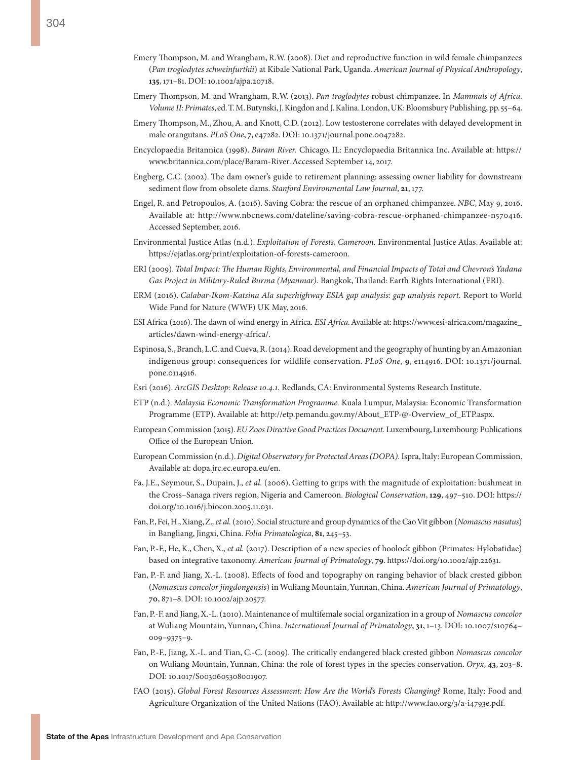Emery Thompson, M. and Wrangham, R.W. (2008). Diet and reproductive function in wild female chimpanzees (*Pan troglodytes schweinfurthii*) at Kibale National Park, Uganda. *American Journal of Physical Anthropology*, **135**, 171–81. DOI: 10.1002/ajpa.20718.

Emery Thompson, M. and Wrangham, R.W. (2013). *Pan troglodytes* robust chimpanzee. In *Mammals of Africa. Volume II: Primates*, ed. T. M. Butynski, J. Kingdon and J. Kalina. London, UK: Bloomsbury Publishing, pp. 55–64.

Emery Thompson, M., Zhou, A. and Knott, C.D. (2012). Low testosterone correlates with delayed development in male orangutans. *PLoS One*, **7**, e47282. DOI: 10.1371/journal.pone.0047282.

Encyclopaedia Britannica (1998). *Baram River.* Chicago, IL: Encyclopaedia Britannica Inc. Available at: https://www.britannica.com/place/Baram-River. Accessed September 14, 2017.

Engberg, C.C. (2002). The dam owner's guide to retirement planning: assessing owner liability for downstream sediment flow from obsolete dams. *Stanford Environmental Law Journal*, **21**, 177.

Engel, R. and Petropoulos, A. (2016). Saving Cobra: the rescue of an orphaned chimpanzee. *NBC*, May 9, 2016. Available at: http://www.nbcnews.com/dateline/saving-cobra-rescue-orphaned-chimpanzee-n570416. Accessed September, 2016.

Environmental Justice Atlas (n.d.). *Exploitation of Forests, Cameroon.* Environmental Justice Atlas. Available at: https://ejatlas.org/print/exploitation-of-forests-cameroon.

ERI (2009). *Total Impact: The Human Rights, Environmental, and Financial Impacts of Total and Chevron's Yadana Gas Project in Military-Ruled Burma (Myanmar).* Bangkok, Thailand: Earth Rights International (ERI).

ERM (2016). *Calabar-Ikom-Katsina Ala superhighway ESIA gap analysis: gap analysis report.* Report to World Wide Fund for Nature (WWF) UK May, 2016.

ESI Africa (2016). The dawn of wind energy in Africa. *ESI Africa.* Available at: https://www.esi-africa.com/magazine_articles/dawn-wind-energy-africa/.

Espinosa, S., Branch, L.C. and Cueva, R. (2014). Road development and the geography of hunting by an Amazonian indigenous group: consequences for wildlife conservation. *PLoS One*, **9**, e114916. DOI: 10.1371/journal.pone.0114916.

Esri (2016). *ArcGIS Desktop: Release 10.4.1.* Redlands, CA: Environmental Systems Research Institute.

ETP (n.d.). *Malaysia Economic Transformation Programme.* Kuala Lumpur, Malaysia: Economic Transformation Programme (ETP). Available at: http://etp.pemandu.gov.my/About_ETP-@-Overview_of_ETP.aspx.

European Commission (2015). *EU Zoos Directive Good Practices Document.* Luxembourg, Luxembourg: Publications Office of the European Union.

European Commission (n.d.). *Digital Observatory for Protected Areas (DOPA).* Ispra, Italy: European Commission. Available at: dopa.jrc.ec.europa.eu/en.

Fa, J.E., Seymour, S., Dupain, J.*, et al.* (2006). Getting to grips with the magnitude of exploitation: bushmeat in the Cross–Sanaga rivers region, Nigeria and Cameroon. *Biological Conservation*, **129**, 497–510. DOI: https://doi.org/10.1016/j.biocon.2005.11.031.

Fan, P., Fei, H., Xiang, Z.*, et al.* (2010). Social structure and group dynamics of the Cao Vit gibbon (*Nomascus nasutus*) in Bangliang, Jingxi, China. *Folia Primatologica*, **81**, 245–53.

Fan, P.-F., He, K., Chen, X.*, et al.* (2017). Description of a new species of hoolock gibbon (Primates: Hylobatidae) based on integrative taxonomy. *American Journal of Primatology*, **79**. https://doi.org/10.1002/ajp.22631.

Fan, P.-F. and Jiang, X.-L. (2008). Effects of food and topography on ranging behavior of black crested gibbon (*Nomascus concolor jingdongensis*) in Wuliang Mountain, Yunnan, China. *American Journal of Primatology*, **70**, 871–8. DOI: 10.1002/ajp.20577.

Fan, P.-F. and Jiang, X.-L. (2010). Maintenance of multifemale social organization in a group of *Nomascus concolor* at Wuliang Mountain, Yunnan, China. *International Journal of Primatology*, **31**, 1–13. DOI: 10.1007/s10764–009–9375–9.

Fan, P.-F., Jiang, X.-L. and Tian, C.-C. (2009). The critically endangered black crested gibbon *Nomascus concolor* on Wuliang Mountain, Yunnan, China: the role of forest types in the species conservation. *Oryx*, **43**, 203–8. DOI: 10.1017/S0030605308001907.

FAO (2015). *Global Forest Resources Assessment: How Are the World's Forests Changing?* Rome, Italy: Food and Agriculture Organization of the United Nations (FAO). Available at: http://www.fao.org/3/a-i4793e.pdf.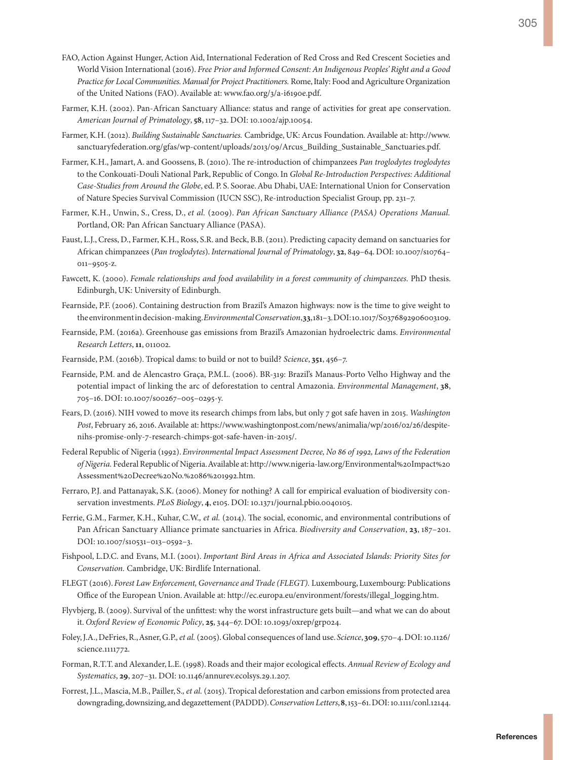FAO, Action Against Hunger, Action Aid, International Federation of Red Cross and Red Crescent Societies and World Vision International (2016). *Free Prior and Informed Consent: An Indigenous Peoples' Right and a Good Practice for Local Communities. Manual for Project Practitioners.* Rome, Italy: Food and Agriculture Organization of the United Nations (FAO). Available at: www.fao.org/3/a-i6190e.pdf.

Farmer, K.H. (2002). Pan-African Sanctuary Alliance: status and range of activities for great ape conservation. *American Journal of Primatology*, **58**, 117–32. DOI: 10.1002/ajp.10054.

Farmer, K.H. (2012). *Building Sustainable Sanctuaries.* Cambridge, UK: Arcus Foundation. Available at: http://www.sanctuaryfederation.org/gfas/wp-content/uploads/2013/09/Arcus_Building_Sustainable_Sanctuaries.pdf.

Farmer, K.H., Jamart, A. and Goossens, B. (2010). The re-introduction of chimpanzees *Pan troglodytes troglodytes* to the Conkouati-Douli National Park, Republic of Congo. In *Global Re-Introduction Perspectives: Additional Case-Studies from Around the Globe*, ed. P. S. Soorae. Abu Dhabi, UAE: International Union for Conservation of Nature Species Survival Commission (IUCN SSC), Re-introduction Specialist Group, pp. 231–7.

Farmer, K.H., Unwin, S., Cress, D., *et al.* (2009). *Pan African Sanctuary Alliance (PASA) Operations Manual.* Portland, OR: Pan African Sanctuary Alliance (PASA).

Faust, L.J., Cress, D., Farmer, K.H., Ross, S.R. and Beck, B.B. (2011). Predicting capacity demand on sanctuaries for African chimpanzees (*Pan troglodytes*). *International Journal of Primatology*, **32**, 849–64. DOI: 10.1007/s10764-011-9505-z.

Fawcett, K. (2000). *Female relationships and food availability in a forest community of chimpanzees.* PhD thesis. Edinburgh, UK: University of Edinburgh.

Fearnside, P.F. (2006). Containing destruction from Brazil's Amazon highways: now is the time to give weight to the environment in decision-making. *Environmental Conservation*, **33**, 181–3. DOI: 10.1017/S0376892906003109.

Fearnside, P.M. (2016a). Greenhouse gas emissions from Brazil's Amazonian hydroelectric dams. *Environmental Research Letters*, **11**, 011002.

Fearnside, P.M. (2016b). Tropical dams: to build or not to build? *Science*, **351**, 456–7.

Fearnside, P.M. and de Alencastro Graça, P.M.L. (2006). BR-319: Brazil's Manaus-Porto Velho Highway and the potential impact of linking the arc of deforestation to central Amazonia. *Environmental Management*, **38**, 705–16. DOI: 10.1007/s00267-005-0295-y.

Fears, D. (2016). NIH vowed to move its research chimps from labs, but only 7 got safe haven in 2015. *Washington Post*, February 26, 2016. Available at: https://www.washingtonpost.com/news/animalia/wp/2016/02/26/despite-nihs-promise-only-7-research-chimps-got-safe-haven-in-2015/.

Federal Republic of Nigeria (1992). *Environmental Impact Assessment Decree, No 86 of 1992, Laws of the Federation of Nigeria.* Federal Republic of Nigeria. Available at: http://www.nigeria-law.org/Environmental%20Impact%20Assessment%20Decree%20No.%2086%201992.htm.

Ferraro, P.J. and Pattanayak, S.K. (2006). Money for nothing? A call for empirical evaluation of biodiversity conservation investments. *PLoS Biology*, **4**, e105. DOI: 10.1371/journal.pbio.0040105.

Ferrie, G.M., Farmer, K.H., Kuhar, C.W., *et al.* (2014). The social, economic, and environmental contributions of Pan African Sanctuary Alliance primate sanctuaries in Africa. *Biodiversity and Conservation*, **23**, 187–201. DOI: 10.1007/s10531-013-0592-3.

Fishpool, L.D.C. and Evans, M.I. (2001). *Important Bird Areas in Africa and Associated Islands: Priority Sites for Conservation.* Cambridge, UK: Birdlife International.

FLEGT (2016). *Forest Law Enforcement, Governance and Trade (FLEGT).* Luxembourg, Luxembourg: Publications Office of the European Union. Available at: http://ec.europa.eu/environment/forests/illegal_logging.htm.

Flyvbjerg, B. (2009). Survival of the unfittest: why the worst infrastructure gets built—and what we can do about it. *Oxford Review of Economic Policy*, **25**, 344–67. DOI: 10.1093/oxrep/grp024.

Foley, J.A., DeFries, R., Asner, G.P., *et al.* (2005). Global consequences of land use. *Science*, **309**, 570–4. DOI: 10.1126/science.1111772.

Forman, R.T.T. and Alexander, L.E. (1998). Roads and their major ecological effects. *Annual Review of Ecology and Systematics*, **29**, 207–31. DOI: 10.1146/annurev.ecolsys.29.1.207.

Forrest, J.L., Mascia, M.B., Pailler, S., *et al.* (2015). Tropical deforestation and carbon emissions from protected area downgrading, downsizing, and degazettement (PADDD). *Conservation Letters*, **8**, 153–61. DOI: 10.1111/conl.12144.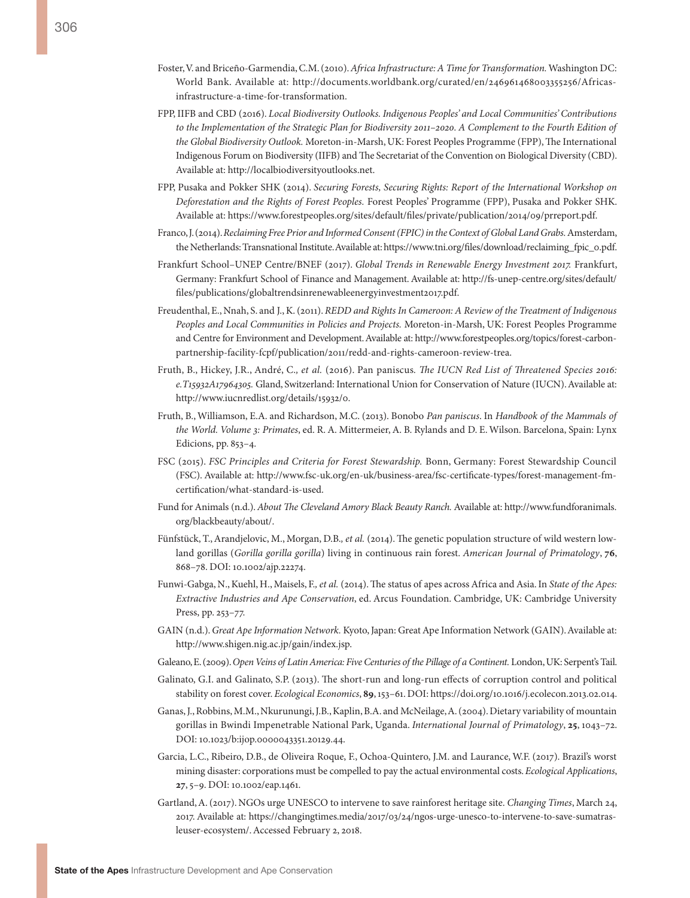Foster, V. and Briceño-Garmendia, C.M. (2010). *Africa Infrastructure: A Time for Transformation.* Washington DC: World Bank. Available at: http://documents.worldbank.org/curated/en/246961468003355256/Africas-infrastructure-a-time-for-transformation.

FPP, IIFB and CBD (2016). *Local Biodiversity Outlooks. Indigenous Peoples' and Local Communities' Contributions to the Implementation of the Strategic Plan for Biodiversity 2011–2020. A Complement to the Fourth Edition of the Global Biodiversity Outlook.* Moreton-in-Marsh, UK: Forest Peoples Programme (FPP), The International Indigenous Forum on Biodiversity (IIFB) and The Secretariat of the Convention on Biological Diversity (CBD). Available at: http://localbiodiversityoutlooks.net.

FPP, Pusaka and Pokker SHK (2014). *Securing Forests, Securing Rights: Report of the International Workshop on Deforestation and the Rights of Forest Peoples.* Forest Peoples' Programme (FPP), Pusaka and Pokker SHK. Available at: https://www.forestpeoples.org/sites/default/files/private/publication/2014/09/prreport.pdf.

Franco, J. (2014). *Reclaiming Free Prior and Informed Consent (FPIC) in the Context of Global Land Grabs.* Amsterdam, the Netherlands: Transnational Institute. Available at: https://www.tni.org/files/download/reclaiming_fpic_0.pdf.

Frankfurt School–UNEP Centre/BNEF (2017). *Global Trends in Renewable Energy Investment 2017.* Frankfurt, Germany: Frankfurt School of Finance and Management. Available at: http://fs-unep-centre.org/sites/default/files/publications/globaltrendsinrenewableenergyinvestment2017.pdf.

Freudenthal, E., Nnah, S. and J., K. (2011). *REDD and Rights In Cameroon: A Review of the Treatment of Indigenous Peoples and Local Communities in Policies and Projects.* Moreton-in-Marsh, UK: Forest Peoples Programme and Centre for Environment and Development. Available at: http://www.forestpeoples.org/topics/forest-carbon-partnership-facility-fcpf/publication/2011/redd-and-rights-cameroon-review-trea.

Fruth, B., Hickey, J.R., André, C.*, et al.* (2016). Pan paniscus. *The IUCN Red List of Threatened Species 2016: e.T15932A17964305.* Gland, Switzerland: International Union for Conservation of Nature (IUCN). Available at: http://www.iucnredlist.org/details/15932/0.

Fruth, B., Williamson, E.A. and Richardson, M.C. (2013). Bonobo *Pan paniscus*. In *Handbook of the Mammals of the World. Volume 3: Primates*, ed. R. A. Mittermeier, A. B. Rylands and D. E. Wilson. Barcelona, Spain: Lynx Edicions, pp. 853–4.

FSC (2015). *FSC Principles and Criteria for Forest Stewardship.* Bonn, Germany: Forest Stewardship Council (FSC). Available at: http://www.fsc-uk.org/en-uk/business-area/fsc-certificate-types/forest-management-fm-certification/what-standard-is-used.

Fund for Animals (n.d.). *About The Cleveland Amory Black Beauty Ranch.* Available at: http://www.fundforanimals.org/blackbeauty/about/.

Fünfstück, T., Arandjelovic, M., Morgan, D.B.*, et al.* (2014). The genetic population structure of wild western lowland gorillas (*Gorilla gorilla gorilla*) living in continuous rain forest. *American Journal of Primatology*, **76**, 868–78. DOI: 10.1002/ajp.22274.

Funwi-Gabga, N., Kuehl, H., Maisels, F.*, et al.* (2014). The status of apes across Africa and Asia. In *State of the Apes: Extractive Industries and Ape Conservation*, ed. Arcus Foundation. Cambridge, UK: Cambridge University Press, pp. 253–77.

GAIN (n.d.). *Great Ape Information Network.* Kyoto, Japan: Great Ape Information Network (GAIN). Available at: http://www.shigen.nig.ac.jp/gain/index.jsp.

Galeano, E. (2009). *Open Veins of Latin America: Five Centuries of the Pillage of a Continent.* London, UK: Serpent's Tail.

Galinato, G.I. and Galinato, S.P. (2013). The short-run and long-run effects of corruption control and political stability on forest cover. *Ecological Economics*, **89**, 153–61. DOI: https://doi.org/10.1016/j.ecolecon.2013.02.014.

Ganas, J., Robbins, M.M., Nkurunungi, J.B., Kaplin, B.A. and McNeilage, A. (2004). Dietary variability of mountain gorillas in Bwindi Impenetrable National Park, Uganda. *International Journal of Primatology*, **25**, 1043–72. DOI: 10.1023/b:ijop.0000043351.20129.44.

Garcia, L.C., Ribeiro, D.B., de Oliveira Roque, F., Ochoa-Quintero, J.M. and Laurance, W.F. (2017). Brazil's worst mining disaster: corporations must be compelled to pay the actual environmental costs. *Ecological Applications*, **27**, 5–9. DOI: 10.1002/eap.1461.

Gartland, A. (2017). NGOs urge UNESCO to intervene to save rainforest heritage site. *Changing Times*, March 24, 2017. Available at: https://changingtimes.media/2017/03/24/ngos-urge-unesco-to-intervene-to-save-sumatras-leuser-ecosystem/. Accessed February 2, 2018.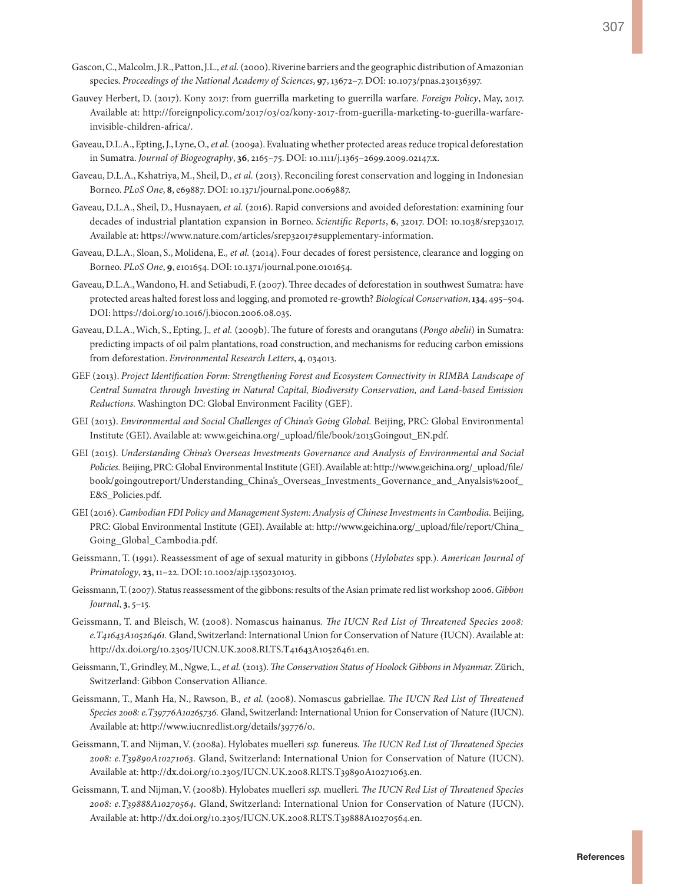Gascon, C., Malcolm, J.R., Patton, J.L., *et al.* (2000). Riverine barriers and the geographic distribution of Amazonian species. *Proceedings of the National Academy of Sciences*, **97**, 13672–7. DOI: 10.1073/pnas.230136397.

Gauvey Herbert, D. (2017). Kony 2017: from guerrilla marketing to guerrilla warfare. *Foreign Policy*, May, 2017. Available at: http://foreignpolicy.com/2017/03/02/kony-2017-from-guerilla-marketing-to-guerilla-warfare-invisible-children-africa/.

Gaveau, D.L.A., Epting, J., Lyne, O., *et al.* (2009a). Evaluating whether protected areas reduce tropical deforestation in Sumatra. *Journal of Biogeography*, **36**, 2165–75. DOI: 10.1111/j.1365–2699.2009.02147.x.

Gaveau, D.L.A., Kshatriya, M., Sheil, D., *et al.* (2013). Reconciling forest conservation and logging in Indonesian Borneo. *PLoS One*, **8**, e69887. DOI: 10.1371/journal.pone.0069887.

Gaveau, D.L.A., Sheil, D., Husnayaen, *et al.* (2016). Rapid conversions and avoided deforestation: examining four decades of industrial plantation expansion in Borneo. *Scientific Reports*, **6**, 32017. DOI: 10.1038/srep32017. Available at: https://www.nature.com/articles/srep32017#supplementary-information.

Gaveau, D.L.A., Sloan, S., Molidena, E., *et al.* (2014). Four decades of forest persistence, clearance and logging on Borneo. *PLoS One*, **9**, e101654. DOI: 10.1371/journal.pone.0101654.

Gaveau, D.L.A., Wandono, H. and Setiabudi, F. (2007). Three decades of deforestation in southwest Sumatra: have protected areas halted forest loss and logging, and promoted re-growth? *Biological Conservation*, **134**, 495–504. DOI: https://doi.org/10.1016/j.biocon.2006.08.035.

Gaveau, D.L.A., Wich, S., Epting, J., *et al.* (2009b). The future of forests and orangutans (*Pongo abelii*) in Sumatra: predicting impacts of oil palm plantations, road construction, and mechanisms for reducing carbon emissions from deforestation. *Environmental Research Letters*, **4**, 034013.

GEF (2013). *Project Identification Form: Strengthening Forest and Ecosystem Connectivity in RIMBA Landscape of Central Sumatra through Investing in Natural Capital, Biodiversity Conservation, and Land-based Emission Reductions.* Washington DC: Global Environment Facility (GEF).

GEI (2013). *Environmental and Social Challenges of China's Going Global.* Beijing, PRC: Global Environmental Institute (GEI). Available at: www.geichina.org/_upload/file/book/2013Goingout_EN.pdf.

GEI (2015). *Understanding China's Overseas Investments Governance and Analysis of Environmental and Social Policies.* Beijing, PRC: Global Environmental Institute (GEI). Available at: http://www.geichina.org/_upload/file/book/goingoutreport/Understanding_China's_Overseas_Investments_Governance_and_Anyalsis%20of_E&S_Policies.pdf.

GEI (2016). *Cambodian FDI Policy and Management System: Analysis of Chinese Investments in Cambodia.* Beijing, PRC: Global Environmental Institute (GEI). Available at: http://www.geichina.org/_upload/file/report/China_Going_Global_Cambodia.pdf.

Geissmann, T. (1991). Reassessment of age of sexual maturity in gibbons (*Hylobates* spp.). *American Journal of Primatology*, **23**, 11–22. DOI: 10.1002/ajp.1350230103.

Geissmann, T. (2007). Status reassessment of the gibbons: results of the Asian primate red list workshop 2006. *Gibbon Journal*, **3**, 5–15.

Geissmann, T. and Bleisch, W. (2008). Nomascus hainanus. *The IUCN Red List of Threatened Species 2008: e.T41643A10526461.* Gland, Switzerland: International Union for Conservation of Nature (IUCN). Available at: http://dx.doi.org/10.2305/IUCN.UK.2008.RLTS.T41643A10526461.en.

Geissmann, T., Grindley, M., Ngwe, L., *et al.* (2013). *The Conservation Status of Hoolock Gibbons in Myanmar.* Zürich, Switzerland: Gibbon Conservation Alliance.

Geissmann, T., Manh Ha, N., Rawson, B., *et al.* (2008). Nomascus gabriellae. *The IUCN Red List of Threatened Species 2008: e.T39776A10265736.* Gland, Switzerland: International Union for Conservation of Nature (IUCN). Available at: http://www.iucnredlist.org/details/39776/0.

Geissmann, T. and Nijman, V. (2008a). Hylobates muelleri *ssp.* funereus. *The IUCN Red List of Threatened Species 2008: e.T39890A10271063.* Gland, Switzerland: International Union for Conservation of Nature (IUCN). Available at: http://dx.doi.org/10.2305/IUCN.UK.2008.RLTS.T39890A10271063.en.

Geissmann, T. and Nijman, V. (2008b). Hylobates muelleri *ssp.* muelleri. *The IUCN Red List of Threatened Species 2008: e.T39888A10270564.* Gland, Switzerland: International Union for Conservation of Nature (IUCN). Available at: http://dx.doi.org/10.2305/IUCN.UK.2008.RLTS.T39888A10270564.en.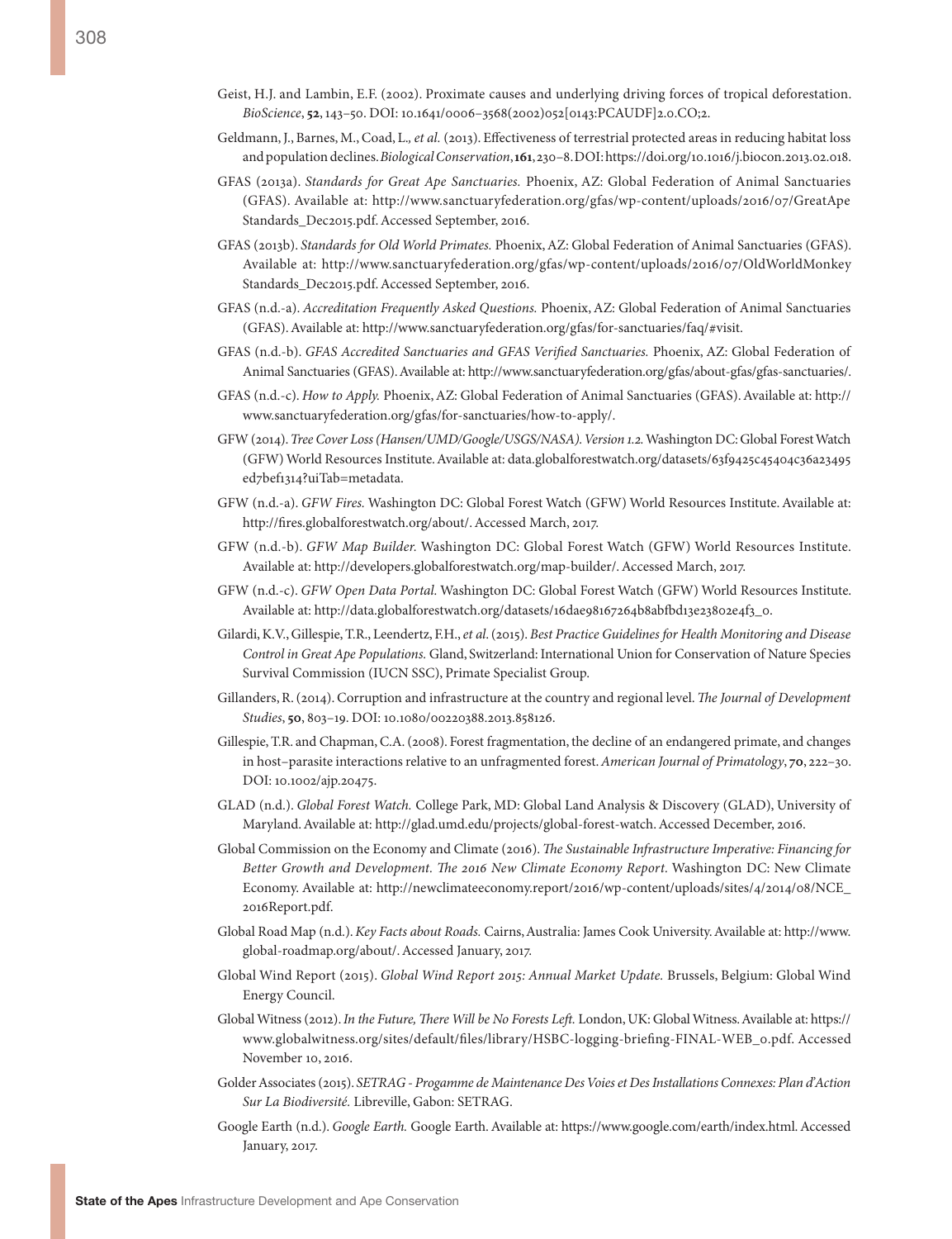Geist, H.J. and Lambin, E.F. (2002). Proximate causes and underlying driving forces of tropical deforestation. *BioScience*, **52**, 143–50. DOI: 10.1641/0006–3568(2002)052[0143:PCAUDF]2.0.CO;2.

Geldmann, J., Barnes, M., Coad, L., *et al.* (2013). Effectiveness of terrestrial protected areas in reducing habitat loss and population declines. *Biological Conservation*, **161**, 230–8. DOI: https://doi.org/10.1016/j.biocon.2013.02.018.

GFAS (2013a). *Standards for Great Ape Sanctuaries.* Phoenix, AZ: Global Federation of Animal Sanctuaries (GFAS). Available at: http://www.sanctuaryfederation.org/gfas/wp-content/uploads/2016/07/GreatApe Standards_Dec2015.pdf. Accessed September, 2016.

GFAS (2013b). *Standards for Old World Primates.* Phoenix, AZ: Global Federation of Animal Sanctuaries (GFAS). Available at: http://www.sanctuaryfederation.org/gfas/wp-content/uploads/2016/07/OldWorldMonkey Standards_Dec2015.pdf. Accessed September, 2016.

GFAS (n.d.-a). *Accreditation Frequently Asked Questions.* Phoenix, AZ: Global Federation of Animal Sanctuaries (GFAS). Available at: http://www.sanctuaryfederation.org/gfas/for-sanctuaries/faq/#visit.

GFAS (n.d.-b). *GFAS Accredited Sanctuaries and GFAS Verified Sanctuaries.* Phoenix, AZ: Global Federation of Animal Sanctuaries (GFAS). Available at: http://www.sanctuaryfederation.org/gfas/about-gfas/gfas-sanctuaries/.

GFAS (n.d.-c). *How to Apply.* Phoenix, AZ: Global Federation of Animal Sanctuaries (GFAS). Available at: http://www.sanctuaryfederation.org/gfas/for-sanctuaries/how-to-apply/.

GFW (2014). *Tree Cover Loss (Hansen/UMD/Google/USGS/NASA). Version 1.2.* Washington DC: Global Forest Watch (GFW) World Resources Institute. Available at: data.globalforestwatch.org/datasets/63f9425c45404c36a23495ed7bef1314?uiTab=metadata.

GFW (n.d.-a). *GFW Fires.* Washington DC: Global Forest Watch (GFW) World Resources Institute. Available at: http://fires.globalforestwatch.org/about/. Accessed March, 2017.

GFW (n.d.-b). *GFW Map Builder.* Washington DC: Global Forest Watch (GFW) World Resources Institute. Available at: http://developers.globalforestwatch.org/map-builder/. Accessed March, 2017.

GFW (n.d.-c). *GFW Open Data Portal.* Washington DC: Global Forest Watch (GFW) World Resources Institute. Available at: http://data.globalforestwatch.org/datasets/16dae98167264b8abfbd13e23802e4f3_0.

Gilardi, K.V., Gillespie, T.R., Leendertz, F.H., *et al.* (2015). *Best Practice Guidelines for Health Monitoring and Disease Control in Great Ape Populations.* Gland, Switzerland: International Union for Conservation of Nature Species Survival Commission (IUCN SSC), Primate Specialist Group.

Gillanders, R. (2014). Corruption and infrastructure at the country and regional level. *The Journal of Development Studies*, **50**, 803–19. DOI: 10.1080/00220388.2013.858126.

Gillespie, T.R. and Chapman, C.A. (2008). Forest fragmentation, the decline of an endangered primate, and changes in host–parasite interactions relative to an unfragmented forest. *American Journal of Primatology*, **70**, 222–30. DOI: 10.1002/ajp.20475.

GLAD (n.d.). *Global Forest Watch.* College Park, MD: Global Land Analysis & Discovery (GLAD), University of Maryland. Available at: http://glad.umd.edu/projects/global-forest-watch. Accessed December, 2016.

Global Commission on the Economy and Climate (2016). *The Sustainable Infrastructure Imperative: Financing for Better Growth and Development. The 2016 New Climate Economy Report.* Washington DC: New Climate Economy. Available at: http://newclimateeconomy.report/2016/wp-content/uploads/sites/4/2014/08/NCE_2016Report.pdf.

Global Road Map (n.d.). *Key Facts about Roads.* Cairns, Australia: James Cook University. Available at: http://www.global-roadmap.org/about/. Accessed January, 2017.

Global Wind Report (2015). *Global Wind Report 2015: Annual Market Update.* Brussels, Belgium: Global Wind Energy Council.

Global Witness (2012). *In the Future, There Will be No Forests Left.* London, UK: Global Witness. Available at: https://www.globalwitness.org/sites/default/files/library/HSBC-logging-briefing-FINAL-WEB_0.pdf. Accessed November 10, 2016.

Golder Associates (2015). *SETRAG - Progamme de Maintenance Des Voies et Des Installations Connexes: Plan d'Action Sur La Biodiversité.* Libreville, Gabon: SETRAG.

Google Earth (n.d.). *Google Earth.* Google Earth. Available at: https://www.google.com/earth/index.html. Accessed January, 2017.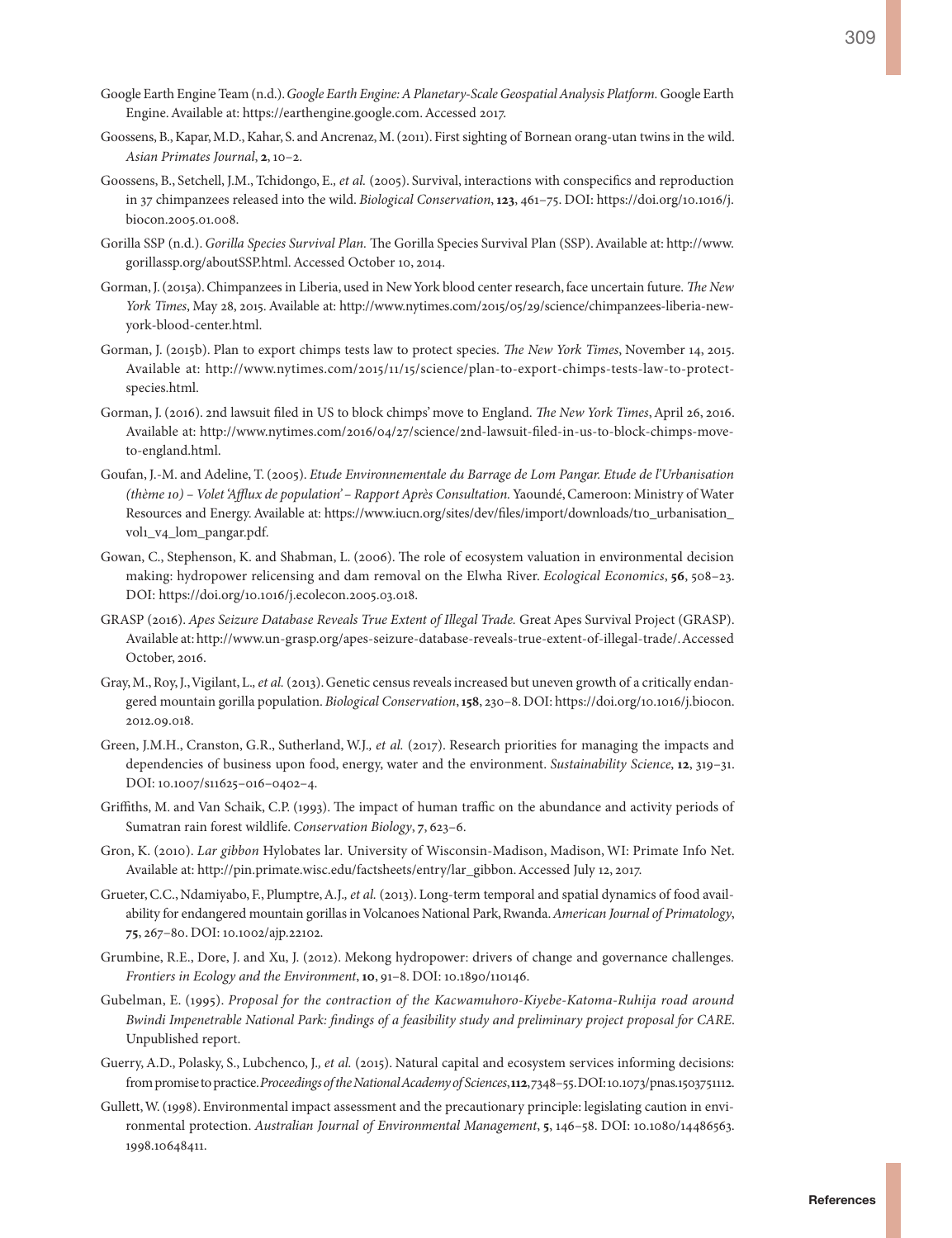Google Earth Engine Team (n.d.). *Google Earth Engine: A Planetary-Scale Geospatial Analysis Platform.* Google Earth Engine. Available at: https://earthengine.google.com. Accessed 2017.

Goossens, B., Kapar, M.D., Kahar, S. and Ancrenaz, M. (2011). First sighting of Bornean orang-utan twins in the wild. *Asian Primates Journal*, **2**, 10–2.

Goossens, B., Setchell, J.M., Tchidongo, E., *et al.* (2005). Survival, interactions with conspecifics and reproduction in 37 chimpanzees released into the wild. *Biological Conservation*, **123**, 461–75. DOI: https://doi.org/10.1016/j.biocon.2005.01.008.

Gorilla SSP (n.d.). *Gorilla Species Survival Plan.* The Gorilla Species Survival Plan (SSP). Available at: http://www.gorillassp.org/aboutSSP.html. Accessed October 10, 2014.

Gorman, J. (2015a). Chimpanzees in Liberia, used in New York blood center research, face uncertain future. *The New York Times*, May 28, 2015. Available at: http://www.nytimes.com/2015/05/29/science/chimpanzees-liberia-new-york-blood-center.html.

Gorman, J. (2015b). Plan to export chimps tests law to protect species. *The New York Times*, November 14, 2015. Available at: http://www.nytimes.com/2015/11/15/science/plan-to-export-chimps-tests-law-to-protect-species.html.

Gorman, J. (2016). 2nd lawsuit filed in US to block chimps' move to England. *The New York Times*, April 26, 2016. Available at: http://www.nytimes.com/2016/04/27/science/2nd-lawsuit-filed-in-us-to-block-chimps-move-to-england.html.

Goufan, J.-M. and Adeline, T. (2005). *Etude Environnementale du Barrage de Lom Pangar. Etude de l'Urbanisation (thème 10) – Volet 'Afflux de population' – Rapport Après Consultation.* Yaoundé, Cameroon: Ministry of Water Resources and Energy. Available at: https://www.iucn.org/sites/dev/files/import/downloads/t10_urbanisation_vol1_v4_lom_pangar.pdf.

Gowan, C., Stephenson, K. and Shabman, L. (2006). The role of ecosystem valuation in environmental decision making: hydropower relicensing and dam removal on the Elwha River. *Ecological Economics*, **56**, 508–23. DOI: https://doi.org/10.1016/j.ecolecon.2005.03.018.

GRASP (2016). *Apes Seizure Database Reveals True Extent of Illegal Trade.* Great Apes Survival Project (GRASP). Available at: http://www.un-grasp.org/apes-seizure-database-reveals-true-extent-of-illegal-trade/. Accessed October, 2016.

Gray, M., Roy, J., Vigilant, L., *et al.* (2013). Genetic census reveals increased but uneven growth of a critically endangered mountain gorilla population. *Biological Conservation*, **158**, 230–8. DOI: https://doi.org/10.1016/j.biocon.2012.09.018.

Green, J.M.H., Cranston, G.R., Sutherland, W.J., *et al.* (2017). Research priorities for managing the impacts and dependencies of business upon food, energy, water and the environment. *Sustainability Science*, **12**, 319–31. DOI: 10.1007/s11625-016-0402-4.

Griffiths, M. and Van Schaik, C.P. (1993). The impact of human traffic on the abundance and activity periods of Sumatran rain forest wildlife. *Conservation Biology*, **7**, 623–6.

Gron, K. (2010). *Lar gibbon* Hylobates lar. University of Wisconsin-Madison, Madison, WI: Primate Info Net. Available at: http://pin.primate.wisc.edu/factsheets/entry/lar_gibbon. Accessed July 12, 2017.

Grueter, C.C., Ndamiyabo, F., Plumptre, A.J., *et al.* (2013). Long-term temporal and spatial dynamics of food availability for endangered mountain gorillas in Volcanoes National Park, Rwanda. *American Journal of Primatology*, **75**, 267–80. DOI: 10.1002/ajp.22102.

Grumbine, R.E., Dore, J. and Xu, J. (2012). Mekong hydropower: drivers of change and governance challenges. *Frontiers in Ecology and the Environment*, **10**, 91–8. DOI: 10.1890/110146.

Gubelman, E. (1995). *Proposal for the contraction of the Kacwamuhoro-Kiyebe-Katoma-Ruhija road around Bwindi Impenetrable National Park: findings of a feasibility study and preliminary project proposal for CARE*. Unpublished report.

Guerry, A.D., Polasky, S., Lubchenco, J., *et al.* (2015). Natural capital and ecosystem services informing decisions: from promise to practice. *Proceedings of the National Academy of Sciences*, **112**, 7348–55. DOI: 10.1073/pnas.1503751112.

Gullett, W. (1998). Environmental impact assessment and the precautionary principle: legislating caution in environmental protection. *Australian Journal of Environmental Management*, **5**, 146–58. DOI: 10.1080/14486563.1998.10648411.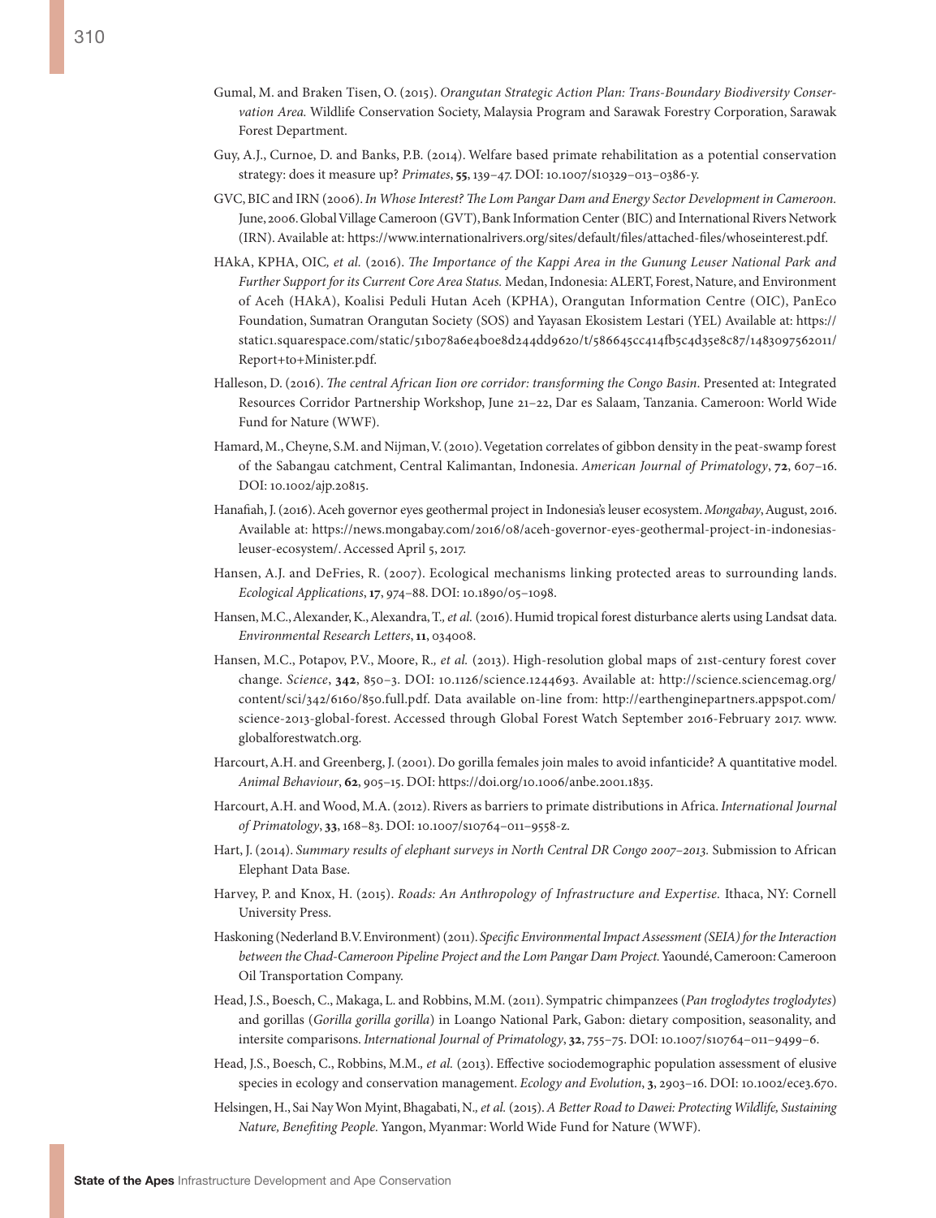Gumal, M. and Braken Tisen, O. (2015). *Orangutan Strategic Action Plan: Trans-Boundary Biodiversity Conservation Area.* Wildlife Conservation Society, Malaysia Program and Sarawak Forestry Corporation, Sarawak Forest Department.

Guy, A.J., Curnoe, D. and Banks, P.B. (2014). Welfare based primate rehabilitation as a potential conservation strategy: does it measure up? *Primates*, **55**, 139–47. DOI: 10.1007/s10329–013–0386-y.

GVC, BIC and IRN (2006). *In Whose Interest? The Lom Pangar Dam and Energy Sector Development in Cameroon.* June, 2006. Global Village Cameroon (GVT), Bank Information Center (BIC) and International Rivers Network (IRN). Available at: https://www.internationalrivers.org/sites/default/files/attached-files/whoseinterest.pdf.

HAkA, KPHA, OIC*, et al.* (2016). *The Importance of the Kappi Area in the Gunung Leuser National Park and Further Support for its Current Core Area Status.* Medan, Indonesia: ALERT, Forest, Nature, and Environment of Aceh (HAkA), Koalisi Peduli Hutan Aceh (KPHA), Orangutan Information Centre (OIC), PanEco Foundation, Sumatran Orangutan Society (SOS) and Yayasan Ekosistem Lestari (YEL) Available at: https://static1.squarespace.com/static/51b078a6e4b0e8d244dd9620/t/586645cc414fb5c4d35e8c87/1483097562011/Report+to+Minister.pdf.

Halleson, D. (2016). *The central African Iion ore corridor: transforming the Congo Basin.* Presented at: Integrated Resources Corridor Partnership Workshop, June 21–22, Dar es Salaam, Tanzania. Cameroon: World Wide Fund for Nature (WWF).

Hamard, M., Cheyne, S.M. and Nijman, V. (2010). Vegetation correlates of gibbon density in the peat-swamp forest of the Sabangau catchment, Central Kalimantan, Indonesia. *American Journal of Primatology*, **72**, 607–16. DOI: 10.1002/ajp.20815.

Hanafiah, J. (2016). Aceh governor eyes geothermal project in Indonesia's leuser ecosystem. *Mongabay*, August, 2016. Available at: https://news.mongabay.com/2016/08/aceh-governor-eyes-geothermal-project-in-indonesias-leuser-ecosystem/. Accessed April 5, 2017.

Hansen, A.J. and DeFries, R. (2007). Ecological mechanisms linking protected areas to surrounding lands. *Ecological Applications*, **17**, 974–88. DOI: 10.1890/05–1098.

Hansen, M.C., Alexander, K., Alexandra, T.*, et al.* (2016). Humid tropical forest disturbance alerts using Landsat data. *Environmental Research Letters*, **11**, 034008.

Hansen, M.C., Potapov, P.V., Moore, R.*, et al.* (2013). High-resolution global maps of 21st-century forest cover change. *Science*, **342**, 850–3. DOI: 10.1126/science.1244693. Available at: http://science.sciencemag.org/content/sci/342/6160/850.full.pdf. Data available on-line from: http://earthenginepartners.appspot.com/science-2013-global-forest. Accessed through Global Forest Watch September 2016-February 2017. www.globalforestwatch.org.

Harcourt, A.H. and Greenberg, J. (2001). Do gorilla females join males to avoid infanticide? A quantitative model. *Animal Behaviour*, **62**, 905–15. DOI: https://doi.org/10.1006/anbe.2001.1835.

Harcourt, A.H. and Wood, M.A. (2012). Rivers as barriers to primate distributions in Africa. *International Journal of Primatology*, **33**, 168–83. DOI: 10.1007/s10764–011–9558-z.

Hart, J. (2014). *Summary results of elephant surveys in North Central DR Congo 2007–2013.* Submission to African Elephant Data Base.

Harvey, P. and Knox, H. (2015). *Roads: An Anthropology of Infrastructure and Expertise.* Ithaca, NY: Cornell University Press.

Haskoning (Nederland B.V. Environment) (2011). *Specific Environmental Impact Assessment (SEIA) for the Interaction between the Chad-Cameroon Pipeline Project and the Lom Pangar Dam Project.* Yaoundé, Cameroon: Cameroon Oil Transportation Company.

Head, J.S., Boesch, C., Makaga, L. and Robbins, M.M. (2011). Sympatric chimpanzees (*Pan troglodytes troglodytes*) and gorillas (*Gorilla gorilla gorilla*) in Loango National Park, Gabon: dietary composition, seasonality, and intersite comparisons. *International Journal of Primatology*, **32**, 755–75. DOI: 10.1007/s10764–011–9499–6.

Head, J.S., Boesch, C., Robbins, M.M.*, et al.* (2013). Effective sociodemographic population assessment of elusive species in ecology and conservation management. *Ecology and Evolution*, **3**, 2903–16. DOI: 10.1002/ece3.670.

Helsingen, H., Sai Nay Won Myint, Bhagabati, N.*, et al.* (2015). *A Better Road to Dawei: Protecting Wildlife, Sustaining Nature, Benefiting People.* Yangon, Myanmar: World Wide Fund for Nature (WWF).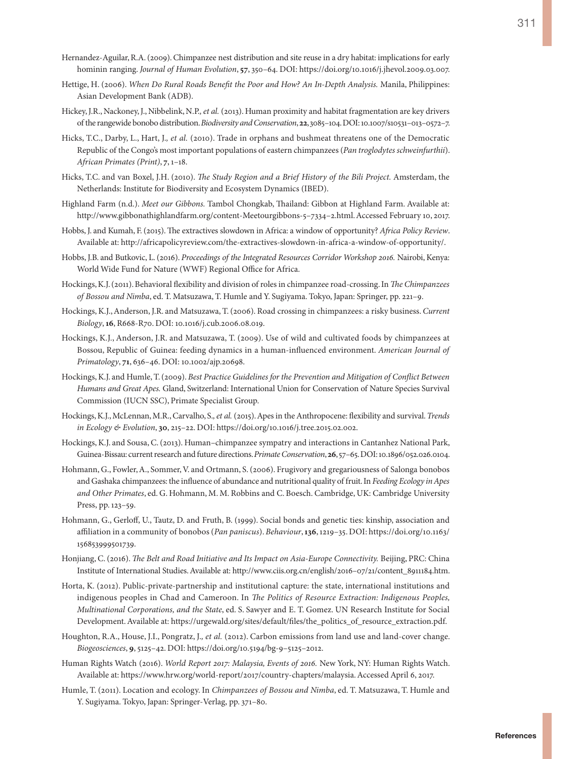Hernandez-Aguilar, R.A. (2009). Chimpanzee nest distribution and site reuse in a dry habitat: implications for early hominin ranging. *Journal of Human Evolution*, **57**, 350–64. DOI: https://doi.org/10.1016/j.jhevol.2009.03.007.

Hettige, H. (2006). *When Do Rural Roads Benefit the Poor and How? An In-Depth Analysis.* Manila, Philippines: Asian Development Bank (ADB).

Hickey, J.R., Nackoney, J., Nibbelink, N.P., *et al.* (2013). Human proximity and habitat fragmentation are key drivers of the rangewide bonobo distribution. *Biodiversity and Conservation*, **22**, 3085–104. DOI: 10.1007/s10531–013–0572–7.

Hicks, T.C., Darby, L., Hart, J., *et al.* (2010). Trade in orphans and bushmeat threatens one of the Democratic Republic of the Congo's most important populations of eastern chimpanzees (*Pan troglodytes schweinfurthii*). *African Primates (Print)*, **7**, 1–18.

Hicks, T.C. and van Boxel, J.H. (2010). *The Study Region and a Brief History of the Bili Project.* Amsterdam, the Netherlands: Institute for Biodiversity and Ecosystem Dynamics (IBED).

Highland Farm (n.d.). *Meet our Gibbons.* Tambol Chongkab, Thailand: Gibbon at Highland Farm. Available at: http://www.gibbonathighlandfarm.org/content-Meetourgibbons-5–7334–2.html. Accessed February 10, 2017.

Hobbs, J. and Kumah, F. (2015). The extractives slowdown in Africa: a window of opportunity? *Africa Policy Review*. Available at: http://africapolicyreview.com/the-extractives-slowdown-in-africa-a-window-of-opportunity/.

Hobbs, J.B. and Butkovic, L. (2016). *Proceedings of the Integrated Resources Corridor Workshop 2016.* Nairobi, Kenya: World Wide Fund for Nature (WWF) Regional Office for Africa.

Hockings, K.J. (2011). Behavioral flexibility and division of roles in chimpanzee road-crossing. In *The Chimpanzees of Bossou and Nimba*, ed. T. Matsuzawa, T. Humle and Y. Sugiyama. Tokyo, Japan: Springer, pp. 221–9.

Hockings, K.J., Anderson, J.R. and Matsuzawa, T. (2006). Road crossing in chimpanzees: a risky business. *Current Biology*, **16**, R668-R70. DOI: 10.1016/j.cub.2006.08.019.

Hockings, K.J., Anderson, J.R. and Matsuzawa, T. (2009). Use of wild and cultivated foods by chimpanzees at Bossou, Republic of Guinea: feeding dynamics in a human-influenced environment. *American Journal of Primatology*, **71**, 636–46. DOI: 10.1002/ajp.20698.

Hockings, K.J. and Humle, T. (2009). *Best Practice Guidelines for the Prevention and Mitigation of Conflict Between Humans and Great Apes.* Gland, Switzerland: International Union for Conservation of Nature Species Survival Commission (IUCN SSC), Primate Specialist Group.

Hockings, K.J., McLennan, M.R., Carvalho, S., *et al.* (2015). Apes in the Anthropocene: flexibility and survival. *Trends in Ecology & Evolution*, **30**, 215–22. DOI: https://doi.org/10.1016/j.tree.2015.02.002.

Hockings, K.J. and Sousa, C. (2013). Human–chimpanzee sympatry and interactions in Cantanhez National Park, Guinea-Bissau: current research and future directions. *Primate Conservation*, **26**, 57–65. DOI: 10.1896/052.026.0104.

Hohmann, G., Fowler, A., Sommer, V. and Ortmann, S. (2006). Frugivory and gregariousness of Salonga bonobos and Gashaka chimpanzees: the influence of abundance and nutritional quality of fruit. In *Feeding Ecology in Apes and Other Primates*, ed. G. Hohmann, M. M. Robbins and C. Boesch. Cambridge, UK: Cambridge University Press, pp. 123–59.

Hohmann, G., Gerloff, U., Tautz, D. and Fruth, B. (1999). Social bonds and genetic ties: kinship, association and affiliation in a community of bonobos (*Pan paniscus*). *Behaviour*, **136**, 1219–35. DOI: https://doi.org/10.1163/156853999501739.

Honjiang, C. (2016). *The Belt and Road Initiative and Its Impact on Asia-Europe Connectivity.* Beijing, PRC: China Institute of International Studies. Available at: http://www.ciis.org.cn/english/2016–07/21/content_8911184.htm.

Horta, K. (2012). Public-private-partnership and institutional capture: the state, international institutions and indigenous peoples in Chad and Cameroon. In *The Politics of Resource Extraction: Indigenous Peoples, Multinational Corporations, and the State*, ed. S. Sawyer and E. T. Gomez. UN Research Institute for Social Development. Available at: https://urgewald.org/sites/default/files/the_politics_of_resource_extraction.pdf.

Houghton, R.A., House, J.I., Pongratz, J., *et al.* (2012). Carbon emissions from land use and land-cover change. *Biogeosciences*, **9**, 5125–42. DOI: https://doi.org/10.5194/bg-9–5125–2012.

Human Rights Watch (2016). *World Report 2017: Malaysia, Events of 2016.* New York, NY: Human Rights Watch. Available at: https://www.hrw.org/world-report/2017/country-chapters/malaysia. Accessed April 6, 2017.

Humle, T. (2011). Location and ecology. In *Chimpanzees of Bossou and Nimba*, ed. T. Matsuzawa, T. Humle and Y. Sugiyama. Tokyo, Japan: Springer-Verlag, pp. 371–80.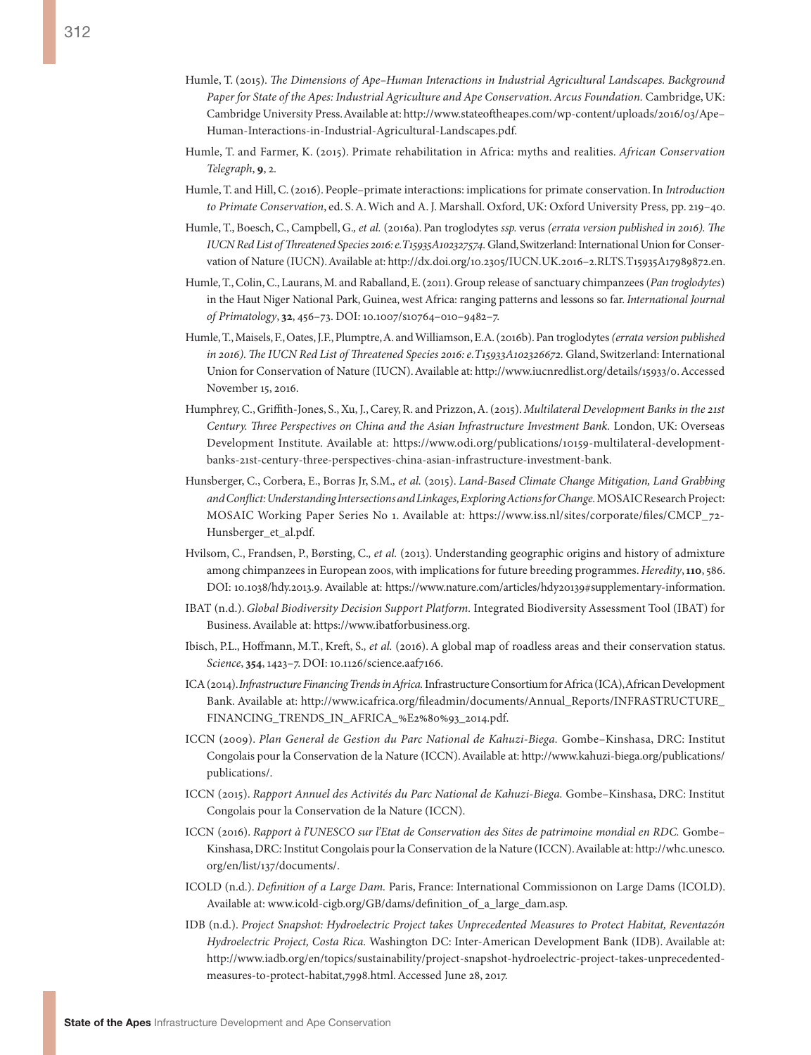Humle, T. (2015). *The Dimensions of Ape–Human Interactions in Industrial Agricultural Landscapes. Background Paper for State of the Apes: Industrial Agriculture and Ape Conservation. Arcus Foundation.* Cambridge, UK: Cambridge University Press. Available at: http://www.stateoftheapes.com/wp-content/uploads/2016/03/Ape–Human-Interactions-in-Industrial-Agricultural-Landscapes.pdf.

Humle, T. and Farmer, K. (2015). Primate rehabilitation in Africa: myths and realities. *African Conservation Telegraph*, **9**, 2.

Humle, T. and Hill, C. (2016). People–primate interactions: implications for primate conservation. In *Introduction to Primate Conservation*, ed. S. A. Wich and A. J. Marshall. Oxford, UK: Oxford University Press, pp. 219–40.

Humle, T., Boesch, C., Campbell, G., *et al.* (2016a). Pan troglodytes *ssp.* verus *(errata version published in 2016). The IUCN Red List of Threatened Species 2016: e.T15935A102327574.* Gland, Switzerland: International Union for Conservation of Nature (IUCN). Available at: http://dx.doi.org/10.2305/IUCN.UK.2016–2.RLTS.T15935A17989872.en.

Humle, T., Colin, C., Laurans, M. and Raballand, E. (2011). Group release of sanctuary chimpanzees (*Pan troglodytes*) in the Haut Niger National Park, Guinea, west Africa: ranging patterns and lessons so far. *International Journal of Primatology*, **32**, 456–73. DOI: 10.1007/s10764–010–9482–7.

Humle, T., Maisels, F., Oates, J.F., Plumptre, A. and Williamson, E.A. (2016b). Pan troglodytes *(errata version published in 2016). The IUCN Red List of Threatened Species 2016: e.T15933A102326672.* Gland, Switzerland: International Union for Conservation of Nature (IUCN). Available at: http://www.iucnredlist.org/details/15933/0. Accessed November 15, 2016.

Humphrey, C., Griffith-Jones, S., Xu, J., Carey, R. and Prizzon, A. (2015). *Multilateral Development Banks in the 21st Century. Three Perspectives on China and the Asian Infrastructure Investment Bank.* London, UK: Overseas Development Institute. Available at: https://www.odi.org/publications/10159-multilateral-development-banks-21st-century-three-perspectives-china-asian-infrastructure-investment-bank.

Hunsberger, C., Corbera, E., Borras Jr, S.M., *et al.* (2015). *Land-Based Climate Change Mitigation, Land Grabbing and Conflict: Understanding Intersections and Linkages, Exploring Actions for Change.* MOSAIC Research Project: MOSAIC Working Paper Series No 1. Available at: https://www.iss.nl/sites/corporate/files/CMCP_72-Hunsberger_et_al.pdf.

Hvilsom, C., Frandsen, P., Børsting, C., *et al.* (2013). Understanding geographic origins and history of admixture among chimpanzees in European zoos, with implications for future breeding programmes. *Heredity*, **110**, 586. DOI: 10.1038/hdy.2013.9. Available at: https://www.nature.com/articles/hdy20139#supplementary-information.

IBAT (n.d.). *Global Biodiversity Decision Support Platform.* Integrated Biodiversity Assessment Tool (IBAT) for Business. Available at: https://www.ibatforbusiness.org.

Ibisch, P.L., Hoffmann, M.T., Kreft, S., *et al.* (2016). A global map of roadless areas and their conservation status. *Science*, **354**, 1423–7. DOI: 10.1126/science.aaf7166.

ICA (2014). *Infrastructure Financing Trends in Africa.* Infrastructure Consortium for Africa (ICA), African Development Bank. Available at: http://www.icafrica.org/fileadmin/documents/Annual_Reports/INFRASTRUCTURE_FINANCING_TRENDS_IN_AFRICA_%E2%80%93_2014.pdf.

ICCN (2009). *Plan General de Gestion du Parc National de Kahuzi-Biega.* Gombe–Kinshasa, DRC: Institut Congolais pour la Conservation de la Nature (ICCN). Available at: http://www.kahuzi-biega.org/publications/publications/.

ICCN (2015). *Rapport Annuel des Activités du Parc National de Kahuzi-Biega.* Gombe–Kinshasa, DRC: Institut Congolais pour la Conservation de la Nature (ICCN).

ICCN (2016). *Rapport à l'UNESCO sur l'Etat de Conservation des Sites de patrimoine mondial en RDC.* Gombe–Kinshasa, DRC: Institut Congolais pour la Conservation de la Nature (ICCN). Available at: http://whc.unesco.org/en/list/137/documents/.

ICOLD (n.d.). *Definition of a Large Dam.* Paris, France: International Commissionon on Large Dams (ICOLD). Available at: www.icold-cigb.org/GB/dams/definition_of_a_large_dam.asp.

IDB (n.d.). *Project Snapshot: Hydroelectric Project takes Unprecedented Measures to Protect Habitat, Reventazón Hydroelectric Project, Costa Rica.* Washington DC: Inter-American Development Bank (IDB). Available at: http://www.iadb.org/en/topics/sustainability/project-snapshot-hydroelectric-project-takes-unprecedented-measures-to-protect-habitat,7998.html. Accessed June 28, 2017.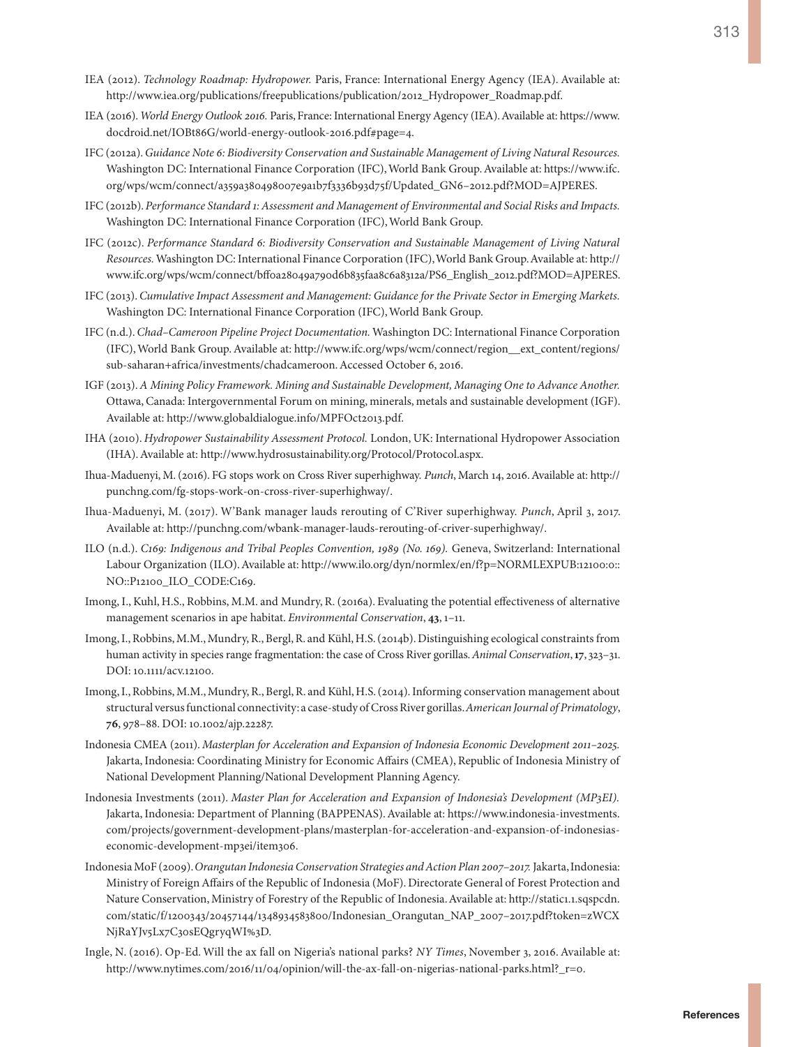IEA (2012). *Technology Roadmap: Hydropower.* Paris, France: International Energy Agency (IEA). Available at: http://www.iea.org/publications/freepublications/publication/2012_Hydropower_Roadmap.pdf.

IEA (2016). *World Energy Outlook 2016.* Paris, France: International Energy Agency (IEA). Available at: https://www.docdroid.net/IOBt86G/world-energy-outlook-2016.pdf#page=4.

IFC (2012a). *Guidance Note 6: Biodiversity Conservation and Sustainable Management of Living Natural Resources.* Washington DC: International Finance Corporation (IFC), World Bank Group. Available at: https://www.ifc.org/wps/wcm/connect/a359a380498007e9a1b7f3336b93d75f/Updated_GN6-2012.pdf?MOD=AJPERES.

IFC (2012b). *Performance Standard 1: Assessment and Management of Environmental and Social Risks and Impacts.* Washington DC: International Finance Corporation (IFC), World Bank Group.

IFC (2012c). *Performance Standard 6: Biodiversity Conservation and Sustainable Management of Living Natural Resources.* Washington DC: International Finance Corporation (IFC), World Bank Group. Available at: http://www.ifc.org/wps/wcm/connect/bff0a28049a790d6b835faa8c6a8312a/PS6_English_2012.pdf?MOD=AJPERES.

IFC (2013). *Cumulative Impact Assessment and Management: Guidance for the Private Sector in Emerging Markets.* Washington DC: International Finance Corporation (IFC), World Bank Group.

IFC (n.d.). *Chad–Cameroon Pipeline Project Documentation.* Washington DC: International Finance Corporation (IFC), World Bank Group. Available at: http://www.ifc.org/wps/wcm/connect/region__ext_content/regions/sub-saharan+africa/investments/chadcameroon. Accessed October 6, 2016.

IGF (2013). *A Mining Policy Framework. Mining and Sustainable Development, Managing One to Advance Another.* Ottawa, Canada: Intergovernmental Forum on mining, minerals, metals and sustainable development (IGF). Available at: http://www.globaldialogue.info/MPFOct2013.pdf.

IHA (2010). *Hydropower Sustainability Assessment Protocol.* London, UK: International Hydropower Association (IHA). Available at: http://www.hydrosustainability.org/Protocol/Protocol.aspx.

Ihua-Maduenyi, M. (2016). FG stops work on Cross River superhighway. *Punch*, March 14, 2016. Available at: http://punchng.com/fg-stops-work-on-cross-river-superhighway/.

Ihua-Maduenyi, M. (2017). W'Bank manager lauds rerouting of C'River superhighway. *Punch*, April 3, 2017. Available at: http://punchng.com/wbank-manager-lauds-rerouting-of-criver-superhighway/.

ILO (n.d.). *C169: Indigenous and Tribal Peoples Convention, 1989 (No. 169).* Geneva, Switzerland: International Labour Organization (ILO). Available at: http://www.ilo.org/dyn/normlex/en/f?p=NORMLEXPUB:12100:0::NO::P12100_ILO_CODE:C169.

Imong, I., Kuhl, H.S., Robbins, M.M. and Mundry, R. (2016a). Evaluating the potential effectiveness of alternative management scenarios in ape habitat. *Environmental Conservation*, **43**, 1–11.

Imong, I., Robbins, M.M., Mundry, R., Bergl, R. and Kühl, H.S. (2014b). Distinguishing ecological constraints from human activity in species range fragmentation: the case of Cross River gorillas. *Animal Conservation*, **17**, 323–31. DOI: 10.1111/acv.12100.

Imong, I., Robbins, M.M., Mundry, R., Bergl, R. and Kühl, H.S. (2014). Informing conservation management about structural versus functional connectivity: a case-study of Cross River gorillas. *American Journal of Primatology*, **76**, 978–88. DOI: 10.1002/ajp.22287.

Indonesia CMEA (2011). *Masterplan for Acceleration and Expansion of Indonesia Economic Development 2011–2025.* Jakarta, Indonesia: Coordinating Ministry for Economic Affairs (CMEA), Republic of Indonesia Ministry of National Development Planning/National Development Planning Agency.

Indonesia Investments (2011). *Master Plan for Acceleration and Expansion of Indonesia's Development (MP3EI).* Jakarta, Indonesia: Department of Planning (BAPPENAS). Available at: https://www.indonesia-investments.com/projects/government-development-plans/masterplan-for-acceleration-and-expansion-of-indonesias-economic-development-mp3ei/item306.

Indonesia MoF (2009). *Orangutan Indonesia Conservation Strategies and Action Plan 2007–2017.* Jakarta, Indonesia: Ministry of Foreign Affairs of the Republic of Indonesia (MoF). Directorate General of Forest Protection and Nature Conservation, Ministry of Forestry of the Republic of Indonesia. Available at: http://static1.1.sqspcdn.com/static/f/1200343/20457144/1348934583800/Indonesian_Orangutan_NAP_2007-2017.pdf?token=zWCXNjRaYJv5Lx7C30sEQgryqWI%3D.

Ingle, N. (2016). Op-Ed. Will the ax fall on Nigeria's national parks? *NY Times*, November 3, 2016. Available at: http://www.nytimes.com/2016/11/04/opinion/will-the-ax-fall-on-nigerias-national-parks.html?_r=0.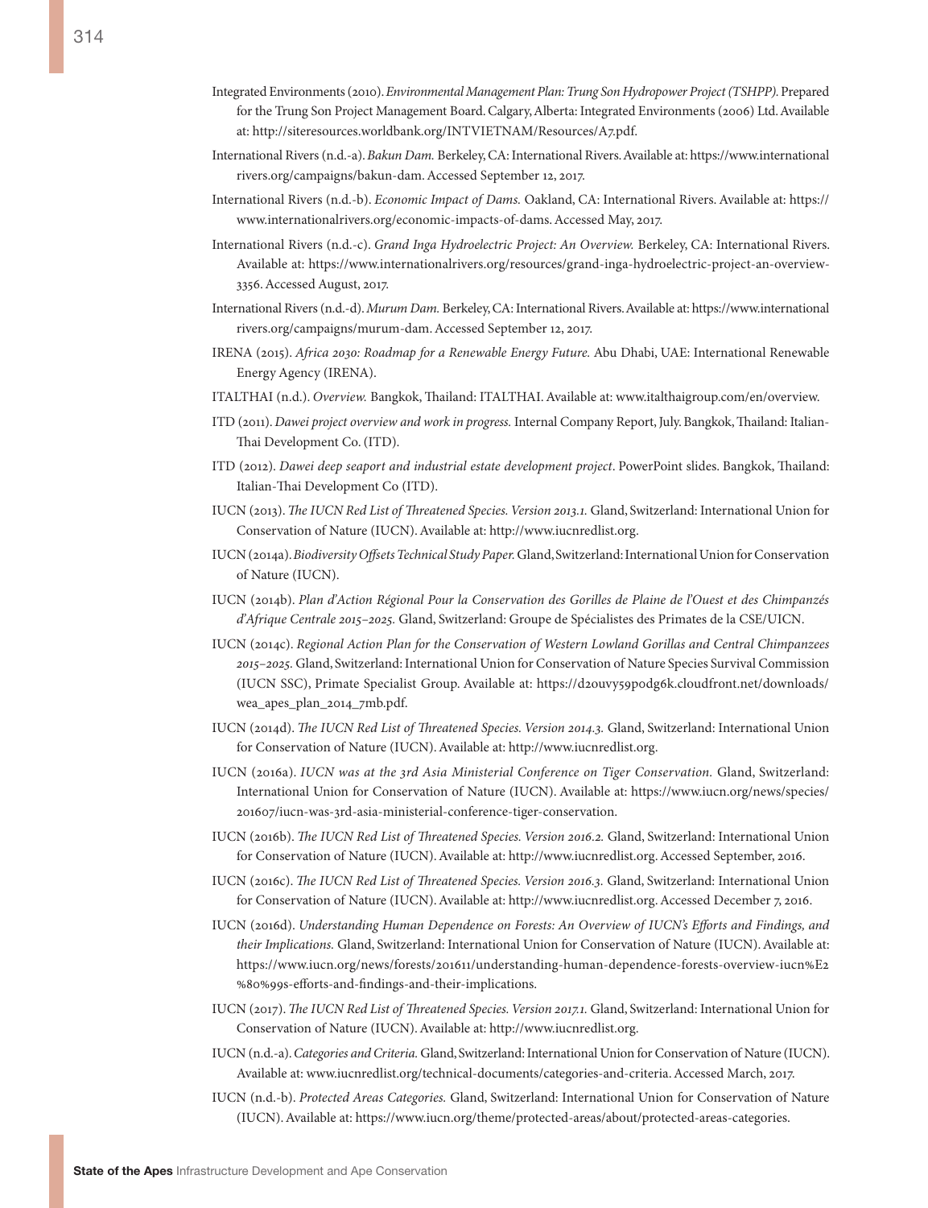Integrated Environments (2010). *Environmental Management Plan: Trung Son Hydropower Project (TSHPP)*. Prepared for the Trung Son Project Management Board. Calgary, Alberta: Integrated Environments (2006) Ltd. Available at: http://siteresources.worldbank.org/INTVIETNAM/Resources/A7.pdf.

International Rivers (n.d.-a). *Bakun Dam.* Berkeley, CA: International Rivers. Available at: https://www.internationalrivers.org/campaigns/bakun-dam. Accessed September 12, 2017.

International Rivers (n.d.-b). *Economic Impact of Dams.* Oakland, CA: International Rivers. Available at: https://www.internationalrivers.org/economic-impacts-of-dams. Accessed May, 2017.

International Rivers (n.d.-c). *Grand Inga Hydroelectric Project: An Overview.* Berkeley, CA: International Rivers. Available at: https://www.internationalrivers.org/resources/grand-inga-hydroelectric-project-an-overview-3356. Accessed August, 2017.

International Rivers (n.d.-d). *Murum Dam.* Berkeley, CA: International Rivers. Available at: https://www.internationalrivers.org/campaigns/murum-dam. Accessed September 12, 2017.

IRENA (2015). *Africa 2030: Roadmap for a Renewable Energy Future.* Abu Dhabi, UAE: International Renewable Energy Agency (IRENA).

ITALTHAI (n.d.). *Overview.* Bangkok, Thailand: ITALTHAI. Available at: www.italthaigroup.com/en/overview.

ITD (2011). *Dawei project overview and work in progress.* Internal Company Report, July. Bangkok, Thailand: Italian-Thai Development Co. (ITD).

ITD (2012). *Dawei deep seaport and industrial estate development project*. PowerPoint slides. Bangkok, Thailand: Italian-Thai Development Co (ITD).

IUCN (2013). *The IUCN Red List of Threatened Species. Version 2013.1.* Gland, Switzerland: International Union for Conservation of Nature (IUCN). Available at: http://www.iucnredlist.org.

IUCN (2014a). *Biodiversity Offsets Technical Study Paper.* Gland, Switzerland: International Union for Conservation of Nature (IUCN).

IUCN (2014b). *Plan d'Action Régional Pour la Conservation des Gorilles de Plaine de l'Ouest et des Chimpanzés d'Afrique Centrale 2015–2025.* Gland, Switzerland: Groupe de Spécialistes des Primates de la CSE/UICN.

IUCN (2014c). *Regional Action Plan for the Conservation of Western Lowland Gorillas and Central Chimpanzees 2015–2025.* Gland, Switzerland: International Union for Conservation of Nature Species Survival Commission (IUCN SSC), Primate Specialist Group. Available at: https://d2ouvy59p0dg6k.cloudfront.net/downloads/wea_apes_plan_2014_7mb.pdf.

IUCN (2014d). *The IUCN Red List of Threatened Species. Version 2014.3.* Gland, Switzerland: International Union for Conservation of Nature (IUCN). Available at: http://www.iucnredlist.org.

IUCN (2016a). *IUCN was at the 3rd Asia Ministerial Conference on Tiger Conservation.* Gland, Switzerland: International Union for Conservation of Nature (IUCN). Available at: https://www.iucn.org/news/species/201607/iucn-was-3rd-asia-ministerial-conference-tiger-conservation.

IUCN (2016b). *The IUCN Red List of Threatened Species. Version 2016.2.* Gland, Switzerland: International Union for Conservation of Nature (IUCN). Available at: http://www.iucnredlist.org. Accessed September, 2016.

IUCN (2016c). *The IUCN Red List of Threatened Species. Version 2016.3.* Gland, Switzerland: International Union for Conservation of Nature (IUCN). Available at: http://www.iucnredlist.org. Accessed December 7, 2016.

IUCN (2016d). *Understanding Human Dependence on Forests: An Overview of IUCN's Efforts and Findings, and their Implications.* Gland, Switzerland: International Union for Conservation of Nature (IUCN). Available at: https://www.iucn.org/news/forests/201611/understanding-human-dependence-forests-overview-iucn%E2%80%99s-efforts-and-findings-and-their-implications.

IUCN (2017). *The IUCN Red List of Threatened Species. Version 2017.1.* Gland, Switzerland: International Union for Conservation of Nature (IUCN). Available at: http://www.iucnredlist.org.

IUCN (n.d.-a). *Categories and Criteria.* Gland, Switzerland: International Union for Conservation of Nature (IUCN). Available at: www.iucnredlist.org/technical-documents/categories-and-criteria. Accessed March, 2017.

IUCN (n.d.-b). *Protected Areas Categories.* Gland, Switzerland: International Union for Conservation of Nature (IUCN). Available at: https://www.iucn.org/theme/protected-areas/about/protected-areas-categories.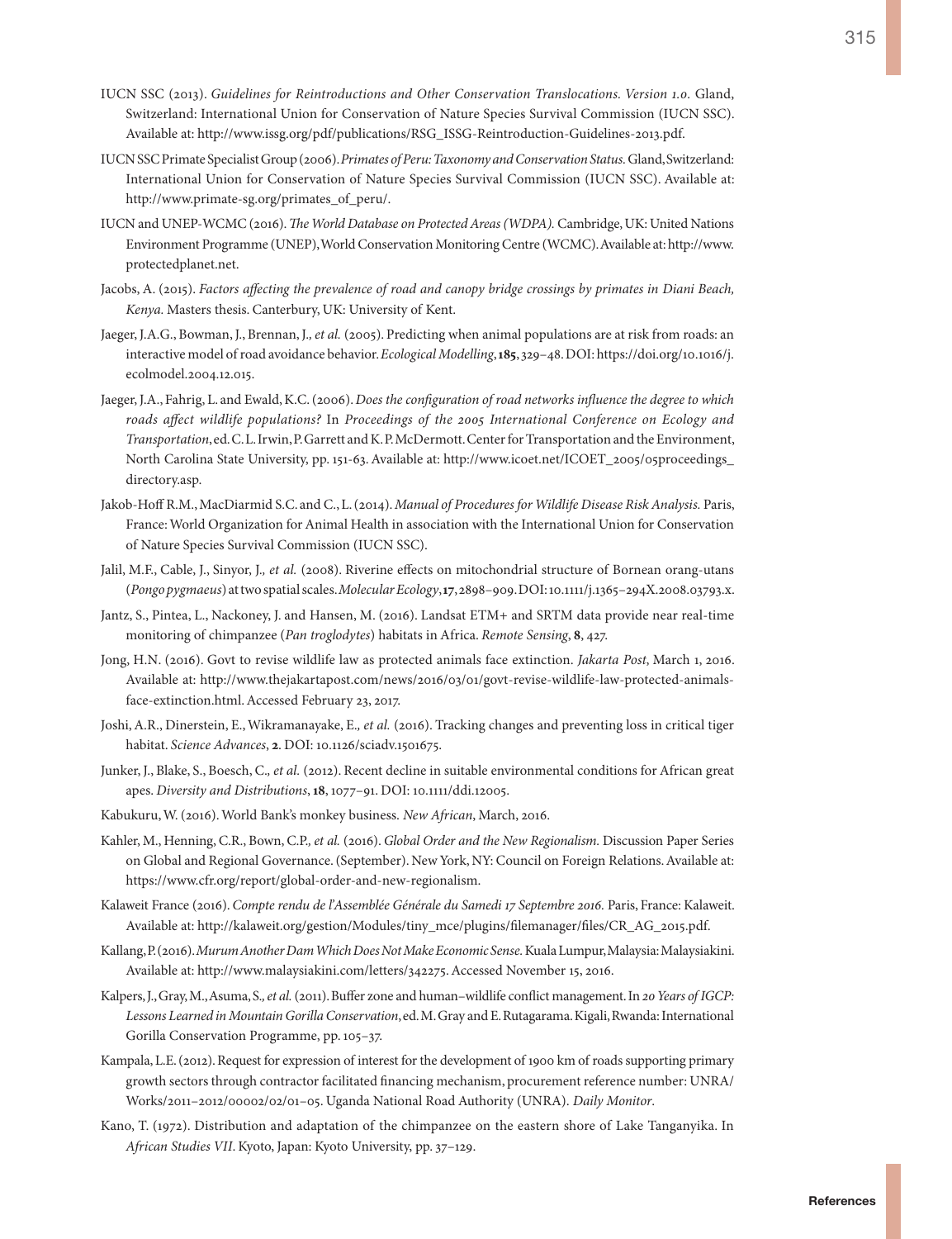IUCN SSC (2013). *Guidelines for Reintroductions and Other Conservation Translocations. Version 1.0.* Gland, Switzerland: International Union for Conservation of Nature Species Survival Commission (IUCN SSC). Available at: http://www.issg.org/pdf/publications/RSG_ISSG-Reintroduction-Guidelines-2013.pdf.

IUCN SSC Primate Specialist Group (2006). *Primates of Peru: Taxonomy and Conservation Status.* Gland, Switzerland: International Union for Conservation of Nature Species Survival Commission (IUCN SSC). Available at: http://www.primate-sg.org/primates_of_peru/.

IUCN and UNEP-WCMC (2016). *The World Database on Protected Areas (WDPA).* Cambridge, UK: United Nations Environment Programme (UNEP), World Conservation Monitoring Centre (WCMC). Available at: http://www.protectedplanet.net.

Jacobs, A. (2015). *Factors affecting the prevalence of road and canopy bridge crossings by primates in Diani Beach, Kenya.* Masters thesis. Canterbury, UK: University of Kent.

Jaeger, J.A.G., Bowman, J., Brennan, J., *et al.* (2005). Predicting when animal populations are at risk from roads: an interactive model of road avoidance behavior. *Ecological Modelling*, **185**, 329–48. DOI: https://doi.org/10.1016/j.ecolmodel.2004.12.015.

Jaeger, J.A., Fahrig, L. and Ewald, K.C. (2006). *Does the configuration of road networks influence the degree to which roads affect wildlife populations?* In *Proceedings of the 2005 International Conference on Ecology and Transportation*, ed. C.L. Irwin, P. Garrett and K.P. McDermott. Center for Transportation and the Environment, North Carolina State University, pp. 151-63. Available at: http://www.icoet.net/ICOET_2005/05proceedings_directory.asp.

Jakob-Hoff R.M., MacDiarmid S.C. and C., L. (2014). *Manual of Procedures for Wildlife Disease Risk Analysis.* Paris, France: World Organization for Animal Health in association with the International Union for Conservation of Nature Species Survival Commission (IUCN SSC).

Jalil, M.F., Cable, J., Sinyor, J., *et al.* (2008). Riverine effects on mitochondrial structure of Bornean orang-utans (*Pongo pygmaeus*) at two spatial scales. *Molecular Ecology*, **17**, 2898–909. DOI: 10.1111/j.1365–294X.2008.03793.x.

Jantz, S., Pintea, L., Nackoney, J. and Hansen, M. (2016). Landsat ETM+ and SRTM data provide near real-time monitoring of chimpanzee (*Pan troglodytes*) habitats in Africa. *Remote Sensing*, **8**, 427.

Jong, H.N. (2016). Govt to revise wildlife law as protected animals face extinction. *Jakarta Post*, March 1, 2016. Available at: http://www.thejakartapost.com/news/2016/03/01/govt-revise-wildlife-law-protected-animals-face-extinction.html. Accessed February 23, 2017.

Joshi, A.R., Dinerstein, E., Wikramanayake, E., *et al.* (2016). Tracking changes and preventing loss in critical tiger habitat. *Science Advances*, **2**. DOI: 10.1126/sciadv.1501675.

Junker, J., Blake, S., Boesch, C., *et al.* (2012). Recent decline in suitable environmental conditions for African great apes. *Diversity and Distributions*, **18**, 1077–91. DOI: 10.1111/ddi.12005.

Kabukuru, W. (2016). World Bank's monkey business. *New African*, March, 2016.

Kahler, M., Henning, C.R., Bown, C.P., *et al.* (2016). *Global Order and the New Regionalism.* Discussion Paper Series on Global and Regional Governance. (September). New York, NY: Council on Foreign Relations. Available at: https://www.cfr.org/report/global-order-and-new-regionalism.

Kalaweit France (2016). *Compte rendu de l'Assemblée Générale du Samedi 17 Septembre 2016.* Paris, France: Kalaweit. Available at: http://kalaweit.org/gestion/Modules/tiny_mce/plugins/filemanager/files/CR_AG_2015.pdf.

Kallang, P. (2016). *Murum Another Dam Which Does Not Make Economic Sense.* Kuala Lumpur, Malaysia: Malaysiakini. Available at: http://www.malaysiakini.com/letters/342275. Accessed November 15, 2016.

Kalpers, J., Gray, M., Asuma, S., *et al.* (2011). Buffer zone and human–wildlife conflict management. In *20 Years of IGCP: Lessons Learned in Mountain Gorilla Conservation*, ed. M. Gray and E. Rutagarama. Kigali, Rwanda: International Gorilla Conservation Programme, pp. 105–37.

Kampala, L.E. (2012). Request for expression of interest for the development of 1900 km of roads supporting primary growth sectors through contractor facilitated financing mechanism, procurement reference number: UNRA/Works/2011–2012/00002/02/01–05. Uganda National Road Authority (UNRA). *Daily Monitor*.

Kano, T. (1972). Distribution and adaptation of the chimpanzee on the eastern shore of Lake Tanganyika. In *African Studies VII*. Kyoto, Japan: Kyoto University, pp. 37–129.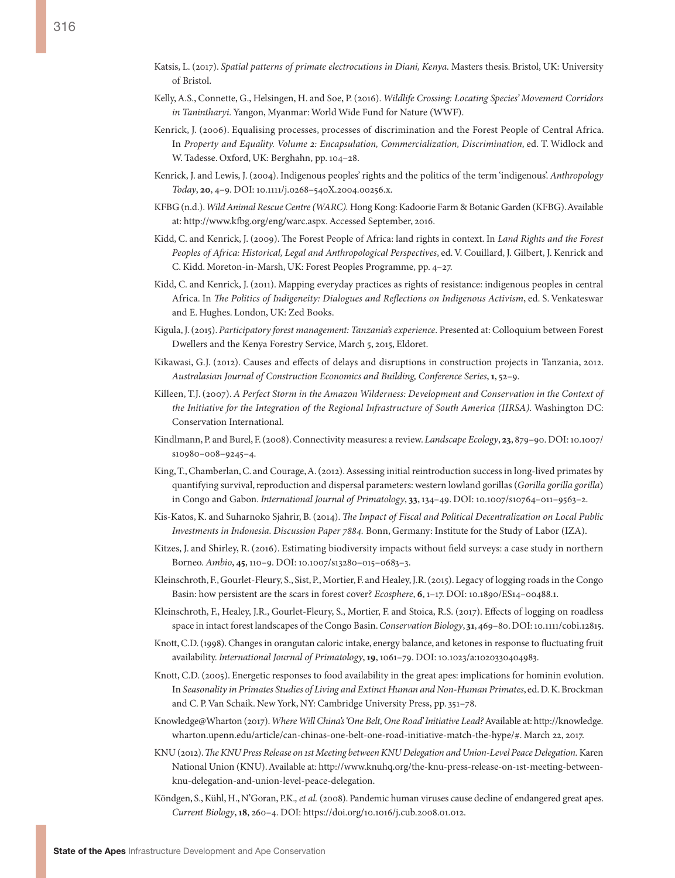Katsis, L. (2017). *Spatial patterns of primate electrocutions in Diani, Kenya.* Masters thesis. Bristol, UK: University of Bristol.

Kelly, A.S., Connette, G., Helsingen, H. and Soe, P. (2016). *Wildlife Crossing: Locating Species' Movement Corridors in Tanintharyi.* Yangon, Myanmar: World Wide Fund for Nature (WWF).

Kenrick, J. (2006). Equalising processes, processes of discrimination and the Forest People of Central Africa. In *Property and Equality. Volume 2: Encapsulation, Commercialization, Discrimination*, ed. T. Widlock and W. Tadesse. Oxford, UK: Berghahn, pp. 104–28.

Kenrick, J. and Lewis, J. (2004). Indigenous peoples' rights and the politics of the term 'indigenous'. *Anthropology Today*, **20**, 4–9. DOI: 10.1111/j.0268–540X.2004.00256.x.

KFBG (n.d.). *Wild Animal Rescue Centre (WARC).* Hong Kong: Kadoorie Farm & Botanic Garden (KFBG). Available at: http://www.kfbg.org/eng/warc.aspx. Accessed September, 2016.

Kidd, C. and Kenrick, J. (2009). The Forest People of Africa: land rights in context. In *Land Rights and the Forest Peoples of Africa: Historical, Legal and Anthropological Perspectives*, ed. V. Couillard, J. Gilbert, J. Kenrick and C. Kidd. Moreton-in-Marsh, UK: Forest Peoples Programme, pp. 4–27.

Kidd, C. and Kenrick, J. (2011). Mapping everyday practices as rights of resistance: indigenous peoples in central Africa. In *The Politics of Indigeneity: Dialogues and Reflections on Indigenous Activism*, ed. S. Venkateswar and E. Hughes. London, UK: Zed Books.

Kigula, J. (2015). *Participatory forest management: Tanzania's experience*. Presented at: Colloquium between Forest Dwellers and the Kenya Forestry Service, March 5, 2015, Eldoret.

Kikawasi, G.J. (2012). Causes and effects of delays and disruptions in construction projects in Tanzania, 2012. *Australasian Journal of Construction Economics and Building, Conference Series*, **1**, 52–9.

Killeen, T.J. (2007). *A Perfect Storm in the Amazon Wilderness: Development and Conservation in the Context of the Initiative for the Integration of the Regional Infrastructure of South America (IIRSA).* Washington DC: Conservation International.

Kindlmann, P. and Burel, F. (2008). Connectivity measures: a review. *Landscape Ecology*, **23**, 879–90. DOI: 10.1007/s10980–008–9245–4.

King, T., Chamberlan, C. and Courage, A. (2012). Assessing initial reintroduction success in long-lived primates by quantifying survival, reproduction and dispersal parameters: western lowland gorillas (*Gorilla gorilla gorilla*) in Congo and Gabon. *International Journal of Primatology*, **33**, 134–49. DOI: 10.1007/s10764–011–9563–2.

Kis-Katos, K. and Suharnoko Sjahrir, B. (2014). *The Impact of Fiscal and Political Decentralization on Local Public Investments in Indonesia. Discussion Paper 7884.* Bonn, Germany: Institute for the Study of Labor (IZA).

Kitzes, J. and Shirley, R. (2016). Estimating biodiversity impacts without field surveys: a case study in northern Borneo. *Ambio*, **45**, 110–9. DOI: 10.1007/s13280–015–0683–3.

Kleinschroth, F., Gourlet-Fleury, S., Sist, P., Mortier, F. and Healey, J.R. (2015). Legacy of logging roads in the Congo Basin: how persistent are the scars in forest cover? *Ecosphere*, **6**, 1–17. DOI: 10.1890/ES14–00488.1.

Kleinschroth, F., Healey, J.R., Gourlet-Fleury, S., Mortier, F. and Stoica, R.S. (2017). Effects of logging on roadless space in intact forest landscapes of the Congo Basin. *Conservation Biology*, **31**, 469–80. DOI: 10.1111/cobi.12815.

Knott, C.D. (1998). Changes in orangutan caloric intake, energy balance, and ketones in response to fluctuating fruit availability. *International Journal of Primatology*, **19**, 1061–79. DOI: 10.1023/a:1020330404983.

Knott, C.D. (2005). Energetic responses to food availability in the great apes: implications for hominin evolution. In *Seasonality in Primates Studies of Living and Extinct Human and Non-Human Primates*, ed. D. K. Brockman and C. P. Van Schaik. New York, NY: Cambridge University Press, pp. 351–78.

Knowledge@Wharton (2017). *Where Will China's 'One Belt, One Road' Initiative Lead?* Available at: http://knowledge.wharton.upenn.edu/article/can-chinas-one-belt-one-road-initiative-match-the-hype/#. March 22, 2017.

KNU (2012). *The KNU Press Release on 1st Meeting between KNU Delegation and Union-Level Peace Delegation.* Karen National Union (KNU). Available at: http://www.knuhq.org/the-knu-press-release-on-1st-meeting-between-knu-delegation-and-union-level-peace-delegation.

Köndgen, S., Kühl, H., N'Goran, P.K., *et al.* (2008). Pandemic human viruses cause decline of endangered great apes. *Current Biology*, **18**, 260–4. DOI: https://doi.org/10.1016/j.cub.2008.01.012.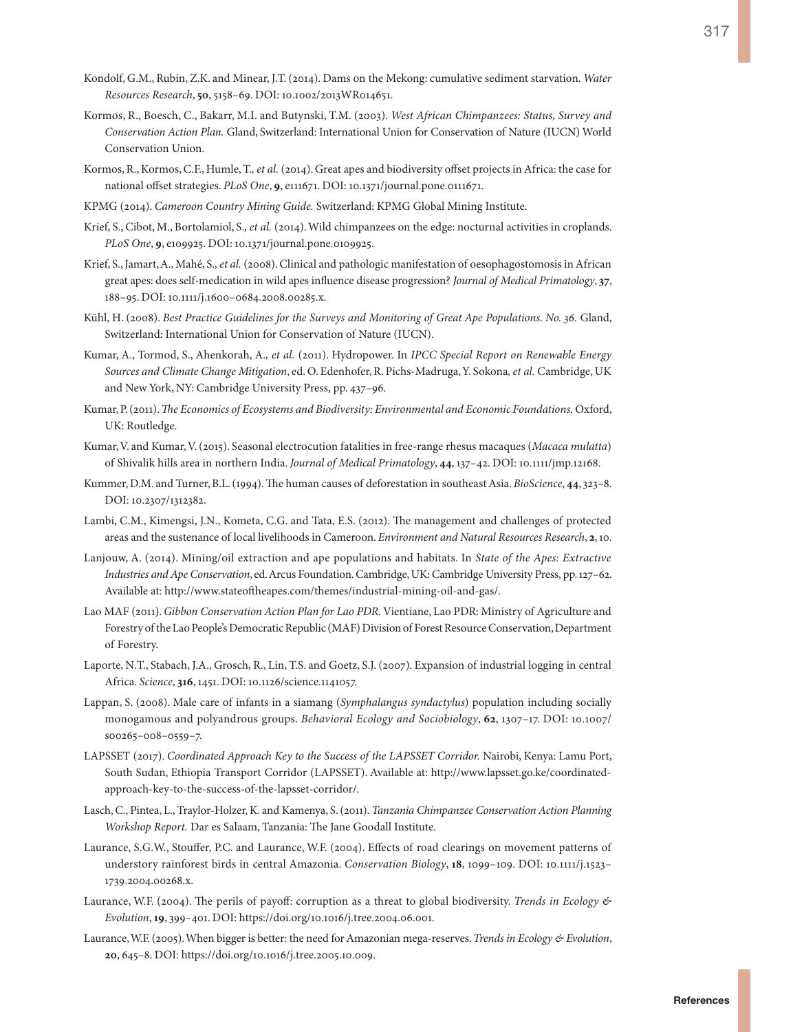Kondolf, G.M., Rubin, Z.K. and Minear, J.T. (2014). Dams on the Mekong: cumulative sediment starvation. *Water Resources Research*, **50**, 5158–69. DOI: 10.1002/2013WR014651.

Kormos, R., Boesch, C., Bakarr, M.I. and Butynski, T.M. (2003). *West African Chimpanzees: Status, Survey and Conservation Action Plan.* Gland, Switzerland: International Union for Conservation of Nature (IUCN) World Conservation Union.

Kormos, R., Kormos, C.F., Humle, T.*, et al.* (2014). Great apes and biodiversity offset projects in Africa: the case for national offset strategies. *PLoS One*, **9**, e111671. DOI: 10.1371/journal.pone.0111671.

KPMG (2014). *Cameroon Country Mining Guide.* Switzerland: KPMG Global Mining Institute.

Krief, S., Cibot, M., Bortolamiol, S.*, et al.* (2014). Wild chimpanzees on the edge: nocturnal activities in croplands. *PLoS One*, **9**, e109925. DOI: 10.1371/journal.pone.0109925.

Krief, S., Jamart, A., Mahé, S.*, et al.* (2008). Clinical and pathologic manifestation of oesophagostomosis in African great apes: does self-medication in wild apes influence disease progression? *Journal of Medical Primatology*, **37**, 188–95. DOI: 10.1111/j.1600–0684.2008.00285.x.

Kühl, H. (2008). *Best Practice Guidelines for the Surveys and Monitoring of Great Ape Populations. No. 36.* Gland, Switzerland: International Union for Conservation of Nature (IUCN).

Kumar, A., Tormod, S., Ahenkorah, A.*, et al.* (2011). Hydropower. In *IPCC Special Report on Renewable Energy Sources and Climate Change Mitigation*, ed. O. Edenhofer, R. Pichs-Madruga, Y. Sokona*, et al.* Cambridge, UK and New York, NY: Cambridge University Press, pp. 437–96.

Kumar, P. (2011). *The Economics of Ecosystems and Biodiversity: Environmental and Economic Foundations.* Oxford, UK: Routledge.

Kumar, V. and Kumar, V. (2015). Seasonal electrocution fatalities in free-range rhesus macaques (*Macaca mulatta*) of Shivalik hills area in northern India. *Journal of Medical Primatology*, **44**, 137–42. DOI: 10.1111/jmp.12168.

Kummer, D.M. and Turner, B.L. (1994). The human causes of deforestation in southeast Asia. *BioScience*, **44**, 323–8. DOI: 10.2307/1312382.

Lambi, C.M., Kimengsi, J.N., Kometa, C.G. and Tata, E.S. (2012). The management and challenges of protected areas and the sustenance of local livelihoods in Cameroon. *Environment and Natural Resources Research*, **2**, 10.

Lanjouw, A. (2014). Mining/oil extraction and ape populations and habitats. In *State of the Apes: Extractive Industries and Ape Conservation*, ed. Arcus Foundation. Cambridge, UK: Cambridge University Press, pp. 127–62. Available at: http://www.stateoftheapes.com/themes/industrial-mining-oil-and-gas/.

Lao MAF (2011). *Gibbon Conservation Action Plan for Lao PDR.* Vientiane, Lao PDR: Ministry of Agriculture and Forestry of the Lao People's Democratic Republic (MAF) Division of Forest Resource Conservation, Department of Forestry.

Laporte, N.T., Stabach, J.A., Grosch, R., Lin, T.S. and Goetz, S.J. (2007). Expansion of industrial logging in central Africa. *Science*, **316**, 1451. DOI: 10.1126/science.1141057.

Lappan, S. (2008). Male care of infants in a siamang (*Symphalangus syndactylus*) population including socially monogamous and polyandrous groups. *Behavioral Ecology and Sociobiology*, **62**, 1307–17. DOI: 10.1007/s00265–008–0559–7.

LAPSSET (2017). *Coordinated Approach Key to the Success of the LAPSSET Corridor.* Nairobi, Kenya: Lamu Port, South Sudan, Ethiopia Transport Corridor (LAPSSET). Available at: http://www.lapsset.go.ke/coordinated-approach-key-to-the-success-of-the-lapsset-corridor/.

Lasch, C., Pintea, L., Traylor-Holzer, K. and Kamenya, S. (2011). *Tanzania Chimpanzee Conservation Action Planning Workshop Report.* Dar es Salaam, Tanzania: The Jane Goodall Institute.

Laurance, S.G.W., Stouffer, P.C. and Laurance, W.F. (2004). Effects of road clearings on movement patterns of understory rainforest birds in central Amazonia. *Conservation Biology*, **18**, 1099–109. DOI: 10.1111/j.1523–1739.2004.00268.x.

Laurance, W.F. (2004). The perils of payoff: corruption as a threat to global biodiversity. *Trends in Ecology & Evolution*, **19**, 399–401. DOI: https://doi.org/10.1016/j.tree.2004.06.001.

Laurance, W.F. (2005). When bigger is better: the need for Amazonian mega-reserves. *Trends in Ecology & Evolution*, **20**, 645–8. DOI: https://doi.org/10.1016/j.tree.2005.10.009.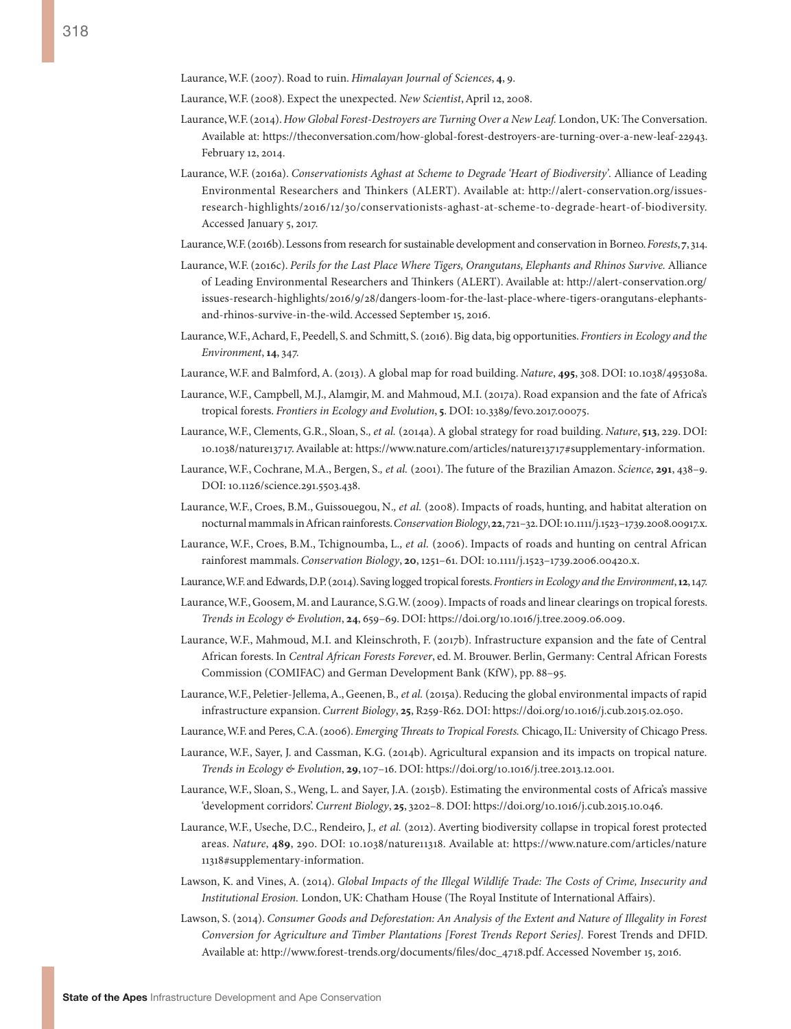Laurance, W.F. (2007). Road to ruin. *Himalayan Journal of Sciences*, **4**, 9.

Laurance, W.F. (2008). Expect the unexpected. *New Scientist*, April 12, 2008.

Laurance, W.F. (2014). *How Global Forest-Destroyers are Turning Over a New Leaf.* London, UK: The Conversation. Available at: https://theconversation.com/how-global-forest-destroyers-are-turning-over-a-new-leaf-22943. February 12, 2014.

Laurance, W.F. (2016a). *Conservationists Aghast at Scheme to Degrade 'Heart of Biodiversity'.* Alliance of Leading Environmental Researchers and Thinkers (ALERT). Available at: http://alert-conservation.org/issues-research-highlights/2016/12/30/conservationists-aghast-at-scheme-to-degrade-heart-of-biodiversity. Accessed January 5, 2017.

Laurance, W.F. (2016b). Lessons from research for sustainable development and conservation in Borneo. *Forests*, **7**, 314.

Laurance, W.F. (2016c). *Perils for the Last Place Where Tigers, Orangutans, Elephants and Rhinos Survive.* Alliance of Leading Environmental Researchers and Thinkers (ALERT). Available at: http://alert-conservation.org/issues-research-highlights/2016/9/28/dangers-loom-for-the-last-place-where-tigers-orangutans-elephants-and-rhinos-survive-in-the-wild. Accessed September 15, 2016.

Laurance, W.F., Achard, F., Peedell, S. and Schmitt, S. (2016). Big data, big opportunities. *Frontiers in Ecology and the Environment*, **14**, 347.

Laurance, W.F. and Balmford, A. (2013). A global map for road building. *Nature*, **495**, 308. DOI: 10.1038/495308a.

Laurance, W.F., Campbell, M.J., Alamgir, M. and Mahmoud, M.I. (2017a). Road expansion and the fate of Africa's tropical forests. *Frontiers in Ecology and Evolution*, **5**. DOI: 10.3389/fevo.2017.00075.

Laurance, W.F., Clements, G.R., Sloan, S., *et al.* (2014a). A global strategy for road building. *Nature*, **513**, 229. DOI: 10.1038/nature13717. Available at: https://www.nature.com/articles/nature13717#supplementary-information.

Laurance, W.F., Cochrane, M.A., Bergen, S., *et al.* (2001). The future of the Brazilian Amazon. *Science*, **291**, 438–9. DOI: 10.1126/science.291.5503.438.

Laurance, W.F., Croes, B.M., Guissouegou, N., *et al.* (2008). Impacts of roads, hunting, and habitat alteration on nocturnal mammals in African rainforests. *Conservation Biology*, **22**, 721–32. DOI: 10.1111/j.1523–1739.2008.00917.x.

Laurance, W.F., Croes, B.M., Tchignoumba, L., *et al.* (2006). Impacts of roads and hunting on central African rainforest mammals. *Conservation Biology*, **20**, 1251–61. DOI: 10.1111/j.1523–1739.2006.00420.x.

Laurance, W.F. and Edwards, D.P. (2014). Saving logged tropical forests. *Frontiers in Ecology and the Environment*, **12**, 147.

Laurance, W.F., Goosem, M. and Laurance, S.G.W. (2009). Impacts of roads and linear clearings on tropical forests. *Trends in Ecology & Evolution*, **24**, 659–69. DOI: https://doi.org/10.1016/j.tree.2009.06.009.

Laurance, W.F., Mahmoud, M.I. and Kleinschroth, F. (2017b). Infrastructure expansion and the fate of Central African forests. In *Central African Forests Forever*, ed. M. Brouwer. Berlin, Germany: Central African Forests Commission (COMIFAC) and German Development Bank (KfW), pp. 88–95.

Laurance, W.F., Peletier-Jellema, A., Geenen, B., *et al.* (2015a). Reducing the global environmental impacts of rapid infrastructure expansion. *Current Biology*, **25**, R259-R62. DOI: https://doi.org/10.1016/j.cub.2015.02.050.

Laurance, W.F. and Peres, C.A. (2006). *Emerging Threats to Tropical Forests.* Chicago, IL: University of Chicago Press.

Laurance, W.F., Sayer, J. and Cassman, K.G. (2014b). Agricultural expansion and its impacts on tropical nature. *Trends in Ecology & Evolution*, **29**, 107–16. DOI: https://doi.org/10.1016/j.tree.2013.12.001.

Laurance, W.F., Sloan, S., Weng, L. and Sayer, J.A. (2015b). Estimating the environmental costs of Africa's massive 'development corridors'. *Current Biology*, **25**, 3202–8. DOI: https://doi.org/10.1016/j.cub.2015.10.046.

Laurance, W.F., Useche, D.C., Rendeiro, J., *et al.* (2012). Averting biodiversity collapse in tropical forest protected areas. *Nature*, **489**, 290. DOI: 10.1038/nature11318. Available at: https://www.nature.com/articles/nature11318#supplementary-information.

Lawson, K. and Vines, A. (2014). *Global Impacts of the Illegal Wildlife Trade: The Costs of Crime, Insecurity and Institutional Erosion.* London, UK: Chatham House (The Royal Institute of International Affairs).

Lawson, S. (2014). *Consumer Goods and Deforestation: An Analysis of the Extent and Nature of Illegality in Forest Conversion for Agriculture and Timber Plantations [Forest Trends Report Series].* Forest Trends and DFID. Available at: http://www.forest-trends.org/documents/files/doc_4718.pdf. Accessed November 15, 2016.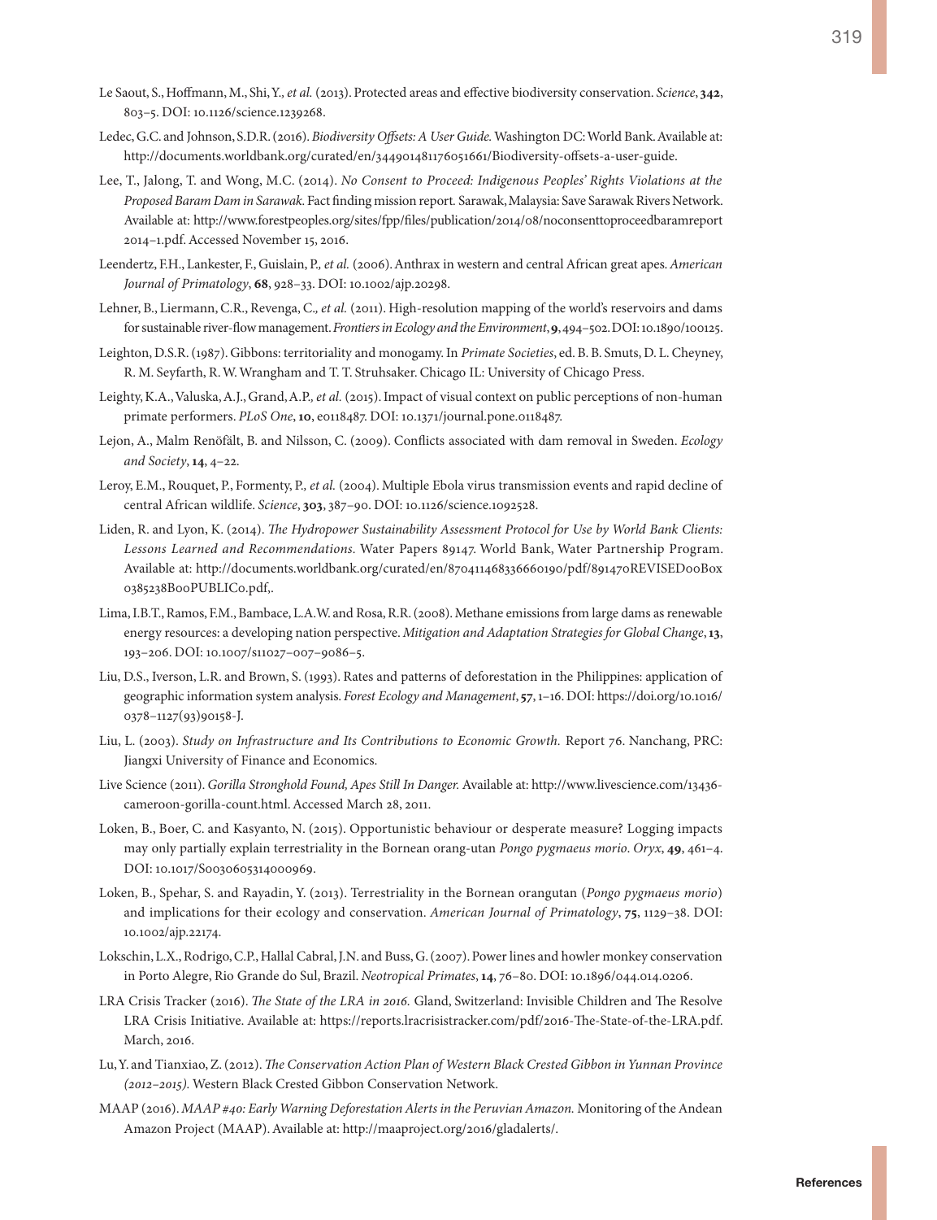Le Saout, S., Hoffmann, M., Shi, Y., *et al.* (2013). Protected areas and effective biodiversity conservation. *Science*, **342**, 803–5. DOI: 10.1126/science.1239268.

Ledec, G.C. and Johnson, S.D.R. (2016). *Biodiversity Offsets: A User Guide.* Washington DC: World Bank. Available at: http://documents.worldbank.org/curated/en/344901481176051661/Biodiversity-offsets-a-user-guide.

Lee, T., Jalong, T. and Wong, M.C. (2014). *No Consent to Proceed: Indigenous Peoples' Rights Violations at the Proposed Baram Dam in Sarawak.* Fact finding mission report. Sarawak, Malaysia: Save Sarawak Rivers Network. Available at: http://www.forestpeoples.org/sites/fpp/files/publication/2014/08/noconsenttoproceedbaramreport 2014–1.pdf. Accessed November 15, 2016.

Leendertz, F.H., Lankester, F., Guislain, P., *et al.* (2006). Anthrax in western and central African great apes. *American Journal of Primatology*, **68**, 928–33. DOI: 10.1002/ajp.20298.

Lehner, B., Liermann, C.R., Revenga, C., *et al.* (2011). High-resolution mapping of the world's reservoirs and dams for sustainable river-flow management. *Frontiers in Ecology and the Environment*, **9**, 494–502. DOI: 10.1890/100125.

Leighton, D.S.R. (1987). Gibbons: territoriality and monogamy. In *Primate Societies*, ed. B. B. Smuts, D. L. Cheyney, R. M. Seyfarth, R. W. Wrangham and T. T. Struhsaker. Chicago IL: University of Chicago Press.

Leighty, K.A., Valuska, A.J., Grand, A.P., *et al.* (2015). Impact of visual context on public perceptions of non-human primate performers. *PLoS One*, **10**, e0118487. DOI: 10.1371/journal.pone.0118487.

Lejon, A., Malm Renöfält, B. and Nilsson, C. (2009). Conflicts associated with dam removal in Sweden. *Ecology and Society*, **14**, 4–22.

Leroy, E.M., Rouquet, P., Formenty, P., *et al.* (2004). Multiple Ebola virus transmission events and rapid decline of central African wildlife. *Science*, **303**, 387–90. DOI: 10.1126/science.1092528.

Liden, R. and Lyon, K. (2014). *The Hydropower Sustainability Assessment Protocol for Use by World Bank Clients: Lessons Learned and Recommendations.* Water Papers 89147. World Bank, Water Partnership Program. Available at: http://documents.worldbank.org/curated/en/870411468336660190/pdf/891470REVISED00Box 0385238B00PUBLIC0.pdf,.

Lima, I.B.T., Ramos, F.M., Bambace, L.A.W. and Rosa, R.R. (2008). Methane emissions from large dams as renewable energy resources: a developing nation perspective. *Mitigation and Adaptation Strategies for Global Change*, **13**, 193–206. DOI: 10.1007/s11027–007–9086–5.

Liu, D.S., Iverson, L.R. and Brown, S. (1993). Rates and patterns of deforestation in the Philippines: application of geographic information system analysis. *Forest Ecology and Management*, **57**, 1–16. DOI: https://doi.org/10.1016/0378–1127(93)90158-J.

Liu, L. (2003). *Study on Infrastructure and Its Contributions to Economic Growth.* Report 76. Nanchang, PRC: Jiangxi University of Finance and Economics.

Live Science (2011). *Gorilla Stronghold Found, Apes Still In Danger.* Available at: http://www.livescience.com/13436-cameroon-gorilla-count.html. Accessed March 28, 2011.

Loken, B., Boer, C. and Kasyanto, N. (2015). Opportunistic behaviour or desperate measure? Logging impacts may only partially explain terrestriality in the Bornean orang-utan *Pongo pygmaeus morio*. *Oryx*, **49**, 461–4. DOI: 10.1017/S0030605314000969.

Loken, B., Spehar, S. and Rayadin, Y. (2013). Terrestriality in the Bornean orangutan (*Pongo pygmaeus morio*) and implications for their ecology and conservation. *American Journal of Primatology*, **75**, 1129–38. DOI: 10.1002/ajp.22174.

Lokschin, L.X., Rodrigo, C.P., Hallal Cabral, J.N. and Buss, G. (2007). Power lines and howler monkey conservation in Porto Alegre, Rio Grande do Sul, Brazil. *Neotropical Primates*, **14**, 76–80. DOI: 10.1896/044.014.0206.

LRA Crisis Tracker (2016). *The State of the LRA in 2016.* Gland, Switzerland: Invisible Children and The Resolve LRA Crisis Initiative. Available at: https://reports.lracrisistracker.com/pdf/2016-The-State-of-the-LRA.pdf. March, 2016.

Lu, Y. and Tianxiao, Z. (2012). *The Conservation Action Plan of Western Black Crested Gibbon in Yunnan Province (2012–2015).* Western Black Crested Gibbon Conservation Network.

MAAP (2016). *MAAP #40: Early Warning Deforestation Alerts in the Peruvian Amazon.* Monitoring of the Andean Amazon Project (MAAP). Available at: http://maaproject.org/2016/gladalerts/.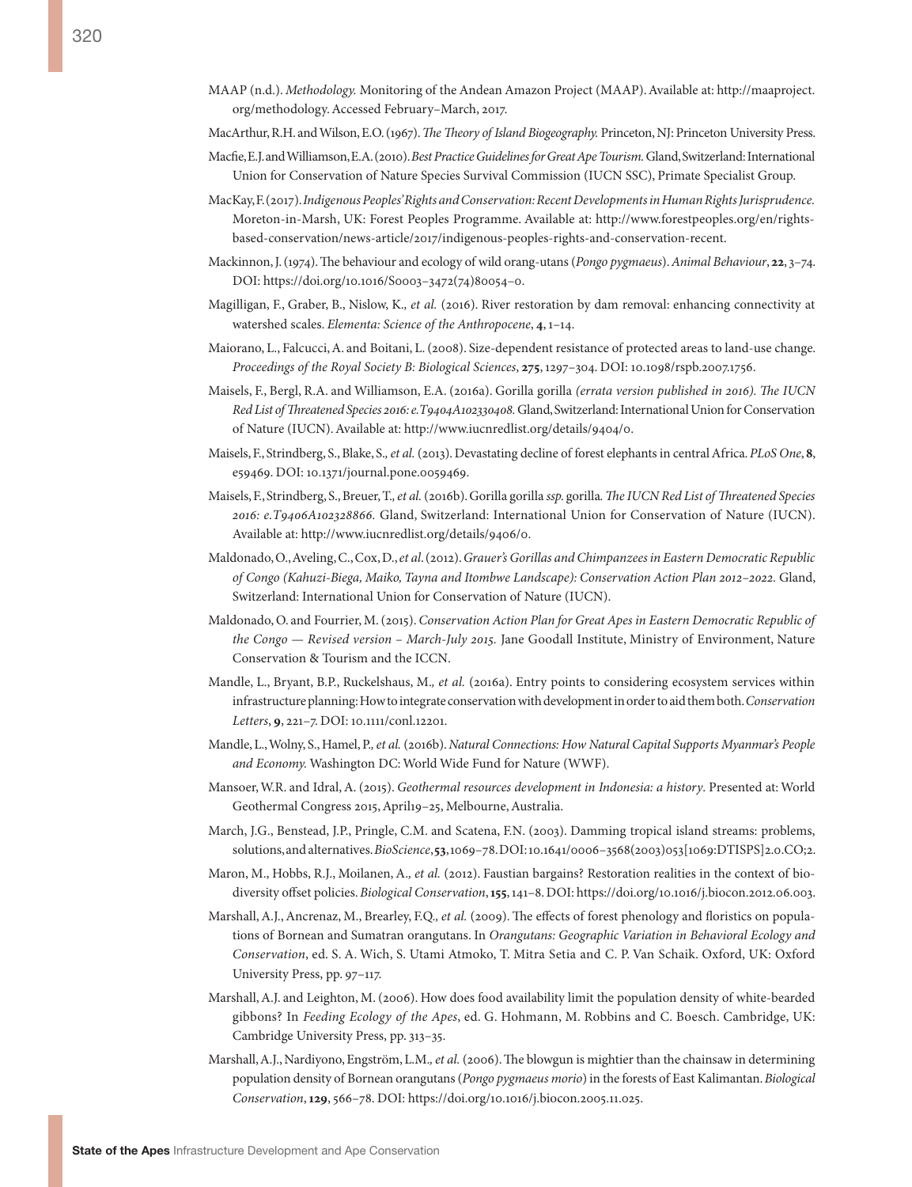MAAP (n.d.). *Methodology.* Monitoring of the Andean Amazon Project (MAAP). Available at: http://maaproject.org/methodology. Accessed February–March, 2017.

MacArthur, R.H. and Wilson, E.O. (1967). *The Theory of Island Biogeography.* Princeton, NJ: Princeton University Press.

Macfie, E.J. and Williamson, E.A. (2010). *Best Practice Guidelines for Great Ape Tourism.* Gland, Switzerland: International Union for Conservation of Nature Species Survival Commission (IUCN SSC), Primate Specialist Group.

MacKay, F. (2017). *Indigenous Peoples' Rights and Conservation: Recent Developments in Human Rights Jurisprudence.* Moreton-in-Marsh, UK: Forest Peoples Programme. Available at: http://www.forestpeoples.org/en/rights-based-conservation/news-article/2017/indigenous-peoples-rights-and-conservation-recent.

Mackinnon, J. (1974). The behaviour and ecology of wild orang-utans (*Pongo pygmaeus*). *Animal Behaviour*, **22**, 3–74. DOI: https://doi.org/10.1016/S0003–3472(74)80054–0.

Magilligan, F., Graber, B., Nislow, K.*, et al.* (2016). River restoration by dam removal: enhancing connectivity at watershed scales. *Elementa: Science of the Anthropocene*, **4**, 1–14.

Maiorano, L., Falcucci, A. and Boitani, L. (2008). Size-dependent resistance of protected areas to land-use change. *Proceedings of the Royal Society B: Biological Sciences*, **275**, 1297–304. DOI: 10.1098/rspb.2007.1756.

Maisels, F., Bergl, R.A. and Williamson, E.A. (2016a). Gorilla gorilla *(errata version published in 2016). The IUCN Red List of Threatened Species 2016: e.T9404A102330408.* Gland, Switzerland: International Union for Conservation of Nature (IUCN). Available at: http://www.iucnredlist.org/details/9404/0.

Maisels, F., Strindberg, S., Blake, S.*, et al.* (2013). Devastating decline of forest elephants in central Africa. *PLoS One*, **8**, e59469. DOI: 10.1371/journal.pone.0059469.

Maisels, F., Strindberg, S., Breuer, T.*, et al.* (2016b). Gorilla gorilla *ssp.* gorilla*. The IUCN Red List of Threatened Species 2016: e.T9406A102328866.* Gland, Switzerland: International Union for Conservation of Nature (IUCN). Available at: http://www.iucnredlist.org/details/9406/0.

Maldonado, O., Aveling, C., Cox, D., *et al.* (2012). *Grauer's Gorillas and Chimpanzees in Eastern Democratic Republic of Congo (Kahuzi-Biega, Maiko, Tayna and Itombwe Landscape): Conservation Action Plan 2012–2022.* Gland, Switzerland: International Union for Conservation of Nature (IUCN).

Maldonado, O. and Fourrier, M. (2015). *Conservation Action Plan for Great Apes in Eastern Democratic Republic of the Congo — Revised version – March-July 2015.* Jane Goodall Institute, Ministry of Environment, Nature Conservation & Tourism and the ICCN.

Mandle, L., Bryant, B.P., Ruckelshaus, M.*, et al.* (2016a). Entry points to considering ecosystem services within infrastructure planning: How to integrate conservation with development in order to aid them both. *Conservation Letters*, **9**, 221–7. DOI: 10.1111/conl.12201.

Mandle, L., Wolny, S., Hamel, P.*, et al.* (2016b). *Natural Connections: How Natural Capital Supports Myanmar's People and Economy.* Washington DC: World Wide Fund for Nature (WWF).

Mansoer, W.R. and Idral, A. (2015). *Geothermal resources development in Indonesia: a history*. Presented at: World Geothermal Congress 2015, April19–25, Melbourne, Australia.

March, J.G., Benstead, J.P., Pringle, C.M. and Scatena, F.N. (2003). Damming tropical island streams: problems, solutions, and alternatives. *BioScience*, **53**, 1069–78. DOI: 10.1641/0006–3568(2003)053[1069:DTISPS]2.0.CO;2.

Maron, M., Hobbs, R.J., Moilanen, A.*, et al.* (2012). Faustian bargains? Restoration realities in the context of biodiversity offset policies. *Biological Conservation*, **155**, 141–8. DOI: https://doi.org/10.1016/j.biocon.2012.06.003.

Marshall, A.J., Ancrenaz, M., Brearley, F.Q.*, et al.* (2009). The effects of forest phenology and floristics on populations of Bornean and Sumatran orangutans. In *Orangutans: Geographic Variation in Behavioral Ecology and Conservation*, ed. S. A. Wich, S. Utami Atmoko, T. Mitra Setia and C. P. Van Schaik. Oxford, UK: Oxford University Press, pp. 97–117.

Marshall, A.J. and Leighton, M. (2006). How does food availability limit the population density of white-bearded gibbons? In *Feeding Ecology of the Apes*, ed. G. Hohmann, M. Robbins and C. Boesch. Cambridge, UK: Cambridge University Press, pp. 313–35.

Marshall, A.J., Nardiyono, Engström, L.M.*, et al.* (2006). The blowgun is mightier than the chainsaw in determining population density of Bornean orangutans (*Pongo pygmaeus morio*) in the forests of East Kalimantan. *Biological Conservation*, **129**, 566–78. DOI: https://doi.org/10.1016/j.biocon.2005.11.025.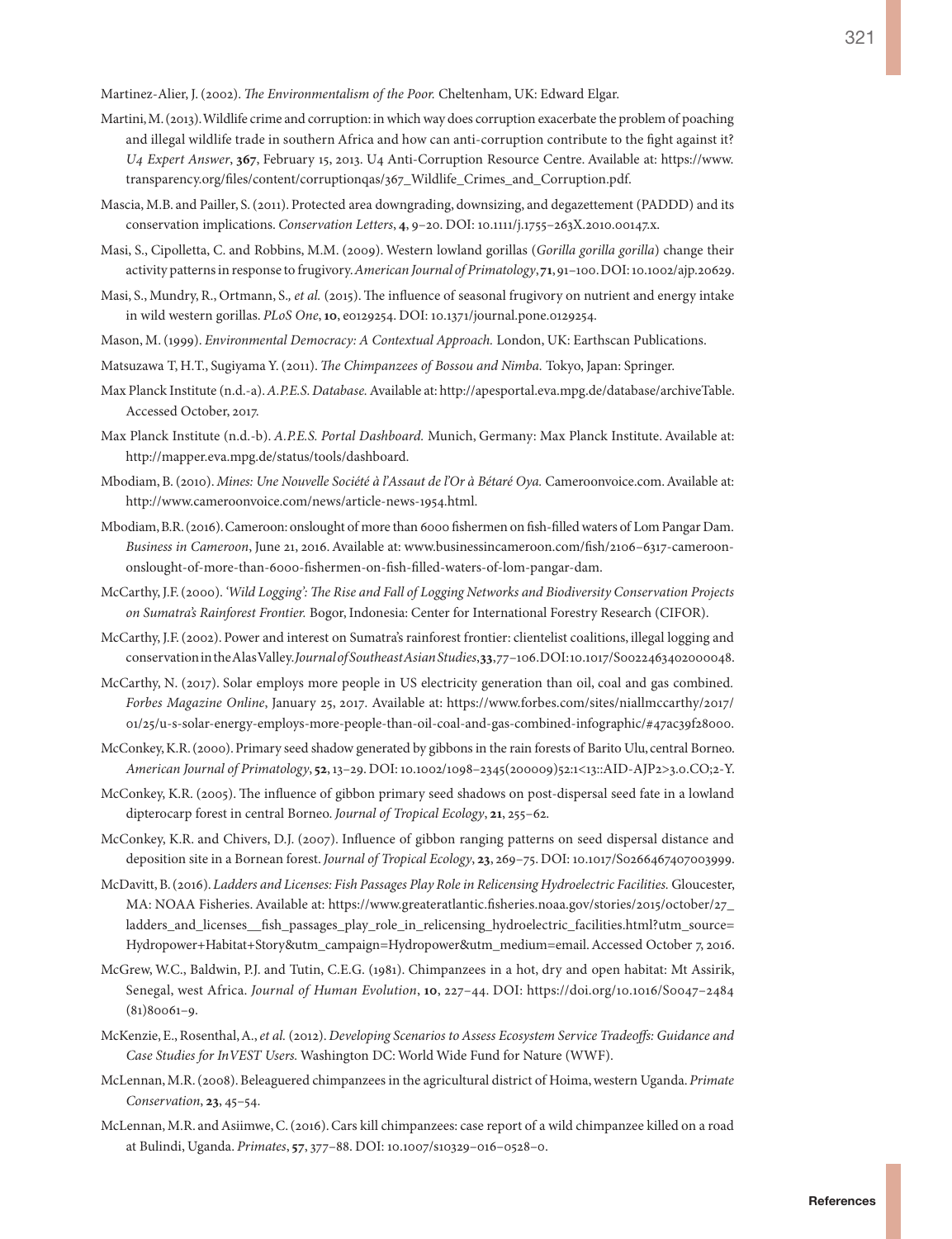Martinez-Alier, J. (2002). *The Environmentalism of the Poor.* Cheltenham, UK: Edward Elgar.

Martini, M. (2013). Wildlife crime and corruption: in which way does corruption exacerbate the problem of poaching and illegal wildlife trade in southern Africa and how can anti-corruption contribute to the fight against it? *U4 Expert Answer*, **367**, February 15, 2013. U4 Anti-Corruption Resource Centre. Available at: https://www.transparency.org/files/content/corruptionqas/367_Wildlife_Crimes_and_Corruption.pdf.

Mascia, M.B. and Pailler, S. (2011). Protected area downgrading, downsizing, and degazettement (PADDD) and its conservation implications. *Conservation Letters*, **4**, 9–20. DOI: 10.1111/j.1755–263X.2010.00147.x.

Masi, S., Cipolletta, C. and Robbins, M.M. (2009). Western lowland gorillas (*Gorilla gorilla gorilla*) change their activity patterns in response to frugivory. *American Journal of Primatology*, **71**, 91–100. DOI: 10.1002/ajp.20629.

Masi, S., Mundry, R., Ortmann, S., *et al.* (2015). The influence of seasonal frugivory on nutrient and energy intake in wild western gorillas. *PLoS One*, **10**, e0129254. DOI: 10.1371/journal.pone.0129254.

Mason, M. (1999). *Environmental Democracy: A Contextual Approach.* London, UK: Earthscan Publications.

Matsuzawa T, H.T., Sugiyama Y. (2011). *The Chimpanzees of Bossou and Nimba.* Tokyo, Japan: Springer.

Max Planck Institute (n.d.-a). *A.P.E.S. Database.* Available at: http://apesportal.eva.mpg.de/database/archiveTable. Accessed October, 2017.

Max Planck Institute (n.d.-b). *A.P.E.S. Portal Dashboard.* Munich, Germany: Max Planck Institute. Available at: http://mapper.eva.mpg.de/status/tools/dashboard.

Mbodiam, B. (2010). *Mines: Une Nouvelle Société à l'Assaut de l'Or à Bétaré Oya.* Cameroonvoice.com. Available at: http://www.cameroonvoice.com/news/article-news-1954.html.

Mbodiam, B.R. (2016). Cameroon: onslought of more than 6000 fishermen on fish-filled waters of Lom Pangar Dam. *Business in Cameroon*, June 21, 2016. Available at: www.businessincameroon.com/fish/2106–6317-cameroon-onslought-of-more-than-6000-fishermen-on-fish-filled-waters-of-lom-pangar-dam.

McCarthy, J.F. (2000). *'Wild Logging': The Rise and Fall of Logging Networks and Biodiversity Conservation Projects on Sumatra's Rainforest Frontier.* Bogor, Indonesia: Center for International Forestry Research (CIFOR).

McCarthy, J.F. (2002). Power and interest on Sumatra's rainforest frontier: clientelist coalitions, illegal logging and conservation in the Alas Valley. *Journal of Southeast Asian Studies*, **33**, 77–106. DOI: 10.1017/S0022463402000048.

McCarthy, N. (2017). Solar employs more people in US electricity generation than oil, coal and gas combined. *Forbes Magazine Online*, January 25, 2017. Available at: https://www.forbes.com/sites/niallmccarthy/2017/01/25/u-s-solar-energy-employs-more-people-than-oil-coal-and-gas-combined-infographic/#47ac39f28000.

McConkey, K.R. (2000). Primary seed shadow generated by gibbons in the rain forests of Barito Ulu, central Borneo. *American Journal of Primatology*, **52**, 13–29. DOI: 10.1002/1098–2345(200009)52:1<13::AID-AJP2>3.0.CO;2-Y.

McConkey, K.R. (2005). The influence of gibbon primary seed shadows on post-dispersal seed fate in a lowland dipterocarp forest in central Borneo. *Journal of Tropical Ecology*, **21**, 255–62.

McConkey, K.R. and Chivers, D.J. (2007). Influence of gibbon ranging patterns on seed dispersal distance and deposition site in a Bornean forest. *Journal of Tropical Ecology*, **23**, 269–75. DOI: 10.1017/S0266467407003999.

McDavitt, B. (2016). *Ladders and Licenses: Fish Passages Play Role in Relicensing Hydroelectric Facilities.* Gloucester, MA: NOAA Fisheries. Available at: https://www.greateratlantic.fisheries.noaa.gov/stories/2015/october/27_ladders_and_licenses__fish_passages_play_role_in_relicensing_hydroelectric_facilities.html?utm_source=Hydropower+Habitat+Story&utm_campaign=Hydropower&utm_medium=email. Accessed October 7, 2016.

McGrew, W.C., Baldwin, P.J. and Tutin, C.E.G. (1981). Chimpanzees in a hot, dry and open habitat: Mt Assirik, Senegal, west Africa. *Journal of Human Evolution*, **10**, 227–44. DOI: https://doi.org/10.1016/S0047–2484(81)80061–9.

McKenzie, E., Rosenthal, A., *et al.* (2012). *Developing Scenarios to Assess Ecosystem Service Tradeoffs: Guidance and Case Studies for InVEST Users.* Washington DC: World Wide Fund for Nature (WWF).

McLennan, M.R. (2008). Beleaguered chimpanzees in the agricultural district of Hoima, western Uganda. *Primate Conservation*, **23**, 45–54.

McLennan, M.R. and Asiimwe, C. (2016). Cars kill chimpanzees: case report of a wild chimpanzee killed on a road at Bulindi, Uganda. *Primates*, **57**, 377–88. DOI: 10.1007/s10329–016–0528–0.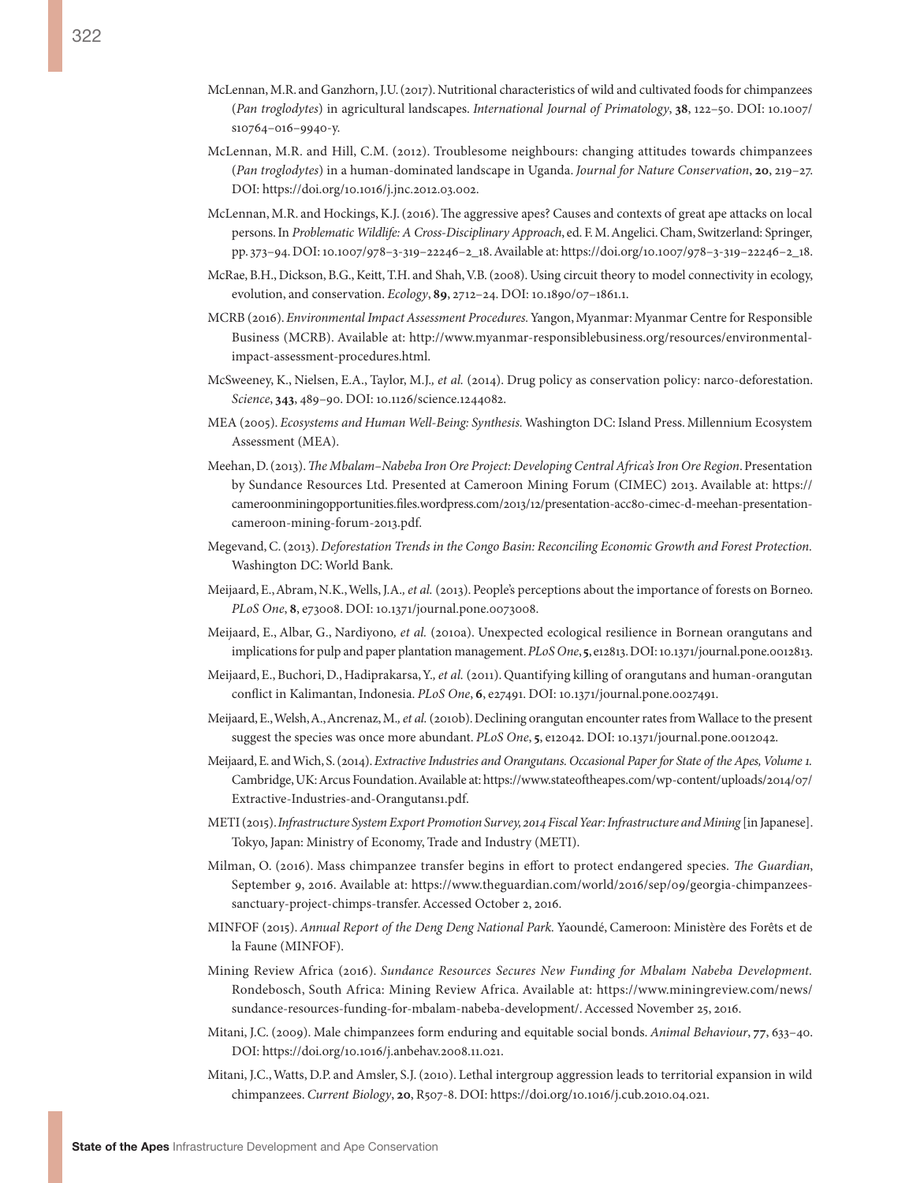McLennan, M.R. and Ganzhorn, J.U. (2017). Nutritional characteristics of wild and cultivated foods for chimpanzees (*Pan troglodytes*) in agricultural landscapes. *International Journal of Primatology*, **38**, 122–50. DOI: 10.1007/s10764–016–9940-y.

McLennan, M.R. and Hill, C.M. (2012). Troublesome neighbours: changing attitudes towards chimpanzees (*Pan troglodytes*) in a human-dominated landscape in Uganda. *Journal for Nature Conservation*, **20**, 219–27. DOI: https://doi.org/10.1016/j.jnc.2012.03.002.

McLennan, M.R. and Hockings, K.J. (2016). The aggressive apes? Causes and contexts of great ape attacks on local persons. In *Problematic Wildlife: A Cross-Disciplinary Approach*, ed. F. M. Angelici. Cham, Switzerland: Springer, pp. 373–94. DOI: 10.1007/978–3-319–22246–2_18. Available at: https://doi.org/10.1007/978–3-319–22246–2_18.

McRae, B.H., Dickson, B.G., Keitt, T.H. and Shah, V.B. (2008). Using circuit theory to model connectivity in ecology, evolution, and conservation. *Ecology*, **89**, 2712–24. DOI: 10.1890/07–1861.1.

MCRB (2016). *Environmental Impact Assessment Procedures*. Yangon, Myanmar: Myanmar Centre for Responsible Business (MCRB). Available at: http://www.myanmar-responsiblebusiness.org/resources/environmental-impact-assessment-procedures.html.

McSweeney, K., Nielsen, E.A., Taylor, M.J., *et al.* (2014). Drug policy as conservation policy: narco-deforestation. *Science*, **343**, 489–90. DOI: 10.1126/science.1244082.

MEA (2005). *Ecosystems and Human Well-Being: Synthesis*. Washington DC: Island Press. Millennium Ecosystem Assessment (MEA).

Meehan, D. (2013). *The Mbalam–Nabeba Iron Ore Project: Developing Central Africa's Iron Ore Region*. Presentation by Sundance Resources Ltd. Presented at Cameroon Mining Forum (CIMEC) 2013. Available at: https://cameroonminingopportunities.files.wordpress.com/2013/12/presentation-acc80-cimec-d-meehan-presentation-cameroon-mining-forum-2013.pdf.

Megevand, C. (2013). *Deforestation Trends in the Congo Basin: Reconciling Economic Growth and Forest Protection*. Washington DC: World Bank.

Meijaard, E., Abram, N.K., Wells, J.A., *et al.* (2013). People's perceptions about the importance of forests on Borneo. *PLoS One*, **8**, e73008. DOI: 10.1371/journal.pone.0073008.

Meijaard, E., Albar, G., Nardiyono, *et al.* (2010a). Unexpected ecological resilience in Bornean orangutans and implications for pulp and paper plantation management. *PLoS One*, **5**, e12813. DOI: 10.1371/journal.pone.0012813.

Meijaard, E., Buchori, D., Hadiprakarsa, Y., *et al.* (2011). Quantifying killing of orangutans and human-orangutan conflict in Kalimantan, Indonesia. *PLoS One*, **6**, e27491. DOI: 10.1371/journal.pone.0027491.

Meijaard, E., Welsh, A., Ancrenaz, M., *et al.* (2010b). Declining orangutan encounter rates from Wallace to the present suggest the species was once more abundant. *PLoS One*, **5**, e12042. DOI: 10.1371/journal.pone.0012042.

Meijaard, E. and Wich, S. (2014). *Extractive Industries and Orangutans. Occasional Paper for State of the Apes, Volume 1*. Cambridge, UK: Arcus Foundation. Available at: https://www.stateoftheapes.com/wp-content/uploads/2014/07/Extractive-Industries-and-Orangutans1.pdf.

METI (2015). *Infrastructure System Export Promotion Survey, 2014 Fiscal Year: Infrastructure and Mining* [in Japanese]. Tokyo, Japan: Ministry of Economy, Trade and Industry (METI).

Milman, O. (2016). Mass chimpanzee transfer begins in effort to protect endangered species. *The Guardian*, September 9, 2016. Available at: https://www.theguardian.com/world/2016/sep/09/georgia-chimpanzees-sanctuary-project-chimps-transfer. Accessed October 2, 2016.

MINFOF (2015). *Annual Report of the Deng Deng National Park*. Yaoundé, Cameroon: Ministère des Forêts et de la Faune (MINFOF).

Mining Review Africa (2016). *Sundance Resources Secures New Funding for Mbalam Nabeba Development*. Rondebosch, South Africa: Mining Review Africa. Available at: https://www.miningreview.com/news/sundance-resources-funding-for-mbalam-nabeba-development/. Accessed November 25, 2016.

Mitani, J.C. (2009). Male chimpanzees form enduring and equitable social bonds. *Animal Behaviour*, **77**, 633–40. DOI: https://doi.org/10.1016/j.anbehav.2008.11.021.

Mitani, J.C., Watts, D.P. and Amsler, S.J. (2010). Lethal intergroup aggression leads to territorial expansion in wild chimpanzees. *Current Biology*, **20**, R507-8. DOI: https://doi.org/10.1016/j.cub.2010.04.021.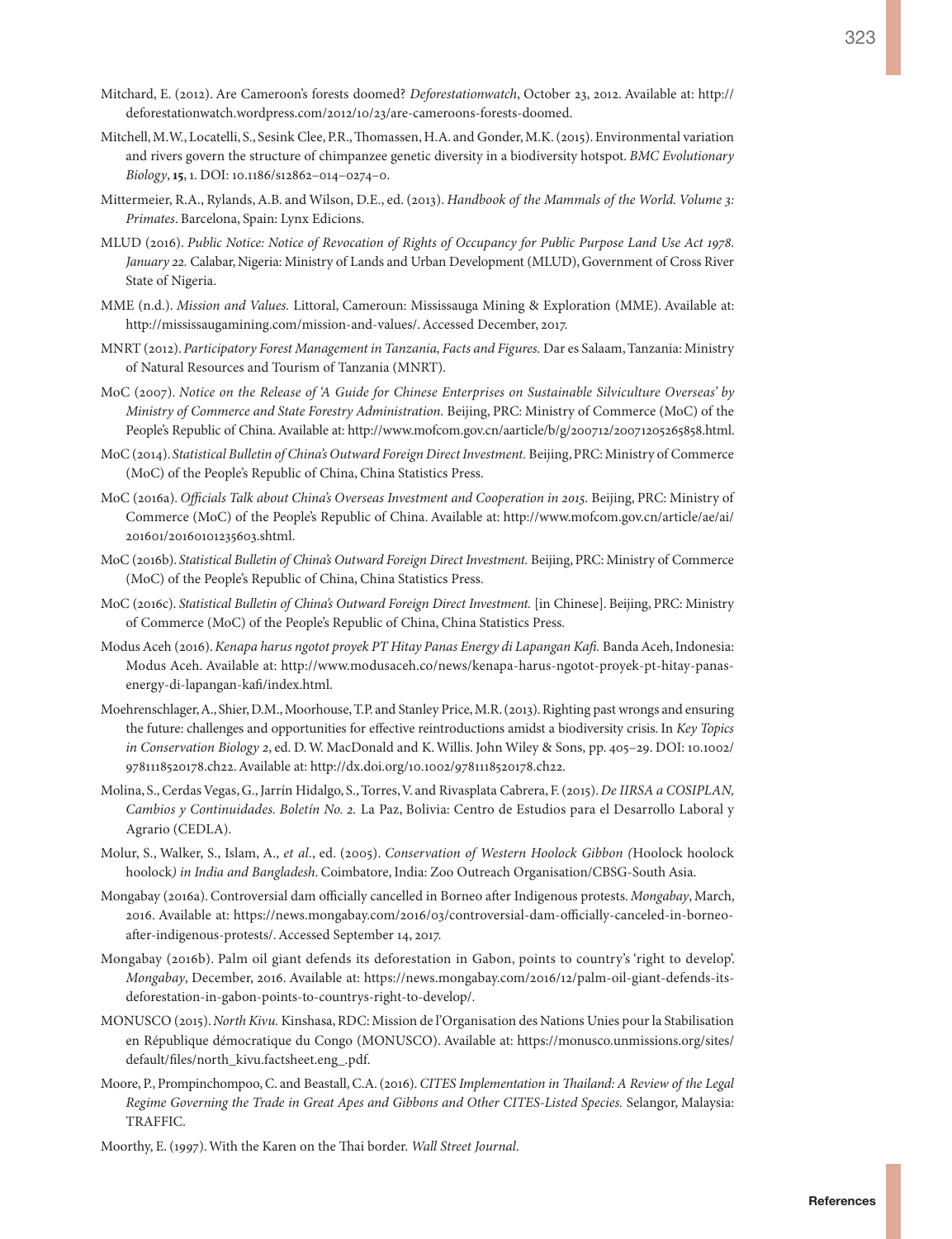Mitchard, E. (2012). Are Cameroon's forests doomed? *Deforestationwatch*, October 23, 2012. Available at: http://deforestationwatch.wordpress.com/2012/10/23/are-cameroons-forests-doomed.

Mitchell, M.W., Locatelli, S., Sesink Clee, P.R., Thomassen, H.A. and Gonder, M.K. (2015). Environmental variation and rivers govern the structure of chimpanzee genetic diversity in a biodiversity hotspot. *BMC Evolutionary Biology*, **15**, 1. DOI: 10.1186/s12862–014–0274–0.

Mittermeier, R.A., Rylands, A.B. and Wilson, D.E., ed. (2013). *Handbook of the Mammals of the World. Volume 3: Primates*. Barcelona, Spain: Lynx Edicions.

MLUD (2016). *Public Notice: Notice of Revocation of Rights of Occupancy for Public Purpose Land Use Act 1978. January 22.* Calabar, Nigeria: Ministry of Lands and Urban Development (MLUD), Government of Cross River State of Nigeria.

MME (n.d.). *Mission and Values.* Littoral, Cameroun: Mississauga Mining & Exploration (MME). Available at: http://mississaugamining.com/mission-and-values/. Accessed December, 2017.

MNRT (2012). *Participatory Forest Management in Tanzania, Facts and Figures.* Dar es Salaam, Tanzania: Ministry of Natural Resources and Tourism of Tanzania (MNRT).

MoC (2007). *Notice on the Release of 'A Guide for Chinese Enterprises on Sustainable Silviculture Overseas' by Ministry of Commerce and State Forestry Administration.* Beijing, PRC: Ministry of Commerce (MoC) of the People's Republic of China. Available at: http://www.mofcom.gov.cn/aarticle/b/g/200712/20071205265858.html.

MoC (2014). *Statistical Bulletin of China's Outward Foreign Direct Investment.* Beijing, PRC: Ministry of Commerce (MoC) of the People's Republic of China, China Statistics Press.

MoC (2016a). *Officials Talk about China's Overseas Investment and Cooperation in 2015.* Beijing, PRC: Ministry of Commerce (MoC) of the People's Republic of China. Available at: http://www.mofcom.gov.cn/article/ae/ai/201601/20160101235603.shtml.

MoC (2016b). *Statistical Bulletin of China's Outward Foreign Direct Investment.* Beijing, PRC: Ministry of Commerce (MoC) of the People's Republic of China, China Statistics Press.

MoC (2016c). *Statistical Bulletin of China's Outward Foreign Direct Investment.* [in Chinese]. Beijing, PRC: Ministry of Commerce (MoC) of the People's Republic of China, China Statistics Press.

Modus Aceh (2016). *Kenapa harus ngotot proyek PT Hitay Panas Energy di Lapangan Kafi.* Banda Aceh, Indonesia: Modus Aceh. Available at: http://www.modusaceh.co/news/kenapa-harus-ngotot-proyek-pt-hitay-panas-energy-di-lapangan-kafi/index.html.

Moehrenschlager, A., Shier, D.M., Moorhouse, T.P. and Stanley Price, M.R. (2013). Righting past wrongs and ensuring the future: challenges and opportunities for effective reintroductions amidst a biodiversity crisis. In *Key Topics in Conservation Biology 2*, ed. D. W. MacDonald and K. Willis. John Wiley & Sons, pp. 405–29. DOI: 10.1002/9781118520178.ch22. Available at: http://dx.doi.org/10.1002/9781118520178.ch22.

Molina, S., Cerdas Vegas, G., Jarrín Hidalgo, S., Torres, V. and Rivasplata Cabrera, F. (2015). *De IIRSA a COSIPLAN, Cambios y Continuidades. Boletín No. 2.* La Paz, Bolivia: Centro de Estudios para el Desarrollo Laboral y Agrario (CEDLA).

Molur, S., Walker, S., Islam, A., *et al*., ed. (2005). *Conservation of Western Hoolock Gibbon (*Hoolock hoolock hoolock*) in India and Bangladesh*. Coimbatore, India: Zoo Outreach Organisation/CBSG-South Asia.

Mongabay (2016a). Controversial dam officially cancelled in Borneo after Indigenous protests. *Mongabay*, March, 2016. Available at: https://news.mongabay.com/2016/03/controversial-dam-officially-canceled-in-borneo-after-indigenous-protests/. Accessed September 14, 2017.

Mongabay (2016b). Palm oil giant defends its deforestation in Gabon, points to country's 'right to develop'. *Mongabay*, December, 2016. Available at: https://www.mongabay.com/2016/12/palm-oil-giant-defends-its-deforestation-in-gabon-points-to-countrys-right-to-develop/.

MONUSCO (2015). *North Kivu.* Kinshasa, RDC: Mission de l'Organisation des Nations Unies pour la Stabilisation en République démocratique du Congo (MONUSCO). Available at: https://monusco.unmissions.org/sites/default/files/north_kivu.factsheet.eng_.pdf.

Moore, P., Prompinchompoo, C. and Beastall, C.A. (2016). *CITES Implementation in Thailand: A Review of the Legal Regime Governing the Trade in Great Apes and Gibbons and Other CITES-Listed Species.* Selangor, Malaysia: TRAFFIC.

Moorthy, E. (1997). With the Karen on the Thai border. *Wall Street Journal.*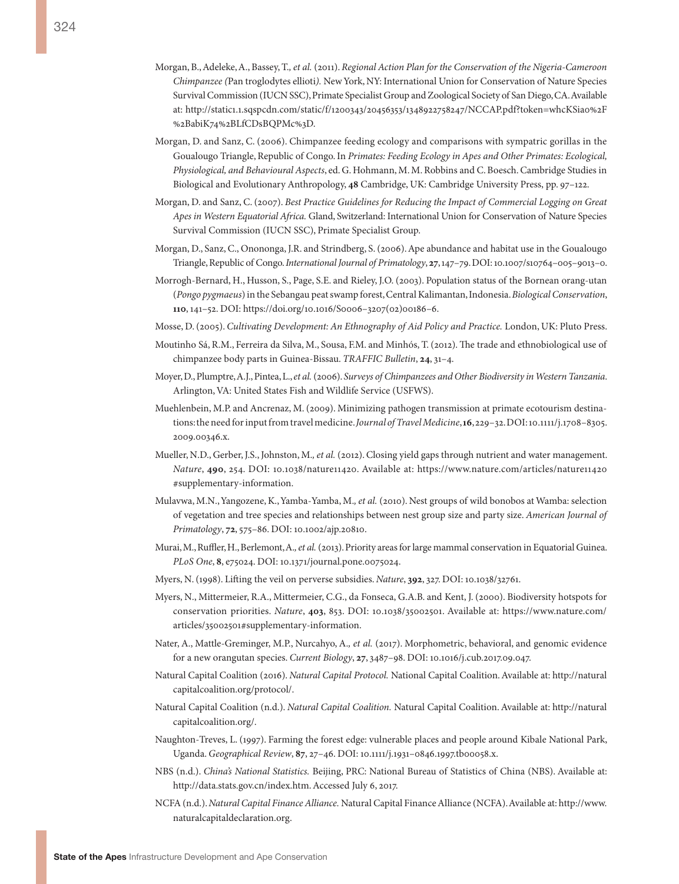Morgan, B., Adeleke, A., Bassey, T., *et al.* (2011). *Regional Action Plan for the Conservation of the Nigeria-Cameroon Chimpanzee (*Pan troglodytes ellioti*).* New York, NY: International Union for Conservation of Nature Species Survival Commission (IUCN SSC), Primate Specialist Group and Zoological Society of San Diego, CA. Available at: http://static1.1.sqspcdn.com/static/f/1200343/20456353/1348922758247/NCCAP.pdf?token=whcKSia0%2F%2BabiK74%2BLfCDsBQPMc%3D.

Morgan, D. and Sanz, C. (2006). Chimpanzee feeding ecology and comparisons with sympatric gorillas in the Goualougo Triangle, Republic of Congo. In *Primates: Feeding Ecology in Apes and Other Primates: Ecological, Physiological, and Behavioural Aspects*, ed. G. Hohmann, M. M. Robbins and C. Boesch. Cambridge Studies in Biological and Evolutionary Anthropology, **48** Cambridge, UK: Cambridge University Press, pp. 97–122.

Morgan, D. and Sanz, C. (2007). *Best Practice Guidelines for Reducing the Impact of Commercial Logging on Great Apes in Western Equatorial Africa.* Gland, Switzerland: International Union for Conservation of Nature Species Survival Commission (IUCN SSC), Primate Specialist Group.

Morgan, D., Sanz, C., Ononga, J.R. and Strindberg, S. (2006). Ape abundance and habitat use in the Goualougo Triangle, Republic of Congo. *International Journal of Primatology*, **27**, 147–79. DOI: 10.1007/s10764-005-9013-0.

Morrogh-Bernard, H., Husson, S., Page, S.E. and Rieley, J.O. (2003). Population status of the Bornean orang-utan (*Pongo pygmaeus*) in the Sebangau peat swamp forest, Central Kalimantan, Indonesia. *Biological Conservation*, **110**, 141–52. DOI: https://doi.org/10.1016/S0006-3207(02)00186-6.

Mosse, D. (2005). *Cultivating Development: An Ethnography of Aid Policy and Practice.* London, UK: Pluto Press.

Moutinho Sá, R.M., Ferreira da Silva, M., Sousa, F.M. and Minhós, T. (2012). The trade and ethnobiological use of chimpanzee body parts in Guinea-Bissau. *TRAFFIC Bulletin*, **24**, 31–4.

Moyer, D., Plumptre, A.J., Pintea, L., *et al.* (2006). *Surveys of Chimpanzees and Other Biodiversity in Western Tanzania.* Arlington, VA: United States Fish and Wildlife Service (USFWS).

Muehlenbein, M.P. and Ancrenaz, M. (2009). Minimizing pathogen transmission at primate ecotourism destinations: the need for input from travel medicine. *Journal of Travel Medicine*, **16**, 229–32. DOI: 10.1111/j.1708-8305.2009.00346.x.

Mueller, N.D., Gerber, J.S., Johnston, M., *et al.* (2012). Closing yield gaps through nutrient and water management. *Nature*, **490**, 254. DOI: 10.1038/nature11420. Available at: https://www.nature.com/articles/nature11420#supplementary-information.

Mulavwa, M.N., Yangozene, K., Yamba-Yamba, M., *et al.* (2010). Nest groups of wild bonobos at Wamba: selection of vegetation and tree species and relationships between nest group size and party size. *American Journal of Primatology*, **72**, 575–86. DOI: 10.1002/ajp.20810.

Murai, M., Ruffler, H., Berlemont, A., *et al.* (2013). Priority areas for large mammal conservation in Equatorial Guinea. *PLoS One*, **8**, e75024. DOI: 10.1371/journal.pone.0075024.

Myers, N. (1998). Lifting the veil on perverse subsidies. *Nature*, **392**, 327. DOI: 10.1038/32761.

Myers, N., Mittermeier, R.A., Mittermeier, C.G., da Fonseca, G.A.B. and Kent, J. (2000). Biodiversity hotspots for conservation priorities. *Nature*, **403**, 853. DOI: 10.1038/35002501. Available at: https://www.nature.com/articles/35002501#supplementary-information.

Nater, A., Mattle-Greminger, M.P., Nurcahyo, A., *et al.* (2017). Morphometric, behavioral, and genomic evidence for a new orangutan species. *Current Biology*, **27**, 3487–98. DOI: 10.1016/j.cub.2017.09.047.

Natural Capital Coalition (2016). *Natural Capital Protocol.* Natural Capital Coalition. Available at: http://naturalcapitalcoalition.org/protocol/.

Natural Capital Coalition (n.d.). *Natural Capital Coalition.* Natural Capital Coalition. Available at: http://naturalcapitalcoalition.org/.

Naughton-Treves, L. (1997). Farming the forest edge: vulnerable places and people around Kibale National Park, Uganda. *Geographical Review*, **87**, 27–46. DOI: 10.1111/j.1931-0846.1997.tb00058.x.

NBS (n.d.). *China's National Statistics.* Beijing, PRC: National Bureau of Statistics of China (NBS). Available at: http://data.stats.gov.cn/index.htm. Accessed July 6, 2017.

NCFA (n.d.). *Natural Capital Finance Alliance.* Natural Capital Finance Alliance (NCFA). Available at: http://www.naturalcapitaldeclaration.org.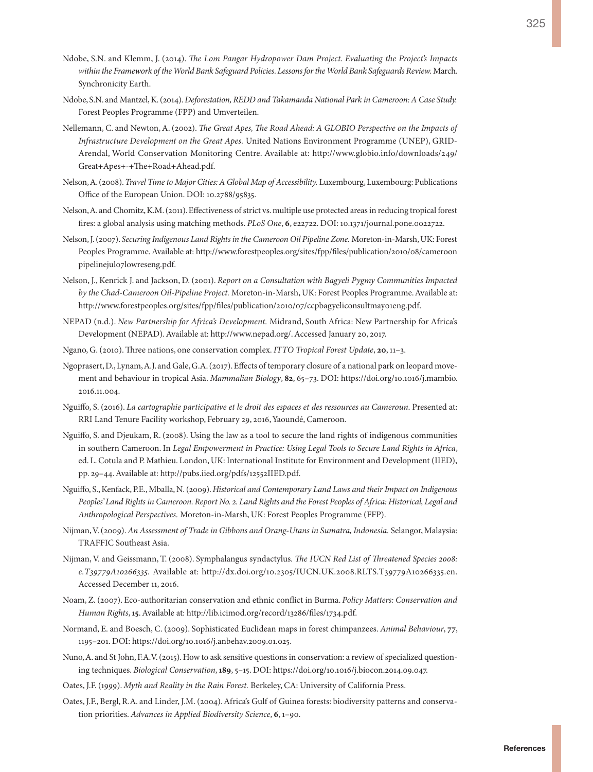Ndobe, S.N. and Klemm, J. (2014). *The Lom Pangar Hydropower Dam Project. Evaluating the Project's Impacts within the Framework of the World Bank Safeguard Policies. Lessons for the World Bank Safeguards Review.* March. Synchronicity Earth.

Ndobe, S.N. and Mantzel, K. (2014). *Deforestation, REDD and Takamanda National Park in Cameroon: A Case Study.* Forest Peoples Programme (FPP) and Umverteilen.

Nellemann, C. and Newton, A. (2002). *The Great Apes, The Road Ahead: A GLOBIO Perspective on the Impacts of Infrastructure Development on the Great Apes.* United Nations Environment Programme (UNEP), GRID-Arendal, World Conservation Monitoring Centre. Available at: http://www.globio.info/downloads/249/Great+Apes+-+The+Road+Ahead.pdf.

Nelson, A. (2008). *Travel Time to Major Cities: A Global Map of Accessibility.* Luxembourg, Luxembourg: Publications Office of the European Union. DOI: 10.2788/95835.

Nelson, A. and Chomitz, K.M. (2011). Effectiveness of strict vs. multiple use protected areas in reducing tropical forest fires: a global analysis using matching methods. *PLoS One*, **6**, e22722. DOI: 10.1371/journal.pone.0022722.

Nelson, J. (2007). *Securing Indigenous Land Rights in the Cameroon Oil Pipeline Zone.* Moreton-in-Marsh, UK: Forest Peoples Programme. Available at: http://www.forestpeoples.org/sites/fpp/files/publication/2010/08/cameroonpipelinejul07lowreseng.pdf.

Nelson, J., Kenrick J. and Jackson, D. (2001). *Report on a Consultation with Bagyeli Pygmy Communities Impacted by the Chad-Cameroon Oil-Pipeline Project.* Moreton-in-Marsh, UK: Forest Peoples Programme. Available at: http://www.forestpeoples.org/sites/fpp/files/publication/2010/07/ccpbagyeliconsultmay01eng.pdf.

NEPAD (n.d.). *New Partnership for Africa's Development.* Midrand, South Africa: New Partnership for Africa's Development (NEPAD). Available at: http://www.nepad.org/. Accessed January 20, 2017.

Ngano, G. (2010). Three nations, one conservation complex. *ITTO Tropical Forest Update*, **20**, 11–3.

Ngoprasert, D., Lynam, A.J. and Gale, G.A. (2017). Effects of temporary closure of a national park on leopard movement and behaviour in tropical Asia. *Mammalian Biology*, **82**, 65–73. DOI: https://doi.org/10.1016/j.mambio.2016.11.004.

Nguiffo, S. (2016). *La cartographie participative et le droit des espaces et des ressources au Cameroun.* Presented at: RRI Land Tenure Facility workshop, February 29, 2016, Yaoundé, Cameroon.

Nguiffo, S. and Djeukam, R. (2008). Using the law as a tool to secure the land rights of indigenous communities in southern Cameroon. In *Legal Empowerment in Practice: Using Legal Tools to Secure Land Rights in Africa*, ed. L. Cotula and P. Mathieu. London, UK: International Institute for Environment and Development (IIED), pp. 29–44. Available at: http://pubs.iied.org/pdfs/12552IIED.pdf.

Nguiffo, S., Kenfack, P.E., Mballa, N. (2009). *Historical and Contemporary Land Laws and their Impact on Indigenous Peoples' Land Rights in Cameroon. Report No. 2. Land Rights and the Forest Peoples of Africa: Historical, Legal and Anthropological Perspectives.* Moreton-in-Marsh, UK: Forest Peoples Programme (FFP).

Nijman, V. (2009). *An Assessment of Trade in Gibbons and Orang-Utans in Sumatra, Indonesia.* Selangor, Malaysia: TRAFFIC Southeast Asia.

Nijman, V. and Geissmann, T. (2008). Symphalangus syndactylus. *The IUCN Red List of Threatened Species 2008: e.T39779A10266335.* Available at: http://dx.doi.org/10.2305/IUCN.UK.2008.RLTS.T39779A10266335.en. Accessed December 11, 2016.

Noam, Z. (2007). Eco-authoritarian conservation and ethnic conflict in Burma. *Policy Matters: Conservation and Human Rights*, **15**. Available at: http://lib.icimod.org/record/13286/files/1734.pdf.

Normand, E. and Boesch, C. (2009). Sophisticated Euclidean maps in forest chimpanzees. *Animal Behaviour*, **77**, 1195–201. DOI: https://doi.org/10.1016/j.anbehav.2009.01.025.

Nuno, A. and St John, F.A.V. (2015). How to ask sensitive questions in conservation: a review of specialized questioning techniques. *Biological Conservation*, **189**, 5–15. DOI: https://doi.org/10.1016/j.biocon.2014.09.047.

Oates, J.F. (1999). *Myth and Reality in the Rain Forest.* Berkeley, CA: University of California Press.

Oates, J.F., Bergl, R.A. and Linder, J.M. (2004). Africa's Gulf of Guinea forests: biodiversity patterns and conservation priorities. *Advances in Applied Biodiversity Science*, **6**, 1–90.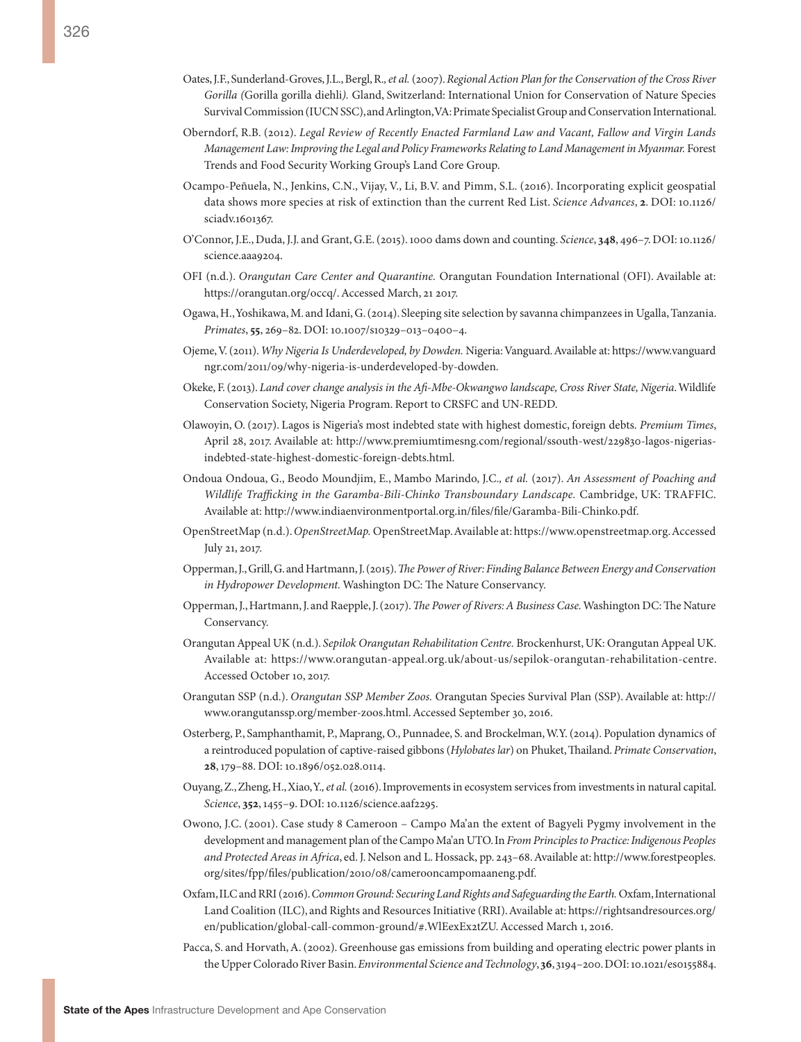Oates, J.F., Sunderland-Groves, J.L., Bergl, R.*, et al.* (2007). *Regional Action Plan for the Conservation of the Cross River Gorilla (*Gorilla gorilla diehli*).* Gland, Switzerland: International Union for Conservation of Nature Species Survival Commission (IUCN SSC), and Arlington, VA: Primate Specialist Group and Conservation International.

Oberndorf, R.B. (2012). *Legal Review of Recently Enacted Farmland Law and Vacant, Fallow and Virgin Lands Management Law: Improving the Legal and Policy Frameworks Relating to Land Management in Myanmar.* Forest Trends and Food Security Working Group's Land Core Group.

Ocampo-Peñuela, N., Jenkins, C.N., Vijay, V., Li, B.V. and Pimm, S.L. (2016). Incorporating explicit geospatial data shows more species at risk of extinction than the current Red List. *Science Advances*, **2**. DOI: 10.1126/sciadv.1601367.

O'Connor, J.E., Duda, J.J. and Grant, G.E. (2015). 1000 dams down and counting. *Science*, **348**, 496–7. DOI: 10.1126/science.aaa9204.

OFI (n.d.). *Orangutan Care Center and Quarantine.* Orangutan Foundation International (OFI). Available at: https://orangutan.org/occq/. Accessed March, 21 2017.

Ogawa, H., Yoshikawa, M. and Idani, G. (2014). Sleeping site selection by savanna chimpanzees in Ugalla, Tanzania. *Primates*, **55**, 269–82. DOI: 10.1007/s10329–013–0400–4.

Ojeme, V. (2011). *Why Nigeria Is Underdeveloped, by Dowden.* Nigeria: Vanguard. Available at: https://www.vanguardngr.com/2011/09/why-nigeria-is-underdeveloped-by-dowden.

Okeke, F. (2013). *Land cover change analysis in the Afi-Mbe-Okwangwo landscape, Cross River State, Nigeria.* Wildlife Conservation Society, Nigeria Program. Report to CRSFC and UN-REDD.

Olawoyin, O. (2017). Lagos is Nigeria's most indebted state with highest domestic, foreign debts. *Premium Times*, April 28, 2017. Available at: http://www.premiumtimesng.com/regional/ssouth-west/229830-lagos-nigerias-indebted-state-highest-domestic-foreign-debts.html.

Ondoua Ondoua, G., Beodo Moundjim, E., Mambo Marindo, J.C.*, et al.* (2017). *An Assessment of Poaching and Wildlife Trafficking in the Garamba-Bili-Chinko Transboundary Landscape.* Cambridge, UK: TRAFFIC. Available at: http://www.indiaenvironmentportal.org.in/files/file/Garamba-Bili-Chinko.pdf.

OpenStreetMap (n.d.). *OpenStreetMap.* OpenStreetMap. Available at: https://www.openstreetmap.org. Accessed July 21, 2017.

Opperman, J., Grill, G. and Hartmann, J. (2015). *The Power of River: Finding Balance Between Energy and Conservation in Hydropower Development.* Washington DC: The Nature Conservancy.

Opperman, J., Hartmann, J. and Raepple, J. (2017). *The Power of Rivers: A Business Case.* Washington DC: The Nature Conservancy.

Orangutan Appeal UK (n.d.). *Sepilok Orangutan Rehabilitation Centre.* Brockenhurst, UK: Orangutan Appeal UK. Available at: https://www.orangutan-appeal.org.uk/about-us/sepilok-orangutan-rehabilitation-centre. Accessed October 10, 2017.

Orangutan SSP (n.d.). *Orangutan SSP Member Zoos.* Orangutan Species Survival Plan (SSP). Available at: http://www.orangutanssp.org/member-zoos.html. Accessed September 30, 2016.

Osterberg, P., Samphanthamit, P., Maprang, O., Punnadee, S. and Brockelman, W.Y. (2014). Population dynamics of a reintroduced population of captive-raised gibbons (*Hylobates lar*) on Phuket, Thailand. *Primate Conservation*, **28**, 179–88. DOI: 10.1896/052.028.0114.

Ouyang, Z., Zheng, H., Xiao, Y.*, et al.* (2016). Improvements in ecosystem services from investments in natural capital. *Science*, **352**, 1455–9. DOI: 10.1126/science.aaf2295.

Owono, J.C. (2001). Case study 8 Cameroon – Campo Ma'an the extent of Bagyeli Pygmy involvement in the development and management plan of the Campo Ma'an UTO. In *From Principles to Practice: Indigenous Peoples and Protected Areas in Africa*, ed. J. Nelson and L. Hossack, pp. 243–68. Available at: http://www.forestpeoples.org/sites/fpp/files/publication/2010/08/camerooncampomaaneng.pdf.

Oxfam, ILC and RRI (2016). *Common Ground: Securing Land Rights and Safeguarding the Earth.* Oxfam, International Land Coalition (ILC), and Rights and Resources Initiative (RRI). Available at: https://rightsandresources.org/en/publication/global-call-common-ground/#.WlEexEx2tZU. Accessed March 1, 2016.

Pacca, S. and Horvath, A. (2002). Greenhouse gas emissions from building and operating electric power plants in the Upper Colorado River Basin. *Environmental Science and Technology*, **36**, 3194–200. DOI: 10.1021/es0155884.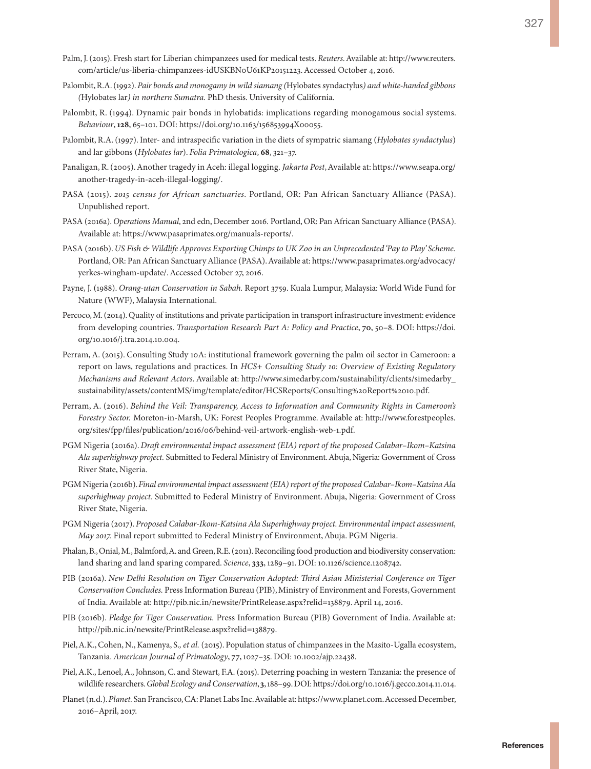Palm, J. (2015). Fresh start for Liberian chimpanzees used for medical tests. *Reuters*. Available at: http://www.reuters.com/article/us-liberia-chimpanzees-idUSKBN0U61KP20151223. Accessed October 4, 2016.

Palombit, R.A. (1992). *Pair bonds and monogamy in wild siamang (*Hylobates syndactylus*) and white-handed gibbons (*Hylobates lar*) in northern Sumatra.* PhD thesis. University of California.

Palombit, R. (1994). Dynamic pair bonds in hylobatids: implications regarding monogamous social systems. *Behaviour*, **128**, 65–101. DOI: https://doi.org/10.1163/156853994X00055.

Palombit, R.A. (1997). Inter- and intraspecific variation in the diets of sympatric siamang (*Hylobates syndactylus*) and lar gibbons (*Hylobates lar*). *Folia Primatologica*, **68**, 321–37.

Panaligan, R. (2005). Another tragedy in Aceh: illegal logging. *Jakarta Post*, Available at: https://www.seapa.org/another-tragedy-in-aceh-illegal-logging/.

PASA (2015). *2015 census for African sanctuaries*. Portland, OR: Pan African Sanctuary Alliance (PASA). Unpublished report.

PASA (2016a). *Operations Manual*, 2nd edn, December 2016. Portland, OR: Pan African Sanctuary Alliance (PASA). Available at: https://www.pasaprimates.org/manuals-reports/.

PASA (2016b). *US Fish & Wildlife Approves Exporting Chimps to UK Zoo in an Unprecedented 'Pay to Play' Scheme.* Portland, OR: Pan African Sanctuary Alliance (PASA). Available at: https://www.pasaprimates.org/advocacy/yerkes-wingham-update/. Accessed October 27, 2016.

Payne, J. (1988). *Orang-utan Conservation in Sabah.* Report 3759. Kuala Lumpur, Malaysia: World Wide Fund for Nature (WWF), Malaysia International.

Percoco, M. (2014). Quality of institutions and private participation in transport infrastructure investment: evidence from developing countries. *Transportation Research Part A: Policy and Practice*, **70**, 50–8. DOI: https://doi.org/10.1016/j.tra.2014.10.004.

Perram, A. (2015). Consulting Study 10A: institutional framework governing the palm oil sector in Cameroon: a report on laws, regulations and practices. In *HCS+ Consulting Study 10: Overview of Existing Regulatory Mechanisms and Relevant Actors*. Available at: http://www.simedarby.com/sustainability/clients/simedarby_sustainability/assets/contentMS/img/template/editor/HCSReports/Consulting%20Report%2010.pdf.

Perram, A. (2016). *Behind the Veil: Transparency, Access to Information and Community Rights in Cameroon's Forestry Sector.* Moreton-in-Marsh, UK: Forest Peoples Programme. Available at: http://www.forestpeoples.org/sites/fpp/files/publication/2016/06/behind-veil-artwork-english-web-1.pdf.

PGM Nigeria (2016a). *Draft environmental impact assessment (EIA) report of the proposed Calabar–Ikom–Katsina Ala superhighway project.* Submitted to Federal Ministry of Environment. Abuja, Nigeria: Government of Cross River State, Nigeria.

PGM Nigeria (2016b). *Final environmental impact assessment (EIA) report of the proposed Calabar–Ikom–Katsina Ala superhighway project.* Submitted to Federal Ministry of Environment. Abuja, Nigeria: Government of Cross River State, Nigeria.

PGM Nigeria (2017). *Proposed Calabar-Ikom-Katsina Ala Superhighway project. Environmental impact assessment, May 2017.* Final report submitted to Federal Ministry of Environment, Abuja. PGM Nigeria.

Phalan, B., Onial, M., Balmford, A. and Green, R.E. (2011). Reconciling food production and biodiversity conservation: land sharing and land sparing compared. *Science*, **333**, 1289–91. DOI: 10.1126/science.1208742.

PIB (2016a). *New Delhi Resolution on Tiger Conservation Adopted: Third Asian Ministerial Conference on Tiger Conservation Concludes.* Press Information Bureau (PIB), Ministry of Environment and Forests, Government of India. Available at: http://pib.nic.in/newsite/PrintRelease.aspx?relid=138879. April 14, 2016.

PIB (2016b). *Pledge for Tiger Conservation.* Press Information Bureau (PIB) Government of India. Available at: http://pib.nic.in/newsite/PrintRelease.aspx?relid=138879.

Piel, A.K., Cohen, N., Kamenya, S., *et al.* (2015). Population status of chimpanzees in the Masito-Ugalla ecosystem, Tanzania. *American Journal of Primatology*, **77**, 1027–35. DOI: 10.1002/ajp.22438.

Piel, A.K., Lenoel, A., Johnson, C. and Stewart, F.A. (2015). Deterring poaching in western Tanzania: the presence of wildlife researchers. *Global Ecology and Conservation*, **3**, 188–99. DOI: https://doi.org/10.1016/j.gecco.2014.11.014.

Planet (n.d.). *Planet.* San Francisco, CA: Planet Labs Inc. Available at: https://www.planet.com. Accessed December, 2016–April, 2017.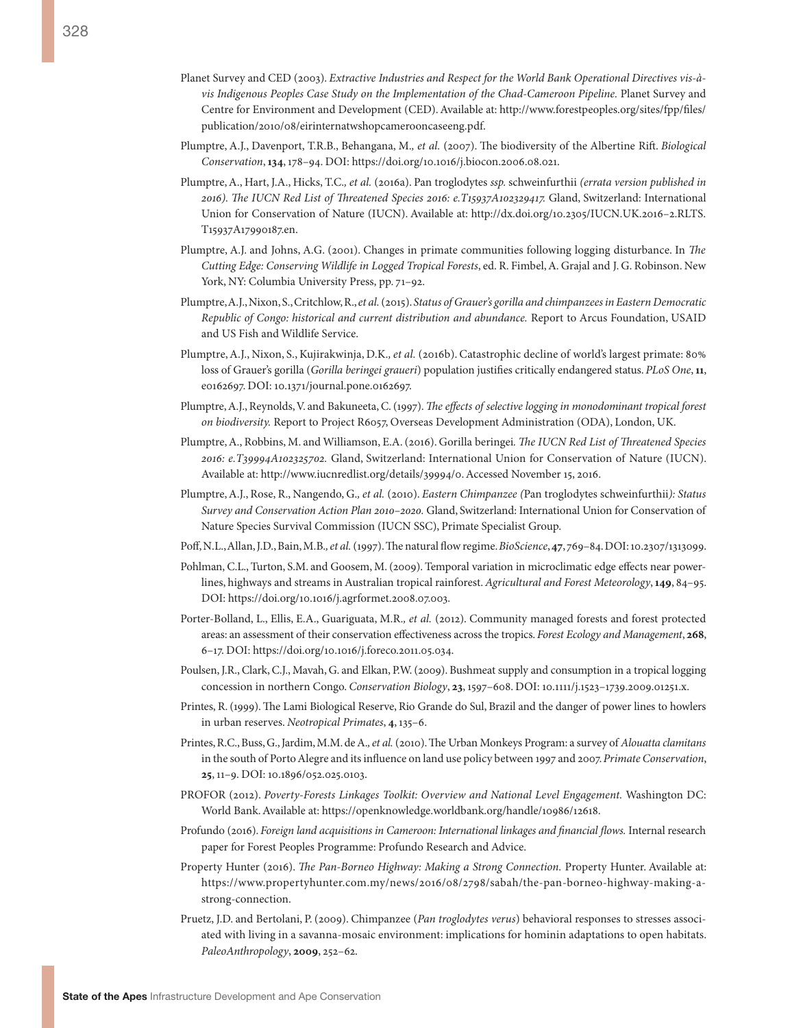Planet Survey and CED (2003). *Extractive Industries and Respect for the World Bank Operational Directives vis-à-vis Indigenous Peoples Case Study on the Implementation of the Chad-Cameroon Pipeline.* Planet Survey and Centre for Environment and Development (CED). Available at: http://www.forestpeoples.org/sites/fpp/files/publication/2010/08/eirinternatwshopcamerooncaseeng.pdf.

Plumptre, A.J., Davenport, T.R.B., Behangana, M.*, et al.* (2007). The biodiversity of the Albertine Rift. *Biological Conservation*, **134**, 178–94. DOI: https://doi.org/10.1016/j.biocon.2006.08.021.

Plumptre, A., Hart, J.A., Hicks, T.C.*, et al.* (2016a). Pan troglodytes *ssp.* schweinfurthii *(errata version published in 2016). The IUCN Red List of Threatened Species 2016: e.T15937A102329417.* Gland, Switzerland: International Union for Conservation of Nature (IUCN). Available at: http://dx.doi.org/10.2305/IUCN.UK.2016–2.RLTS.T15937A17990187.en.

Plumptre, A.J. and Johns, A.G. (2001). Changes in primate communities following logging disturbance. In *The Cutting Edge: Conserving Wildlife in Logged Tropical Forests*, ed. R. Fimbel, A. Grajal and J. G. Robinson. New York, NY: Columbia University Press, pp. 71–92.

Plumptre, A.J., Nixon, S., Critchlow, R.*, et al.* (2015). *Status of Grauer's gorilla and chimpanzees in Eastern Democratic Republic of Congo: historical and current distribution and abundance.* Report to Arcus Foundation, USAID and US Fish and Wildlife Service.

Plumptre, A.J., Nixon, S., Kujirakwinja, D.K.*, et al.* (2016b). Catastrophic decline of world's largest primate: 80% loss of Grauer's gorilla (*Gorilla beringei graueri*) population justifies critically endangered status. *PLoS One*, **11**, e0162697. DOI: 10.1371/journal.pone.0162697.

Plumptre, A.J., Reynolds, V. and Bakuneeta, C. (1997). *The effects of selective logging in monodominant tropical forest on biodiversity.* Report to Project R6057, Overseas Development Administration (ODA), London, UK.

Plumptre, A., Robbins, M. and Williamson, E.A. (2016). Gorilla beringei*. The IUCN Red List of Threatened Species 2016: e.T39994A102325702.* Gland, Switzerland: International Union for Conservation of Nature (IUCN). Available at: http://www.iucnredlist.org/details/39994/0. Accessed November 15, 2016.

Plumptre, A.J., Rose, R., Nangendo, G.*, et al.* (2010). *Eastern Chimpanzee (*Pan troglodytes schweinfurthii*): Status Survey and Conservation Action Plan 2010–2020.* Gland, Switzerland: International Union for Conservation of Nature Species Survival Commission (IUCN SSC), Primate Specialist Group.

Poff, N.L., Allan, J.D., Bain, M.B.*, et al.* (1997). The natural flow regime. *BioScience*, **47**, 769–84. DOI: 10.2307/1313099.

Pohlman, C.L., Turton, S.M. and Goosem, M. (2009). Temporal variation in microclimatic edge effects near powerlines, highways and streams in Australian tropical rainforest. *Agricultural and Forest Meteorology*, **149**, 84–95. DOI: https://doi.org/10.1016/j.agrformet.2008.07.003.

Porter-Bolland, L., Ellis, E.A., Guariguata, M.R.*, et al.* (2012). Community managed forests and forest protected areas: an assessment of their conservation effectiveness across the tropics. *Forest Ecology and Management*, **268**, 6–17. DOI: https://doi.org/10.1016/j.foreco.2011.05.034.

Poulsen, J.R., Clark, C.J., Mavah, G. and Elkan, P.W. (2009). Bushmeat supply and consumption in a tropical logging concession in northern Congo. *Conservation Biology*, **23**, 1597–608. DOI: 10.1111/j.1523–1739.2009.01251.x.

Printes, R. (1999). The Lami Biological Reserve, Rio Grande do Sul, Brazil and the danger of power lines to howlers in urban reserves. *Neotropical Primates*, **4**, 135–6.

Printes, R.C., Buss, G., Jardim, M.M. de A.*, et al.* (2010). The Urban Monkeys Program: a survey of *Alouatta clamitans* in the south of Porto Alegre and its influence on land use policy between 1997 and 2007. *Primate Conservation*, **25**, 11–9. DOI: 10.1896/052.025.0103.

PROFOR (2012). *Poverty-Forests Linkages Toolkit: Overview and National Level Engagement.* Washington DC: World Bank. Available at: https://openknowledge.worldbank.org/handle/10986/12618.

Profundo (2016). *Foreign land acquisitions in Cameroon: International linkages and financial flows.* Internal research paper for Forest Peoples Programme: Profundo Research and Advice.

Property Hunter (2016). *The Pan-Borneo Highway: Making a Strong Connection.* Property Hunter. Available at: https://www.propertyhunter.com.my/news/2016/08/2798/sabah/the-pan-borneo-highway-making-a-strong-connection.

Pruetz, J.D. and Bertolani, P. (2009). Chimpanzee (*Pan troglodytes verus*) behavioral responses to stresses associated with living in a savanna-mosaic environment: implications for hominin adaptations to open habitats. *PaleoAnthropology*, **2009**, 252–62.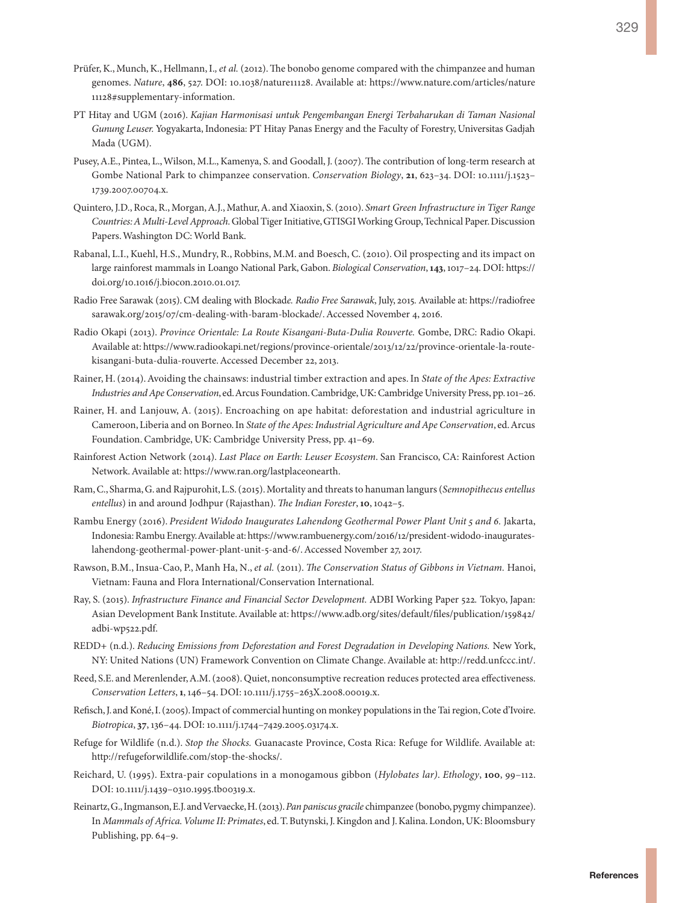Prüfer, K., Munch, K., Hellmann, I., *et al.* (2012). The bonobo genome compared with the chimpanzee and human genomes. *Nature*, **486**, 527. DOI: 10.1038/nature11128. Available at: https://www.nature.com/articles/nature11128#supplementary-information.

PT Hitay and UGM (2016). *Kajian Harmonisasi untuk Pengembangan Energi Terbaharukan di Taman Nasional Gunung Leuser.* Yogyakarta, Indonesia: PT Hitay Panas Energy and the Faculty of Forestry, Universitas Gadjah Mada (UGM).

Pusey, A.E., Pintea, L., Wilson, M.L., Kamenya, S. and Goodall, J. (2007). The contribution of long-term research at Gombe National Park to chimpanzee conservation. *Conservation Biology*, **21**, 623–34. DOI: 10.1111/j.1523–1739.2007.00704.x.

Quintero, J.D., Roca, R., Morgan, A.J., Mathur, A. and Xiaoxin, S. (2010). *Smart Green Infrastructure in Tiger Range Countries: A Multi-Level Approach.* Global Tiger Initiative, GTISGI Working Group, Technical Paper. Discussion Papers. Washington DC: World Bank.

Rabanal, L.I., Kuehl, H.S., Mundry, R., Robbins, M.M. and Boesch, C. (2010). Oil prospecting and its impact on large rainforest mammals in Loango National Park, Gabon. *Biological Conservation*, **143**, 1017–24. DOI: https://doi.org/10.1016/j.biocon.2010.01.017.

Radio Free Sarawak (2015). CM dealing with Blockade*. Radio Free Sarawak*, July, 2015. Available at: https://radiofreesarawak.org/2015/07/cm-dealing-with-baram-blockade/. Accessed November 4, 2016.

Radio Okapi (2013). *Province Orientale: La Route Kisangani-Buta-Dulia Rouverte.* Gombe, DRC: Radio Okapi. Available at: https://www.radiookapi.net/regions/province-orientale/2013/12/22/province-orientale-la-route-kisangani-buta-dulia-rouverte. Accessed December 22, 2013.

Rainer, H. (2014). Avoiding the chainsaws: industrial timber extraction and apes. In *State of the Apes: Extractive Industries and Ape Conservation*, ed. Arcus Foundation. Cambridge, UK: Cambridge University Press, pp. 101–26.

Rainer, H. and Lanjouw, A. (2015). Encroaching on ape habitat: deforestation and industrial agriculture in Cameroon, Liberia and on Borneo. In *State of the Apes: Industrial Agriculture and Ape Conservation*, ed. Arcus Foundation. Cambridge, UK: Cambridge University Press, pp. 41–69.

Rainforest Action Network (2014). *Last Place on Earth: Leuser Ecosystem*. San Francisco, CA: Rainforest Action Network. Available at: https://www.ran.org/lastplaceonearth.

Ram, C., Sharma, G. and Rajpurohit, L.S. (2015). Mortality and threats to hanuman langurs (*Semnopithecus entellus entellus*) in and around Jodhpur (Rajasthan). *The Indian Forester*, **10**, 1042–5.

Rambu Energy (2016). *President Widodo Inaugurates Lahendong Geothermal Power Plant Unit 5 and 6.* Jakarta, Indonesia: Rambu Energy. Available at: https://www.rambuenergy.com/2016/12/president-widodo-inaugurates-lahendong-geothermal-power-plant-unit-5-and-6/. Accessed November 27, 2017.

Rawson, B.M., Insua-Cao, P., Manh Ha, N., *et al.* (2011). *The Conservation Status of Gibbons in Vietnam.* Hanoi, Vietnam: Fauna and Flora International/Conservation International.

Ray, S. (2015). *Infrastructure Finance and Financial Sector Development.* ADBI Working Paper 522*.* Tokyo, Japan: Asian Development Bank Institute. Available at: https://www.adb.org/sites/default/files/publication/159842/adbi-wp522.pdf.

REDD+ (n.d.). *Reducing Emissions from Deforestation and Forest Degradation in Developing Nations.* New York, NY: United Nations (UN) Framework Convention on Climate Change. Available at: http://redd.unfccc.int/.

Reed, S.E. and Merenlender, A.M. (2008). Quiet, nonconsumptive recreation reduces protected area effectiveness. *Conservation Letters*, **1**, 146–54. DOI: 10.1111/j.1755–263X.2008.00019.x.

Refisch, J. and Koné, I. (2005). Impact of commercial hunting on monkey populations in the Tai region, Cote d'Ivoire. *Biotropica*, **37**, 136–44. DOI: 10.1111/j.1744–7429.2005.03174.x.

Refuge for Wildlife (n.d.). *Stop the Shocks.* Guanacaste Province, Costa Rica: Refuge for Wildlife. Available at: http://refugeforwildlife.com/stop-the-shocks/.

Reichard, U. (1995). Extra-pair copulations in a monogamous gibbon (*Hylobates lar)*. *Ethology*, **100**, 99–112. DOI: 10.1111/j.1439–0310.1995.tb00319.x.

Reinartz, G., Ingmanson, E.J. and Vervaecke, H. (2013). *Pan paniscus gracile* chimpanzee (bonobo, pygmy chimpanzee). In *Mammals of Africa. Volume II: Primates*, ed. T. Butynski, J. Kingdon and J. Kalina. London, UK: Bloomsbury Publishing, pp. 64–9.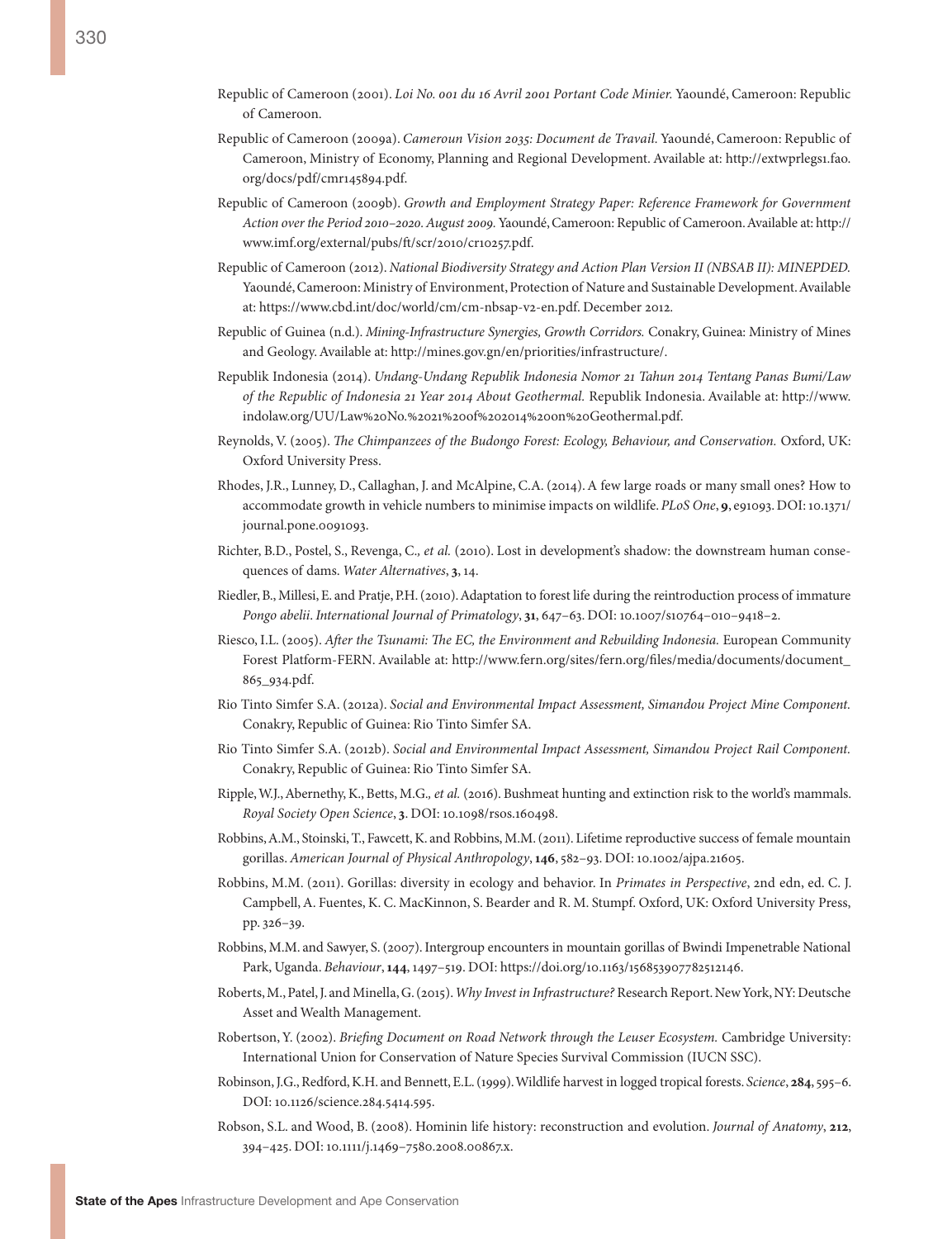Republic of Cameroon (2001). *Loi No. 001 du 16 Avril 2001 Portant Code Minier.* Yaoundé, Cameroon: Republic of Cameroon.

Republic of Cameroon (2009a). *Cameroun Vision 2035: Document de Travail.* Yaoundé, Cameroon: Republic of Cameroon, Ministry of Economy, Planning and Regional Development. Available at: http://extwprlegs1.fao.org/docs/pdf/cmr145894.pdf.

Republic of Cameroon (2009b). *Growth and Employment Strategy Paper: Reference Framework for Government Action over the Period 2010–2020. August 2009.* Yaoundé, Cameroon: Republic of Cameroon. Available at: http://www.imf.org/external/pubs/ft/scr/2010/cr10257.pdf.

Republic of Cameroon (2012). *National Biodiversity Strategy and Action Plan Version II (NBSAB II): MINEPDED.* Yaoundé, Cameroon: Ministry of Environment, Protection of Nature and Sustainable Development. Available at: https://www.cbd.int/doc/world/cm/cm-nbsap-v2-en.pdf. December 2012.

Republic of Guinea (n.d.). *Mining-Infrastructure Synergies, Growth Corridors.* Conakry, Guinea: Ministry of Mines and Geology. Available at: http://mines.gov.gn/en/priorities/infrastructure/.

Republik Indonesia (2014). *Undang-Undang Republik Indonesia Nomor 21 Tahun 2014 Tentang Panas Bumi/Law of the Republic of Indonesia 21 Year 2014 About Geothermal.* Republik Indonesia. Available at: http://www.indolaw.org/UU/Law%20No.%2021%20of%202014%20on%20Geothermal.pdf.

Reynolds, V. (2005). *The Chimpanzees of the Budongo Forest: Ecology, Behaviour, and Conservation.* Oxford, UK: Oxford University Press.

Rhodes, J.R., Lunney, D., Callaghan, J. and McAlpine, C.A. (2014). A few large roads or many small ones? How to accommodate growth in vehicle numbers to minimise impacts on wildlife. *PLoS One*, **9**, e91093. DOI: 10.1371/journal.pone.0091093.

Richter, B.D., Postel, S., Revenga, C.*, et al.* (2010). Lost in development's shadow: the downstream human consequences of dams. *Water Alternatives*, **3**, 14.

Riedler, B., Millesi, E. and Pratje, P.H. (2010). Adaptation to forest life during the reintroduction process of immature *Pongo abelii*. *International Journal of Primatology*, **31**, 647–63. DOI: 10.1007/s10764–010–9418–2.

Riesco, I.L. (2005). *After the Tsunami: The EC, the Environment and Rebuilding Indonesia.* European Community Forest Platform-FERN. Available at: http://www.fern.org/sites/fern.org/files/media/documents/document_865_934.pdf.

Rio Tinto Simfer S.A. (2012a). *Social and Environmental Impact Assessment, Simandou Project Mine Component.* Conakry, Republic of Guinea: Rio Tinto Simfer SA.

Rio Tinto Simfer S.A. (2012b). *Social and Environmental Impact Assessment, Simandou Project Rail Component.* Conakry, Republic of Guinea: Rio Tinto Simfer SA.

Ripple, W.J., Abernethy, K., Betts, M.G.*, et al.* (2016). Bushmeat hunting and extinction risk to the world's mammals. *Royal Society Open Science*, **3**. DOI: 10.1098/rsos.160498.

Robbins, A.M., Stoinski, T., Fawcett, K. and Robbins, M.M. (2011). Lifetime reproductive success of female mountain gorillas. *American Journal of Physical Anthropology*, **146**, 582–93. DOI: 10.1002/ajpa.21605.

Robbins, M.M. (2011). Gorillas: diversity in ecology and behavior. In *Primates in Perspective*, 2nd edn, ed. C. J. Campbell, A. Fuentes, K. C. MacKinnon, S. Bearder and R. M. Stumpf. Oxford, UK: Oxford University Press, pp. 326–39.

Robbins, M.M. and Sawyer, S. (2007). Intergroup encounters in mountain gorillas of Bwindi Impenetrable National Park, Uganda. *Behaviour*, **144**, 1497–519. DOI: https://doi.org/10.1163/156853907782512146.

Roberts, M., Patel, J. and Minella, G. (2015). *Why Invest in Infrastructure?* Research Report. New York, NY: Deutsche Asset and Wealth Management.

Robertson, Y. (2002). *Briefing Document on Road Network through the Leuser Ecosystem.* Cambridge University: International Union for Conservation of Nature Species Survival Commission (IUCN SSC).

Robinson, J.G., Redford, K.H. and Bennett, E.L. (1999). Wildlife harvest in logged tropical forests. *Science*, **284**, 595–6. DOI: 10.1126/science.284.5414.595.

Robson, S.L. and Wood, B. (2008). Hominin life history: reconstruction and evolution. *Journal of Anatomy*, **212**, 394–425. DOI: 10.1111/j.1469–7580.2008.00867.x.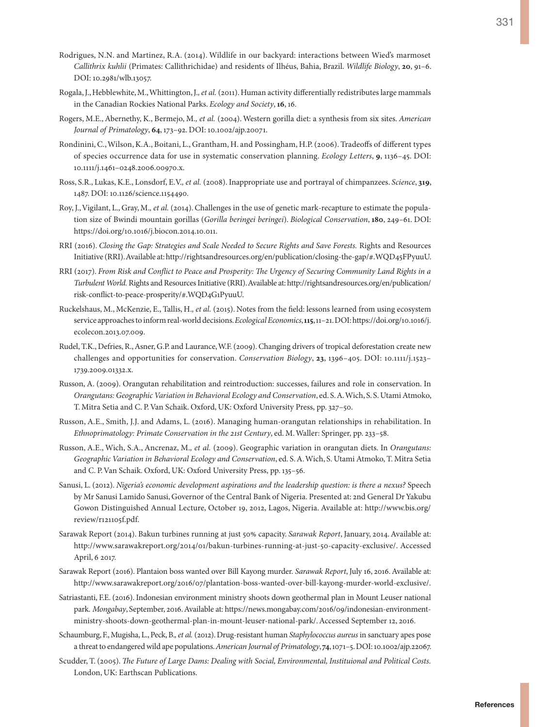Rodrigues, N.N. and Martinez, R.A. (2014). Wildlife in our backyard: interactions between Wied's marmoset *Callithrix kuhlii* (Primates: Callithrichidae) and residents of Ilhéus, Bahia, Brazil. *Wildlife Biology*, **20**, 91–6. DOI: 10.2981/wlb.13057.

Rogala, J., Hebblewhite, M., Whittington, J.*, et al.* (2011). Human activity differentially redistributes large mammals in the Canadian Rockies National Parks. *Ecology and Society*, **16**, 16.

Rogers, M.E., Abernethy, K., Bermejo, M.*, et al.* (2004). Western gorilla diet: a synthesis from six sites. *American Journal of Primatology*, **64**, 173–92. DOI: 10.1002/ajp.20071.

Rondinini, C., Wilson, K.A., Boitani, L., Grantham, H. and Possingham, H.P. (2006). Tradeoffs of different types of species occurrence data for use in systematic conservation planning. *Ecology Letters*, **9**, 1136–45. DOI: 10.1111/j.1461–0248.2006.00970.x.

Ross, S.R., Lukas, K.E., Lonsdorf, E.V.*, et al.* (2008). Inappropriate use and portrayal of chimpanzees. *Science*, **319**, 1487. DOI: 10.1126/science.1154490.

Roy, J., Vigilant, L., Gray, M.*, et al.* (2014). Challenges in the use of genetic mark-recapture to estimate the population size of Bwindi mountain gorillas (*Gorilla beringei beringei*). *Biological Conservation*, **180**, 249–61. DOI: https://doi.org/10.1016/j.biocon.2014.10.011.

RRI (2016). *Closing the Gap: Strategies and Scale Needed to Secure Rights and Save Forests.* Rights and Resources Initiative (RRI). Available at: http://rightsandresources.org/en/publication/closing-the-gap/#.WQD45FPyuuU.

RRI (2017). *From Risk and Conflict to Peace and Prosperity: The Urgency of Securing Community Land Rights in a Turbulent World.* Rights and Resources Initiative (RRI). Available at: http://rightsandresources.org/en/publication/risk-conflict-to-peace-prosperity/#.WQD4G1PyuuU.

Ruckelshaus, M., McKenzie, E., Tallis, H.*, et al.* (2015). Notes from the field: lessons learned from using ecosystem service approaches to inform real-world decisions. *Ecological Economics*, **115**, 11–21. DOI: https://doi.org/10.1016/j.ecolecon.2013.07.009.

Rudel, T.K., Defries, R., Asner, G.P. and Laurance, W.F. (2009). Changing drivers of tropical deforestation create new challenges and opportunities for conservation. *Conservation Biology*, **23**, 1396–405. DOI: 10.1111/j.1523–1739.2009.01332.x.

Russon, A. (2009). Orangutan rehabilitation and reintroduction: successes, failures and role in conservation. In *Orangutans: Geographic Variation in Behavioral Ecology and Conservation*, ed. S. A. Wich, S. S. Utami Atmoko, T. Mitra Setia and C. P. Van Schaik. Oxford, UK: Oxford University Press, pp. 327–50.

Russon, A.E., Smith, J.J. and Adams, L. (2016). Managing human-orangutan relationships in rehabilitation. In *Ethnoprimatology: Primate Conservation in the 21st Century*, ed. M. Waller: Springer, pp. 233–58.

Russon, A.E., Wich, S.A., Ancrenaz, M.*, et al.* (2009). Geographic variation in orangutan diets. In *Orangutans: Geographic Variation in Behavioral Ecology and Conservation*, ed. S. A. Wich, S. Utami Atmoko, T. Mitra Setia and C. P. Van Schaik. Oxford, UK: Oxford University Press, pp. 135–56.

Sanusi, L. (2012). *Nigeria's economic development aspirations and the leadership question: is there a nexus?* Speech by Mr Sanusi Lamido Sanusi, Governor of the Central Bank of Nigeria. Presented at: 2nd General Dr Yakubu Gowon Distinguished Annual Lecture, October 19, 2012, Lagos, Nigeria. Available at: http://www.bis.org/review/r121105f.pdf.

Sarawak Report (2014). Bakun turbines running at just 50% capacity. *Sarawak Report*, January, 2014. Available at: http://www.sarawakreport.org/2014/01/bakun-turbines-running-at-just-50-capacity-exclusive/. Accessed April, 6 2017.

Sarawak Report (2016). Plantaion boss wanted over Bill Kayong murder. *Sarawak Report*, July 16, 2016. Available at: http://www.sarawakreport.org/2016/07/plantation-boss-wanted-over-bill-kayong-murder-world-exclusive/.

Satriastanti, F.E. (2016). Indonesian environment ministry shoots down geothermal plan in Mount Leuser national park. *Mongabay*, September, 2016. Available at: https://news.mongabay.com/2016/09/indonesian-environment-ministry-shoots-down-geothermal-plan-in-mount-leuser-national-park/. Accessed September 12, 2016.

Schaumburg, F., Mugisha, L., Peck, B.*, et al.* (2012). Drug-resistant human *Staphylococcus aureus* in sanctuary apes pose a threat to endangered wild ape populations. *American Journal of Primatology*, **74**, 1071–5. DOI: 10.1002/ajp.22067.

Scudder, T. (2005). *The Future of Large Dams: Dealing with Social, Environmental, Instituional and Political Costs.* London, UK: Earthscan Publications.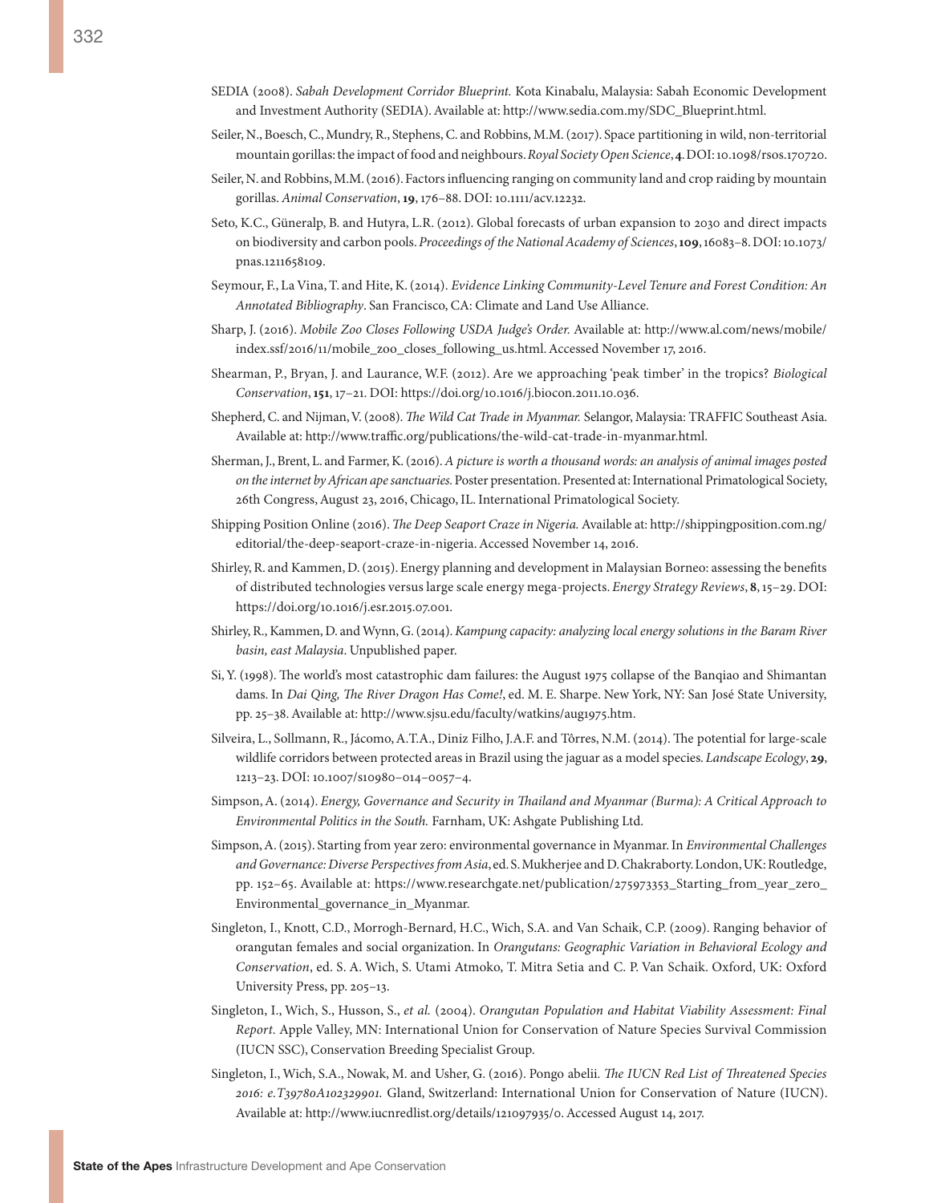SEDIA (2008). *Sabah Development Corridor Blueprint.* Kota Kinabalu, Malaysia: Sabah Economic Development and Investment Authority (SEDIA). Available at: http://www.sedia.com.my/SDC_Blueprint.html.

Seiler, N., Boesch, C., Mundry, R., Stephens, C. and Robbins, M.M. (2017). Space partitioning in wild, non-territorial mountain gorillas: the impact of food and neighbours. *Royal Society Open Science*, **4**. DOI: 10.1098/rsos.170720.

Seiler, N. and Robbins, M.M. (2016). Factors influencing ranging on community land and crop raiding by mountain gorillas. *Animal Conservation*, **19**, 176–88. DOI: 10.1111/acv.12232.

Seto, K.C., Güneralp, B. and Hutyra, L.R. (2012). Global forecasts of urban expansion to 2030 and direct impacts on biodiversity and carbon pools. *Proceedings of the National Academy of Sciences*, **109**, 16083–8. DOI: 10.1073/pnas.1211658109.

Seymour, F., La Vina, T. and Hite, K. (2014). *Evidence Linking Community-Level Tenure and Forest Condition: An Annotated Bibliography*. San Francisco, CA: Climate and Land Use Alliance.

Sharp, J. (2016). *Mobile Zoo Closes Following USDA Judge's Order.* Available at: http://www.al.com/news/mobile/index.ssf/2016/11/mobile_zoo_closes_following_us.html. Accessed November 17, 2016.

Shearman, P., Bryan, J. and Laurance, W.F. (2012). Are we approaching 'peak timber' in the tropics? *Biological Conservation*, **151**, 17–21. DOI: https://doi.org/10.1016/j.biocon.2011.10.036.

Shepherd, C. and Nijman, V. (2008). *The Wild Cat Trade in Myanmar.* Selangor, Malaysia: TRAFFIC Southeast Asia. Available at: http://www.traffic.org/publications/the-wild-cat-trade-in-myanmar.html.

Sherman, J., Brent, L. and Farmer, K. (2016). *A picture is worth a thousand words: an analysis of animal images posted on the internet by African ape sanctuaries.* Poster presentation. Presented at: International Primatological Society, 26th Congress, August 23, 2016, Chicago, IL. International Primatological Society.

Shipping Position Online (2016). *The Deep Seaport Craze in Nigeria.* Available at: http://shippingposition.com.ng/editorial/the-deep-seaport-craze-in-nigeria. Accessed November 14, 2016.

Shirley, R. and Kammen, D. (2015). Energy planning and development in Malaysian Borneo: assessing the benefits of distributed technologies versus large scale energy mega-projects. *Energy Strategy Reviews*, **8**, 15–29. DOI: https://doi.org/10.1016/j.esr.2015.07.001.

Shirley, R., Kammen, D. and Wynn, G. (2014). *Kampung capacity: analyzing local energy solutions in the Baram River basin, east Malaysia*. Unpublished paper.

Si, Y. (1998). The world's most catastrophic dam failures: the August 1975 collapse of the Banqiao and Shimantan dams. In *Dai Qing, The River Dragon Has Come!*, ed. M. E. Sharpe. New York, NY: San José State University, pp. 25–38. Available at: http://www.sjsu.edu/faculty/watkins/aug1975.htm.

Silveira, L., Sollmann, R., Jácomo, A.T.A., Diniz Filho, J.A.F. and Tôrres, N.M. (2014). The potential for large-scale wildlife corridors between protected areas in Brazil using the jaguar as a model species. *Landscape Ecology*, **29**, 1213–23. DOI: 10.1007/s10980–014–0057–4.

Simpson, A. (2014). *Energy, Governance and Security in Thailand and Myanmar (Burma): A Critical Approach to Environmental Politics in the South.* Farnham, UK: Ashgate Publishing Ltd.

Simpson, A. (2015). Starting from year zero: environmental governance in Myanmar. In *Environmental Challenges and Governance: Diverse Perspectives from Asia*, ed. S. Mukherjee and D. Chakraborty. London, UK: Routledge, pp. 152–65. Available at: https://www.researchgate.net/publication/275973353_Starting_from_year_zero_Environmental_governance_in_Myanmar.

Singleton, I., Knott, C.D., Morrogh-Bernard, H.C., Wich, S.A. and Van Schaik, C.P. (2009). Ranging behavior of orangutan females and social organization. In *Orangutans: Geographic Variation in Behavioral Ecology and Conservation*, ed. S. A. Wich, S. Utami Atmoko, T. Mitra Setia and C. P. Van Schaik. Oxford, UK: Oxford University Press, pp. 205–13.

Singleton, I., Wich, S., Husson, S., *et al.* (2004). *Orangutan Population and Habitat Viability Assessment: Final Report.* Apple Valley, MN: International Union for Conservation of Nature Species Survival Commission (IUCN SSC), Conservation Breeding Specialist Group.

Singleton, I., Wich, S.A., Nowak, M. and Usher, G. (2016). Pongo abelii. *The IUCN Red List of Threatened Species 2016: e.T39780A102329901.* Gland, Switzerland: International Union for Conservation of Nature (IUCN). Available at: http://www.iucnredlist.org/details/121097935/0. Accessed August 14, 2017.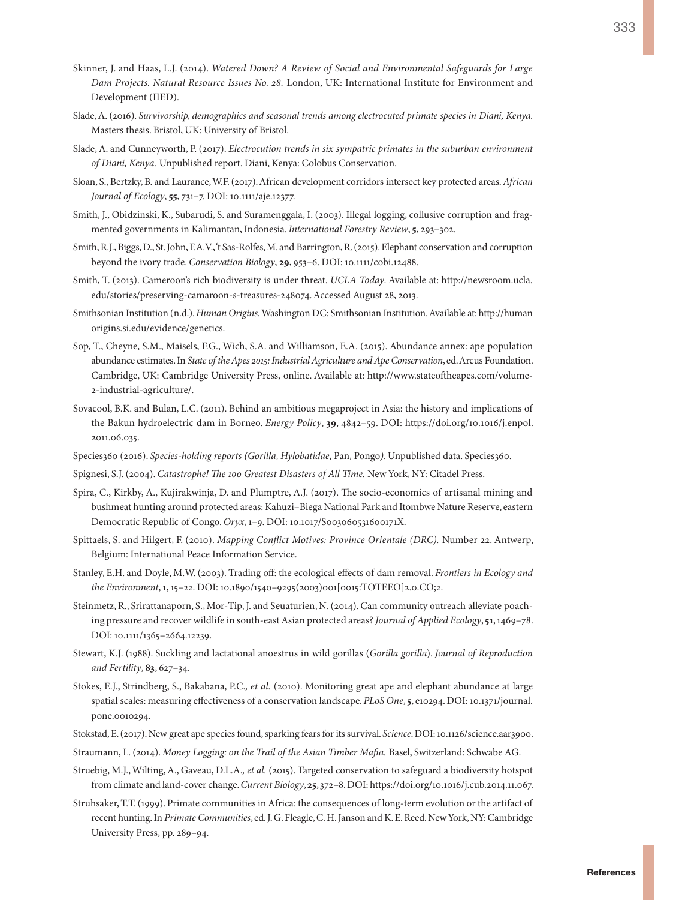Skinner, J. and Haas, L.J. (2014). *Watered Down? A Review of Social and Environmental Safeguards for Large Dam Projects. Natural Resource Issues No. 28.* London, UK: International Institute for Environment and Development (IIED).

Slade, A. (2016). *Survivorship, demographics and seasonal trends among electrocuted primate species in Diani, Kenya.* Masters thesis. Bristol, UK: University of Bristol.

Slade, A. and Cunneyworth, P. (2017). *Electrocution trends in six sympatric primates in the suburban environment of Diani, Kenya.* Unpublished report. Diani, Kenya: Colobus Conservation.

Sloan, S., Bertzky, B. and Laurance, W.F. (2017). African development corridors intersect key protected areas. *African Journal of Ecology*, **55**, 731–7. DOI: 10.1111/aje.12377.

Smith, J., Obidzinski, K., Subarudi, S. and Suramenggala, I. (2003). Illegal logging, collusive corruption and fragmented governments in Kalimantan, Indonesia. *International Forestry Review*, **5**, 293–302.

Smith, R.J., Biggs, D., St. John, F.A.V., 't Sas-Rolfes, M. and Barrington, R. (2015). Elephant conservation and corruption beyond the ivory trade. *Conservation Biology*, **29**, 953–6. DOI: 10.1111/cobi.12488.

Smith, T. (2013). Cameroon's rich biodiversity is under threat. *UCLA Today*. Available at: http://newsroom.ucla.edu/stories/preserving-camaroon-s-treasures-248074. Accessed August 28, 2013.

Smithsonian Institution (n.d.). *Human Origins.* Washington DC: Smithsonian Institution. Available at: http://humanorigins.si.edu/evidence/genetics.

Sop, T., Cheyne, S.M., Maisels, F.G., Wich, S.A. and Williamson, E.A. (2015). Abundance annex: ape population abundance estimates. In *State of the Apes 2015: Industrial Agriculture and Ape Conservation*, ed. Arcus Foundation. Cambridge, UK: Cambridge University Press, online. Available at: http://www.stateoftheapes.com/volume-2-industrial-agriculture/.

Sovacool, B.K. and Bulan, L.C. (2011). Behind an ambitious megaproject in Asia: the history and implications of the Bakun hydroelectric dam in Borneo. *Energy Policy*, **39**, 4842–59. DOI: https://doi.org/10.1016/j.enpol.2011.06.035.

Species360 (2016). *Species-holding reports (Gorilla, Hylobatidae,* Pan*,* Pongo*).* Unpublished data. Species360.

Spignesi, S.J. (2004). *Catastrophe! The 100 Greatest Disasters of All Time.* New York, NY: Citadel Press.

Spira, C., Kirkby, A., Kujirakwinja, D. and Plumptre, A.J. (2017). The socio-economics of artisanal mining and bushmeat hunting around protected areas: Kahuzi–Biega National Park and Itombwe Nature Reserve, eastern Democratic Republic of Congo. *Oryx*, 1–9. DOI: 10.1017/S003060531600171X.

Spittaels, S. and Hilgert, F. (2010). *Mapping Conflict Motives: Province Orientale (DRC).* Number 22. Antwerp, Belgium: International Peace Information Service.

Stanley, E.H. and Doyle, M.W. (2003). Trading off: the ecological effects of dam removal. *Frontiers in Ecology and the Environment*, **1**, 15–22. DOI: 10.1890/1540–9295(2003)001[0015:TOTEEO]2.0.CO;2.

Steinmetz, R., Srirattanaporn, S., Mor-Tip, J. and Seuaturien, N. (2014). Can community outreach alleviate poaching pressure and recover wildlife in south-east Asian protected areas? *Journal of Applied Ecology*, **51**, 1469–78. DOI: 10.1111/1365–2664.12239.

Stewart, K.J. (1988). Suckling and lactational anoestrus in wild gorillas (*Gorilla gorilla*). *Journal of Reproduction and Fertility*, **83**, 627–34.

Stokes, E.J., Strindberg, S., Bakabana, P.C.*, et al.* (2010). Monitoring great ape and elephant abundance at large spatial scales: measuring effectiveness of a conservation landscape. *PLoS One*, **5**, e10294. DOI: 10.1371/journal.pone.0010294.

Stokstad, E. (2017). New great ape species found, sparking fears for its survival. *Science*. DOI: 10.1126/science.aar3900.

Straumann, L. (2014). *Money Logging: on the Trail of the Asian Timber Mafia.* Basel, Switzerland: Schwabe AG.

Struebig, M.J., Wilting, A., Gaveau, D.L.A.*, et al.* (2015). Targeted conservation to safeguard a biodiversity hotspot from climate and land-cover change. *Current Biology*, **25**, 372–8. DOI: https://doi.org/10.1016/j.cub.2014.11.067.

Struhsaker, T.T. (1999). Primate communities in Africa: the consequences of long-term evolution or the artifact of recent hunting. In *Primate Communities*, ed. J. G. Fleagle, C. H. Janson and K. E. Reed. New York, NY: Cambridge University Press, pp. 289–94.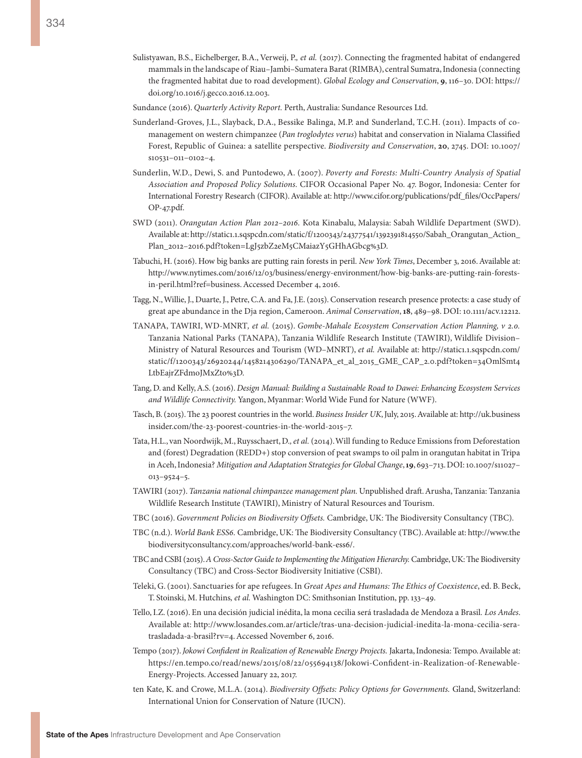Sulistyawan, B.S., Eichelberger, B.A., Verweij, P., *et al.* (2017). Connecting the fragmented habitat of endangered mammals in the landscape of Riau–Jambi–Sumatera Barat (RIMBA), central Sumatra, Indonesia (connecting the fragmented habitat due to road development). *Global Ecology and Conservation*, **9**, 116–30. DOI: https://doi.org/10.1016/j.gecco.2016.12.003.

Sundance (2016). *Quarterly Activity Report.* Perth, Australia: Sundance Resources Ltd.

Sunderland-Groves, J.L., Slayback, D.A., Bessike Balinga, M.P. and Sunderland, T.C.H. (2011). Impacts of co-management on western chimpanzee (*Pan troglodytes verus*) habitat and conservation in Nialama Classified Forest, Republic of Guinea: a satellite perspective. *Biodiversity and Conservation*, **20**, 2745. DOI: 10.1007/s10531–011–0102–4.

Sunderlin, W.D., Dewi, S. and Puntodewo, A. (2007). *Poverty and Forests: Multi-Country Analysis of Spatial Association and Proposed Policy Solutions.* CIFOR Occasional Paper No. 47. Bogor, Indonesia: Center for International Forestry Research (CIFOR). Available at: http://www.cifor.org/publications/pdf_files/OccPapers/OP-47.pdf.

SWD (2011). *Orangutan Action Plan 2012–2016.* Kota Kinabalu, Malaysia: Sabah Wildlife Department (SWD). Available at: http://static1.1.sqspcdn.com/static/f/1200343/24377541/1392391814550/Sabah_Orangutan_Action_Plan_2012–2016.pdf?token=LgJ5zbZ2eM5CMaiazY5GHhAGbcg%3D.

Tabuchi, H. (2016). How big banks are putting rain forests in peril. *New York Times*, December 3, 2016. Available at: http://www.nytimes.com/2016/12/03/business/energy-environment/how-big-banks-are-putting-rain-forests-in-peril.html?ref=business. Accessed December 4, 2016.

Tagg, N., Willie, J., Duarte, J., Petre, C.A. and Fa, J.E. (2015). Conservation research presence protects: a case study of great ape abundance in the Dja region, Cameroon. *Animal Conservation*, **18**, 489–98. DOI: 10.1111/acv.12212.

TANAPA, TAWIRI, WD-MNRT*, et al.* (2015). *Gombe-Mahale Ecosystem Conservation Action Planning, v 2.0.* Tanzania National Parks (TANAPA), Tanzania Wildlife Research Institute (TAWIRI), Wildlife Division–Ministry of Natural Resources and Tourism (WD–MNRT), *et al.* Available at: http://static1.1.sqspcdn.com/static/f/1200343/26920244/1458214306290/TANAPA_et_al_2015_GME_CAP_2.0.pdf?token=34OmlSmt4LtbEajrZFdmoJMxZto%3D.

Tang, D. and Kelly, A.S. (2016). *Design Manual: Building a Sustainable Road to Dawei: Enhancing Ecosystem Services and Wildlife Connectivity.* Yangon, Myanmar: World Wide Fund for Nature (WWF).

Tasch, B. (2015). The 23 poorest countries in the world. *Business Insider UK*, July, 2015. Available at: http://uk.businessinsider.com/the-23-poorest-countries-in-the-world-2015–7.

Tata, H.L., van Noordwijk, M., Ruysschaert, D.*, et al.* (2014). Will funding to Reduce Emissions from Deforestation and (forest) Degradation (REDD+) stop conversion of peat swamps to oil palm in orangutan habitat in Tripa in Aceh, Indonesia? *Mitigation and Adaptation Strategies for Global Change*, **19**, 693–713. DOI: 10.1007/s11027–013–9524–5.

TAWIRI (2017). *Tanzania national chimpanzee management plan.* Unpublished draft. Arusha, Tanzania: Tanzania Wildlife Research Institute (TAWIRI), Ministry of Natural Resources and Tourism.

TBC (2016). *Government Policies on Biodiversity Offsets.* Cambridge, UK: The Biodiversity Consultancy (TBC).

TBC (n.d.). *World Bank ESS6.* Cambridge, UK: The Biodiversity Consultancy (TBC). Available at: http://www.thebiodiversityconsultancy.com/approaches/world-bank-ess6/.

TBC and CSBI (2015). *A Cross-Sector Guide to Implementing the Mitigation Hierarchy.* Cambridge, UK: The Biodiversity Consultancy (TBC) and Cross-Sector Biodiversity Initiative (CSBI).

Teleki, G. (2001). Sanctuaries for ape refugees. In *Great Apes and Humans: The Ethics of Coexistence*, ed. B. Beck, T. Stoinski, M. Hutchins*, et al.* Washington DC: Smithsonian Institution, pp. 133–49.

Tello, I.Z. (2016). En una decisión judicial inédita, la mona cecilia será trasladada de Mendoza a Brasil. *Los Andes*. Available at: http://www.losandes.com.ar/article/tras-una-decision-judicial-inedita-la-mona-cecilia-sera-trasladada-a-brasil?rv=4. Accessed November 6, 2016.

Tempo (2017). *Jokowi Confident in Realization of Renewable Energy Projects.* Jakarta, Indonesia: Tempo. Available at: https://en.tempo.co/read/news/2015/08/22/055694138/Jokowi-Confident-in-Realization-of-Renewable-Energy-Projects. Accessed January 22, 2017.

ten Kate, K. and Crowe, M.L.A. (2014). *Biodiversity Offsets: Policy Options for Governments.* Gland, Switzerland: International Union for Conservation of Nature (IUCN).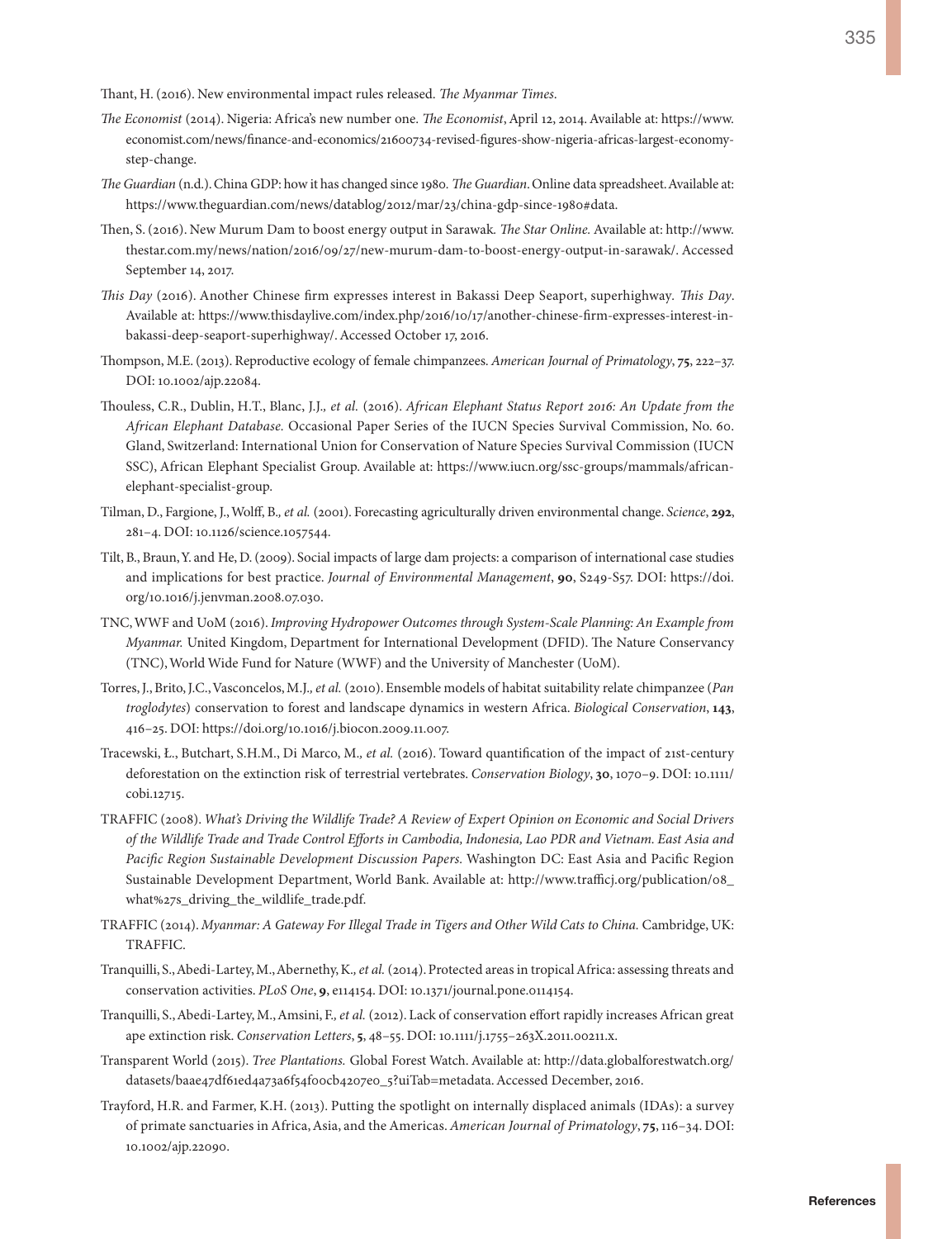Thant, H. (2016). New environmental impact rules released. *The Myanmar Times*.

*The Economist* (2014). Nigeria: Africa's new number one. *The Economist*, April 12, 2014. Available at: https://www.economist.com/news/finance-and-economics/21600734-revised-figures-show-nigeria-africas-largest-economy-step-change.

*The Guardian* (n.d.). China GDP: how it has changed since 1980. *The Guardian*. Online data spreadsheet. Available at: https://www.theguardian.com/news/datablog/2012/mar/23/china-gdp-since-1980#data.

Then, S. (2016). New Murum Dam to boost energy output in Sarawak. *The Star Online*. Available at: http://www.thestar.com.my/news/nation/2016/09/27/new-murum-dam-to-boost-energy-output-in-sarawak/. Accessed September 14, 2017.

*This Day* (2016). Another Chinese firm expresses interest in Bakassi Deep Seaport, superhighway. *This Day*. Available at: https://www.thisdaylive.com/index.php/2016/10/17/another-chinese-firm-expresses-interest-in-bakassi-deep-seaport-superhighway/. Accessed October 17, 2016.

Thompson, M.E. (2013). Reproductive ecology of female chimpanzees. *American Journal of Primatology*, **75**, 222–37. DOI: 10.1002/ajp.22084.

Thouless, C.R., Dublin, H.T., Blanc, J.J., *et al.* (2016). *African Elephant Status Report 2016: An Update from the African Elephant Database*. Occasional Paper Series of the IUCN Species Survival Commission, No. 60. Gland, Switzerland: International Union for Conservation of Nature Species Survival Commission (IUCN SSC), African Elephant Specialist Group. Available at: https://www.iucn.org/ssc-groups/mammals/african-elephant-specialist-group.

Tilman, D., Fargione, J., Wolff, B., *et al.* (2001). Forecasting agriculturally driven environmental change. *Science*, **292**, 281–4. DOI: 10.1126/science.1057544.

Tilt, B., Braun, Y. and He, D. (2009). Social impacts of large dam projects: a comparison of international case studies and implications for best practice. *Journal of Environmental Management*, **90**, S249-S57. DOI: https://doi.org/10.1016/j.jenvman.2008.07.030.

TNC, WWF and UoM (2016). *Improving Hydropower Outcomes through System-Scale Planning: An Example from Myanmar.* United Kingdom, Department for International Development (DFID). The Nature Conservancy (TNC), World Wide Fund for Nature (WWF) and the University of Manchester (UoM).

Torres, J., Brito, J.C., Vasconcelos, M.J., *et al.* (2010). Ensemble models of habitat suitability relate chimpanzee (*Pan troglodytes*) conservation to forest and landscape dynamics in western Africa. *Biological Conservation*, **143**, 416–25. DOI: https://doi.org/10.1016/j.biocon.2009.11.007.

Tracewski, Ł., Butchart, S.H.M., Di Marco, M., *et al.* (2016). Toward quantification of the impact of 21st-century deforestation on the extinction risk of terrestrial vertebrates. *Conservation Biology*, **30**, 1070–9. DOI: 10.1111/cobi.12715.

TRAFFIC (2008). *What's Driving the Wildlife Trade? A Review of Expert Opinion on Economic and Social Drivers of the Wildlife Trade and Trade Control Efforts in Cambodia, Indonesia, Lao PDR and Vietnam. East Asia and Pacific Region Sustainable Development Discussion Papers.* Washington DC: East Asia and Pacific Region Sustainable Development Department, World Bank. Available at: http://www.trafficj.org/publication/08_what%27s_driving_the_wildlife_trade.pdf.

TRAFFIC (2014). *Myanmar: A Gateway For Illegal Trade in Tigers and Other Wild Cats to China.* Cambridge, UK: TRAFFIC.

Tranquilli, S., Abedi-Lartey, M., Abernethy, K., *et al.* (2014). Protected areas in tropical Africa: assessing threats and conservation activities. *PLoS One*, **9**, e114154. DOI: 10.1371/journal.pone.0114154.

Tranquilli, S., Abedi-Lartey, M., Amsini, F., *et al.* (2012). Lack of conservation effort rapidly increases African great ape extinction risk. *Conservation Letters*, **5**, 48–55. DOI: 10.1111/j.1755–263X.2011.00211.x.

Transparent World (2015). *Tree Plantations.* Global Forest Watch. Available at: http://data.globalforestwatch.org/datasets/baae47df61ed4a73a6f54f00cb4207e0_5?uiTab=metadata. Accessed December, 2016.

Trayford, H.R. and Farmer, K.H. (2013). Putting the spotlight on internally displaced animals (IDAs): a survey of primate sanctuaries in Africa, Asia, and the Americas. *American Journal of Primatology*, **75**, 116–34. DOI: 10.1002/ajp.22090.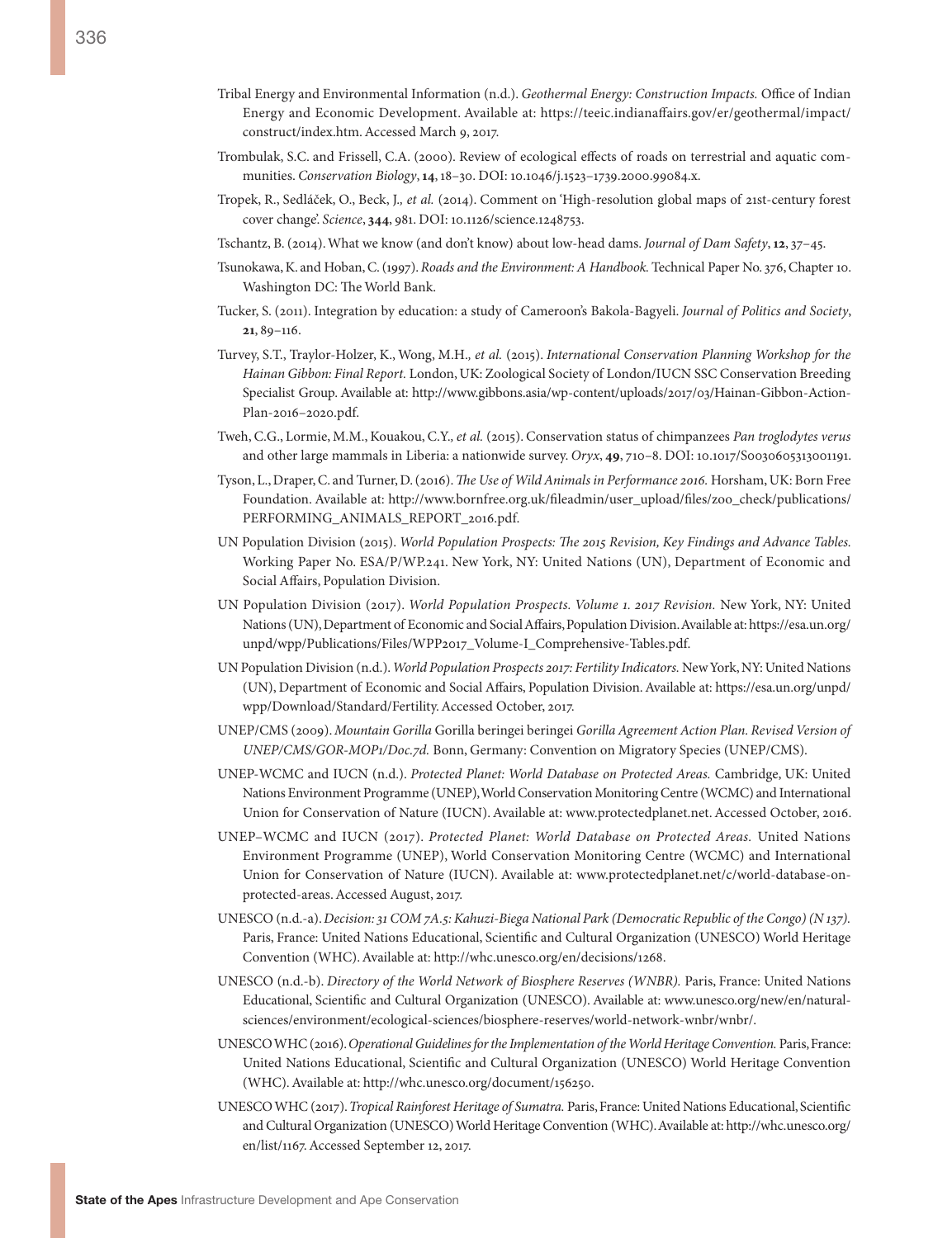Tribal Energy and Environmental Information (n.d.). *Geothermal Energy: Construction Impacts.* Office of Indian Energy and Economic Development. Available at: https://teeic.indianaffairs.gov/er/geothermal/impact/construct/index.htm. Accessed March 9, 2017.

Trombulak, S.C. and Frissell, C.A. (2000). Review of ecological effects of roads on terrestrial and aquatic communities. *Conservation Biology*, **14**, 18–30. DOI: 10.1046/j.1523–1739.2000.99084.x.

Tropek, R., Sedláček, O., Beck, J.*, et al.* (2014). Comment on 'High-resolution global maps of 21st-century forest cover change'. *Science*, **344**, 981. DOI: 10.1126/science.1248753.

Tschantz, B. (2014). What we know (and don't know) about low-head dams. *Journal of Dam Safety*, **12**, 37–45.

Tsunokawa, K. and Hoban, C. (1997). *Roads and the Environment: A Handbook.* Technical Paper No. 376, Chapter 10. Washington DC: The World Bank.

Tucker, S. (2011). Integration by education: a study of Cameroon's Bakola-Bagyeli. *Journal of Politics and Society*, **21**, 89–116.

Turvey, S.T., Traylor-Holzer, K., Wong, M.H.*, et al.* (2015). *International Conservation Planning Workshop for the Hainan Gibbon: Final Report.* London, UK: Zoological Society of London/IUCN SSC Conservation Breeding Specialist Group. Available at: http://www.gibbons.asia/wp-content/uploads/2017/03/Hainan-Gibbon-Action-Plan-2016–2020.pdf.

Tweh, C.G., Lormie, M.M., Kouakou, C.Y.*, et al.* (2015). Conservation status of chimpanzees *Pan troglodytes verus* and other large mammals in Liberia: a nationwide survey. *Oryx*, **49**, 710–8. DOI: 10.1017/S0030605313001191.

Tyson, L., Draper, C. and Turner, D. (2016). *The Use of Wild Animals in Performance 2016.* Horsham, UK: Born Free Foundation. Available at: http://www.bornfree.org.uk/fileadmin/user_upload/files/zoo_check/publications/PERFORMING_ANIMALS_REPORT_2016.pdf.

UN Population Division (2015). *World Population Prospects: The 2015 Revision, Key Findings and Advance Tables.* Working Paper No. ESA/P/WP.241. New York, NY: United Nations (UN), Department of Economic and Social Affairs, Population Division.

UN Population Division (2017). *World Population Prospects. Volume 1. 2017 Revision.* New York, NY: United Nations (UN), Department of Economic and Social Affairs, Population Division. Available at: https://esa.un.org/unpd/wpp/Publications/Files/WPP2017_Volume-I_Comprehensive-Tables.pdf.

UN Population Division (n.d.). *World Population Prospects 2017: Fertility Indicators.* New York, NY: United Nations (UN), Department of Economic and Social Affairs, Population Division. Available at: https://esa.un.org/unpd/wpp/Download/Standard/Fertility. Accessed October, 2017.

UNEP/CMS (2009). *Mountain Gorilla* Gorilla beringei beringei *Gorilla Agreement Action Plan. Revised Version of UNEP/CMS/GOR-MOP1/Doc.7d.* Bonn, Germany: Convention on Migratory Species (UNEP/CMS).

UNEP-WCMC and IUCN (n.d.). *Protected Planet: World Database on Protected Areas.* Cambridge, UK: United Nations Environment Programme (UNEP), World Conservation Monitoring Centre (WCMC) and International Union for Conservation of Nature (IUCN). Available at: www.protectedplanet.net. Accessed October, 2016.

UNEP–WCMC and IUCN (2017). *Protected Planet: World Database on Protected Areas.* United Nations Environment Programme (UNEP), World Conservation Monitoring Centre (WCMC) and International Union for Conservation of Nature (IUCN). Available at: www.protectedplanet.net/c/world-database-on-protected-areas. Accessed August, 2017.

UNESCO (n.d.-a). *Decision: 31 COM 7A.5: Kahuzi-Biega National Park (Democratic Republic of the Congo) (N 137).* Paris, France: United Nations Educational, Scientific and Cultural Organization (UNESCO) World Heritage Convention (WHC). Available at: http://whc.unesco.org/en/decisions/1268.

UNESCO (n.d.-b). *Directory of the World Network of Biosphere Reserves (WNBR).* Paris, France: United Nations Educational, Scientific and Cultural Organization (UNESCO). Available at: www.unesco.org/new/en/natural-sciences/environment/ecological-sciences/biosphere-reserves/world-network-wnbr/wnbr/.

UNESCO WHC (2016). *Operational Guidelines for the Implementation of the World Heritage Convention.* Paris, France: United Nations Educational, Scientific and Cultural Organization (UNESCO) World Heritage Convention (WHC). Available at: http://whc.unesco.org/document/156250.

UNESCO WHC (2017). *Tropical Rainforest Heritage of Sumatra.* Paris, France: United Nations Educational, Scientific and Cultural Organization (UNESCO) World Heritage Convention (WHC). Available at: http://whc.unesco.org/en/list/1167. Accessed September 12, 2017.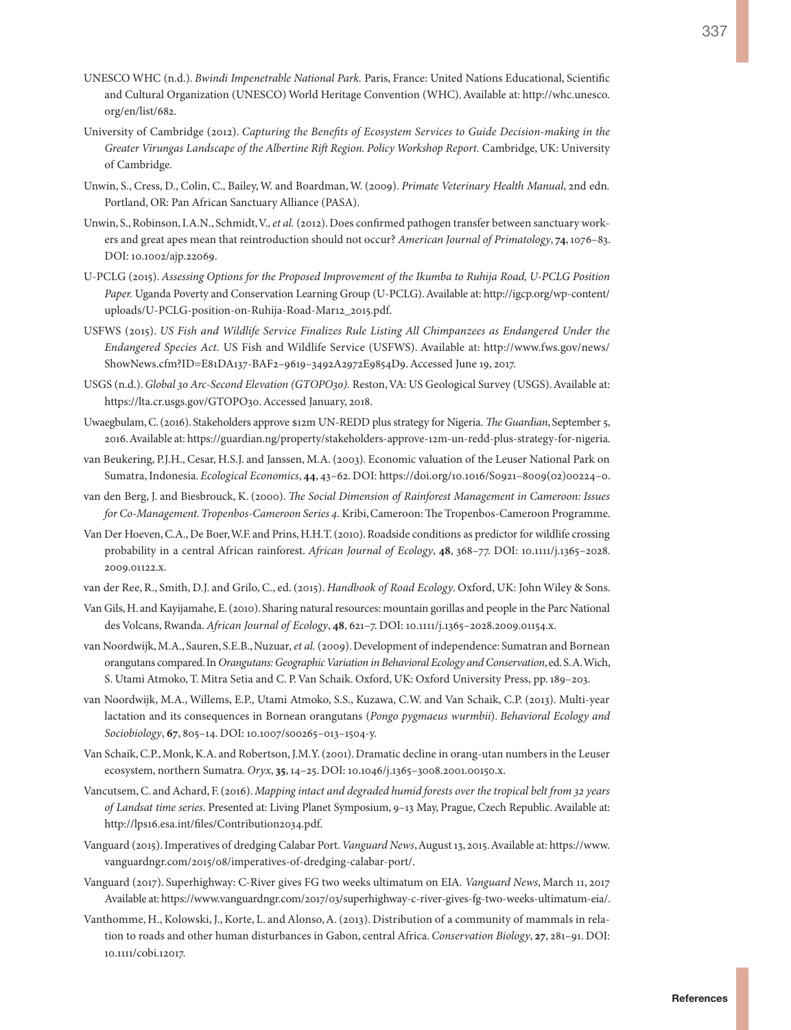UNESCO WHC (n.d.). *Bwindi Impenetrable National Park.* Paris, France: United Nations Educational, Scientific and Cultural Organization (UNESCO) World Heritage Convention (WHC). Available at: http://whc.unesco.org/en/list/682.

University of Cambridge (2012). *Capturing the Benefits of Ecosystem Services to Guide Decision-making in the Greater Virungas Landscape of the Albertine Rift Region. Policy Workshop Report.* Cambridge, UK: University of Cambridge.

Unwin, S., Cress, D., Colin, C., Bailey, W. and Boardman, W. (2009). *Primate Veterinary Health Manual*, 2nd edn. Portland, OR: Pan African Sanctuary Alliance (PASA).

Unwin, S., Robinson, I.A.N., Schmidt, V., *et al.* (2012). Does confirmed pathogen transfer between sanctuary workers and great apes mean that reintroduction should not occur? *American Journal of Primatology*, **74**, 1076–83. DOI: 10.1002/ajp.22069.

U-PCLG (2015). *Assessing Options for the Proposed Improvement of the Ikumba to Ruhija Road, U-PCLG Position Paper.* Uganda Poverty and Conservation Learning Group (U-PCLG). Available at: http://igcp.org/wp-content/uploads/U-PCLG-position-on-Ruhija-Road-Mar12_2015.pdf.

USFWS (2015). *US Fish and Wildlife Service Finalizes Rule Listing All Chimpanzees as Endangered Under the Endangered Species Act.* US Fish and Wildlife Service (USFWS). Available at: http://www.fws.gov/news/ShowNews.cfm?ID=E81DA137-BAF2–9619–3492A2972E9854D9. Accessed June 19, 2017.

USGS (n.d.). *Global 30 Arc-Second Elevation (GTOPO30).* Reston, VA: US Geological Survey (USGS). Available at: https://lta.cr.usgs.gov/GTOPO30. Accessed January, 2018.

Uwaegbulam, C. (2016). Stakeholders approve $12m UN-REDD plus strategy for Nigeria. *The Guardian*, September 5, 2016. Available at: https://guardian.ng/property/stakeholders-approve-12m-un-redd-plus-strategy-for-nigeria.

van Beukering, P.J.H., Cesar, H.S.J. and Janssen, M.A. (2003). Economic valuation of the Leuser National Park on Sumatra, Indonesia. *Ecological Economics*, **44**, 43–62. DOI: https://doi.org/10.1016/S0921–8009(02)00224–0.

van den Berg, J. and Biesbrouck, K. (2000). *The Social Dimension of Rainforest Management in Cameroon: Issues for Co-Management. Tropenbos-Cameroon Series 4.* Kribi, Cameroon: The Tropenbos-Cameroon Programme.

Van Der Hoeven, C.A., De Boer, W.F. and Prins, H.H.T. (2010). Roadside conditions as predictor for wildlife crossing probability in a central African rainforest. *African Journal of Ecology*, **48**, 368–77. DOI: 10.1111/j.1365–2028.2009.01122.x.

van der Ree, R., Smith, D.J. and Grilo, C., ed. (2015). *Handbook of Road Ecology*. Oxford, UK: John Wiley & Sons.

Van Gils, H. and Kayijamahe, E. (2010). Sharing natural resources: mountain gorillas and people in the Parc National des Volcans, Rwanda. *African Journal of Ecology*, **48**, 621–7. DOI: 10.1111/j.1365–2028.2009.01154.x.

van Noordwijk, M.A., Sauren, S.E.B., Nuzuar, *et al.* (2009). Development of independence: Sumatran and Bornean orangutans compared. In *Orangutans: Geographic Variation in Behavioral Ecology and Conservation*, ed. S. A. Wich, S. Utami Atmoko, T. Mitra Setia and C. P. Van Schaik. Oxford, UK: Oxford University Press, pp. 189–203.

van Noordwijk, M.A., Willems, E.P., Utami Atmoko, S.S., Kuzawa, C.W. and Van Schaik, C.P. (2013). Multi-year lactation and its consequences in Bornean orangutans (*Pongo pygmaeus wurmbii*). *Behavioral Ecology and Sociobiology*, **67**, 805–14. DOI: 10.1007/s00265–013–1504-y.

Van Schaik, C.P., Monk, K.A. and Robertson, J.M.Y. (2001). Dramatic decline in orang-utan numbers in the Leuser ecosystem, northern Sumatra. *Oryx*, **35**, 14–25. DOI: 10.1046/j.1365–3008.2001.00150.x.

Vancutsem, C. and Achard, F. (2016). *Mapping intact and degraded humid forests over the tropical belt from 32 years of Landsat time series.* Presented at: Living Planet Symposium, 9–13 May, Prague, Czech Republic. Available at: http://lps16.esa.int/files/Contribution2034.pdf.

Vanguard (2015). Imperatives of dredging Calabar Port. *Vanguard News*, August 13, 2015. Available at: https://www.vanguardngr.com/2015/08/imperatives-of-dredging-calabar-port/.

Vanguard (2017). Superhighway: C-River gives FG two weeks ultimatum on EIA. *Vanguard News*, March 11, 2017 Available at: https://www.vanguardngr.com/2017/03/superhighway-c-river-gives-fg-two-weeks-ultimatum-eia/.

Vanthomme, H., Kolowski, J., Korte, L. and Alonso, A. (2013). Distribution of a community of mammals in relation to roads and other human disturbances in Gabon, central Africa. *Conservation Biology*, **27**, 281–91. DOI: 10.1111/cobi.12017.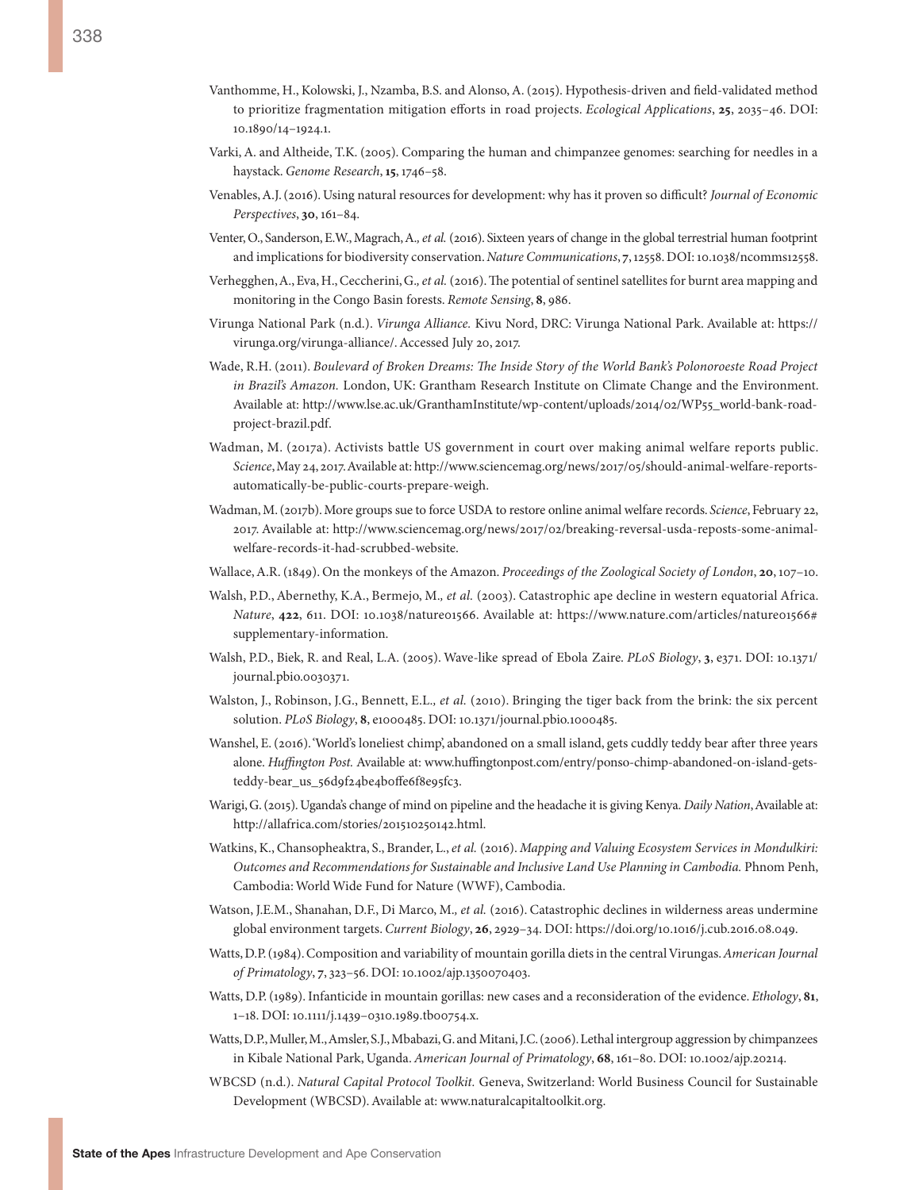Vanthomme, H., Kolowski, J., Nzamba, B.S. and Alonso, A. (2015). Hypothesis-driven and field-validated method to prioritize fragmentation mitigation efforts in road projects. *Ecological Applications*, **25**, 2035–46. DOI: 10.1890/14–1924.1.

Varki, A. and Altheide, T.K. (2005). Comparing the human and chimpanzee genomes: searching for needles in a haystack. *Genome Research*, **15**, 1746–58.

Venables, A.J. (2016). Using natural resources for development: why has it proven so difficult? *Journal of Economic Perspectives*, **30**, 161–84.

Venter, O., Sanderson, E.W., Magrach, A.*, et al.* (2016). Sixteen years of change in the global terrestrial human footprint and implications for biodiversity conservation. *Nature Communications*, **7**, 12558. DOI: 10.1038/ncomms12558.

Verhegghen, A., Eva, H., Ceccherini, G.*, et al.* (2016). The potential of sentinel satellites for burnt area mapping and monitoring in the Congo Basin forests. *Remote Sensing*, **8**, 986.

Virunga National Park (n.d.). *Virunga Alliance.* Kivu Nord, DRC: Virunga National Park. Available at: https://virunga.org/virunga-alliance/. Accessed July 20, 2017.

Wade, R.H. (2011). *Boulevard of Broken Dreams: The Inside Story of the World Bank's Polonoroeste Road Project in Brazil's Amazon.* London, UK: Grantham Research Institute on Climate Change and the Environment. Available at: http://www.lse.ac.uk/GranthamInstitute/wp-content/uploads/2014/02/WP55_world-bank-road-project-brazil.pdf.

Wadman, M. (2017a). Activists battle US government in court over making animal welfare reports public. *Science*, May 24, 2017. Available at: http://www.sciencemag.org/news/2017/05/should-animal-welfare-reports-automatically-be-public-courts-prepare-weigh.

Wadman, M. (2017b). More groups sue to force USDA to restore online animal welfare records. *Science*, February 22, 2017. Available at: http://www.sciencemag.org/news/2017/02/breaking-reversal-usda-reposts-some-animal-welfare-records-it-had-scrubbed-website.

Wallace, A.R. (1849). On the monkeys of the Amazon. *Proceedings of the Zoological Society of London*, **20**, 107–10.

Walsh, P.D., Abernethy, K.A., Bermejo, M.*, et al.* (2003). Catastrophic ape decline in western equatorial Africa. *Nature*, **422**, 611. DOI: 10.1038/nature01566. Available at: https://www.nature.com/articles/nature01566#supplementary-information.

Walsh, P.D., Biek, R. and Real, L.A. (2005). Wave-like spread of Ebola Zaire. *PLoS Biology*, **3**, e371. DOI: 10.1371/journal.pbio.0030371.

Walston, J., Robinson, J.G., Bennett, E.L.*, et al.* (2010). Bringing the tiger back from the brink: the six percent solution. *PLoS Biology*, **8**, e1000485. DOI: 10.1371/journal.pbio.1000485.

Wanshel, E. (2016). 'World's loneliest chimp', abandoned on a small island, gets cuddly teddy bear after three years alone. *Huffington Post.* Available at: www.huffingtonpost.com/entry/ponso-chimp-abandoned-on-island-gets-teddy-bear_us_56d9f24be4b0ffe6f8e95fc3.

Warigi, G. (2015). Uganda's change of mind on pipeline and the headache it is giving Kenya. *Daily Nation*, Available at: http://allafrica.com/stories/201510250142.html.

Watkins, K., Chansopheaktra, S., Brander, L., *et al.* (2016). *Mapping and Valuing Ecosystem Services in Mondulkiri: Outcomes and Recommendations for Sustainable and Inclusive Land Use Planning in Cambodia.* Phnom Penh, Cambodia: World Wide Fund for Nature (WWF), Cambodia.

Watson, J.E.M., Shanahan, D.F., Di Marco, M.*, et al.* (2016). Catastrophic declines in wilderness areas undermine global environment targets. *Current Biology*, **26**, 2929–34. DOI: https://doi.org/10.1016/j.cub.2016.08.049.

Watts, D.P. (1984). Composition and variability of mountain gorilla diets in the central Virungas. *American Journal of Primatology*, **7**, 323–56. DOI: 10.1002/ajp.1350070403.

Watts, D.P. (1989). Infanticide in mountain gorillas: new cases and a reconsideration of the evidence. *Ethology*, **81**, 1–18. DOI: 10.1111/j.1439–0310.1989.tb00754.x.

Watts, D.P., Muller, M., Amsler, S.J., Mbabazi, G. and Mitani, J.C. (2006). Lethal intergroup aggression by chimpanzees in Kibale National Park, Uganda. *American Journal of Primatology*, **68**, 161–80. DOI: 10.1002/ajp.20214.

WBCSD (n.d.). *Natural Capital Protocol Toolkit.* Geneva, Switzerland: World Business Council for Sustainable Development (WBCSD). Available at: www.naturalcapitaltoolkit.org.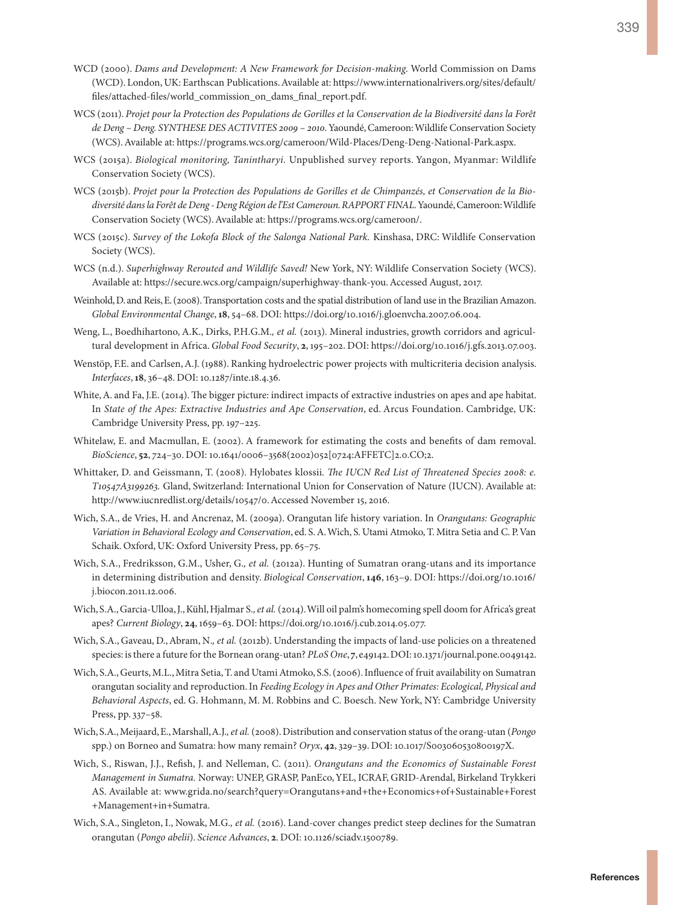WCD (2000). *Dams and Development: A New Framework for Decision-making.* World Commission on Dams (WCD). London, UK: Earthscan Publications. Available at: https://www.internationalrivers.org/sites/default/files/attached-files/world_commission_on_dams_final_report.pdf.

WCS (2011). *Projet pour la Protection des Populations de Gorilles et la Conservation de la Biodiversité dans la Forêt de Deng – Deng. SYNTHESE DES ACTIVITES 2009 – 2010.* Yaoundé, Cameroon: Wildlife Conservation Society (WCS). Available at: https://programs.wcs.org/cameroon/Wild-Places/Deng-Deng-National-Park.aspx.

WCS (2015a). *Biological monitoring, Tanintharyi.* Unpublished survey reports. Yangon, Myanmar: Wildlife Conservation Society (WCS).

WCS (2015b). *Projet pour la Protection des Populations de Gorilles et de Chimpanzés, et Conservation de la Biodiversité dans la Forêt de Deng - Deng Région de l'Est Cameroun. RAPPORT FINAL.* Yaoundé, Cameroon: Wildlife Conservation Society (WCS). Available at: https://programs.wcs.org/cameroon/.

WCS (2015c). *Survey of the Lokofa Block of the Salonga National Park.* Kinshasa, DRC: Wildlife Conservation Society (WCS).

WCS (n.d.). *Superhighway Rerouted and Wildlife Saved!* New York, NY: Wildlife Conservation Society (WCS). Available at: https://secure.wcs.org/campaign/superhighway-thank-you. Accessed August, 2017.

Weinhold, D. and Reis, E. (2008). Transportation costs and the spatial distribution of land use in the Brazilian Amazon. *Global Environmental Change*, **18**, 54–68. DOI: https://doi.org/10.1016/j.gloenvcha.2007.06.004.

Weng, L., Boedhihartono, A.K., Dirks, P.H.G.M.*, et al.* (2013). Mineral industries, growth corridors and agricultural development in Africa. *Global Food Security*, **2**, 195–202. DOI: https://doi.org/10.1016/j.gfs.2013.07.003.

Wenstöp, F.E. and Carlsen, A.J. (1988). Ranking hydroelectric power projects with multicriteria decision analysis. *Interfaces*, **18**, 36–48. DOI: 10.1287/inte.18.4.36.

White, A. and Fa, J.E. (2014). The bigger picture: indirect impacts of extractive industries on apes and ape habitat. In *State of the Apes: Extractive Industries and Ape Conservation*, ed. Arcus Foundation. Cambridge, UK: Cambridge University Press, pp. 197–225.

Whitelaw, E. and Macmullan, E. (2002). A framework for estimating the costs and benefits of dam removal. *BioScience*, **52**, 724–30. DOI: 10.1641/0006–3568(2002)052[0724:AFFETC]2.0.CO;2.

Whittaker, D. and Geissmann, T. (2008). Hylobates klossii. *The IUCN Red List of Threatened Species 2008: e.T10547A3199263.* Gland, Switzerland: International Union for Conservation of Nature (IUCN). Available at: http://www.iucnredlist.org/details/10547/0. Accessed November 15, 2016.

Wich, S.A., de Vries, H. and Ancrenaz, M. (2009a). Orangutan life history variation. In *Orangutans: Geographic Variation in Behavioral Ecology and Conservation*, ed. S. A. Wich, S. Utami Atmoko, T. Mitra Setia and C. P. Van Schaik. Oxford, UK: Oxford University Press, pp. 65–75.

Wich, S.A., Fredriksson, G.M., Usher, G.*, et al.* (2012a). Hunting of Sumatran orang-utans and its importance in determining distribution and density. *Biological Conservation*, **146**, 163–9. DOI: https://doi.org/10.1016/j.biocon.2011.12.006.

Wich, S.A., Garcia-Ulloa, J., Kühl, Hjalmar S.*, et al.* (2014). Will oil palm's homecoming spell doom for Africa's great apes? *Current Biology*, **24**, 1659–63. DOI: https://doi.org/10.1016/j.cub.2014.05.077.

Wich, S.A., Gaveau, D., Abram, N.*, et al.* (2012b). Understanding the impacts of land-use policies on a threatened species: is there a future for the Bornean orang-utan? *PLoS One*, **7**, e49142. DOI: 10.1371/journal.pone.0049142.

Wich, S.A., Geurts, M.L., Mitra Setia, T. and Utami Atmoko, S.S. (2006). Influence of fruit availability on Sumatran orangutan sociality and reproduction. In *Feeding Ecology in Apes and Other Primates: Ecological, Physical and Behavioral Aspects*, ed. G. Hohmann, M. M. Robbins and C. Boesch. New York, NY: Cambridge University Press, pp. 337–58.

Wich, S.A., Meijaard, E., Marshall, A.J.*, et al.* (2008). Distribution and conservation status of the orang-utan (*Pongo* spp.) on Borneo and Sumatra: how many remain? *Oryx*, **42**, 329–39. DOI: 10.1017/S003060530800197X.

Wich, S., Riswan, J.J., Refish, J. and Nelleman, C. (2011). *Orangutans and the Economics of Sustainable Forest Management in Sumatra.* Norway: UNEP, GRASP, PanEco, YEL, ICRAF, GRID-Arendal, Birkeland Trykkeri AS. Available at: www.grida.no/search?query=Orangutans+and+the+Economics+of+Sustainable+Forest+Management+in+Sumatra.

Wich, S.A., Singleton, I., Nowak, M.G.*, et al.* (2016). Land-cover changes predict steep declines for the Sumatran orangutan (*Pongo abelii*). *Science Advances*, **2**. DOI: 10.1126/sciadv.1500789.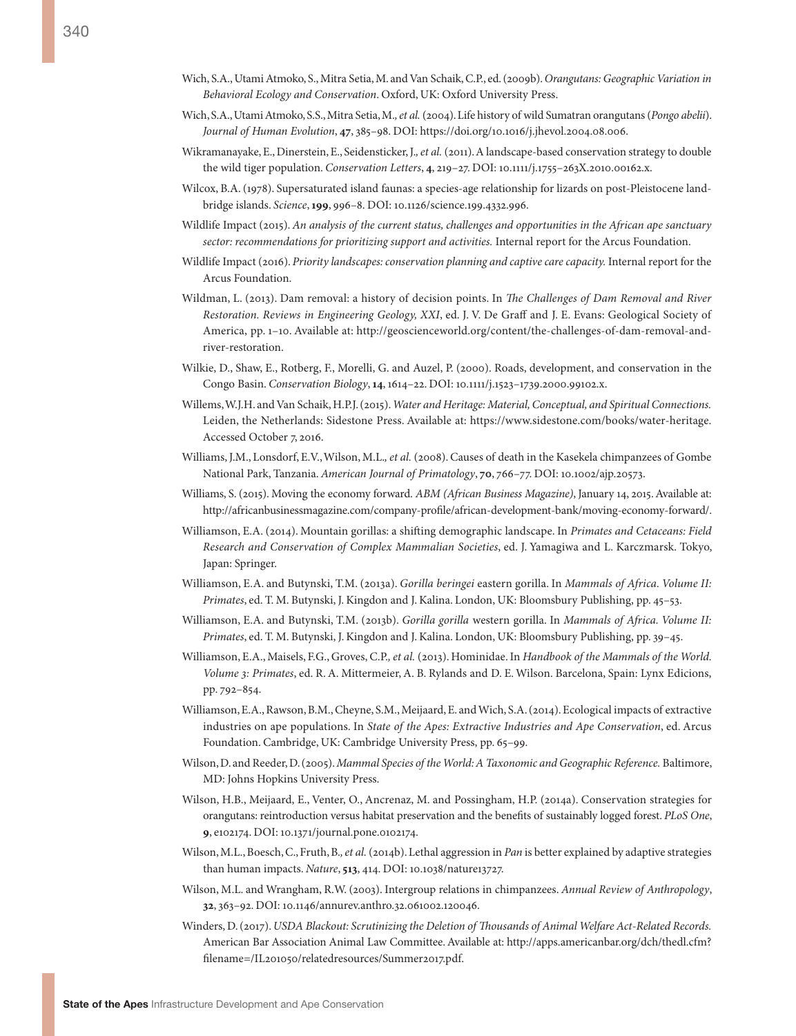Wich, S.A., Utami Atmoko, S., Mitra Setia, M. and Van Schaik, C.P., ed. (2009b). *Orangutans: Geographic Variation in Behavioral Ecology and Conservation*. Oxford, UK: Oxford University Press.

Wich, S.A., Utami Atmoko, S.S., Mitra Setia, M., *et al.* (2004). Life history of wild Sumatran orangutans (*Pongo abelii*). *Journal of Human Evolution*, **47**, 385–98. DOI: https://doi.org/10.1016/j.jhevol.2004.08.006.

Wikramanayake, E., Dinerstein, E., Seidensticker, J., *et al.* (2011). A landscape-based conservation strategy to double the wild tiger population. *Conservation Letters*, **4**, 219–27. DOI: 10.1111/j.1755–263X.2010.00162.x.

Wilcox, B.A. (1978). Supersaturated island faunas: a species-age relationship for lizards on post-Pleistocene land-bridge islands. *Science*, **199**, 996–8. DOI: 10.1126/science.199.4332.996.

Wildlife Impact (2015). *An analysis of the current status, challenges and opportunities in the African ape sanctuary sector: recommendations for prioritizing support and activities.* Internal report for the Arcus Foundation.

Wildlife Impact (2016). *Priority landscapes: conservation planning and captive care capacity.* Internal report for the Arcus Foundation.

Wildman, L. (2013). Dam removal: a history of decision points. In *The Challenges of Dam Removal and River Restoration. Reviews in Engineering Geology, XXI*, ed. J. V. De Graff and J. E. Evans: Geological Society of America, pp. 1–10. Available at: http://geoscienceworld.org/content/the-challenges-of-dam-removal-and-river-restoration.

Wilkie, D., Shaw, E., Rotberg, F., Morelli, G. and Auzel, P. (2000). Roads, development, and conservation in the Congo Basin. *Conservation Biology*, **14**, 1614–22. DOI: 10.1111/j.1523–1739.2000.99102.x.

Willems, W.J.H. and Van Schaik, H.P.J. (2015). *Water and Heritage: Material, Conceptual, and Spiritual Connections.* Leiden, the Netherlands: Sidestone Press. Available at: https://www.sidestone.com/books/water-heritage. Accessed October 7, 2016.

Williams, J.M., Lonsdorf, E.V., Wilson, M.L., *et al.* (2008). Causes of death in the Kasekela chimpanzees of Gombe National Park, Tanzania. *American Journal of Primatology*, **70**, 766–77. DOI: 10.1002/ajp.20573.

Williams, S. (2015). Moving the economy forward. *ABM (African Business Magazine)*, January 14, 2015. Available at: http://africanbusinessmagazine.com/company-profile/african-development-bank/moving-economy-forward/.

Williamson, E.A. (2014). Mountain gorillas: a shifting demographic landscape. In *Primates and Cetaceans: Field Research and Conservation of Complex Mammalian Societies*, ed. J. Yamagiwa and L. Karczmarsk. Tokyo, Japan: Springer.

Williamson, E.A. and Butynski, T.M. (2013a). *Gorilla beringei* eastern gorilla. In *Mammals of Africa. Volume II: Primates*, ed. T. M. Butynski, J. Kingdon and J. Kalina. London, UK: Bloomsbury Publishing, pp. 45–53.

Williamson, E.A. and Butynski, T.M. (2013b). *Gorilla gorilla* western gorilla. In *Mammals of Africa. Volume II: Primates*, ed. T. M. Butynski, J. Kingdon and J. Kalina. London, UK: Bloomsbury Publishing, pp. 39–45.

Williamson, E.A., Maisels, F.G., Groves, C.P., *et al.* (2013). Hominidae. In *Handbook of the Mammals of the World. Volume 3: Primates*, ed. R. A. Mittermeier, A. B. Rylands and D. E. Wilson. Barcelona, Spain: Lynx Edicions, pp. 792–854.

Williamson, E.A., Rawson, B.M., Cheyne, S.M., Meijaard, E. and Wich, S.A. (2014). Ecological impacts of extractive industries on ape populations. In *State of the Apes: Extractive Industries and Ape Conservation*, ed. Arcus Foundation. Cambridge, UK: Cambridge University Press, pp. 65–99.

Wilson, D. and Reeder, D. (2005). *Mammal Species of the World: A Taxonomic and Geographic Reference.* Baltimore, MD: Johns Hopkins University Press.

Wilson, H.B., Meijaard, E., Venter, O., Ancrenaz, M. and Possingham, H.P. (2014a). Conservation strategies for orangutans: reintroduction versus habitat preservation and the benefits of sustainably logged forest. *PLoS One*, **9**, e102174. DOI: 10.1371/journal.pone.0102174.

Wilson, M.L., Boesch, C., Fruth, B., *et al.* (2014b). Lethal aggression in *Pan* is better explained by adaptive strategies than human impacts. *Nature*, **513**, 414. DOI: 10.1038/nature13727.

Wilson, M.L. and Wrangham, R.W. (2003). Intergroup relations in chimpanzees. *Annual Review of Anthropology*, **32**, 363–92. DOI: 10.1146/annurev.anthro.32.061002.120046.

Winders, D. (2017). *USDA Blackout: Scrutinizing the Deletion of Thousands of Animal Welfare Act-Related Records.* American Bar Association Animal Law Committee. Available at: http://apps.americanbar.org/dch/thedl.cfm?filename=/IL201050/relatedresources/Summer2017.pdf.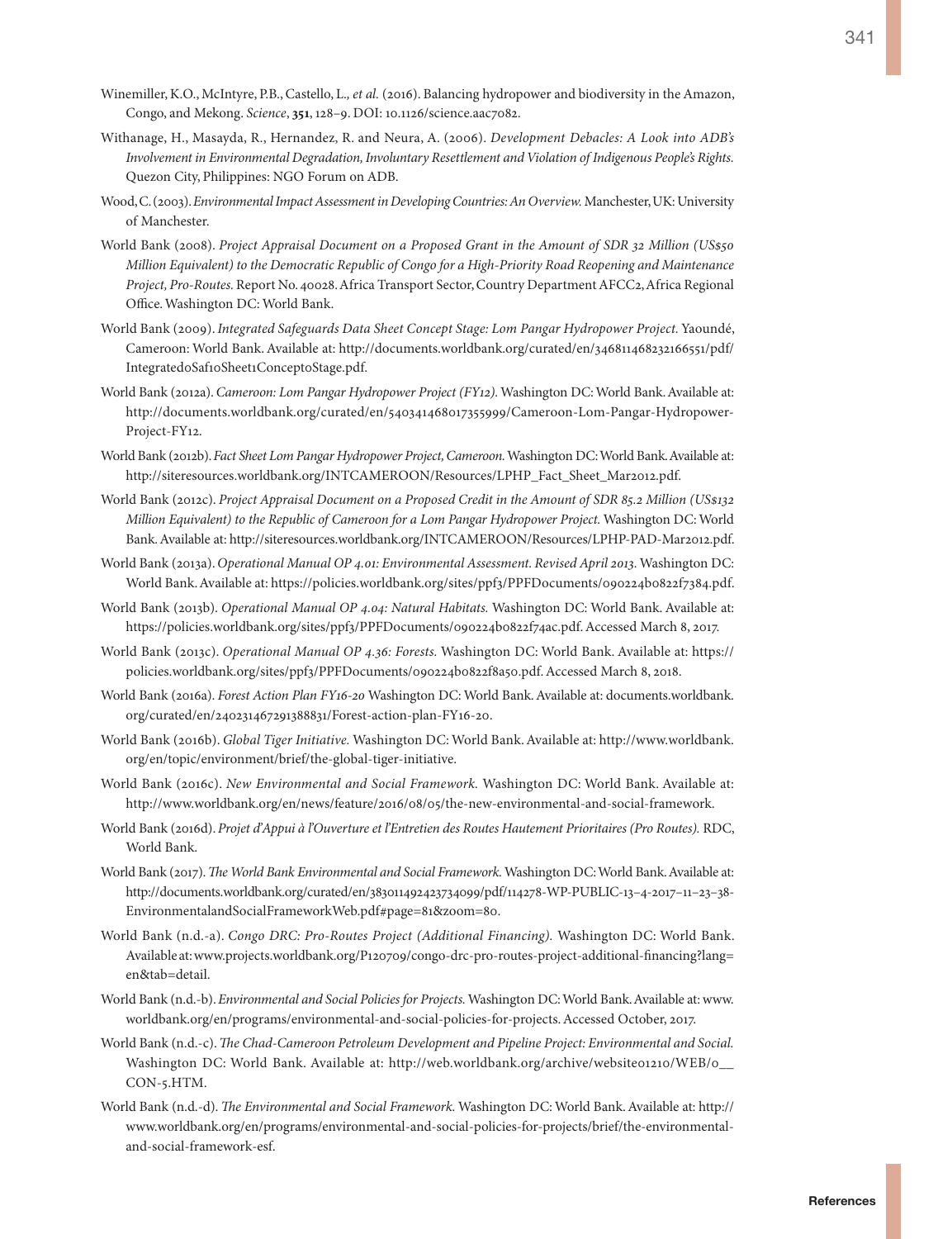Winemiller, K.O., McIntyre, P.B., Castello, L., *et al.* (2016). Balancing hydropower and biodiversity in the Amazon, Congo, and Mekong. *Science*, **351**, 128–9. DOI: 10.1126/science.aac7082.

Withanage, H., Masayda, R., Hernandez, R. and Neura, A. (2006). *Development Debacles: A Look into ADB's Involvement in Environmental Degradation, Involuntary Resettlement and Violation of Indigenous People's Rights.* Quezon City, Philippines: NGO Forum on ADB.

Wood, C. (2003). *Environmental Impact Assessment in Developing Countries: An Overview.* Manchester, UK: University of Manchester.

World Bank (2008). *Project Appraisal Document on a Proposed Grant in the Amount of SDR 32 Million (US$50 Million Equivalent) to the Democratic Republic of Congo for a High-Priority Road Reopening and Maintenance Project, Pro-Routes.* Report No. 40028. Africa Transport Sector, Country Department AFCC2, Africa Regional Office. Washington DC: World Bank.

World Bank (2009). *Integrated Safeguards Data Sheet Concept Stage: Lom Pangar Hydropower Project.* Yaoundé, Cameroon: World Bank. Available at: http://documents.worldbank.org/curated/en/346811468232166551/pdf/Integrated0Saf10Sheet1Concept0Stage.pdf.

World Bank (2012a). *Cameroon: Lom Pangar Hydropower Project (FY12).* Washington DC: World Bank. Available at: http://documents.worldbank.org/curated/en/540341468017355999/Cameroon-Lom-Pangar-Hydropower-Project-FY12.

World Bank (2012b). *Fact Sheet Lom Pangar Hydropower Project, Cameroon.* Washington DC: World Bank. Available at: http://siteresources.worldbank.org/INTCAMEROON/Resources/LPHP_Fact_Sheet_Mar2012.pdf.

World Bank (2012c). *Project Appraisal Document on a Proposed Credit in the Amount of SDR 85.2 Million (US$132 Million Equivalent) to the Republic of Cameroon for a Lom Pangar Hydropower Project.* Washington DC: World Bank. Available at: http://siteresources.worldbank.org/INTCAMEROON/Resources/LPHP-PAD-Mar2012.pdf.

World Bank (2013a). *Operational Manual OP 4.01: Environmental Assessment. Revised April 2013.* Washington DC: World Bank. Available at: https://policies.worldbank.org/sites/ppf3/PPFDocuments/090224b0822f7384.pdf.

World Bank (2013b). *Operational Manual OP 4.04: Natural Habitats.* Washington DC: World Bank. Available at: https://policies.worldbank.org/sites/ppf3/PPFDocuments/090224b0822f74ac.pdf. Accessed March 8, 2017.

World Bank (2013c). *Operational Manual OP 4.36: Forests.* Washington DC: World Bank. Available at: https://policies.worldbank.org/sites/ppf3/PPFDocuments/090224b0822f8a50.pdf. Accessed March 8, 2018.

World Bank (2016a). *Forest Action Plan FY16-20* Washington DC: World Bank. Available at: documents.worldbank.org/curated/en/240231467291388831/Forest-action-plan-FY16-20.

World Bank (2016b). *Global Tiger Initiative.* Washington DC: World Bank. Available at: http://www.worldbank.org/en/topic/environment/brief/the-global-tiger-initiative.

World Bank (2016c). *New Environmental and Social Framework.* Washington DC: World Bank. Available at: http://www.worldbank.org/en/news/feature/2016/08/05/the-new-environmental-and-social-framework.

World Bank (2016d). *Projet d'Appui à l'Ouverture et l'Entretien des Routes Hautement Prioritaires (Pro Routes).* RDC, World Bank.

World Bank (2017). *The World Bank Environmental and Social Framework.* Washington DC: World Bank. Available at: http://documents.worldbank.org/curated/en/383011492423734099/pdf/114278-WP-PUBLIC-13-4-2017-11-23-38-EnvironmentalandSocialFrameworkWeb.pdf#page=81&zoom=80.

World Bank (n.d.-a). *Congo DRC: Pro-Routes Project (Additional Financing).* Washington DC: World Bank. Available at: www.projects.worldbank.org/P120709/congo-drc-pro-routes-project-additional-financing?lang=en&tab=detail.

World Bank (n.d.-b). *Environmental and Social Policies for Projects.* Washington DC: World Bank. Available at: www.worldbank.org/en/programs/environmental-and-social-policies-for-projects. Accessed October, 2017.

World Bank (n.d.-c). *The Chad-Cameroon Petroleum Development and Pipeline Project: Environmental and Social.* Washington DC: World Bank. Available at: http://web.worldbank.org/archive/website01210/WEB/0__CON-5.HTM.

World Bank (n.d.-d). *The Environmental and Social Framework.* Washington DC: World Bank. Available at: http://www.worldbank.org/en/programs/environmental-and-social-policies-for-projects/brief/the-environmental-and-social-framework-esf.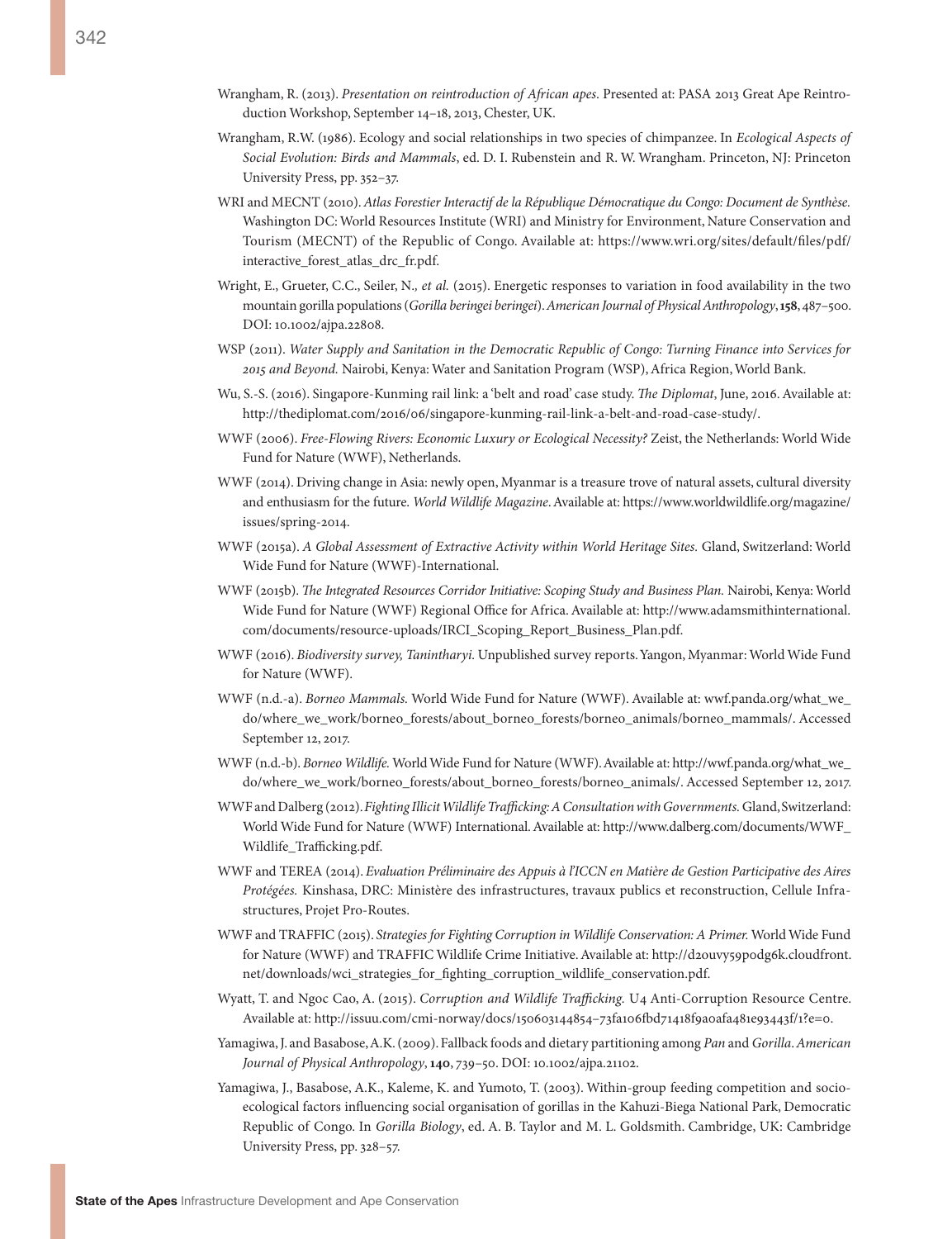Wrangham, R. (2013). *Presentation on reintroduction of African apes*. Presented at: PASA 2013 Great Ape Reintroduction Workshop, September 14–18, 2013, Chester, UK.

Wrangham, R.W. (1986). Ecology and social relationships in two species of chimpanzee. In *Ecological Aspects of Social Evolution: Birds and Mammals*, ed. D. I. Rubenstein and R. W. Wrangham. Princeton, NJ: Princeton University Press, pp. 352–37.

WRI and MECNT (2010). *Atlas Forestier Interactif de la République Démocratique du Congo: Document de Synthèse.* Washington DC: World Resources Institute (WRI) and Ministry for Environment, Nature Conservation and Tourism (MECNT) of the Republic of Congo. Available at: https://www.wri.org/sites/default/files/pdf/interactive_forest_atlas_drc_fr.pdf.

Wright, E., Grueter, C.C., Seiler, N., *et al.* (2015). Energetic responses to variation in food availability in the two mountain gorilla populations (*Gorilla beringei beringei*). *American Journal of Physical Anthropology*, **158**, 487–500. DOI: 10.1002/ajpa.22808.

WSP (2011). *Water Supply and Sanitation in the Democratic Republic of Congo: Turning Finance into Services for 2015 and Beyond.* Nairobi, Kenya: Water and Sanitation Program (WSP), Africa Region, World Bank.

Wu, S.-S. (2016). Singapore-Kunming rail link: a 'belt and road' case study. *The Diplomat*, June, 2016. Available at: http://thediplomat.com/2016/06/singapore-kunming-rail-link-a-belt-and-road-case-study/.

WWF (2006). *Free-Flowing Rivers: Economic Luxury or Ecological Necessity?* Zeist, the Netherlands: World Wide Fund for Nature (WWF), Netherlands.

WWF (2014). Driving change in Asia: newly open, Myanmar is a treasure trove of natural assets, cultural diversity and enthusiasm for the future. *World Wildlife Magazine*. Available at: https://www.worldwildlife.org/magazine/issues/spring-2014.

WWF (2015a). *A Global Assessment of Extractive Activity within World Heritage Sites.* Gland, Switzerland: World Wide Fund for Nature (WWF)-International.

WWF (2015b). *The Integrated Resources Corridor Initiative: Scoping Study and Business Plan.* Nairobi, Kenya: World Wide Fund for Nature (WWF) Regional Office for Africa. Available at: http://www.adamsmithinternational.com/documents/resource-uploads/IRCI_Scoping_Report_Business_Plan.pdf.

WWF (2016). *Biodiversity survey, Tanintharyi*. Unpublished survey reports. Yangon, Myanmar: World Wide Fund for Nature (WWF).

WWF (n.d.-a). *Borneo Mammals.* World Wide Fund for Nature (WWF). Available at: wwf.panda.org/what_we_do/where_we_work/borneo_forests/about_borneo_forests/borneo_animals/borneo_mammals/. Accessed September 12, 2017.

WWF (n.d.-b). *Borneo Wildlife.* World Wide Fund for Nature (WWF). Available at: http://wwf.panda.org/what_we_do/where_we_work/borneo_forests/about_borneo_forests/borneo_animals/. Accessed September 12, 2017.

WWF and Dalberg (2012). *Fighting Illicit Wildlife Trafficking: A Consultation with Governments.* Gland, Switzerland: World Wide Fund for Nature (WWF) International. Available at: http://www.dalberg.com/documents/WWF_Wildlife_Trafficking.pdf.

WWF and TEREA (2014). *Evaluation Préliminaire des Appuis à l'ICCN en Matière de Gestion Participative des Aires Protégées.* Kinshasa, DRC: Ministère des infrastructures, travaux publics et reconstruction, Cellule Infrastructures, Projet Pro-Routes.

WWF and TRAFFIC (2015). *Strategies for Fighting Corruption in Wildlife Conservation: A Primer.* World Wide Fund for Nature (WWF) and TRAFFIC Wildlife Crime Initiative. Available at: http://d2ouvy59p0dg6k.cloudfront.net/downloads/wci_strategies_for_fighting_corruption_wildlife_conservation.pdf.

Wyatt, T. and Ngoc Cao, A. (2015). *Corruption and Wildlife Trafficking.* U4 Anti-Corruption Resource Centre. Available at: http://issuu.com/cmi-norway/docs/150603144854–73fa106fbd71418f9a0afa481e93443f/1?e=0.

Yamagiwa, J. and Basabose, A.K. (2009). Fallback foods and dietary partitioning among *Pan* and *Gorilla*. *American Journal of Physical Anthropology*, **140**, 739–50. DOI: 10.1002/ajpa.21102.

Yamagiwa, J., Basabose, A.K., Kaleme, K. and Yumoto, T. (2003). Within-group feeding competition and socio-ecological factors influencing social organisation of gorillas in the Kahuzi-Biega National Park, Democratic Republic of Congo. In *Gorilla Biology*, ed. A. B. Taylor and M. L. Goldsmith. Cambridge, UK: Cambridge University Press, pp. 328–57.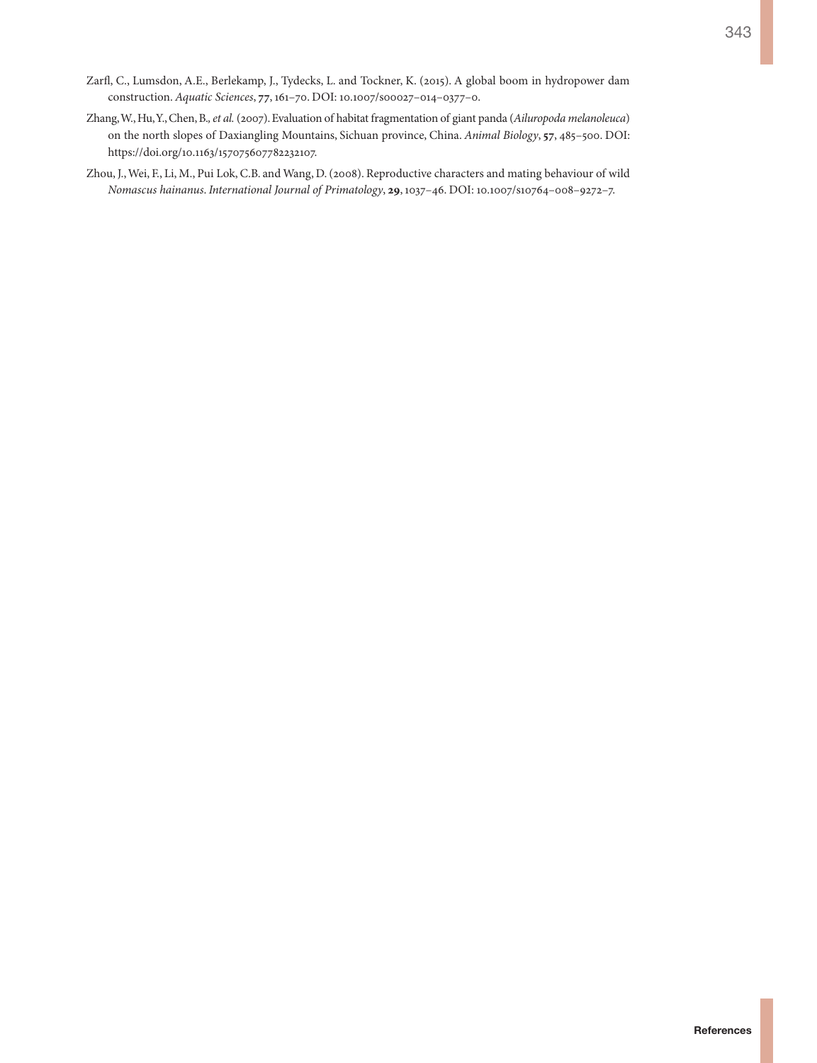Zarfl, C., Lumsdon, A.E., Berlekamp, J., Tydecks, L. and Tockner, K. (2015). A global boom in hydropower dam construction. *Aquatic Sciences*, **77**, 161–70. DOI: 10.1007/s00027-014-0377-0.

Zhang, W., Hu, Y., Chen, B., *et al.* (2007). Evaluation of habitat fragmentation of giant panda (*Ailuropoda melanoleuca*) on the north slopes of Daxiangling Mountains, Sichuan province, China. *Animal Biology*, **57**, 485–500. DOI: https://doi.org/10.1163/157075607782232107.

Zhou, J., Wei, F., Li, M., Pui Lok, C.B. and Wang, D. (2008). Reproductive characters and mating behaviour of wild *Nomascus hainanus*. *International Journal of Primatology*, **29**, 1037–46. DOI: 10.1007/s10764-008-9272-7.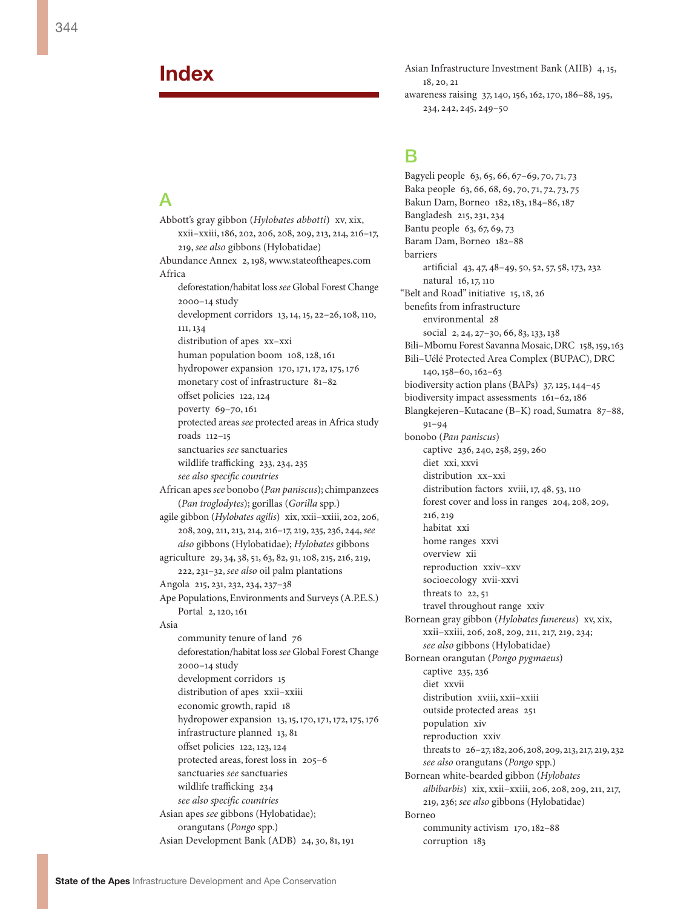# Index

## A

Abbott's gray gibbon (*Hylobates abbotti*) xv, xix, xxii–xxiii, 186, 202, 206, 208, 209, 213, 214, 216–17, 219, *see also* gibbons (Hylobatidae)

Abundance Annex 2, 198, www.stateoftheapes.com

Africa
- deforestation/habitat loss *see* Global Forest Change 2000–14 study
- development corridors 13, 14, 15, 22–26, 108, 110, 111, 134
- distribution of apes xx–xxi
- human population boom 108, 128, 161
- hydropower expansion 170, 171, 172, 175, 176
- monetary cost of infrastructure 81–82
- offset policies 122, 124
- poverty 69–70, 161
- protected areas *see* protected areas in Africa study
- roads 112–15
- sanctuaries *see* sanctuaries
- wildlife trafficking 233, 234, 235
- *see also specific countries*

African apes *see* bonobo (*Pan paniscus*); chimpanzees (*Pan troglodytes*); gorillas (*Gorilla* spp.)

agile gibbon (*Hylobates agilis*) xix, xxii–xxiii, 202, 206, 208, 209, 211, 213, 214, 216–17, 219, 235, 236, 244, *see also* gibbons (Hylobatidae); *Hylobates* gibbons

agriculture 29, 34, 38, 51, 63, 82, 91, 108, 215, 216, 219, 222, 231–32, *see also* oil palm plantations

Angola 215, 231, 232, 234, 237–38

Ape Populations, Environments and Surveys (A.P.E.S.) Portal 2, 120, 161

Asia
- community tenure of land 76
- deforestation/habitat loss *see* Global Forest Change 2000–14 study
- development corridors 15
- distribution of apes xxii–xxiii
- economic growth, rapid 18
- hydropower expansion 13, 15, 170, 171, 172, 175, 176
- infrastructure planned 13, 81
- offset policies 122, 123, 124
- protected areas, forest loss in 205–6
- sanctuaries *see* sanctuaries
- wildlife trafficking 234
- *see also specific countries*

Asian apes *see* gibbons (Hylobatidae); orangutans (*Pongo* spp.)

Asian Development Bank (ADB) 24, 30, 81, 191

Asian Infrastructure Investment Bank (AIIB) 4, 15, 18, 20, 21

awareness raising 37, 140, 156, 162, 170, 186–88, 195, 234, 242, 245, 249–50

## B

Bagyeli people 63, 65, 66, 67–69, 70, 71, 73

Baka people 63, 66, 68, 69, 70, 71, 72, 73, 75

Bakun Dam, Borneo 182, 183, 184–86, 187

Bangladesh 215, 231, 234

Bantu people 63, 67, 69, 73

Baram Dam, Borneo 182–88

barriers
- artificial 43, 47, 48–49, 50, 52, 57, 58, 173, 232
- natural 16, 17, 110

"Belt and Road" initiative 15, 18, 26

benefits from infrastructure
- environmental 28
- social 2, 24, 27–30, 66, 83, 133, 138

Bili–Mbomu Forest Savanna Mosaic, DRC 158, 159, 163

Bili–Uélé Protected Area Complex (BUPAC), DRC 140, 158–60, 162–63

biodiversity action plans (BAPs) 37, 125, 144–45

biodiversity impact assessments 161–62, 186

Blangkejeren–Kutacane (B–K) road, Sumatra 87–88, 91–94

bonobo (*Pan paniscus*)
- captive 236, 240, 258, 259, 260
- diet xxi, xxvi
- distribution xx–xxi
- distribution factors xviii, 17, 48, 53, 110
- forest cover and loss in ranges 204, 208, 209, 216, 219
- habitat xxi
- home ranges xxvi
- overview xii
- reproduction xxiv–xxv
- socioecology xvii-xxvi
- threats to 22, 51
- travel throughout range xxiv

Bornean gray gibbon (*Hylobates funereus*) xv, xix, xxii–xxiii, 206, 208, 209, 211, 217, 219, 234; *see also* gibbons (Hylobatidae)

Bornean orangutan (*Pongo pygmaeus*)
- captive 235, 236
- diet xxvii
- distribution xviii, xxii–xxiii
- outside protected areas 251
- population xiv
- reproduction xxiv
- threats to 26–27, 182, 206, 208, 209, 213, 217, 219, 232
- *see also* orangutans (*Pongo* spp.)

Bornean white-bearded gibbon (*Hylobates albibarbis*) xix, xxii–xxiii, 206, 208, 209, 211, 217, 219, 236; *see also* gibbons (Hylobatidae)

Borneo
- community activism 170, 182–88
- corruption 183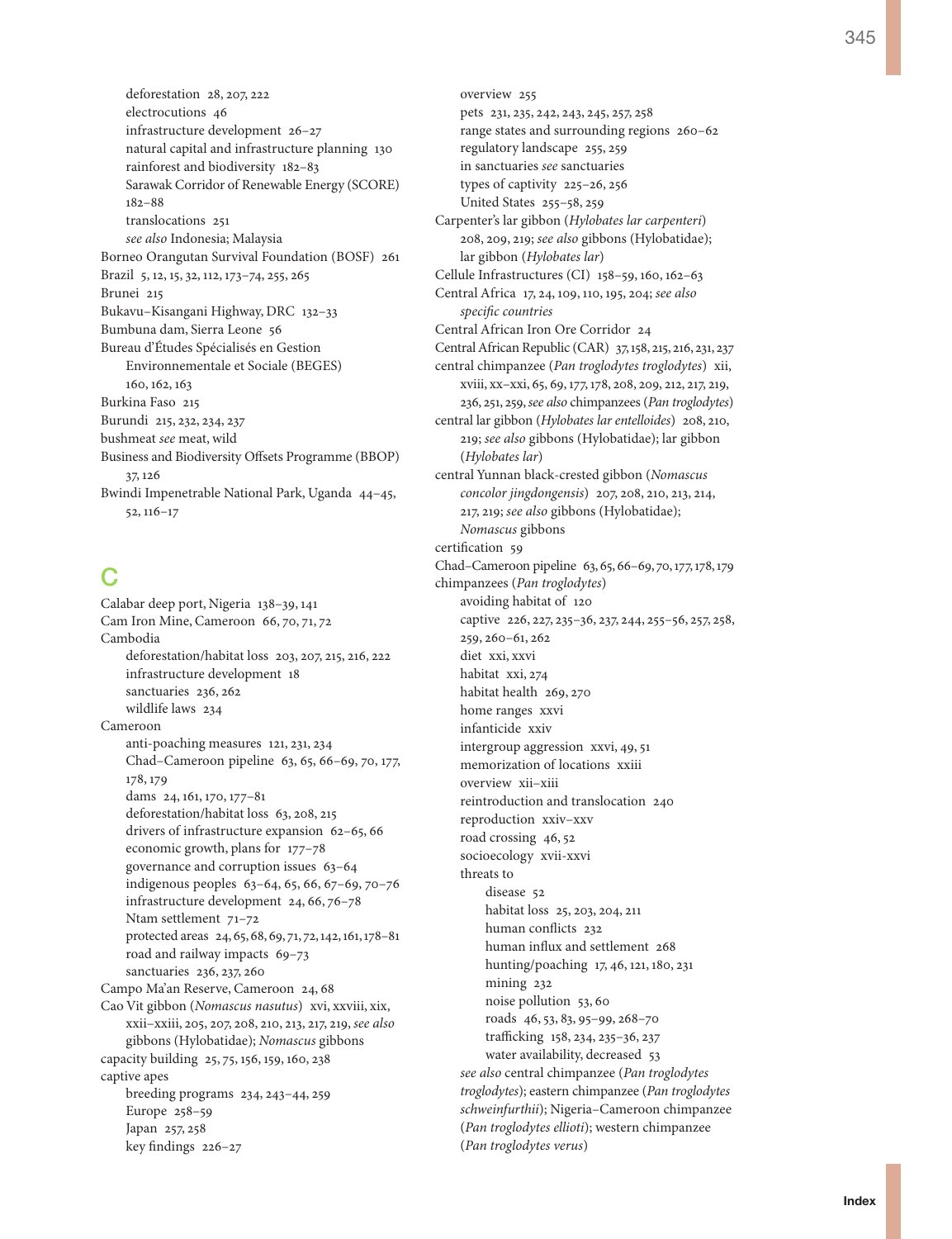deforestation 28, 207, 222
electrocutions 46
infrastructure development 26–27
natural capital and infrastructure planning 130
rainforest and biodiversity 182–83
Sarawak Corridor of Renewable Energy (SCORE) 182–88
translocations 251
*see also* Indonesia; Malaysia

Borneo Orangutan Survival Foundation (BOSF) 261
Brazil 5, 12, 15, 32, 112, 173–74, 255, 265
Brunei 215
Bukavu–Kisangani Highway, DRC 132–33
Bumbuna dam, Sierra Leone 56
Bureau d'Études Spécialisés en Gestion Environnementale et Sociale (BEGES) 160, 162, 163
Burkina Faso 215
Burundi 215, 232, 234, 237
bushmeat *see* meat, wild
Business and Biodiversity Offsets Programme (BBOP) 37, 126
Bwindi Impenetrable National Park, Uganda 44–45, 52, 116–17

## C

Calabar deep port, Nigeria 138–39, 141
Cam Iron Mine, Cameroon 66, 70, 71, 72
Cambodia
deforestation/habitat loss 203, 207, 215, 216, 222
infrastructure development 18
sanctuaries 236, 262
wildlife laws 234

Cameroon
anti-poaching measures 121, 231, 234
Chad–Cameroon pipeline 63, 65, 66–69, 70, 177, 178, 179
dams 24, 161, 170, 177–81
deforestation/habitat loss 63, 208, 215
drivers of infrastructure expansion 62–65, 66
economic growth, plans for 177–78
governance and corruption issues 63–64
indigenous peoples 63–64, 65, 66, 67–69, 70–76
infrastructure development 24, 66, 76–78
Ntam settlement 71–72
protected areas 24, 65, 68, 69, 71, 72, 142, 161, 178–81
road and railway impacts 69–73
sanctuaries 236, 237, 260

Campo Ma'an Reserve, Cameroon 24, 68
Cao Vit gibbon (*Nomascus nasutus*) xvi, xxviii, xix, xxii–xxiii, 205, 207, 208, 210, 213, 217, 219, *see also* gibbons (Hylobatidae); *Nomascus* gibbons
capacity building 25, 75, 156, 159, 160, 238
captive apes
breeding programs 234, 243–44, 259
Europe 258–59
Japan 257, 258
key findings 226–27
overview 255
pets 231, 235, 242, 243, 245, 257, 258
range states and surrounding regions 260–62
regulatory landscape 255, 259
in sanctuaries *see* sanctuaries
types of captivity 225–26, 256
United States 255–58, 259

Carpenter's lar gibbon (*Hylobates lar carpenteri*) 208, 209, 219; *see also* gibbons (Hylobatidae); lar gibbon (*Hylobates lar*)
Cellule Infrastructures (CI) 158–59, 160, 162–63
Central Africa 17, 24, 109, 110, 195, 204; *see also specific countries*
Central African Iron Ore Corridor 24
Central African Republic (CAR) 37, 158, 215, 216, 231, 237
central chimpanzee (*Pan troglodytes troglodytes*) xii, xviii, xx–xxi, 65, 69, 177, 178, 208, 209, 212, 217, 219, 236, 251, 259, *see also* chimpanzees (*Pan troglodytes*)
central lar gibbon (*Hylobates lar entelloides*) 208, 210, 219; *see also* gibbons (Hylobatidae); lar gibbon (*Hylobates lar*)
central Yunnan black-crested gibbon (*Nomascus concolor jingdongensis*) 207, 208, 210, 213, 214, 217, 219; *see also* gibbons (Hylobatidae); *Nomascus* gibbons
certification 59
Chad–Cameroon pipeline 63, 65, 66–69, 70, 177, 178, 179
chimpanzees (*Pan troglodytes*)
avoiding habitat of 120
captive 226, 227, 235–36, 237, 244, 255–56, 257, 258, 259, 260–61, 262
diet xxi, xxvi
habitat xxi, 274
habitat health 269, 270
home ranges xxvi
infanticide xxiv
intergroup aggression xxvi, 49, 51
memorization of locations xxiii
overview xii–xiii
reintroduction and translocation 240
reproduction xxiv–xxv
road crossing 46, 52
socioecology xvii-xxvi
threats to
disease 52
habitat loss 25, 203, 204, 211
human conflicts 232
human influx and settlement 268
hunting/poaching 17, 46, 121, 180, 231
mining 232
noise pollution 53, 60
roads 46, 53, 83, 95–99, 268–70
trafficking 158, 234, 235–36, 237
water availability, decreased 53
*see also* central chimpanzee (*Pan troglodytes troglodytes*); eastern chimpanzee (*Pan troglodytes schweinfurthii*); Nigeria–Cameroon chimpanzee (*Pan troglodytes ellioti*); western chimpanzee (*Pan troglodytes verus*)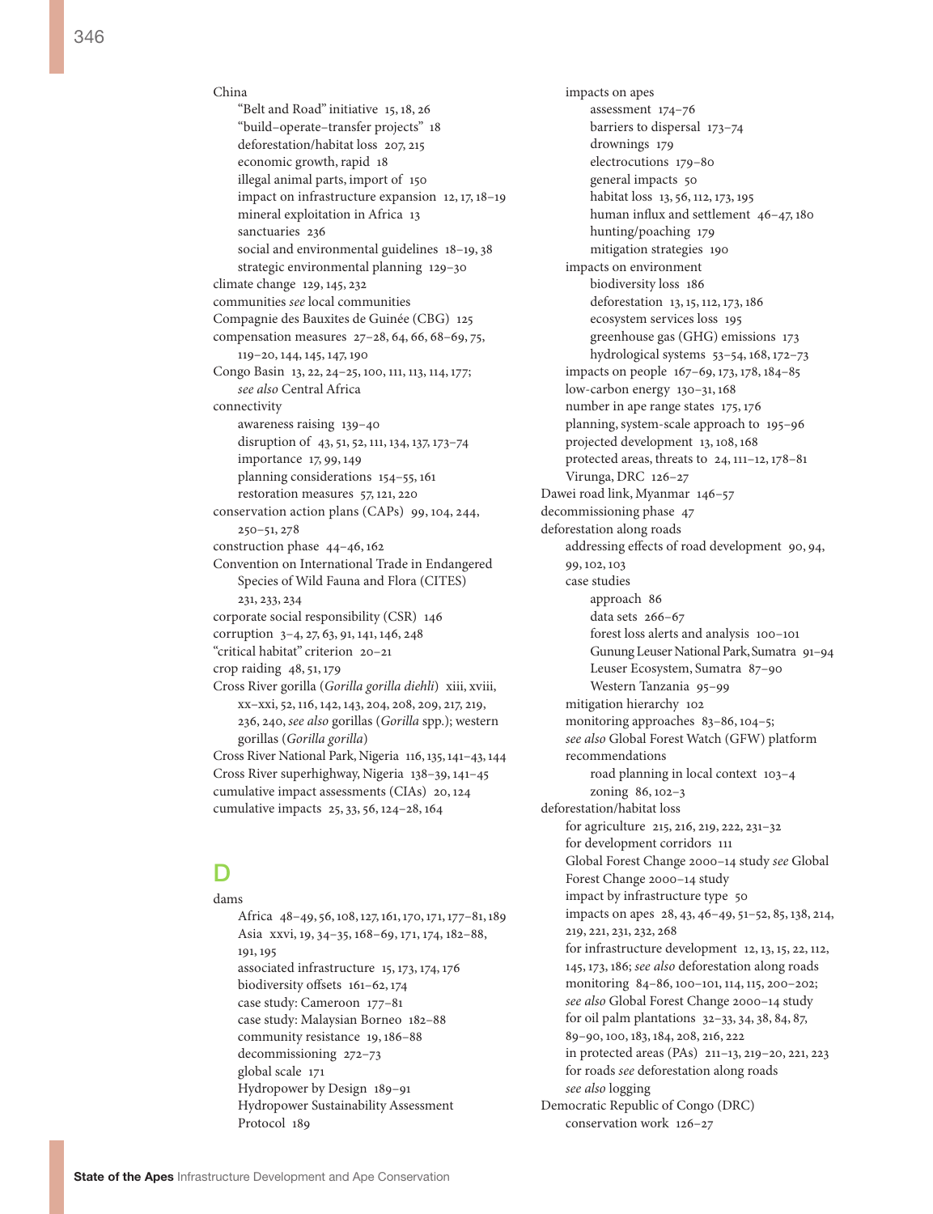China
- "Belt and Road" initiative 15, 18, 26
- "build–operate–transfer projects" 18
- deforestation/habitat loss 207, 215
- economic growth, rapid 18
- illegal animal parts, import of 150
- impact on infrastructure expansion 12, 17, 18–19
- mineral exploitation in Africa 13
- sanctuaries 236
- social and environmental guidelines 18–19, 38
- strategic environmental planning 129–30

climate change 129, 145, 232
communities *see* local communities
Compagnie des Bauxites de Guinée (CBG) 125
compensation measures 27–28, 64, 66, 68–69, 75, 119–20, 144, 145, 147, 190
Congo Basin 13, 22, 24–25, 100, 111, 113, 114, 177; *see also* Central Africa
connectivity
- awareness raising 139–40
- disruption of 43, 51, 52, 111, 134, 137, 173–74
- importance 17, 99, 149
- planning considerations 154–55, 161
- restoration measures 57, 121, 220

conservation action plans (CAPs) 99, 104, 244, 250–51, 278
construction phase 44–46, 162
Convention on International Trade in Endangered Species of Wild Fauna and Flora (CITES) 231, 233, 234
corporate social responsibility (CSR) 146
corruption 3–4, 27, 63, 91, 141, 146, 248
"critical habitat" criterion 20–21
crop raiding 48, 51, 179
Cross River gorilla (*Gorilla gorilla diehli*) xiii, xviii, xx–xxi, 52, 116, 142, 143, 204, 208, 209, 217, 219, 236, 240, *see also* gorillas (*Gorilla* spp.); western gorillas (*Gorilla gorilla*)
Cross River National Park, Nigeria 116, 135, 141–43, 144
Cross River superhighway, Nigeria 138–39, 141–45
cumulative impact assessments (CIAs) 20, 124
cumulative impacts 25, 33, 56, 124–28, 164

## D

dams
- Africa 48–49, 56, 108, 127, 161, 170, 171, 177–81, 189
- Asia xxvi, 19, 34–35, 168–69, 171, 174, 182–88, 191, 195
- associated infrastructure 15, 173, 174, 176
- biodiversity offsets 161–62, 174
- case study: Cameroon 177–81
- case study: Malaysian Borneo 182–88
- community resistance 19, 186–88
- decommissioning 272–73
- global scale 171
- Hydropower by Design 189–91
- Hydropower Sustainability Assessment Protocol 189
- impacts on apes
  - assessment 174–76
  - barriers to dispersal 173–74
  - drownings 179
  - electrocutions 179–80
  - general impacts 50
  - habitat loss 13, 56, 112, 173, 195
  - human influx and settlement 46–47, 180
  - hunting/poaching 179
  - mitigation strategies 190
- impacts on environment
  - biodiversity loss 186
  - deforestation 13, 15, 112, 173, 186
  - ecosystem services loss 195
  - greenhouse gas (GHG) emissions 173
  - hydrological systems 53–54, 168, 172–73
- impacts on people 167–69, 173, 178, 184–85
- low-carbon energy 130–31, 168
- number in ape range states 175, 176
- planning, system-scale approach to 195–96
- projected development 13, 108, 168
- protected areas, threats to 24, 111–12, 178–81
- Virunga, DRC 126–27

Dawei road link, Myanmar 146–57
decommissioning phase 47
deforestation along roads
- addressing effects of road development 90, 94, 99, 102, 103
- case studies
  - approach 86
  - data sets 266–67
  - forest loss alerts and analysis 100–101
  - Gunung Leuser National Park, Sumatra 91–94
  - Leuser Ecosystem, Sumatra 87–90
  - Western Tanzania 95–99
- mitigation hierarchy 102
- monitoring approaches 83–86, 104–5; *see also* Global Forest Watch (GFW) platform
- recommendations
  - road planning in local context 103–4
  - zoning 86, 102–3

deforestation/habitat loss
- for agriculture 215, 216, 219, 222, 231–32
- for development corridors 111
- Global Forest Change 2000–14 study *see* Global Forest Change 2000–14 study
- impact by infrastructure type 50
- impacts on apes 28, 43, 46–49, 51–52, 85, 138, 214, 219, 221, 231, 232, 268
- for infrastructure development 12, 13, 15, 22, 112, 145, 173, 186; *see also* deforestation along roads
- monitoring 84–86, 100–101, 114, 115, 200–202; *see also* Global Forest Change 2000–14 study
- for oil palm plantations 32–33, 34, 38, 84, 87, 89–90, 100, 183, 184, 208, 216, 222
- in protected areas (PAs) 211–13, 219–20, 221, 223
- for roads *see* deforestation along roads
- *see also* logging

Democratic Republic of Congo (DRC)
- conservation work 126–27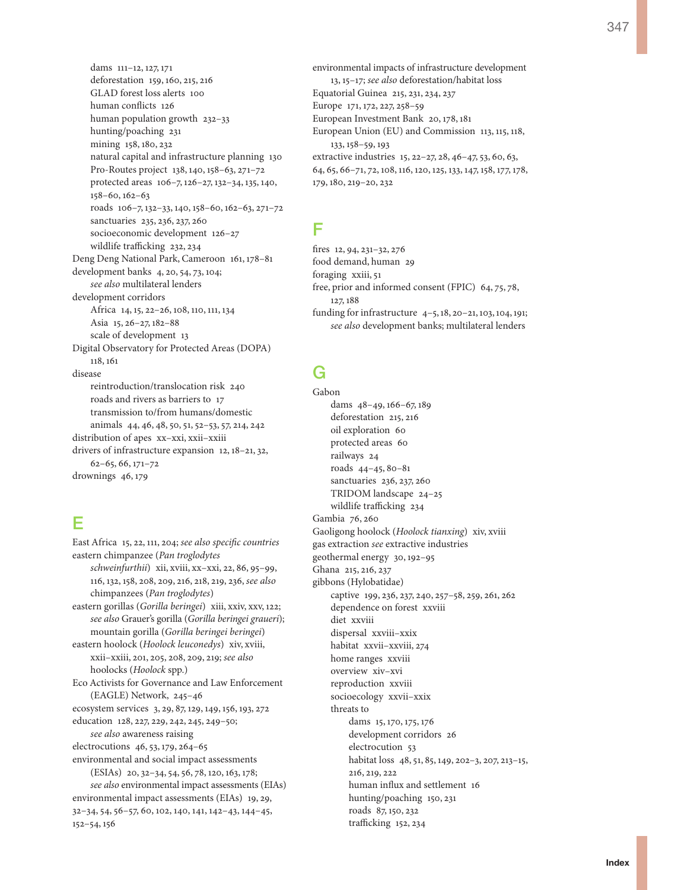dams 111–12, 127, 171
deforestation 159, 160, 215, 216
GLAD forest loss alerts 100
human conflicts 126
human population growth 232–33
hunting/poaching 231
mining 158, 180, 232
natural capital and infrastructure planning 130
Pro-Routes project 138, 140, 158–63, 271–72
protected areas 106–7, 126–27, 132–34, 135, 140, 158–60, 162–63
roads 106–7, 132–33, 140, 158–60, 162–63, 271–72
sanctuaries 235, 236, 237, 260
socioeconomic development 126–27
wildlife trafficking 232, 234

Deng Deng National Park, Cameroon 161, 178–81
development banks 4, 20, 54, 73, 104; *see also* multilateral lenders
development corridors
- Africa 14, 15, 22–26, 108, 110, 111, 134
- Asia 15, 26–27, 182–88
- scale of development 13

Digital Observatory for Protected Areas (DOPA) 118, 161
disease
- reintroduction/translocation risk 240
- roads and rivers as barriers to 17
- transmission to/from humans/domestic animals 44, 46, 48, 50, 51, 52–53, 57, 214, 242

distribution of apes xx–xxi, xxii–xxiii
drivers of infrastructure expansion 12, 18–21, 32, 62–65, 66, 171–72
drownings 46, 179

## E

East Africa 15, 22, 111, 204; *see also specific countries*
eastern chimpanzee (*Pan troglodytes schweinfurthii*) xii, xviii, xx–xxi, 22, 86, 95–99, 116, 132, 158, 208, 209, 216, 218, 219, 236, *see also* chimpanzees (*Pan troglodytes*)
eastern gorillas (*Gorilla beringei*) xiii, xxiv, xxv, 122; *see also* Grauer's gorilla (*Gorilla beringei graueri*); mountain gorilla (*Gorilla beringei beringei*)
eastern hoolock (*Hoolock leuconedys*) xiv, xviii, xxii–xxiii, 201, 205, 208, 209, 219; *see also* hoolocks (*Hoolock* spp.)
Eco Activists for Governance and Law Enforcement (EAGLE) Network, 245–46
ecosystem services 3, 29, 87, 129, 149, 156, 193, 272
education 128, 227, 229, 242, 245, 249–50; *see also* awareness raising
electrocutions 46, 53, 179, 264–65
environmental and social impact assessments (ESIAs) 20, 32–34, 54, 56, 78, 120, 163, 178; *see also* environmental impact assessments (EIAs)
environmental impact assessments (EIAs) 19, 29, 32–34, 54, 56–57, 60, 102, 140, 141, 142–43, 144–45, 152–54, 156
environmental impacts of infrastructure development 13, 15–17; *see also* deforestation/habitat loss
Equatorial Guinea 215, 231, 234, 237
Europe 171, 172, 227, 258–59
European Investment Bank 20, 178, 181
European Union (EU) and Commission 113, 115, 118, 133, 158–59, 193
extractive industries 15, 22–27, 28, 46–47, 53, 60, 63, 64, 65, 66–71, 72, 108, 116, 120, 125, 133, 147, 158, 177, 178, 179, 180, 219–20, 232

## F

fires 12, 94, 231–32, 276
food demand, human 29
foraging xxiii, 51
free, prior and informed consent (FPIC) 64, 75, 78, 127, 188
funding for infrastructure 4–5, 18, 20–21, 103, 104, 191; *see also* development banks; multilateral lenders

## G

Gabon
- dams 48–49, 166–67, 189
- deforestation 215, 216
- oil exploration 60
- protected areas 60
- railways 24
- roads 44–45, 80–81
- sanctuaries 236, 237, 260
- TRIDOM landscape 24–25
- wildlife trafficking 234

Gambia 76, 260
Gaoligong hoolock (*Hoolock tianxing*) xiv, xviii
gas extraction *see* extractive industries
geothermal energy 30, 192–95
Ghana 215, 216, 237
gibbons (Hylobatidae)
- captive 199, 236, 237, 240, 257–58, 259, 261, 262
- dependence on forest xxviii
- diet xxviii
- dispersal xxviii–xxix
- habitat xxvii–xxviii, 274
- home ranges xxviii
- overview xiv–xvi
- reproduction xxviii
- socioecology xxvii–xxix
- threats to
  - dams 15, 170, 175, 176
  - development corridors 26
  - electrocution 53
  - habitat loss 48, 51, 85, 149, 202–3, 207, 213–15, 216, 219, 222
  - human influx and settlement 16
  - hunting/poaching 150, 231
  - roads 87, 150, 232
  - trafficking 152, 234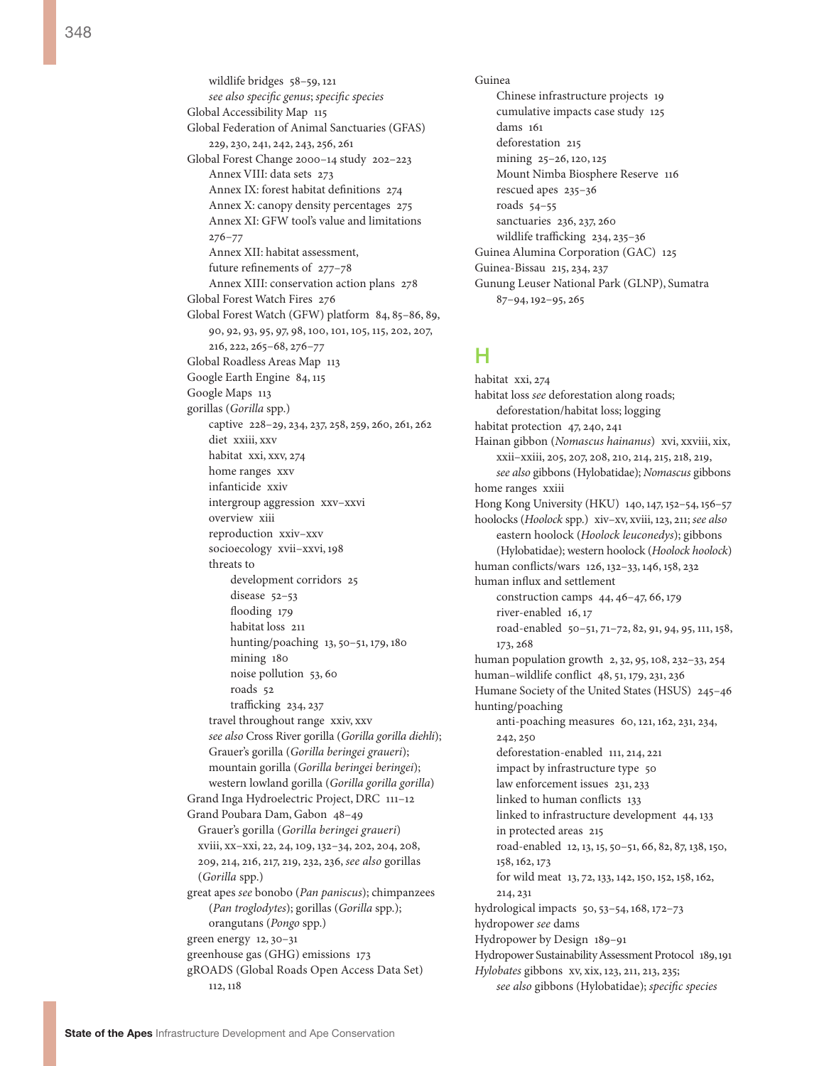wildlife bridges 58–59, 121
*see also specific genus*; *specific species*

Global Accessibility Map 115

Global Federation of Animal Sanctuaries (GFAS) 229, 230, 241, 242, 243, 256, 261

Global Forest Change 2000–14 study 202–223
- Annex VIII: data sets 273
- Annex IX: forest habitat definitions 274
- Annex X: canopy density percentages 275
- Annex XI: GFW tool's value and limitations 276–77
- Annex XII: habitat assessment, future refinements of 277–78
- Annex XIII: conservation action plans 278

Global Forest Watch Fires 276

Global Forest Watch (GFW) platform 84, 85–86, 89, 90, 92, 93, 95, 97, 98, 100, 101, 105, 115, 202, 207, 216, 222, 265–68, 276–77

Global Roadless Areas Map 113

Google Earth Engine 84, 115

Google Maps 113

gorillas (*Gorilla* spp.)
- captive 228–29, 234, 237, 258, 259, 260, 261, 262
- diet xxiii, xxv
- habitat xxi, xxv, 274
- home ranges xxv
- infanticide xxiv
- intergroup aggression xxv–xxvi
- overview xiii
- reproduction xxiv–xxv
- socioecology xvii–xxvi, 198
- threats to
  - development corridors 25
  - disease 52–53
  - flooding 179
  - habitat loss 211
  - hunting/poaching 13, 50–51, 179, 180
  - mining 180
  - noise pollution 53, 60
  - roads 52
  - trafficking 234, 237
- travel throughout range xxiv, xxv
- *see also* Cross River gorilla (*Gorilla gorilla diehli*); Grauer's gorilla (*Gorilla beringei graueri*); mountain gorilla (*Gorilla beringei beringei*); western lowland gorilla (*Gorilla gorilla gorilla*)

Grand Inga Hydroelectric Project, DRC 111–12

Grand Poubara Dam, Gabon 48–49

Grauer's gorilla (*Gorilla beringei graueri*) xviii, xx–xxi, 22, 24, 109, 132–34, 202, 204, 208, 209, 214, 216, 217, 219, 232, 236, *see also* gorillas (*Gorilla* spp.)

great apes *see* bonobo (*Pan paniscus*); chimpanzees (*Pan troglodytes*); gorillas (*Gorilla* spp.); orangutans (*Pongo* spp.)

green energy 12, 30–31

greenhouse gas (GHG) emissions 173

gROADS (Global Roads Open Access Data Set) 112, 118

Guinea
- Chinese infrastructure projects 19
- cumulative impacts case study 125
- dams 161
- deforestation 215
- mining 25–26, 120, 125
- Mount Nimba Biosphere Reserve 116
- rescued apes 235–36
- roads 54–55
- sanctuaries 236, 237, 260
- wildlife trafficking 234, 235–36

Guinea Alumina Corporation (GAC) 125

Guinea-Bissau 215, 234, 237

Gunung Leuser National Park (GLNP), Sumatra 87–94, 192–95, 265

## H

habitat xxi, 274

habitat loss *see* deforestation along roads; deforestation/habitat loss; logging

habitat protection 47, 240, 241

Hainan gibbon (*Nomascus hainanus*) xvi, xxviii, xix, xxii–xxiii, 205, 207, 208, 210, 214, 215, 218, 219, *see also* gibbons (Hylobatidae); *Nomascus* gibbons

home ranges xxiii

Hong Kong University (HKU) 140, 147, 152–54, 156–57

hoolocks (*Hoolock* spp.) xiv–xv, xviii, 123, 211; *see also* eastern hoolock (*Hoolock leuconedys*); gibbons (Hylobatidae); western hoolock (*Hoolock hoolock*)

human conflicts/wars 126, 132–33, 146, 158, 232

human influx and settlement
- construction camps 44, 46–47, 66, 179
- river-enabled 16, 17
- road-enabled 50–51, 71–72, 82, 91, 94, 95, 111, 158, 173, 268

human population growth 2, 32, 95, 108, 232–33, 254

human–wildlife conflict 48, 51, 179, 231, 236

Humane Society of the United States (HSUS) 245–46

hunting/poaching
- anti-poaching measures 60, 121, 162, 231, 234, 242, 250
- deforestation-enabled 111, 214, 221
- impact by infrastructure type 50
- law enforcement issues 231, 233
- linked to human conflicts 133
- linked to infrastructure development 44, 133
- in protected areas 215
- road-enabled 12, 13, 15, 50–51, 66, 82, 87, 138, 150, 158, 162, 173
- for wild meat 13, 72, 133, 142, 150, 152, 158, 162, 214, 231

hydrological impacts 50, 53–54, 168, 172–73

hydropower *see* dams

Hydropower by Design 189–91

Hydropower Sustainability Assessment Protocol 189, 191

*Hylobates* gibbons xv, xix, 123, 211, 213, 235; *see also* gibbons (Hylobatidae); *specific species*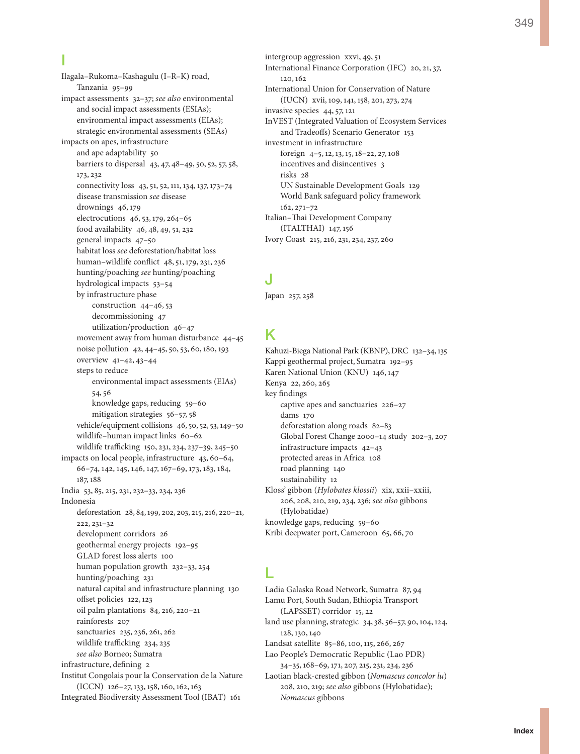## I

Ilagala–Rukoma–Kashagulu (I–R–K) road, Tanzania 95–99
impact assessments 32–37; *see also* environmental and social impact assessments (ESIAs); environmental impact assessments (EIAs); strategic environmental assessments (SEAs)
impacts on apes, infrastructure
- and ape adaptability 50
- barriers to dispersal 43, 47, 48–49, 50, 52, 57, 58, 173, 232
- connectivity loss 43, 51, 52, 111, 134, 137, 173–74
- disease transmission *see* disease
- drownings 46, 179
- electrocutions 46, 53, 179, 264–65
- food availability 46, 48, 49, 51, 232
- general impacts 47–50
- habitat loss *see* deforestation/habitat loss
- human–wildlife conflict 48, 51, 179, 231, 236
- hunting/poaching *see* hunting/poaching
- hydrological impacts 53–54
- by infrastructure phase
  - construction 44–46, 53
  - decommissioning 47
  - utilization/production 46–47
- movement away from human disturbance 44–45
- noise pollution 42, 44–45, 50, 53, 60, 180, 193
- overview 41–42, 43–44
- steps to reduce
  - environmental impact assessments (EIAs) 54, 56
  - knowledge gaps, reducing 59–60
  - mitigation strategies 56–57, 58
- vehicle/equipment collisions 46, 50, 52, 53, 149–50
- wildlife–human impact links 60–62
- wildlife trafficking 150, 231, 234, 237–39, 245–50

impacts on local people, infrastructure 43, 60–64, 66–74, 142, 145, 146, 147, 167–69, 173, 183, 184, 187, 188
India 53, 85, 215, 231, 232–33, 234, 236
Indonesia
- deforestation 28, 84, 199, 202, 203, 215, 216, 220–21, 222, 231–32
- development corridors 26
- geothermal energy projects 192–95
- GLAD forest loss alerts 100
- human population growth 232–33, 254
- hunting/poaching 231
- natural capital and infrastructure planning 130
- offset policies 122, 123
- oil palm plantations 84, 216, 220–21
- rainforests 207
- sanctuaries 235, 236, 261, 262
- wildlife trafficking 234, 235
- *see also* Borneo; Sumatra

infrastructure, defining 2
Institut Congolais pour la Conservation de la Nature (ICCN) 126–27, 133, 158, 160, 162, 163
Integrated Biodiversity Assessment Tool (IBAT) 161
intergroup aggression xxvi, 49, 51
International Finance Corporation (IFC) 20, 21, 37, 120, 162
International Union for Conservation of Nature (IUCN) xvii, 109, 141, 158, 201, 273, 274
invasive species 44, 57, 121
InVEST (Integrated Valuation of Ecosystem Services and Tradeoffs) Scenario Generator 153
investment in infrastructure
- foreign 4–5, 12, 13, 15, 18–22, 27, 108
- incentives and disincentives 3
- risks 28
- UN Sustainable Development Goals 129
- World Bank safeguard policy framework 162, 271–72

Italian–Thai Development Company (ITALTHAI) 147, 156
Ivory Coast 215, 216, 231, 234, 237, 260

## J

Japan 257, 258

## K

Kahuzi-Biega National Park (KBNP), DRC 132–34, 135
Kappi geothermal project, Sumatra 192–95
Karen National Union (KNU) 146, 147
Kenya 22, 260, 265
key findings
- captive apes and sanctuaries 226–27
- dams 170
- deforestation along roads 82–83
- Global Forest Change 2000–14 study 202–3, 207
- infrastructure impacts 42–43
- protected areas in Africa 108
- road planning 140
- sustainability 12

Kloss' gibbon (*Hylobates klossii*) xix, xxii–xxiii, 206, 208, 210, 219, 234, 236; *see also* gibbons (Hylobatidae)
knowledge gaps, reducing 59–60
Kribi deepwater port, Cameroon 65, 66, 70

## L

Ladia Galaska Road Network, Sumatra 87, 94
Lamu Port, South Sudan, Ethiopia Transport (LAPSSET) corridor 15, 22
land use planning, strategic 34, 38, 56–57, 90, 104, 124, 128, 130, 140
Landsat satellite 85–86, 100, 115, 266, 267
Lao People's Democratic Republic (Lao PDR) 34–35, 168–69, 171, 207, 215, 231, 234, 236
Laotian black-crested gibbon (*Nomascus concolor lu*) 208, 210, 219; *see also* gibbons (Hylobatidae); *Nomascus* gibbons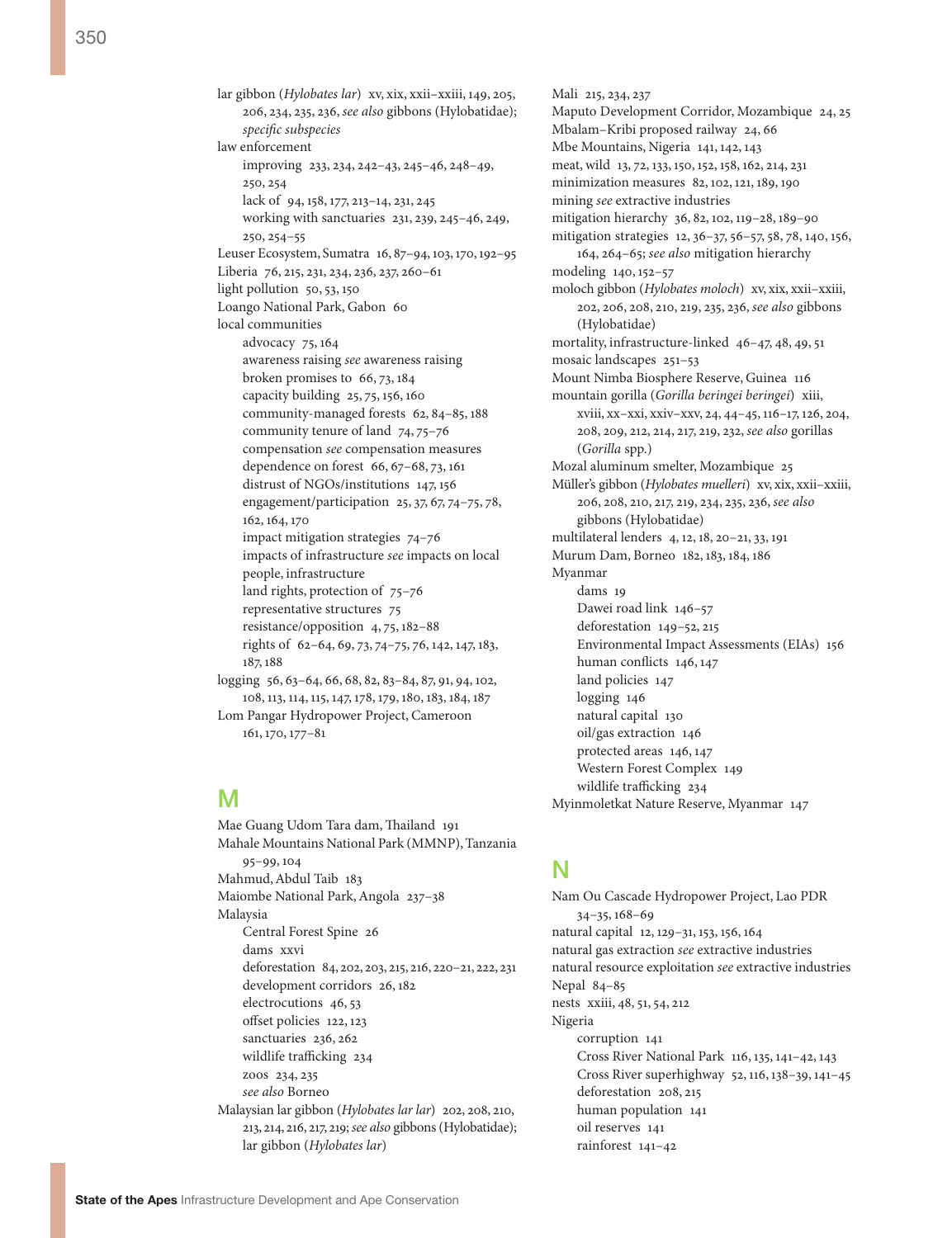lar gibbon (*Hylobates lar*) xv, xix, xxii–xxiii, 149, 205, 206, 234, 235, 236, *see also* gibbons (Hylobatidae); *specific subspecies*

law enforcement
- improving 233, 234, 242–43, 245–46, 248–49, 250, 254
- lack of 94, 158, 177, 213–14, 231, 245
- working with sanctuaries 231, 239, 245–46, 249, 250, 254–55

Leuser Ecosystem, Sumatra 16, 87–94, 103, 170, 192–95

Liberia 76, 215, 231, 234, 236, 237, 260–61

light pollution 50, 53, 150

Loango National Park, Gabon 60

local communities
- advocacy 75, 164
- awareness raising *see* awareness raising
- broken promises to 66, 73, 184
- capacity building 25, 75, 156, 160
- community-managed forests 62, 84–85, 188
- community tenure of land 74, 75–76
- compensation *see* compensation measures
- dependence on forest 66, 67–68, 73, 161
- distrust of NGOs/institutions 147, 156
- engagement/participation 25, 37, 67, 74–75, 78, 162, 164, 170
- impact mitigation strategies 74–76
- impacts of infrastructure *see* impacts on local people, infrastructure
- land rights, protection of 75–76
- representative structures 75
- resistance/opposition 4, 75, 182–88
- rights of 62–64, 69, 73, 74–75, 76, 142, 147, 183, 187, 188

logging 56, 63–64, 66, 68, 82, 83–84, 87, 91, 94, 102, 108, 113, 114, 115, 147, 178, 179, 180, 183, 184, 187

Lom Pangar Hydropower Project, Cameroon 161, 170, 177–81

## M

Mae Guang Udom Tara dam, Thailand 191

Mahale Mountains National Park (MMNP), Tanzania 95–99, 104

Mahmud, Abdul Taib 183

Maiombe National Park, Angola 237–38

Malaysia
- Central Forest Spine 26
- dams xxvi
- deforestation 84, 202, 203, 215, 216, 220–21, 222, 231
- development corridors 26, 182
- electrocutions 46, 53
- offset policies 122, 123
- sanctuaries 236, 262
- wildlife trafficking 234
- zoos 234, 235
- *see also* Borneo

Malaysian lar gibbon (*Hylobates lar lar*) 202, 208, 210, 213, 214, 216, 217, 219; *see also* gibbons (Hylobatidae); lar gibbon (*Hylobates lar*)

Mali 215, 234, 237

Maputo Development Corridor, Mozambique 24, 25

Mbalam–Kribi proposed railway 24, 66

Mbe Mountains, Nigeria 141, 142, 143

meat, wild 13, 72, 133, 150, 152, 158, 162, 214, 231

minimization measures 82, 102, 121, 189, 190

mining *see* extractive industries

mitigation hierarchy 36, 82, 102, 119–28, 189–90

mitigation strategies 12, 36–37, 56–57, 58, 78, 140, 156, 164, 264–65; *see also* mitigation hierarchy

modeling 140, 152–57

moloch gibbon (*Hylobates moloch*) xv, xix, xxii–xxiii, 202, 206, 208, 210, 219, 235, 236, *see also* gibbons (Hylobatidae)

mortality, infrastructure-linked 46–47, 48, 49, 51

mosaic landscapes 251–53

Mount Nimba Biosphere Reserve, Guinea 116

mountain gorilla (*Gorilla beringei beringei*) xiii, xviii, xx–xxi, xxiv–xxv, 24, 44–45, 116–17, 126, 204, 208, 209, 212, 214, 217, 219, 232, *see also* gorillas (*Gorilla* spp.)

Mozal aluminum smelter, Mozambique 25

Müller's gibbon (*Hylobates muelleri*) xv, xix, xxii–xxiii, 206, 208, 210, 217, 219, 234, 235, 236, *see also* gibbons (Hylobatidae)

multilateral lenders 4, 12, 18, 20–21, 33, 191

Murum Dam, Borneo 182, 183, 184, 186

Myanmar
- dams 19
- Dawei road link 146–57
- deforestation 149–52, 215
- Environmental Impact Assessments (EIAs) 156
- human conflicts 146, 147
- land policies 147
- logging 146
- natural capital 130
- oil/gas extraction 146
- protected areas 146, 147
- Western Forest Complex 149
- wildlife trafficking 234

Myinmoletkat Nature Reserve, Myanmar 147

## N

Nam Ou Cascade Hydropower Project, Lao PDR 34–35, 168–69

natural capital 12, 129–31, 153, 156, 164

natural gas extraction *see* extractive industries

natural resource exploitation *see* extractive industries

Nepal 84–85

nests xxiii, 48, 51, 54, 212

Nigeria
- corruption 141
- Cross River National Park 116, 135, 141–42, 143
- Cross River superhighway 52, 116, 138–39, 141–45
- deforestation 208, 215
- human population 141
- oil reserves 141
- rainforest 141–42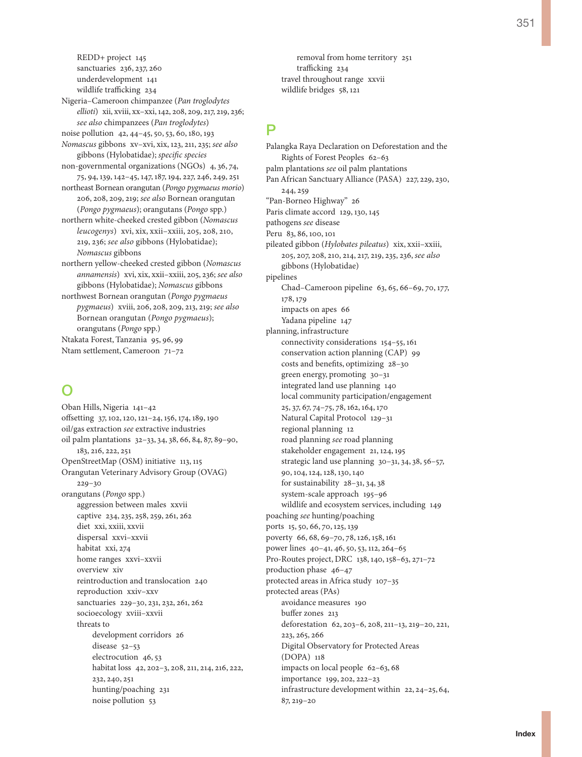REDD+ project 145
sanctuaries 236, 237, 260
underdevelopment 141
wildlife trafficking 234

Nigeria–Cameroon chimpanzee (*Pan troglodytes ellioti*) xii, xviii, xx–xxi, 142, 208, 209, 217, 219, 236; *see also* chimpanzees (*Pan troglodytes*)

noise pollution 42, 44–45, 50, 53, 60, 180, 193

*Nomascus* gibbons xv–xvi, xix, 123, 211, 235; *see also* gibbons (Hylobatidae); *specific species*

non-governmental organizations (NGOs) 4, 36, 74, 75, 94, 139, 142–45, 147, 187, 194, 227, 246, 249, 251

northeast Bornean orangutan (*Pongo pygmaeus morio*) 206, 208, 209, 219; *see also* Bornean orangutan (*Pongo pygmaeus*); orangutans (*Pongo* spp.)

northern white-cheeked crested gibbon (*Nomascus leucogenys*) xvi, xix, xxii–xxiii, 205, 208, 210, 219, 236; *see also* gibbons (Hylobatidae); *Nomascus* gibbons

northern yellow-cheeked crested gibbon (*Nomascus annamensis*) xvi, xix, xxii–xxiii, 205, 236; *see also* gibbons (Hylobatidae); *Nomascus* gibbons

northwest Bornean orangutan (*Pongo pygmaeus pygmaeus*) xviii, 206, 208, 209, 213, 219; *see also* Bornean orangutan (*Pongo pygmaeus*); orangutans (*Pongo* spp.)

Ntakata Forest, Tanzania 95, 96, 99

Ntam settlement, Cameroon 71–72

## O

Oban Hills, Nigeria 141–42

offsetting 37, 102, 120, 121–24, 156, 174, 189, 190

oil/gas extraction *see* extractive industries

oil palm plantations 32–33, 34, 38, 66, 84, 87, 89–90, 183, 216, 222, 251

OpenStreetMap (OSM) initiative 113, 115

Orangutan Veterinary Advisory Group (OVAG) 229–30

orangutans (*Pongo* spp.)
aggression between males xxvii
captive 234, 235, 258, 259, 261, 262
diet xxi, xxiii, xxvii
dispersal xxvi–xxvii
habitat xxi, 274
home ranges xxvi–xxvii
overview xiv
reintroduction and translocation 240
reproduction xxiv–xxv
sanctuaries 229–30, 231, 232, 261, 262
socioecology xviii–xxvii
threats to
development corridors 26
disease 52–53
electrocution 46, 53
habitat loss 42, 202–3, 208, 211, 214, 216, 222, 232, 240, 251
hunting/poaching 231
noise pollution 53
removal from home territory 251
trafficking 234
travel throughout range xxvii
wildlife bridges 58, 121

## P

Palangka Raya Declaration on Deforestation and the Rights of Forest Peoples 62–63

palm plantations *see* oil palm plantations

Pan African Sanctuary Alliance (PASA) 227, 229, 230, 244, 259

"Pan-Borneo Highway" 26

Paris climate accord 129, 130, 145

pathogens *see* disease

Peru 83, 86, 100, 101

pileated gibbon (*Hylobates pileatus*) xix, xxii–xxiii, 205, 207, 208, 210, 214, 217, 219, 235, 236, *see also* gibbons (Hylobatidae)

pipelines
Chad–Cameroon pipeline 63, 65, 66–69, 70, 177, 178, 179
impacts on apes 66
Yadana pipeline 147

planning, infrastructure
connectivity considerations 154–55, 161
conservation action planning (CAP) 99
costs and benefits, optimizing 28–30
green energy, promoting 30–31
integrated land use planning 140
local community participation/engagement 25, 37, 67, 74–75, 78, 162, 164, 170
Natural Capital Protocol 129–31
regional planning 12
road planning *see* road planning
stakeholder engagement 21, 124, 195
strategic land use planning 30–31, 34, 38, 56–57, 90, 104, 124, 128, 130, 140
for sustainability 28–31, 34, 38
system-scale approach 195–96
wildlife and ecosystem services, including 149

poaching *see* hunting/poaching

ports 15, 50, 66, 70, 125, 139

poverty 66, 68, 69–70, 78, 126, 158, 161

power lines 40–41, 46, 50, 53, 112, 264–65

Pro-Routes project, DRC 138, 140, 158–63, 271–72

production phase 46–47

protected areas in Africa study 107–35

protected areas (PAs)
avoidance measures 190
buffer zones 213
deforestation 62, 203–6, 208, 211–13, 219–20, 221, 223, 265, 266
Digital Observatory for Protected Areas (DOPA) 118
impacts on local people 62–63, 68
importance 199, 202, 222–23
infrastructure development within 22, 24–25, 64, 87, 219–20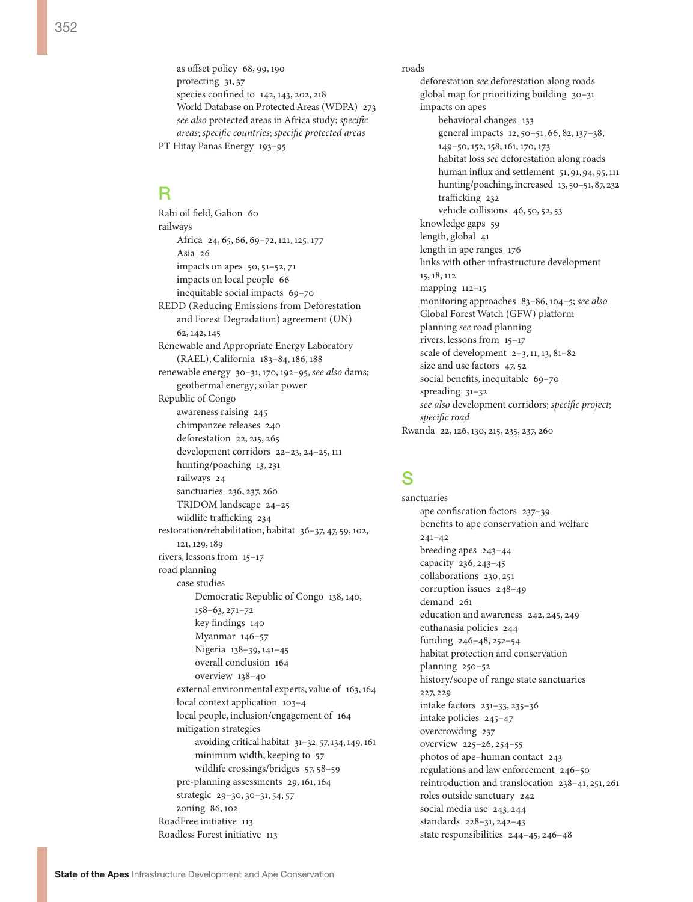as offset policy 68, 99, 190
protecting 31, 37
species confined to 142, 143, 202, 218
World Database on Protected Areas (WDPA) 273
*see also* protected areas in Africa study; *specific areas*; *specific countries*; *specific protected areas*

PT Hitay Panas Energy 193–95

## R

Rabi oil field, Gabon 60

railways
- Africa 24, 65, 66, 69–72, 121, 125, 177
- Asia 26
- impacts on apes 50, 51–52, 71
- impacts on local people 66
- inequitable social impacts 69–70

REDD (Reducing Emissions from Deforestation and Forest Degradation) agreement (UN) 62, 142, 145

Renewable and Appropriate Energy Laboratory (RAEL), California 183–84, 186, 188

renewable energy 30–31, 170, 192–95, *see also* dams; geothermal energy; solar power

Republic of Congo
- awareness raising 245
- chimpanzee releases 240
- deforestation 22, 215, 265
- development corridors 22–23, 24–25, 111
- hunting/poaching 13, 231
- railways 24
- sanctuaries 236, 237, 260
- TRIDOM landscape 24–25
- wildlife trafficking 234

restoration/rehabilitation, habitat 36–37, 47, 59, 102, 121, 129, 189

rivers, lessons from 15–17

road planning
- case studies
  - Democratic Republic of Congo 138, 140, 158–63, 271–72
  - key findings 140
  - Myanmar 146–57
  - Nigeria 138–39, 141–45
  - overall conclusion 164
  - overview 138–40
- external environmental experts, value of 163, 164
- local context application 103–4
- local people, inclusion/engagement of 164
- mitigation strategies
  - avoiding critical habitat 31–32, 57, 134, 149, 161
  - minimum width, keeping to 57
  - wildlife crossings/bridges 57, 58–59
- pre-planning assessments 29, 161, 164
- strategic 29–30, 30–31, 54, 57
- zoning 86, 102

RoadFree initiative 113

Roadless Forest initiative 113

roads
- deforestation *see* deforestation along roads
- global map for prioritizing building 30–31
- impacts on apes
  - behavioral changes 133
  - general impacts 12, 50–51, 66, 82, 137–38, 149–50, 152, 158, 161, 170, 173
  - habitat loss *see* deforestation along roads
  - human influx and settlement 51, 91, 94, 95, 111
  - hunting/poaching, increased 13, 50–51, 87, 232
  - trafficking 232
  - vehicle collisions 46, 50, 52, 53
- knowledge gaps 59
- length, global 41
- length in ape ranges 176
- links with other infrastructure development 15, 18, 112
- mapping 112–15
- monitoring approaches 83–86, 104–5; *see also* Global Forest Watch (GFW) platform
- planning *see* road planning
- rivers, lessons from 15–17
- scale of development 2–3, 11, 13, 81–82
- size and use factors 47, 52
- social benefits, inequitable 69–70
- spreading 31–32
- *see also* development corridors; *specific project*; *specific road*

Rwanda 22, 126, 130, 215, 235, 237, 260

## S

sanctuaries
- ape confiscation factors 237–39
- benefits to ape conservation and welfare 241–42
- breeding apes 243–44
- capacity 236, 243–45
- collaborations 230, 251
- corruption issues 248–49
- demand 261
- education and awareness 242, 245, 249
- euthanasia policies 244
- funding 246–48, 252–54
- habitat protection and conservation planning 250–52
- history/scope of range state sanctuaries 227, 229
- intake factors 231–33, 235–36
- intake policies 245–47
- overcrowding 237
- overview 225–26, 254–55
- photos of ape–human contact 243
- regulations and law enforcement 246–50
- reintroduction and translocation 238–41, 251, 261
- roles outside sanctuary 242
- social media use 243, 244
- standards 228–31, 242–43
- state responsibilities 244–45, 246–48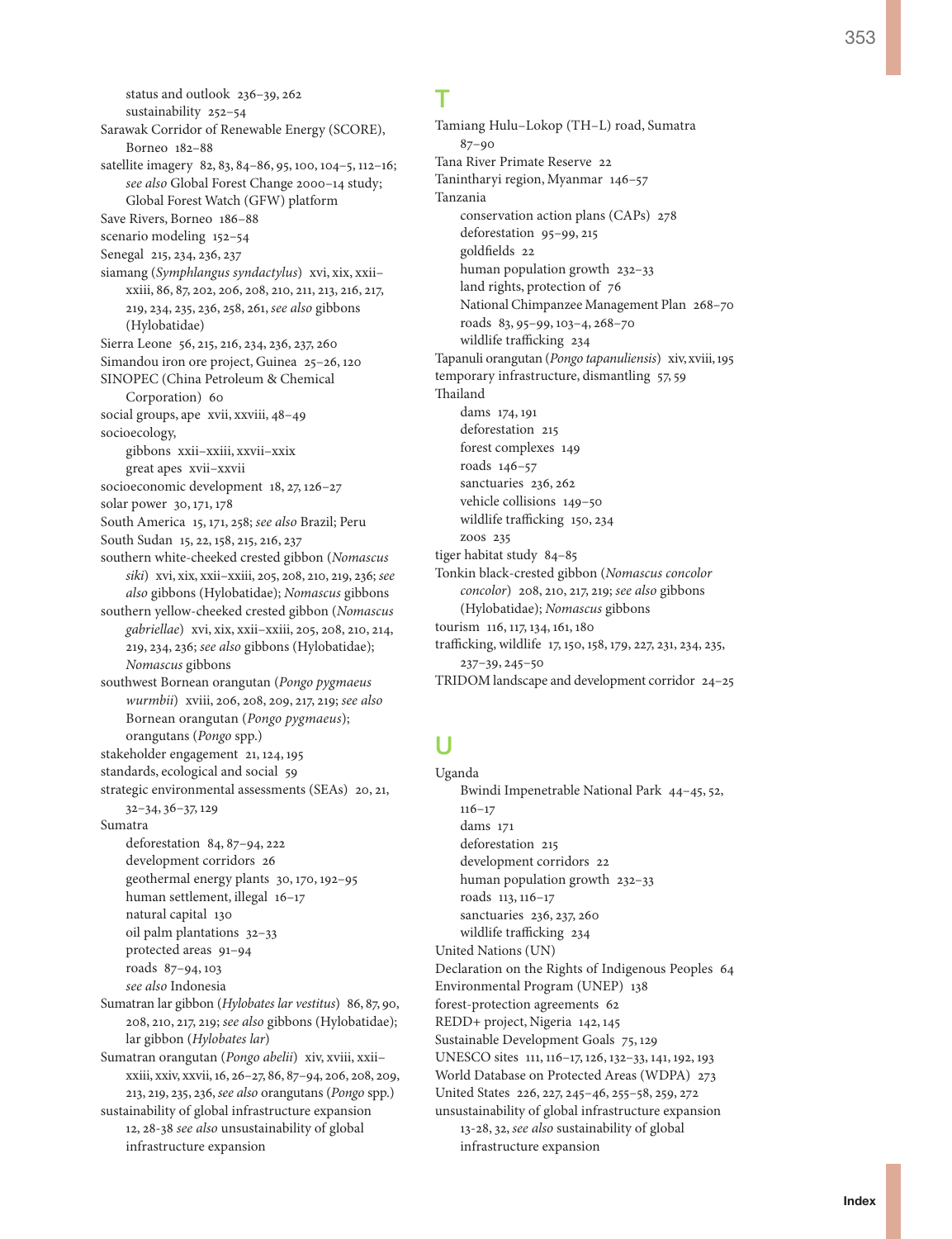status and outlook 236–39, 262
sustainability 252–54

Sarawak Corridor of Renewable Energy (SCORE), Borneo 182–88

satellite imagery 82, 83, 84–86, 95, 100, 104–5, 112–16; *see also* Global Forest Change 2000–14 study; Global Forest Watch (GFW) platform

Save Rivers, Borneo 186–88

scenario modeling 152–54

Senegal 215, 234, 236, 237

siamang (*Symphlangus syndactylus*) xvi, xix, xxii–xxiii, 86, 87, 202, 206, 208, 210, 211, 213, 216, 217, 219, 234, 235, 236, 258, 261, *see also* gibbons (Hylobatidae)

Sierra Leone 56, 215, 216, 234, 236, 237, 260

Simandou iron ore project, Guinea 25–26, 120

SINOPEC (China Petroleum & Chemical Corporation) 60

social groups, ape xvii, xxviii, 48–49

socioecology,
gibbons xxii–xxiii, xxvii–xxix
great apes xvii–xxvii

socioeconomic development 18, 27, 126–27

solar power 30, 171, 178

South America 15, 171, 258; *see also* Brazil; Peru

South Sudan 15, 22, 158, 215, 216, 237

southern white-cheeked crested gibbon (*Nomascus siki*) xvi, xix, xxii–xxiii, 205, 208, 210, 219, 236; *see also* gibbons (Hylobatidae); *Nomascus* gibbons

southern yellow-cheeked crested gibbon (*Nomascus gabriellae*) xvi, xix, xxii–xxiii, 205, 208, 210, 214, 219, 234, 236; *see also* gibbons (Hylobatidae); *Nomascus* gibbons

southwest Bornean orangutan (*Pongo pygmaeus wurmbii*) xviii, 206, 208, 209, 217, 219; *see also* Bornean orangutan (*Pongo pygmaeus*); orangutans (*Pongo* spp.)

stakeholder engagement 21, 124, 195

standards, ecological and social 59

strategic environmental assessments (SEAs) 20, 21, 32–34, 36–37, 129

Sumatra
deforestation 84, 87–94, 222
development corridors 26
geothermal energy plants 30, 170, 192–95
human settlement, illegal 16–17
natural capital 130
oil palm plantations 32–33
protected areas 91–94
roads 87–94, 103
*see also* Indonesia

Sumatran lar gibbon (*Hylobates lar vestitus*) 86, 87, 90, 208, 210, 217, 219; *see also* gibbons (Hylobatidae); lar gibbon (*Hylobates lar*)

Sumatran orangutan (*Pongo abelii*) xiv, xviii, xxii–xxiii, xxiv, xxvii, 16, 26–27, 86, 87–94, 206, 208, 209, 213, 219, 235, 236, *see also* orangutans (*Pongo* spp.)

sustainability of global infrastructure expansion 12, 28-38 *see also* unsustainability of global infrastructure expansion

# T

Tamiang Hulu–Lokop (TH–L) road, Sumatra 87–90

Tana River Primate Reserve 22

Tanintharyi region, Myanmar 146–57

Tanzania
conservation action plans (CAPs) 278
deforestation 95–99, 215
goldfields 22
human population growth 232–33
land rights, protection of 76
National Chimpanzee Management Plan 268–70
roads 83, 95–99, 103–4, 268–70
wildlife trafficking 234

Tapanuli orangutan (*Pongo tapanuliensis*) xiv, xviii, 195

temporary infrastructure, dismantling 57, 59

Thailand
dams 174, 191
deforestation 215
forest complexes 149
roads 146–57
sanctuaries 236, 262
vehicle collisions 149–50
wildlife trafficking 150, 234
zoos 235

tiger habitat study 84–85

Tonkin black-crested gibbon (*Nomascus concolor concolor*) 208, 210, 217, 219; *see also* gibbons (Hylobatidae); *Nomascus* gibbons

tourism 116, 117, 134, 161, 180

trafficking, wildlife 17, 150, 158, 179, 227, 231, 234, 235, 237–39, 245–50

TRIDOM landscape and development corridor 24–25

# U

Uganda
Bwindi Impenetrable National Park 44–45, 52, 116–17
dams 171
deforestation 215
development corridors 22
human population growth 232–33
roads 113, 116–17
sanctuaries 236, 237, 260
wildlife trafficking 234

United Nations (UN)
Declaration on the Rights of Indigenous Peoples 64
Environmental Program (UNEP) 138
forest-protection agreements 62
REDD+ project, Nigeria 142, 145
Sustainable Development Goals 75, 129
UNESCO sites 111, 116–17, 126, 132–33, 141, 192, 193
World Database on Protected Areas (WDPA) 273

United States 226, 227, 245–46, 255–58, 259, 272

unsustainability of global infrastructure expansion 13-28, 32, *see also* sustainability of global infrastructure expansion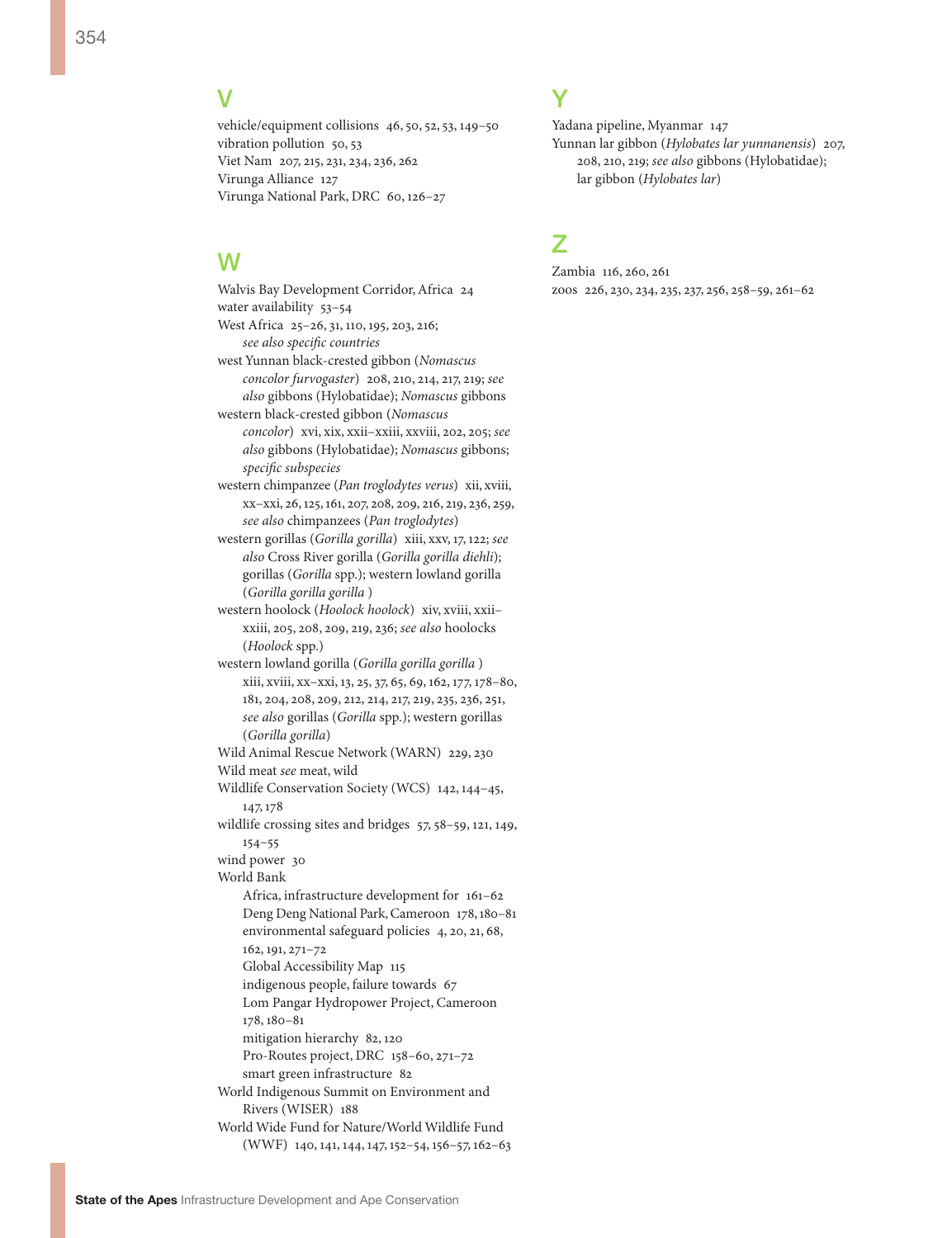## V

vehicle/equipment collisions 46, 50, 52, 53, 149–50
vibration pollution 50, 53
Viet Nam 207, 215, 231, 234, 236, 262
Virunga Alliance 127
Virunga National Park, DRC 60, 126–27

## W

Walvis Bay Development Corridor, Africa 24
water availability 53–54
West Africa 25–26, 31, 110, 195, 203, 216; *see also specific countries*
west Yunnan black-crested gibbon (*Nomascus concolor furvogaster*) 208, 210, 214, 217, 219; *see also* gibbons (Hylobatidae); *Nomascus* gibbons
western black-crested gibbon (*Nomascus concolor*) xvi, xix, xxii–xxiii, xxviii, 202, 205; *see also* gibbons (Hylobatidae); *Nomascus* gibbons; *specific subspecies*
western chimpanzee (*Pan troglodytes verus*) xii, xviii, xx–xxi, 26, 125, 161, 207, 208, 209, 216, 219, 236, 259, *see also* chimpanzees (*Pan troglodytes*)
western gorillas (*Gorilla gorilla*) xiii, xxv, 17, 122; *see also* Cross River gorilla (*Gorilla gorilla diehli*); gorillas (*Gorilla* spp.); western lowland gorilla (*Gorilla gorilla gorilla* )
western hoolock (*Hoolock hoolock*) xiv, xviii, xxii–xxiii, 205, 208, 209, 219, 236; *see also* hoolocks (*Hoolock* spp.)
western lowland gorilla (*Gorilla gorilla gorilla* ) xiii, xviii, xx–xxi, 13, 25, 37, 65, 69, 162, 177, 178–80, 181, 204, 208, 209, 212, 214, 217, 219, 235, 236, 251, *see also* gorillas (*Gorilla* spp.); western gorillas (*Gorilla gorilla*)
Wild Animal Rescue Network (WARN) 229, 230
Wild meat *see* meat, wild
Wildlife Conservation Society (WCS) 142, 144–45, 147, 178
wildlife crossing sites and bridges 57, 58–59, 121, 149, 154–55
wind power 30
World Bank
- Africa, infrastructure development for 161–62
- Deng Deng National Park, Cameroon 178, 180–81
- environmental safeguard policies 4, 20, 21, 68, 162, 191, 271–72
- Global Accessibility Map 115
- indigenous people, failure towards 67
- Lom Pangar Hydropower Project, Cameroon 178, 180–81
- mitigation hierarchy 82, 120
- Pro-Routes project, DRC 158–60, 271–72
- smart green infrastructure 82

World Indigenous Summit on Environment and Rivers (WISER) 188
World Wide Fund for Nature/World Wildlife Fund (WWF) 140, 141, 144, 147, 152–54, 156–57, 162–63

## Y

Yadana pipeline, Myanmar 147
Yunnan lar gibbon (*Hylobates lar yunnanensis*) 207, 208, 210, 219; *see also* gibbons (Hylobatidae); lar gibbon (*Hylobates lar*)

## Z

Zambia 116, 260, 261
zoos 226, 230, 234, 235, 237, 256, 258–59, 261–62